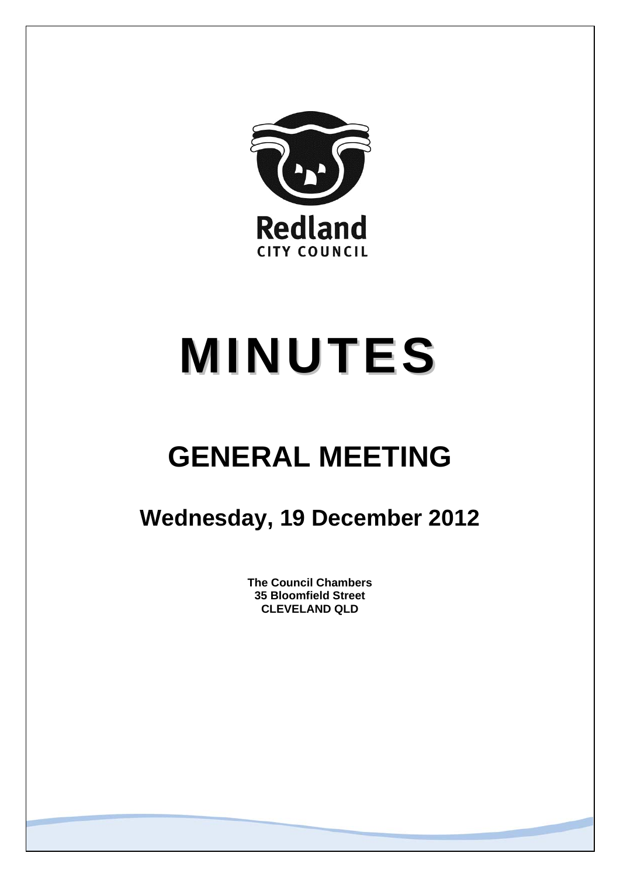Redland

CITY COUNCIL

# MINUTES

## GENERAL MEETING

### Wednesday, 19 December 2012

**The Council Chambers**
**35 Bloomfield Street**
**CLEVELAND QLD**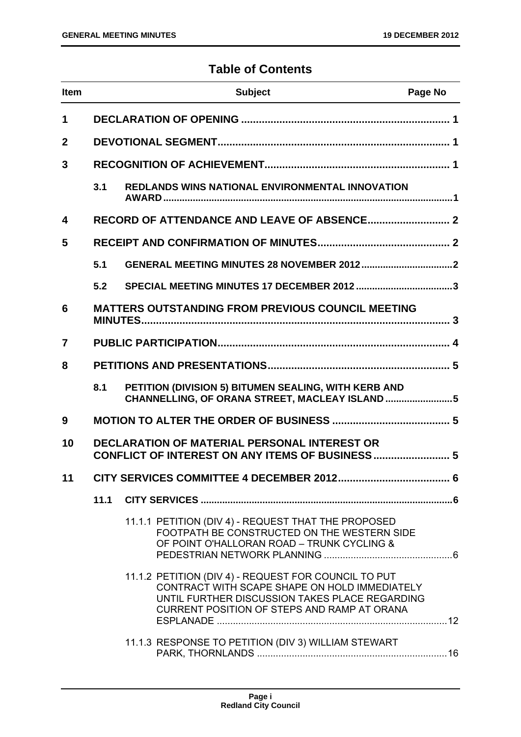## Table of Contents

| Item | | Subject | Page No |
|---|---|---|---|
| **1** | | **DECLARATION OF OPENING** | **1** |
| **2** | | **DEVOTIONAL SEGMENT** | **1** |
| **3** | | **RECOGNITION OF ACHIEVEMENT** | **1** |
| | **3.1** | **REDLANDS WINS NATIONAL ENVIRONMENTAL INNOVATION AWARD** | **1** |
| **4** | | **RECORD OF ATTENDANCE AND LEAVE OF ABSENCE** | **2** |
| **5** | | **RECEIPT AND CONFIRMATION OF MINUTES** | **2** |
| | **5.1** | **GENERAL MEETING MINUTES 28 NOVEMBER 2012** | **2** |
| | **5.2** | **SPECIAL MEETING MINUTES 17 DECEMBER 2012** | **3** |
| **6** | | **MATTERS OUTSTANDING FROM PREVIOUS COUNCIL MEETING MINUTES** | **3** |
| **7** | | **PUBLIC PARTICIPATION** | **4** |
| **8** | | **PETITIONS AND PRESENTATIONS** | **5** |
| | **8.1** | **PETITION (DIVISION 5) BITUMEN SEALING, WITH KERB AND CHANNELLING, OF ORANA STREET, MACLEAY ISLAND** | **5** |
| **9** | | **MOTION TO ALTER THE ORDER OF BUSINESS** | **5** |
| **10** | | **DECLARATION OF MATERIAL PERSONAL INTEREST OR CONFLICT OF INTEREST ON ANY ITEMS OF BUSINESS** | **5** |
| **11** | | **CITY SERVICES COMMITTEE 4 DECEMBER 2012** | **6** |
| | **11.1** | **CITY SERVICES** | **6** |
| | | 11.1.1 PETITION (DIV 4) - REQUEST THAT THE PROPOSED FOOTPATH BE CONSTRUCTED ON THE WESTERN SIDE OF POINT O'HALLORAN ROAD – TRUNK CYCLING & PEDESTRIAN NETWORK PLANNING | 6 |
| | | 11.1.2 PETITION (DIV 4) - REQUEST FOR COUNCIL TO PUT CONTRACT WITH SCAPE SHAPE ON HOLD IMMEDIATELY UNTIL FURTHER DISCUSSION TAKES PLACE REGARDING CURRENT POSITION OF STEPS AND RAMP AT ORANA ESPLANADE | 12 |
| | | 11.1.3 RESPONSE TO PETITION (DIV 3) WILLIAM STEWART PARK, THORNLANDS | 16 |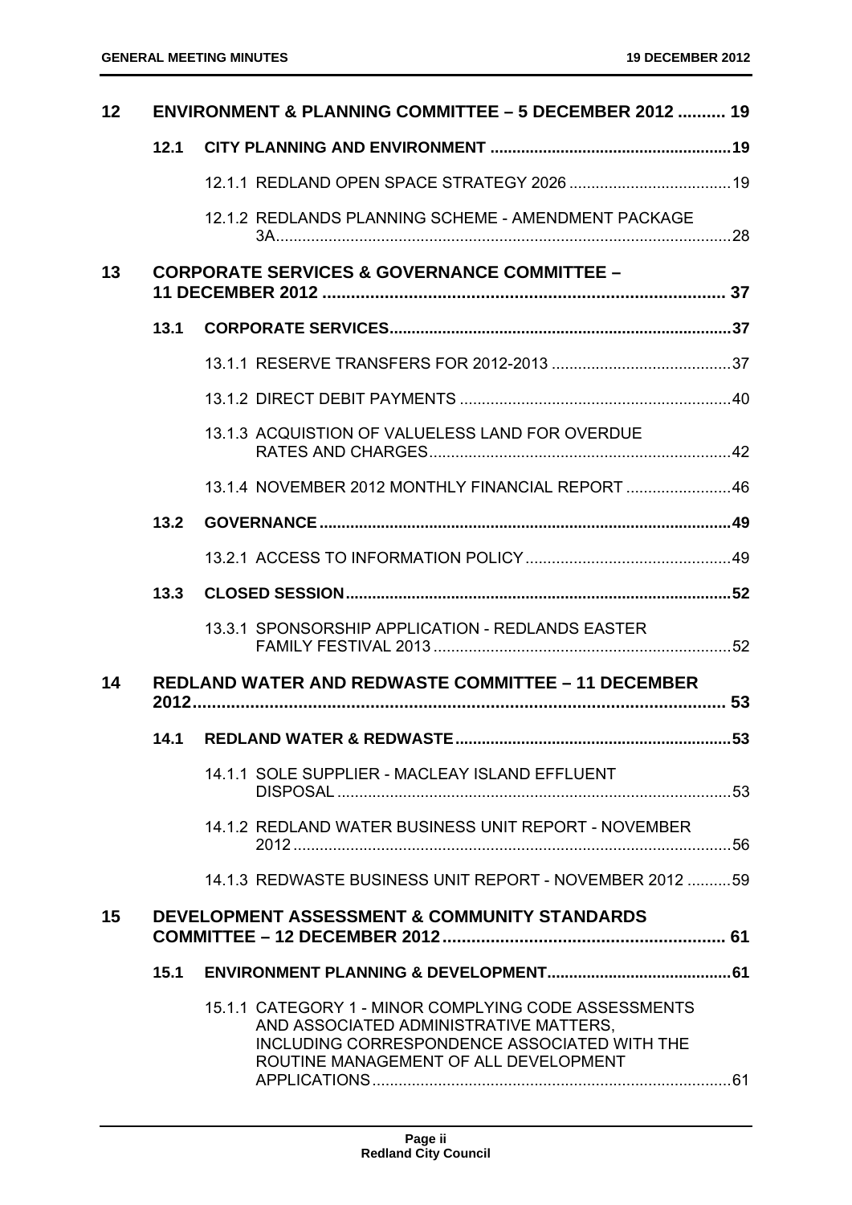| | | | |
|---|---|---|---|
| **12** | **ENVIRONMENT & PLANNING COMMITTEE – 5 DECEMBER 2012** | | **19** |
| | **12.1** | **CITY PLANNING AND ENVIRONMENT** | **19** |
| | | 12.1.1 REDLAND OPEN SPACE STRATEGY 2026 | 19 |
| | | 12.1.2 REDLANDS PLANNING SCHEME - AMENDMENT PACKAGE 3A | 28 |
| **13** | **CORPORATE SERVICES & GOVERNANCE COMMITTEE – 11 DECEMBER 2012** | | **37** |
| | **13.1** | **CORPORATE SERVICES** | **37** |
| | | 13.1.1 RESERVE TRANSFERS FOR 2012-2013 | 37 |
| | | 13.1.2 DIRECT DEBIT PAYMENTS | 40 |
| | | 13.1.3 ACQUISTION OF VALUELESS LAND FOR OVERDUE RATES AND CHARGES | 42 |
| | | 13.1.4 NOVEMBER 2012 MONTHLY FINANCIAL REPORT | 46 |
| | **13.2** | **GOVERNANCE** | **49** |
| | | 13.2.1 ACCESS TO INFORMATION POLICY | 49 |
| | **13.3** | **CLOSED SESSION** | **52** |
| | | 13.3.1 SPONSORSHIP APPLICATION - REDLANDS EASTER FAMILY FESTIVAL 2013 | 52 |
| **14** | **REDLAND WATER AND REDWASTE COMMITTEE – 11 DECEMBER 2012** | | **53** |
| | **14.1** | **REDLAND WATER & REDWASTE** | **53** |
| | | 14.1.1 SOLE SUPPLIER - MACLEAY ISLAND EFFLUENT DISPOSAL | 53 |
| | | 14.1.2 REDLAND WATER BUSINESS UNIT REPORT - NOVEMBER 2012 | 56 |
| | | 14.1.3 REDWASTE BUSINESS UNIT REPORT - NOVEMBER 2012 | 59 |
| **15** | **DEVELOPMENT ASSESSMENT & COMMUNITY STANDARDS COMMITTEE – 12 DECEMBER 2012** | | **61** |
| | **15.1** | **ENVIRONMENT PLANNING & DEVELOPMENT** | **61** |
| | | 15.1.1 CATEGORY 1 - MINOR COMPLYING CODE ASSESSMENTS AND ASSOCIATED ADMINISTRATIVE MATTERS, INCLUDING CORRESPONDENCE ASSOCIATED WITH THE ROUTINE MANAGEMENT OF ALL DEVELOPMENT APPLICATIONS | 61 |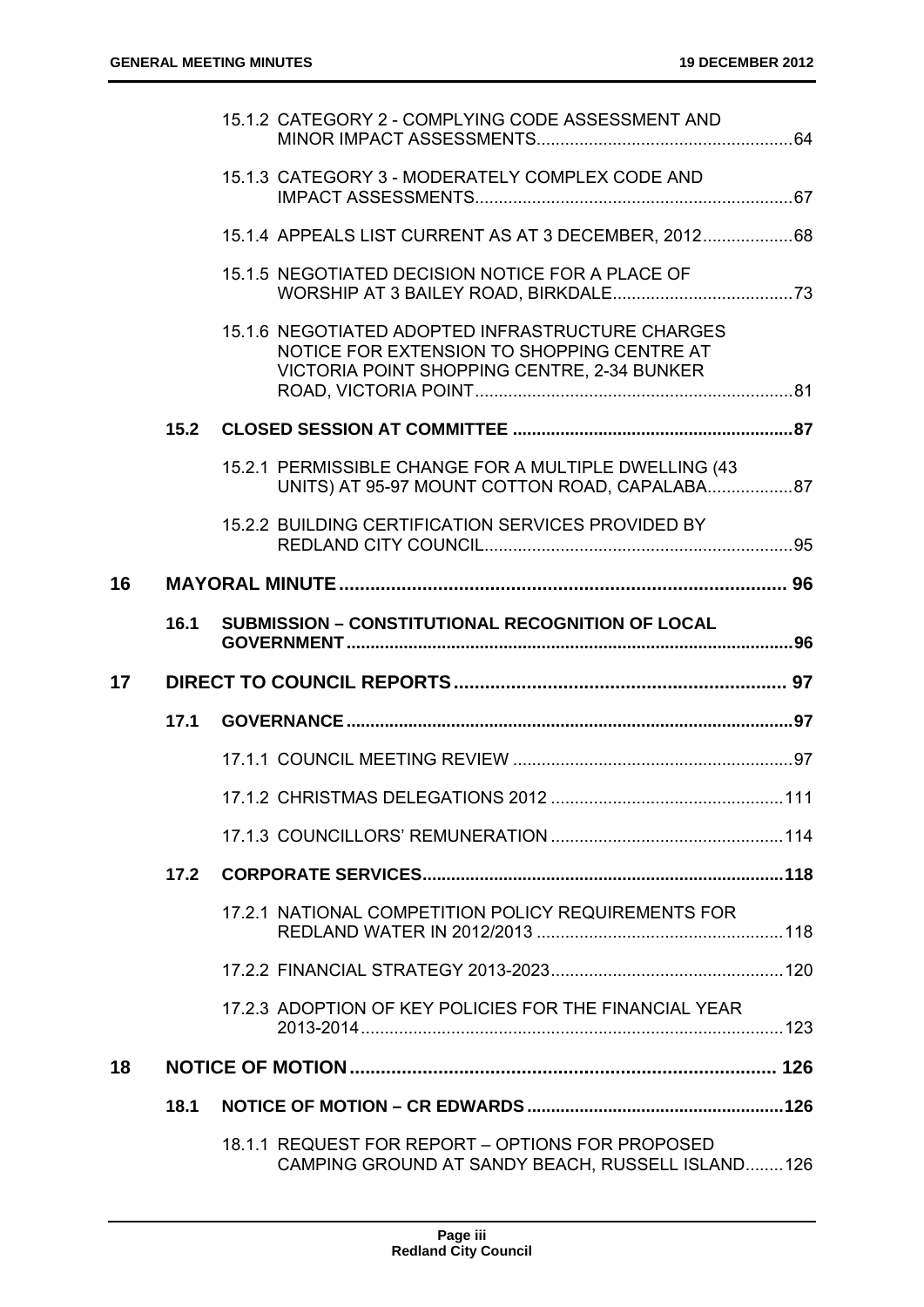15.1.2 CATEGORY 2 - COMPLYING CODE ASSESSMENT AND MINOR IMPACT ASSESSMENTS......64

15.1.3 CATEGORY 3 - MODERATELY COMPLEX CODE AND IMPACT ASSESSMENTS......67

15.1.4 APPEALS LIST CURRENT AS AT 3 DECEMBER, 2012......68

15.1.5 NEGOTIATED DECISION NOTICE FOR A PLACE OF WORSHIP AT 3 BAILEY ROAD, BIRKDALE......73

15.1.6 NEGOTIATED ADOPTED INFRASTRUCTURE CHARGES NOTICE FOR EXTENSION TO SHOPPING CENTRE AT VICTORIA POINT SHOPPING CENTRE, 2-34 BUNKER ROAD, VICTORIA POINT......81

**15.2 CLOSED SESSION AT COMMITTEE......87**

15.2.1 PERMISSIBLE CHANGE FOR A MULTIPLE DWELLING (43 UNITS) AT 95-97 MOUNT COTTON ROAD, CAPALABA......87

15.2.2 BUILDING CERTIFICATION SERVICES PROVIDED BY REDLAND CITY COUNCIL......95

**16 MAYORAL MINUTE......96**

**16.1 SUBMISSION – CONSTITUTIONAL RECOGNITION OF LOCAL GOVERNMENT......96**

**17 DIRECT TO COUNCIL REPORTS......97**

**17.1 GOVERNANCE......97**

17.1.1 COUNCIL MEETING REVIEW......97

17.1.2 CHRISTMAS DELEGATIONS 2012......111

17.1.3 COUNCILLORS' REMUNERATION......114

**17.2 CORPORATE SERVICES......118**

17.2.1 NATIONAL COMPETITION POLICY REQUIREMENTS FOR REDLAND WATER IN 2012/2013......118

17.2.2 FINANCIAL STRATEGY 2013-2023......120

17.2.3 ADOPTION OF KEY POLICIES FOR THE FINANCIAL YEAR 2013-2014......123

**18 NOTICE OF MOTION......126**

**18.1 NOTICE OF MOTION – CR EDWARDS......126**

18.1.1 REQUEST FOR REPORT – OPTIONS FOR PROPOSED CAMPING GROUND AT SANDY BEACH, RUSSELL ISLAND......126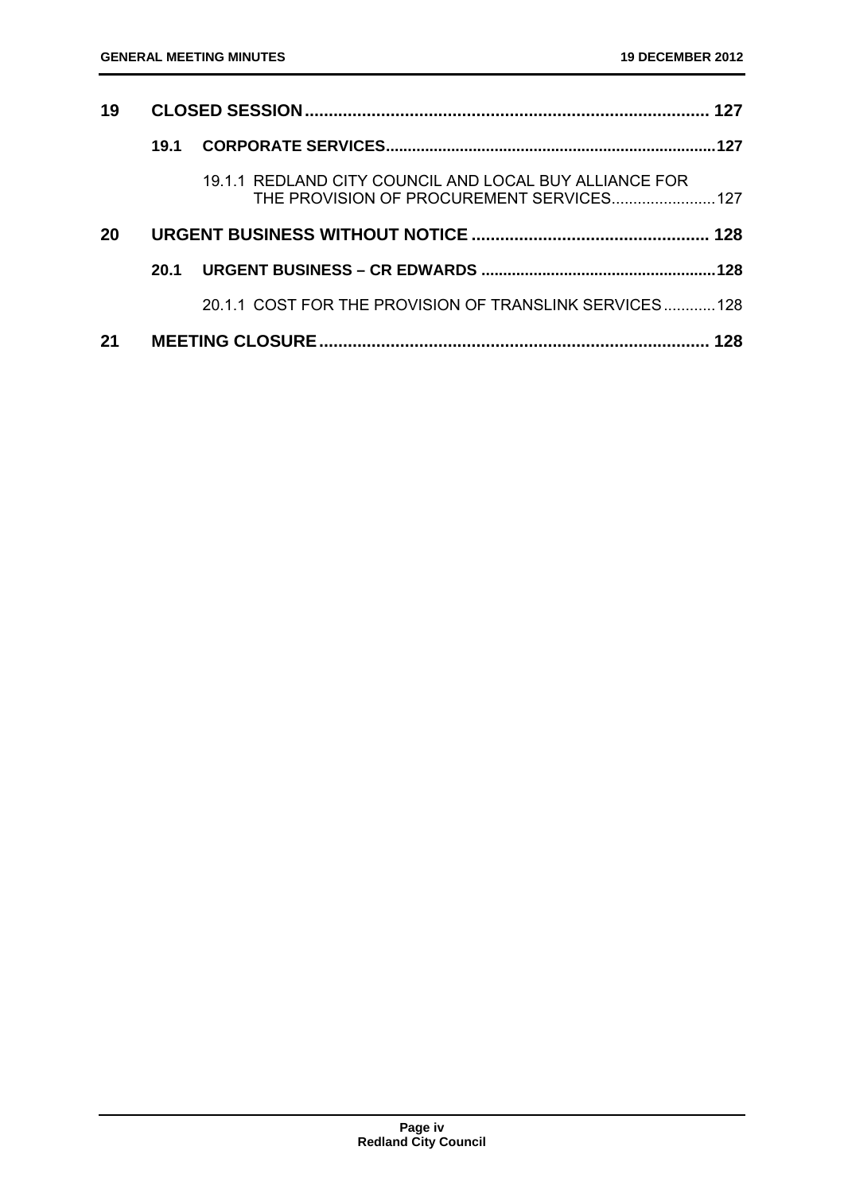| | | | |
|---|---|---|---|
| **19** | **CLOSED SESSION** | | **127** |
| | **19.1** | **CORPORATE SERVICES** | **127** |
| | | 19.1.1 REDLAND CITY COUNCIL AND LOCAL BUY ALLIANCE FOR THE PROVISION OF PROCUREMENT SERVICES | 127 |
| **20** | **URGENT BUSINESS WITHOUT NOTICE** | | **128** |
| | **20.1** | **URGENT BUSINESS – CR EDWARDS** | **128** |
| | | 20.1.1 COST FOR THE PROVISION OF TRANSLINK SERVICES | 128 |
| **21** | **MEETING CLOSURE** | | **128** |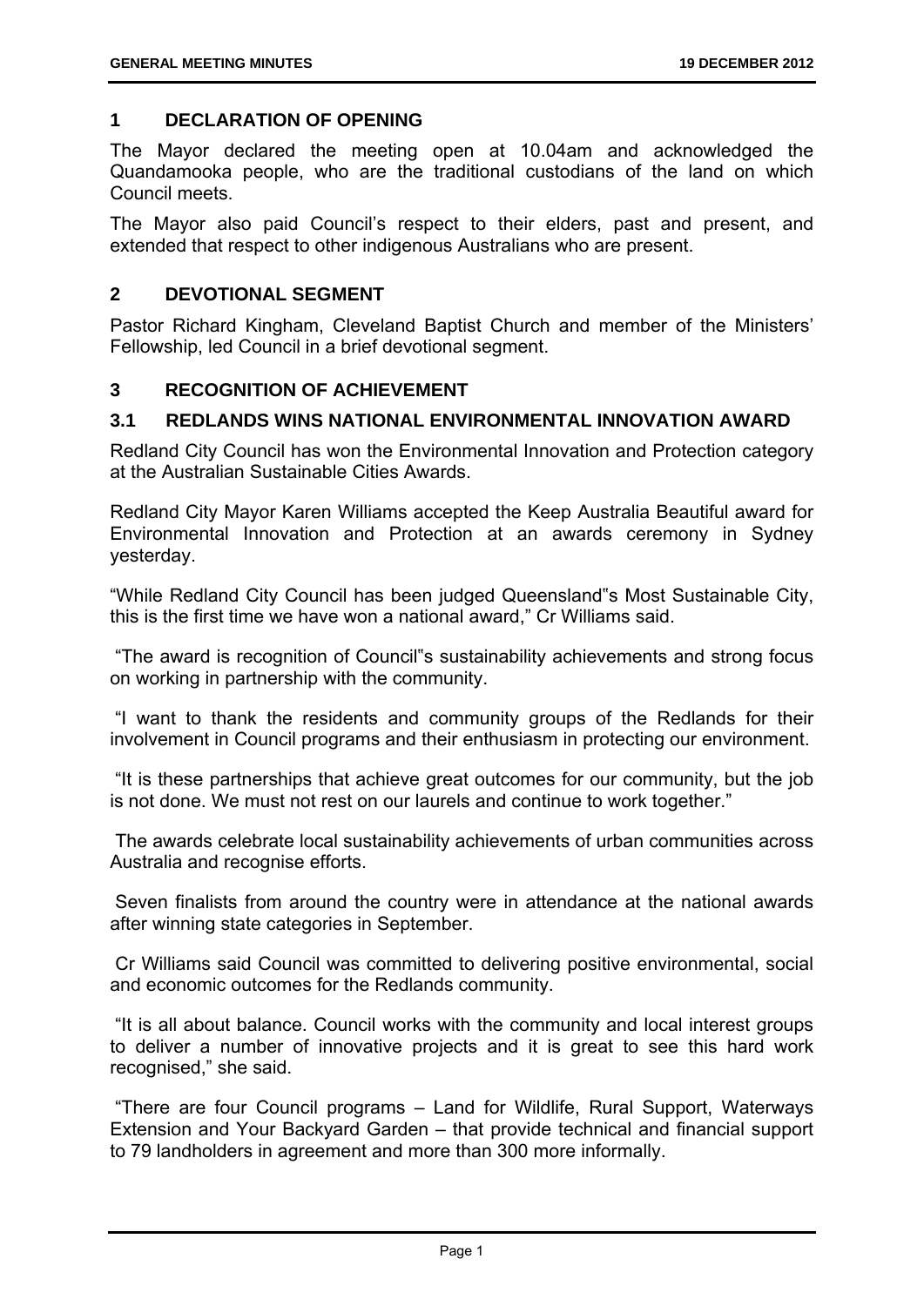## 1 DECLARATION OF OPENING

The Mayor declared the meeting open at 10.04am and acknowledged the Quandamooka people, who are the traditional custodians of the land on which Council meets.

The Mayor also paid Council's respect to their elders, past and present, and extended that respect to other indigenous Australians who are present.

## 2 DEVOTIONAL SEGMENT

Pastor Richard Kingham, Cleveland Baptist Church and member of the Ministers' Fellowship, led Council in a brief devotional segment.

## 3 RECOGNITION OF ACHIEVEMENT

### 3.1 REDLANDS WINS NATIONAL ENVIRONMENTAL INNOVATION AWARD

Redland City Council has won the Environmental Innovation and Protection category at the Australian Sustainable Cities Awards.

Redland City Mayor Karen Williams accepted the Keep Australia Beautiful award for Environmental Innovation and Protection at an awards ceremony in Sydney yesterday.

"While Redland City Council has been judged Queensland"s Most Sustainable City, this is the first time we have won a national award," Cr Williams said.

"The award is recognition of Council"s sustainability achievements and strong focus on working in partnership with the community.

"I want to thank the residents and community groups of the Redlands for their involvement in Council programs and their enthusiasm in protecting our environment.

"It is these partnerships that achieve great outcomes for our community, but the job is not done. We must not rest on our laurels and continue to work together."

The awards celebrate local sustainability achievements of urban communities across Australia and recognise efforts.

Seven finalists from around the country were in attendance at the national awards after winning state categories in September.

Cr Williams said Council was committed to delivering positive environmental, social and economic outcomes for the Redlands community.

"It is all about balance. Council works with the community and local interest groups to deliver a number of innovative projects and it is great to see this hard work recognised," she said.

"There are four Council programs – Land for Wildlife, Rural Support, Waterways Extension and Your Backyard Garden – that provide technical and financial support to 79 landholders in agreement and more than 300 more informally.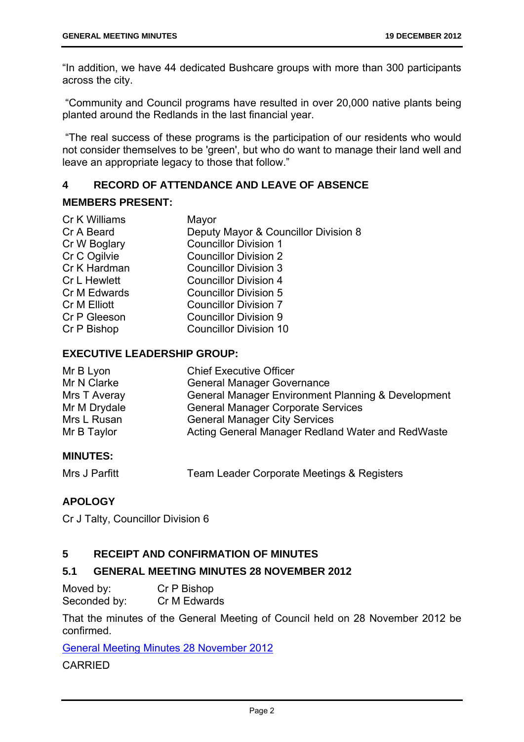"In addition, we have 44 dedicated Bushcare groups with more than 300 participants across the city.

"Community and Council programs have resulted in over 20,000 native plants being planted around the Redlands in the last financial year.

"The real success of these programs is the participation of our residents who would not consider themselves to be 'green', but who do want to manage their land well and leave an appropriate legacy to those that follow."

## 4 RECORD OF ATTENDANCE AND LEAVE OF ABSENCE

### MEMBERS PRESENT:

| | |
|---|---|
| Cr K Williams | Mayor |
| Cr A Beard | Deputy Mayor & Councillor Division 8 |
| Cr W Boglary | Councillor Division 1 |
| Cr C Ogilvie | Councillor Division 2 |
| Cr K Hardman | Councillor Division 3 |
| Cr L Hewlett | Councillor Division 4 |
| Cr M Edwards | Councillor Division 5 |
| Cr M Elliott | Councillor Division 7 |
| Cr P Gleeson | Councillor Division 9 |
| Cr P Bishop | Councillor Division 10 |

### EXECUTIVE LEADERSHIP GROUP:

| | |
|---|---|
| Mr B Lyon | Chief Executive Officer |
| Mr N Clarke | General Manager Governance |
| Mrs T Averay | General Manager Environment Planning & Development |
| Mr M Drydale | General Manager Corporate Services |
| Mrs L Rusan | General Manager City Services |
| Mr B Taylor | Acting General Manager Redland Water and RedWaste |

### MINUTES:

| | |
|---|---|
| Mrs J Parfitt | Team Leader Corporate Meetings & Registers |

### APOLOGY

Cr J Talty, Councillor Division 6

## 5 RECEIPT AND CONFIRMATION OF MINUTES

### 5.1 GENERAL MEETING MINUTES 28 NOVEMBER 2012

Moved by: Cr P Bishop
Seconded by: Cr M Edwards

That the minutes of the General Meeting of Council held on 28 November 2012 be confirmed.

General Meeting Minutes 28 November 2012

CARRIED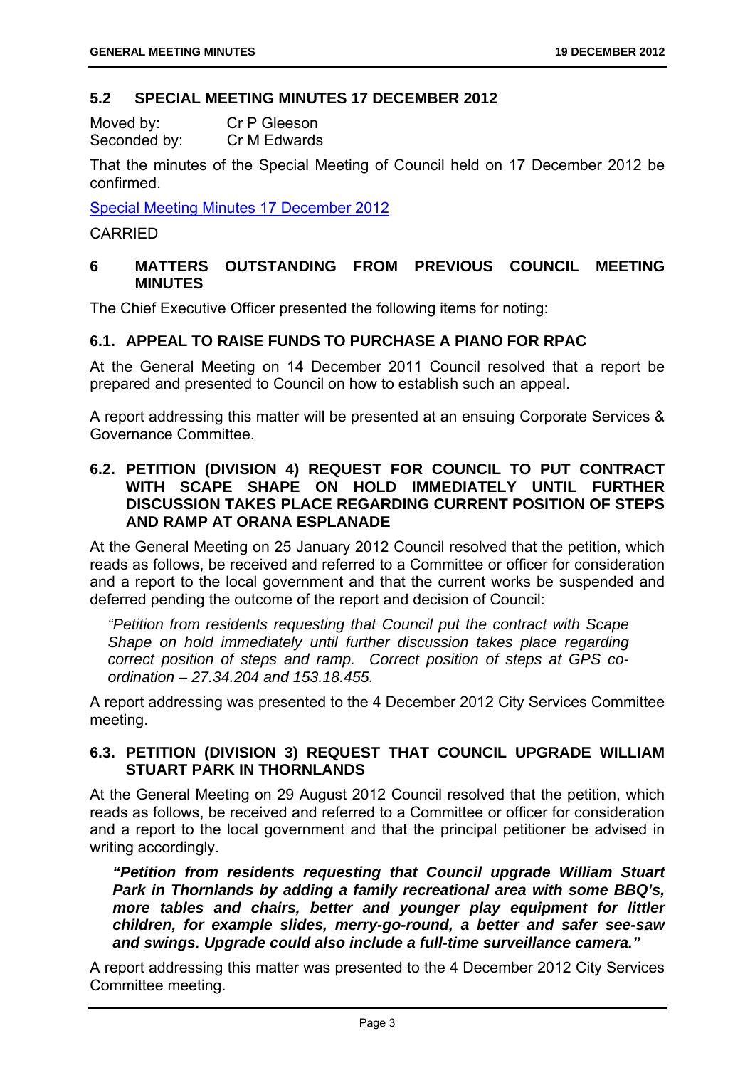## 5.2 SPECIAL MEETING MINUTES 17 DECEMBER 2012

Moved by: Cr P Gleeson
Seconded by: Cr M Edwards

That the minutes of the Special Meeting of Council held on 17 December 2012 be confirmed.

Special Meeting Minutes 17 December 2012

CARRIED

# 6 MATTERS OUTSTANDING FROM PREVIOUS COUNCIL MEETING MINUTES

The Chief Executive Officer presented the following items for noting:

## 6.1. APPEAL TO RAISE FUNDS TO PURCHASE A PIANO FOR RPAC

At the General Meeting on 14 December 2011 Council resolved that a report be prepared and presented to Council on how to establish such an appeal.

A report addressing this matter will be presented at an ensuing Corporate Services & Governance Committee.

## 6.2. PETITION (DIVISION 4) REQUEST FOR COUNCIL TO PUT CONTRACT WITH SCAPE SHAPE ON HOLD IMMEDIATELY UNTIL FURTHER DISCUSSION TAKES PLACE REGARDING CURRENT POSITION OF STEPS AND RAMP AT ORANA ESPLANADE

At the General Meeting on 25 January 2012 Council resolved that the petition, which reads as follows, be received and referred to a Committee or officer for consideration and a report to the local government and that the current works be suspended and deferred pending the outcome of the report and decision of Council:

> *"Petition from residents requesting that Council put the contract with Scape Shape on hold immediately until further discussion takes place regarding correct position of steps and ramp. Correct position of steps at GPS co-ordination – 27.34.204 and 153.18.455.*

A report addressing was presented to the 4 December 2012 City Services Committee meeting.

## 6.3. PETITION (DIVISION 3) REQUEST THAT COUNCIL UPGRADE WILLIAM STUART PARK IN THORNLANDS

At the General Meeting on 29 August 2012 Council resolved that the petition, which reads as follows, be received and referred to a Committee or officer for consideration and a report to the local government and that the principal petitioner be advised in writing accordingly.

> ***"Petition from residents requesting that Council upgrade William Stuart Park in Thornlands by adding a family recreational area with some BBQ's, more tables and chairs, better and younger play equipment for littler children, for example slides, merry-go-round, a better and safer see-saw and swings. Upgrade could also include a full-time surveillance camera."***

A report addressing this matter was presented to the 4 December 2012 City Services Committee meeting.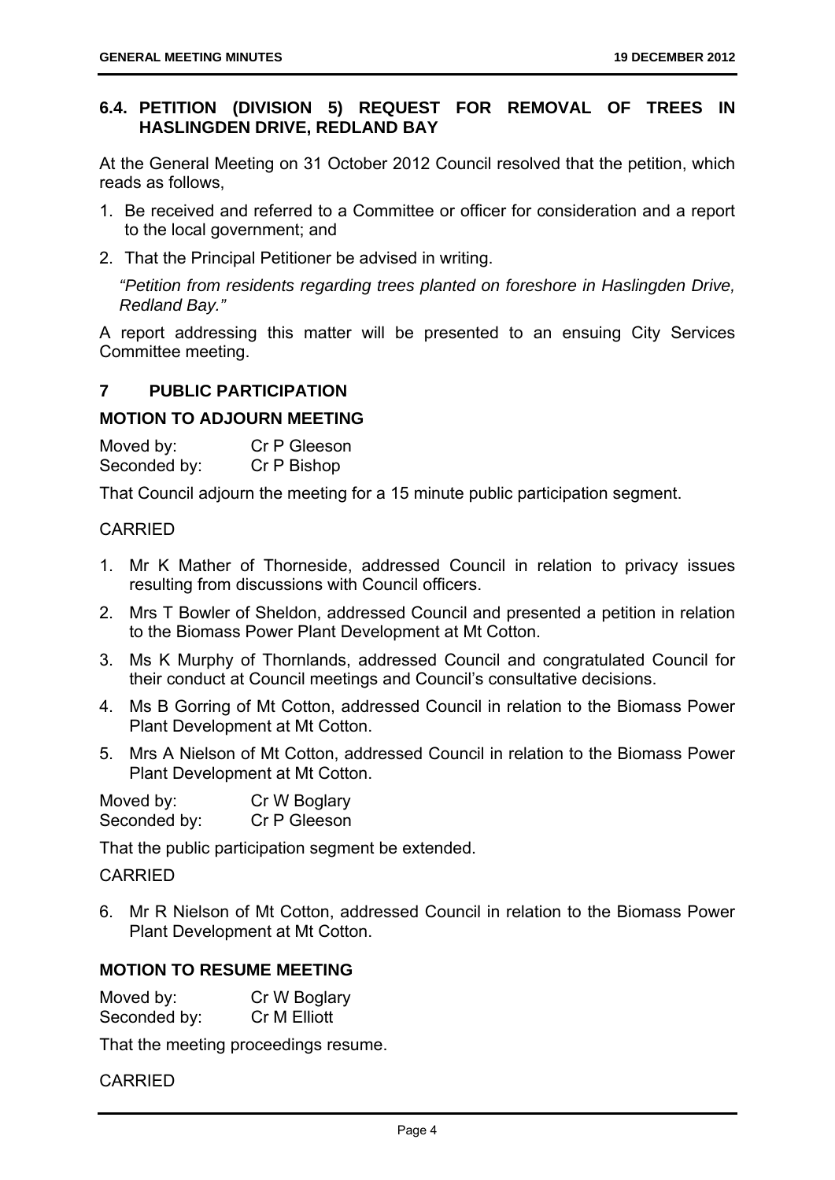## 6.4. PETITION (DIVISION 5) REQUEST FOR REMOVAL OF TREES IN HASLINGDEN DRIVE, REDLAND BAY

At the General Meeting on 31 October 2012 Council resolved that the petition, which reads as follows,

1. Be received and referred to a Committee or officer for consideration and a report to the local government; and
2. That the Principal Petitioner be advised in writing.

*"Petition from residents regarding trees planted on foreshore in Haslingden Drive, Redland Bay."*

A report addressing this matter will be presented to an ensuing City Services Committee meeting.

## 7 PUBLIC PARTICIPATION

### MOTION TO ADJOURN MEETING

Moved by: Cr P Gleeson
Seconded by: Cr P Bishop

That Council adjourn the meeting for a 15 minute public participation segment.

CARRIED

1. Mr K Mather of Thorneside, addressed Council in relation to privacy issues resulting from discussions with Council officers.
2. Mrs T Bowler of Sheldon, addressed Council and presented a petition in relation to the Biomass Power Plant Development at Mt Cotton.
3. Ms K Murphy of Thornlands, addressed Council and congratulated Council for their conduct at Council meetings and Council's consultative decisions.
4. Ms B Gorring of Mt Cotton, addressed Council in relation to the Biomass Power Plant Development at Mt Cotton.
5. Mrs A Nielson of Mt Cotton, addressed Council in relation to the Biomass Power Plant Development at Mt Cotton.

Moved by: Cr W Boglary
Seconded by: Cr P Gleeson

That the public participation segment be extended.

CARRIED

6. Mr R Nielson of Mt Cotton, addressed Council in relation to the Biomass Power Plant Development at Mt Cotton.

### MOTION TO RESUME MEETING

Moved by: Cr W Boglary
Seconded by: Cr M Elliott

That the meeting proceedings resume.

CARRIED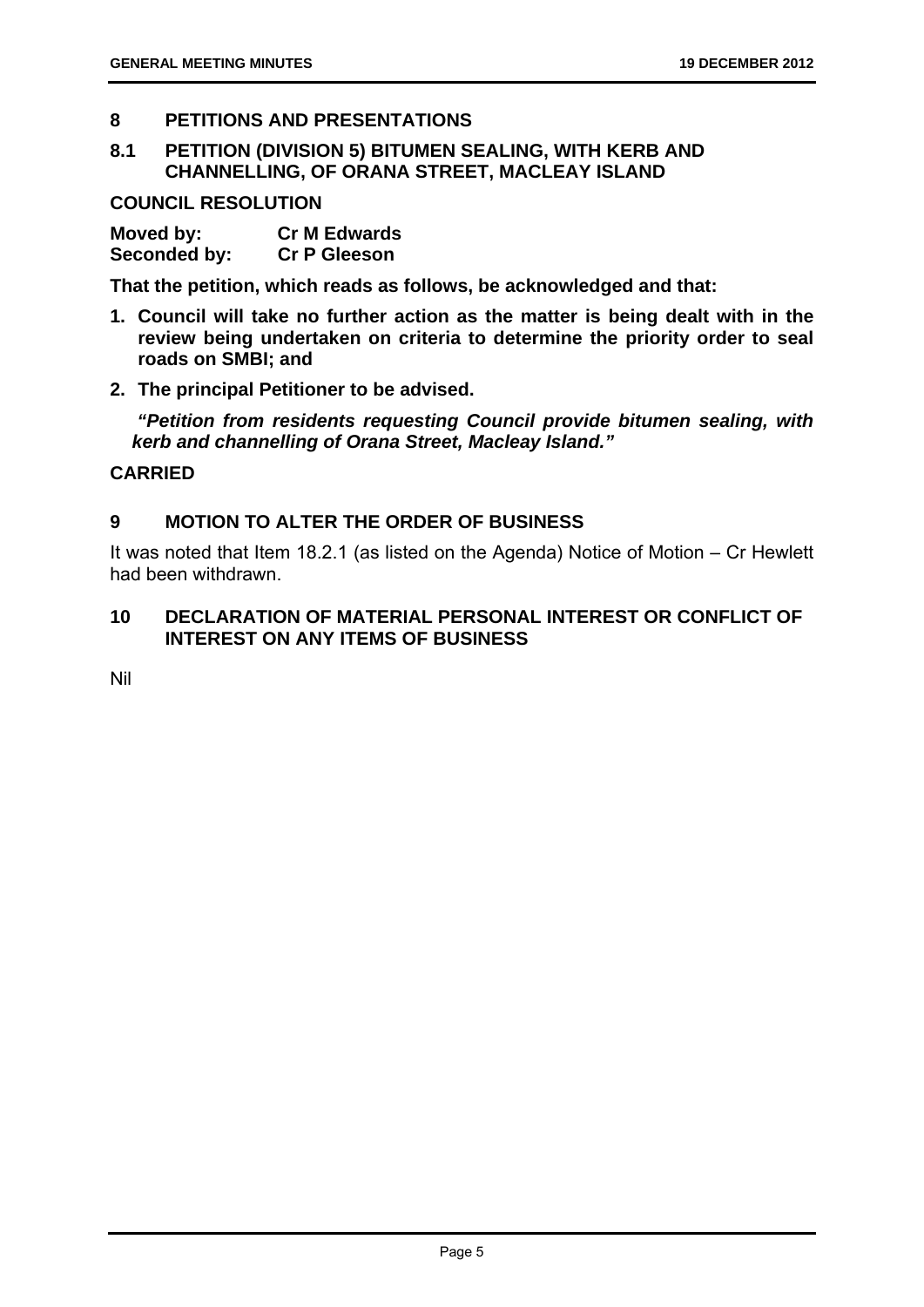## 8 PETITIONS AND PRESENTATIONS

### 8.1 PETITION (DIVISION 5) BITUMEN SEALING, WITH KERB AND CHANNELLING, OF ORANA STREET, MACLEAY ISLAND

**COUNCIL RESOLUTION**

**Moved by:** **Cr M Edwards**
**Seconded by:** **Cr P Gleeson**

**That the petition, which reads as follows, be acknowledged and that:**

1. **Council will take no further action as the matter is being dealt with in the review being undertaken on criteria to determine the priority order to seal roads on SMBI; and**
2. **The principal Petitioner to be advised.**

***"Petition from residents requesting Council provide bitumen sealing, with kerb and channelling of Orana Street, Macleay Island."***

**CARRIED**

## 9 MOTION TO ALTER THE ORDER OF BUSINESS

It was noted that Item 18.2.1 (as listed on the Agenda) Notice of Motion – Cr Hewlett had been withdrawn.

## 10 DECLARATION OF MATERIAL PERSONAL INTEREST OR CONFLICT OF INTEREST ON ANY ITEMS OF BUSINESS

Nil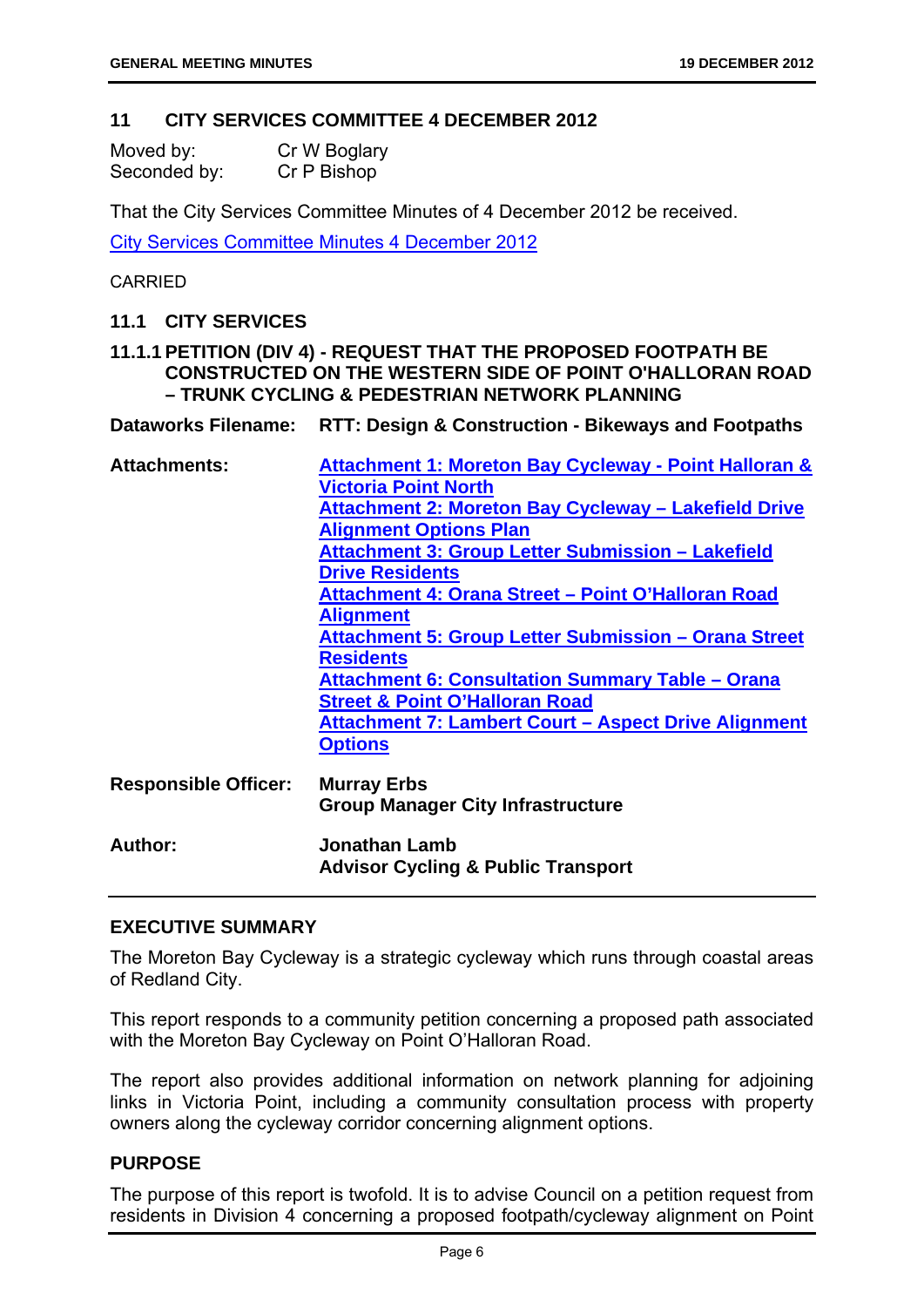## 11 CITY SERVICES COMMITTEE 4 DECEMBER 2012

Moved by: Cr W Boglary
Seconded by: Cr P Bishop

That the City Services Committee Minutes of 4 December 2012 be received.

City Services Committee Minutes 4 December 2012

CARRIED

### 11.1 CITY SERVICES

#### 11.1.1 PETITION (DIV 4) - REQUEST THAT THE PROPOSED FOOTPATH BE CONSTRUCTED ON THE WESTERN SIDE OF POINT O'HALLORAN ROAD – TRUNK CYCLING & PEDESTRIAN NETWORK PLANNING

**Dataworks Filename:** RTT: Design & Construction - Bikeways and Footpaths

**Attachments:**
**Attachment 1: Moreton Bay Cycleway - Point Halloran & Victoria Point North**
**Attachment 2: Moreton Bay Cycleway – Lakefield Drive Alignment Options Plan**
**Attachment 3: Group Letter Submission – Lakefield Drive Residents**
**Attachment 4: Orana Street – Point O'Halloran Road Alignment**
**Attachment 5: Group Letter Submission – Orana Street Residents**
**Attachment 6: Consultation Summary Table – Orana Street & Point O'Halloran Road**
**Attachment 7: Lambert Court – Aspect Drive Alignment Options**

**Responsible Officer:** **Murray Erbs**
**Group Manager City Infrastructure**

**Author:** **Jonathan Lamb**
**Advisor Cycling & Public Transport**

### EXECUTIVE SUMMARY

The Moreton Bay Cycleway is a strategic cycleway which runs through coastal areas of Redland City.

This report responds to a community petition concerning a proposed path associated with the Moreton Bay Cycleway on Point O'Halloran Road.

The report also provides additional information on network planning for adjoining links in Victoria Point, including a community consultation process with property owners along the cycleway corridor concerning alignment options.

### PURPOSE

The purpose of this report is twofold. It is to advise Council on a petition request from residents in Division 4 concerning a proposed footpath/cycleway alignment on Point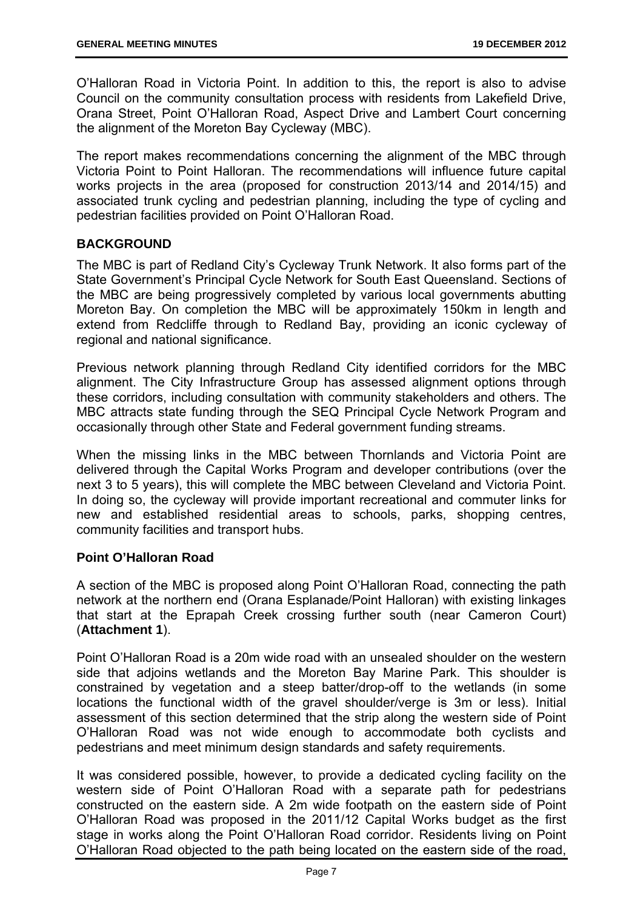O'Halloran Road in Victoria Point. In addition to this, the report is also to advise Council on the community consultation process with residents from Lakefield Drive, Orana Street, Point O'Halloran Road, Aspect Drive and Lambert Court concerning the alignment of the Moreton Bay Cycleway (MBC).

The report makes recommendations concerning the alignment of the MBC through Victoria Point to Point Halloran. The recommendations will influence future capital works projects in the area (proposed for construction 2013/14 and 2014/15) and associated trunk cycling and pedestrian planning, including the type of cycling and pedestrian facilities provided on Point O'Halloran Road.

## BACKGROUND

The MBC is part of Redland City's Cycleway Trunk Network. It also forms part of the State Government's Principal Cycle Network for South East Queensland. Sections of the MBC are being progressively completed by various local governments abutting Moreton Bay. On completion the MBC will be approximately 150km in length and extend from Redcliffe through to Redland Bay, providing an iconic cycleway of regional and national significance.

Previous network planning through Redland City identified corridors for the MBC alignment. The City Infrastructure Group has assessed alignment options through these corridors, including consultation with community stakeholders and others. The MBC attracts state funding through the SEQ Principal Cycle Network Program and occasionally through other State and Federal government funding streams.

When the missing links in the MBC between Thornlands and Victoria Point are delivered through the Capital Works Program and developer contributions (over the next 3 to 5 years), this will complete the MBC between Cleveland and Victoria Point. In doing so, the cycleway will provide important recreational and commuter links for new and established residential areas to schools, parks, shopping centres, community facilities and transport hubs.

### Point O'Halloran Road

A section of the MBC is proposed along Point O'Halloran Road, connecting the path network at the northern end (Orana Esplanade/Point Halloran) with existing linkages that start at the Eprapah Creek crossing further south (near Cameron Court) (**Attachment 1**).

Point O'Halloran Road is a 20m wide road with an unsealed shoulder on the western side that adjoins wetlands and the Moreton Bay Marine Park. This shoulder is constrained by vegetation and a steep batter/drop-off to the wetlands (in some locations the functional width of the gravel shoulder/verge is 3m or less). Initial assessment of this section determined that the strip along the western side of Point O'Halloran Road was not wide enough to accommodate both cyclists and pedestrians and meet minimum design standards and safety requirements.

It was considered possible, however, to provide a dedicated cycling facility on the western side of Point O'Halloran Road with a separate path for pedestrians constructed on the eastern side. A 2m wide footpath on the eastern side of Point O'Halloran Road was proposed in the 2011/12 Capital Works budget as the first stage in works along the Point O'Halloran Road corridor. Residents living on Point O'Halloran Road objected to the path being located on the eastern side of the road,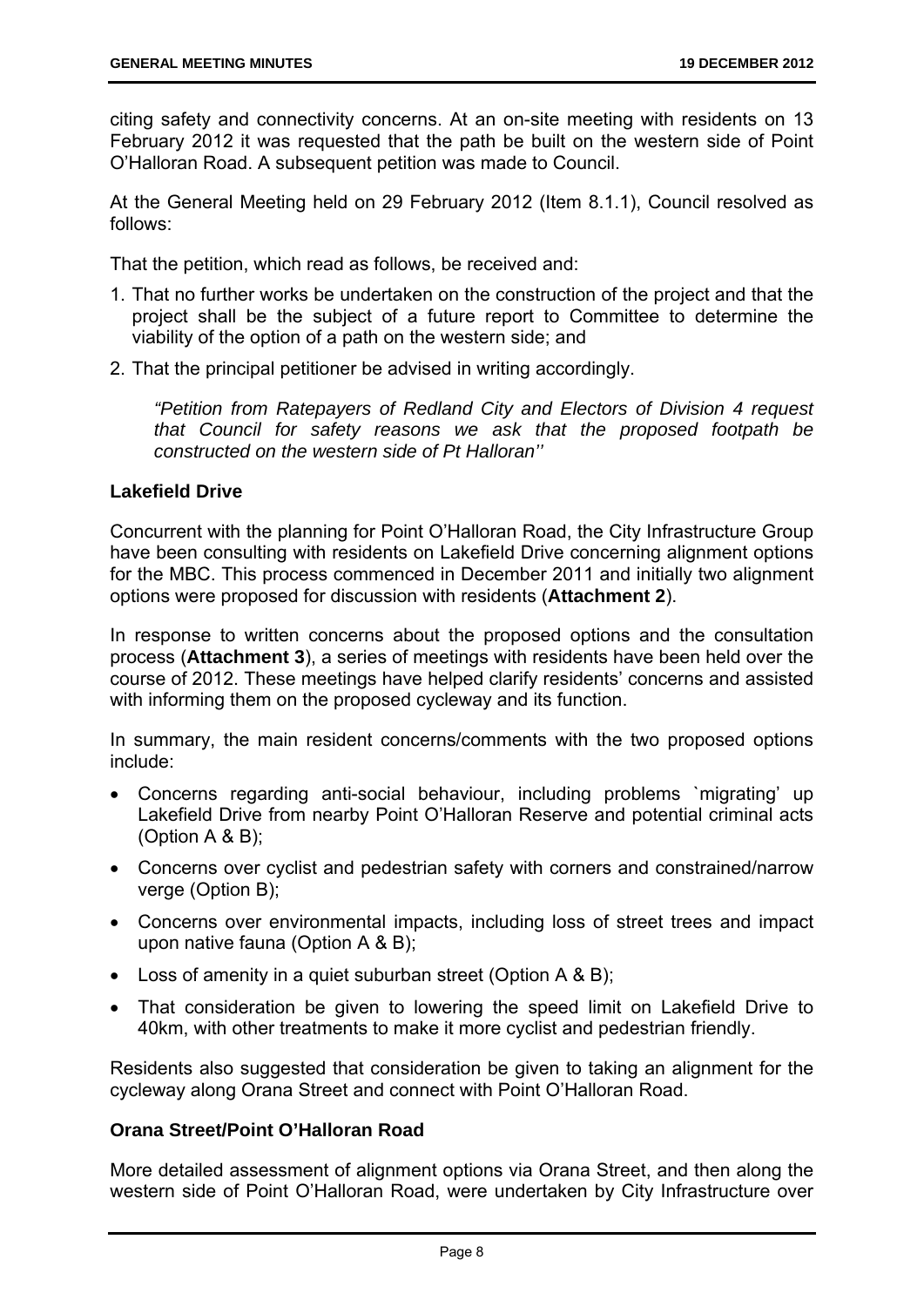citing safety and connectivity concerns. At an on-site meeting with residents on 13 February 2012 it was requested that the path be built on the western side of Point O'Halloran Road. A subsequent petition was made to Council.

At the General Meeting held on 29 February 2012 (Item 8.1.1), Council resolved as follows:

That the petition, which read as follows, be received and:

1. That no further works be undertaken on the construction of the project and that the project shall be the subject of a future report to Committee to determine the viability of the option of a path on the western side; and
2. That the principal petitioner be advised in writing accordingly.

> *"Petition from Ratepayers of Redland City and Electors of Division 4 request that Council for safety reasons we ask that the proposed footpath be constructed on the western side of Pt Halloran''*

**Lakefield Drive**

Concurrent with the planning for Point O'Halloran Road, the City Infrastructure Group have been consulting with residents on Lakefield Drive concerning alignment options for the MBC. This process commenced in December 2011 and initially two alignment options were proposed for discussion with residents (**Attachment 2**).

In response to written concerns about the proposed options and the consultation process (**Attachment 3**), a series of meetings with residents have been held over the course of 2012. These meetings have helped clarify residents' concerns and assisted with informing them on the proposed cycleway and its function.

In summary, the main resident concerns/comments with the two proposed options include:

- Concerns regarding anti-social behaviour, including problems `migrating' up Lakefield Drive from nearby Point O'Halloran Reserve and potential criminal acts (Option A & B);
- Concerns over cyclist and pedestrian safety with corners and constrained/narrow verge (Option B);
- Concerns over environmental impacts, including loss of street trees and impact upon native fauna (Option A & B);
- Loss of amenity in a quiet suburban street (Option A & B);
- That consideration be given to lowering the speed limit on Lakefield Drive to 40km, with other treatments to make it more cyclist and pedestrian friendly.

Residents also suggested that consideration be given to taking an alignment for the cycleway along Orana Street and connect with Point O'Halloran Road.

**Orana Street/Point O'Halloran Road**

More detailed assessment of alignment options via Orana Street, and then along the western side of Point O'Halloran Road, were undertaken by City Infrastructure over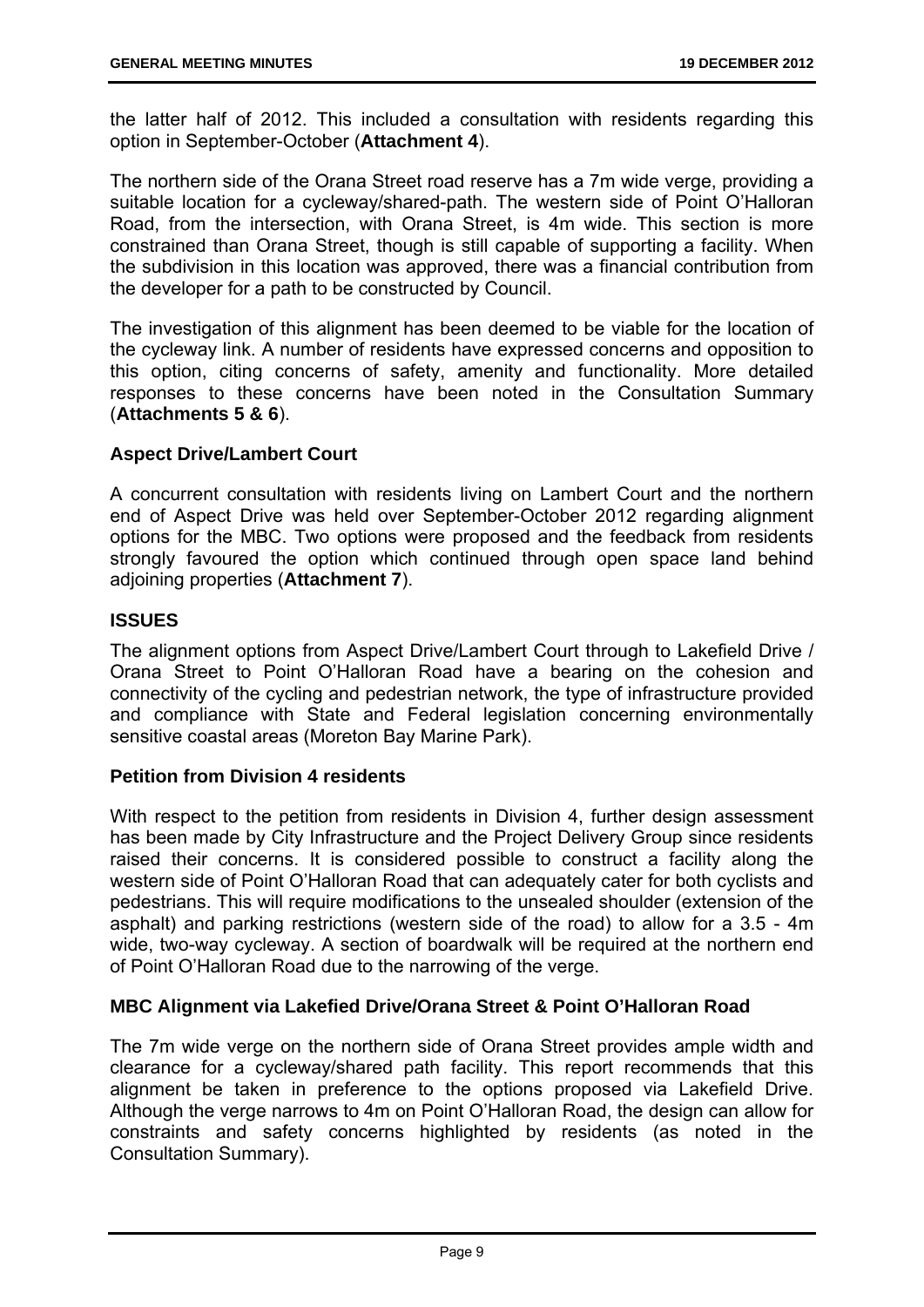the latter half of 2012. This included a consultation with residents regarding this option in September-October (**Attachment 4**).

The northern side of the Orana Street road reserve has a 7m wide verge, providing a suitable location for a cycleway/shared-path. The western side of Point O'Halloran Road, from the intersection, with Orana Street, is 4m wide. This section is more constrained than Orana Street, though is still capable of supporting a facility. When the subdivision in this location was approved, there was a financial contribution from the developer for a path to be constructed by Council.

The investigation of this alignment has been deemed to be viable for the location of the cycleway link. A number of residents have expressed concerns and opposition to this option, citing concerns of safety, amenity and functionality. More detailed responses to these concerns have been noted in the Consultation Summary (**Attachments 5 & 6**).

**Aspect Drive/Lambert Court**

A concurrent consultation with residents living on Lambert Court and the northern end of Aspect Drive was held over September-October 2012 regarding alignment options for the MBC. Two options were proposed and the feedback from residents strongly favoured the option which continued through open space land behind adjoining properties (**Attachment 7**).

**ISSUES**

The alignment options from Aspect Drive/Lambert Court through to Lakefield Drive / Orana Street to Point O'Halloran Road have a bearing on the cohesion and connectivity of the cycling and pedestrian network, the type of infrastructure provided and compliance with State and Federal legislation concerning environmentally sensitive coastal areas (Moreton Bay Marine Park).

**Petition from Division 4 residents**

With respect to the petition from residents in Division 4, further design assessment has been made by City Infrastructure and the Project Delivery Group since residents raised their concerns. It is considered possible to construct a facility along the western side of Point O'Halloran Road that can adequately cater for both cyclists and pedestrians. This will require modifications to the unsealed shoulder (extension of the asphalt) and parking restrictions (western side of the road) to allow for a 3.5 - 4m wide, two-way cycleway. A section of boardwalk will be required at the northern end of Point O'Halloran Road due to the narrowing of the verge.

**MBC Alignment via Lakefied Drive/Orana Street & Point O'Halloran Road**

The 7m wide verge on the northern side of Orana Street provides ample width and clearance for a cycleway/shared path facility. This report recommends that this alignment be taken in preference to the options proposed via Lakefield Drive. Although the verge narrows to 4m on Point O'Halloran Road, the design can allow for constraints and safety concerns highlighted by residents (as noted in the Consultation Summary).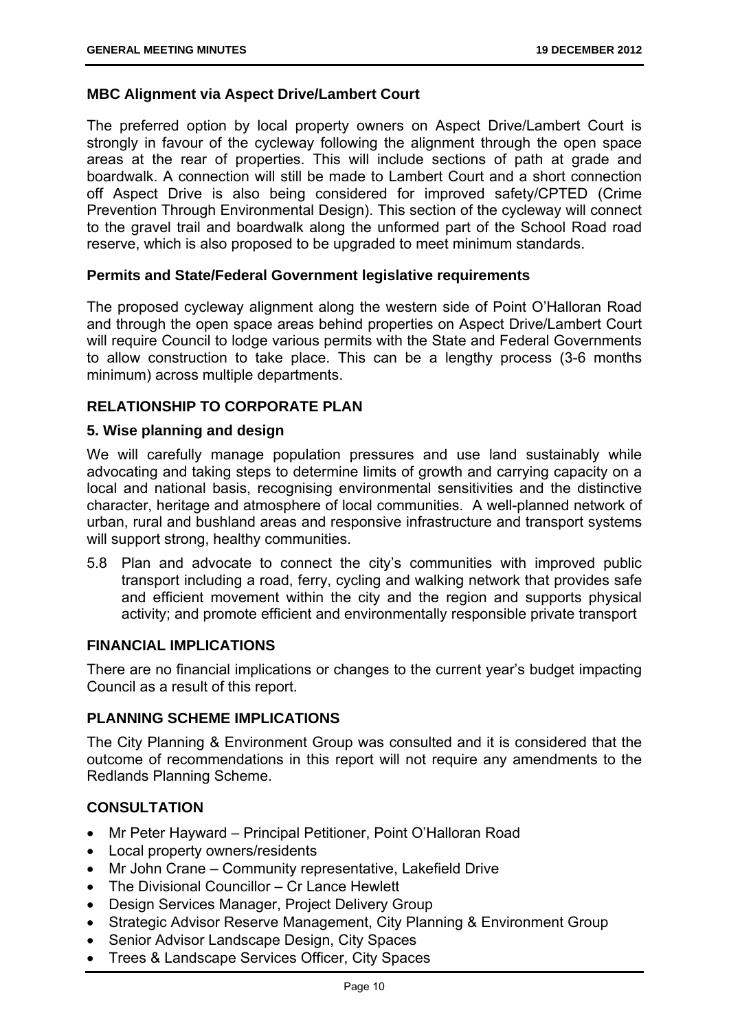**MBC Alignment via Aspect Drive/Lambert Court**

The preferred option by local property owners on Aspect Drive/Lambert Court is strongly in favour of the cycleway following the alignment through the open space areas at the rear of properties. This will include sections of path at grade and boardwalk. A connection will still be made to Lambert Court and a short connection off Aspect Drive is also being considered for improved safety/CPTED (Crime Prevention Through Environmental Design). This section of the cycleway will connect to the gravel trail and boardwalk along the unformed part of the School Road road reserve, which is also proposed to be upgraded to meet minimum standards.

**Permits and State/Federal Government legislative requirements**

The proposed cycleway alignment along the western side of Point O'Halloran Road and through the open space areas behind properties on Aspect Drive/Lambert Court will require Council to lodge various permits with the State and Federal Governments to allow construction to take place. This can be a lengthy process (3-6 months minimum) across multiple departments.

## RELATIONSHIP TO CORPORATE PLAN

### 5. Wise planning and design

We will carefully manage population pressures and use land sustainably while advocating and taking steps to determine limits of growth and carrying capacity on a local and national basis, recognising environmental sensitivities and the distinctive character, heritage and atmosphere of local communities. A well-planned network of urban, rural and bushland areas and responsive infrastructure and transport systems will support strong, healthy communities.

5.8 Plan and advocate to connect the city's communities with improved public transport including a road, ferry, cycling and walking network that provides safe and efficient movement within the city and the region and supports physical activity; and promote efficient and environmentally responsible private transport

## FINANCIAL IMPLICATIONS

There are no financial implications or changes to the current year's budget impacting Council as a result of this report.

## PLANNING SCHEME IMPLICATIONS

The City Planning & Environment Group was consulted and it is considered that the outcome of recommendations in this report will not require any amendments to the Redlands Planning Scheme.

## CONSULTATION

- Mr Peter Hayward – Principal Petitioner, Point O'Halloran Road
- Local property owners/residents
- Mr John Crane – Community representative, Lakefield Drive
- The Divisional Councillor – Cr Lance Hewlett
- Design Services Manager, Project Delivery Group
- Strategic Advisor Reserve Management, City Planning & Environment Group
- Senior Advisor Landscape Design, City Spaces
- Trees & Landscape Services Officer, City Spaces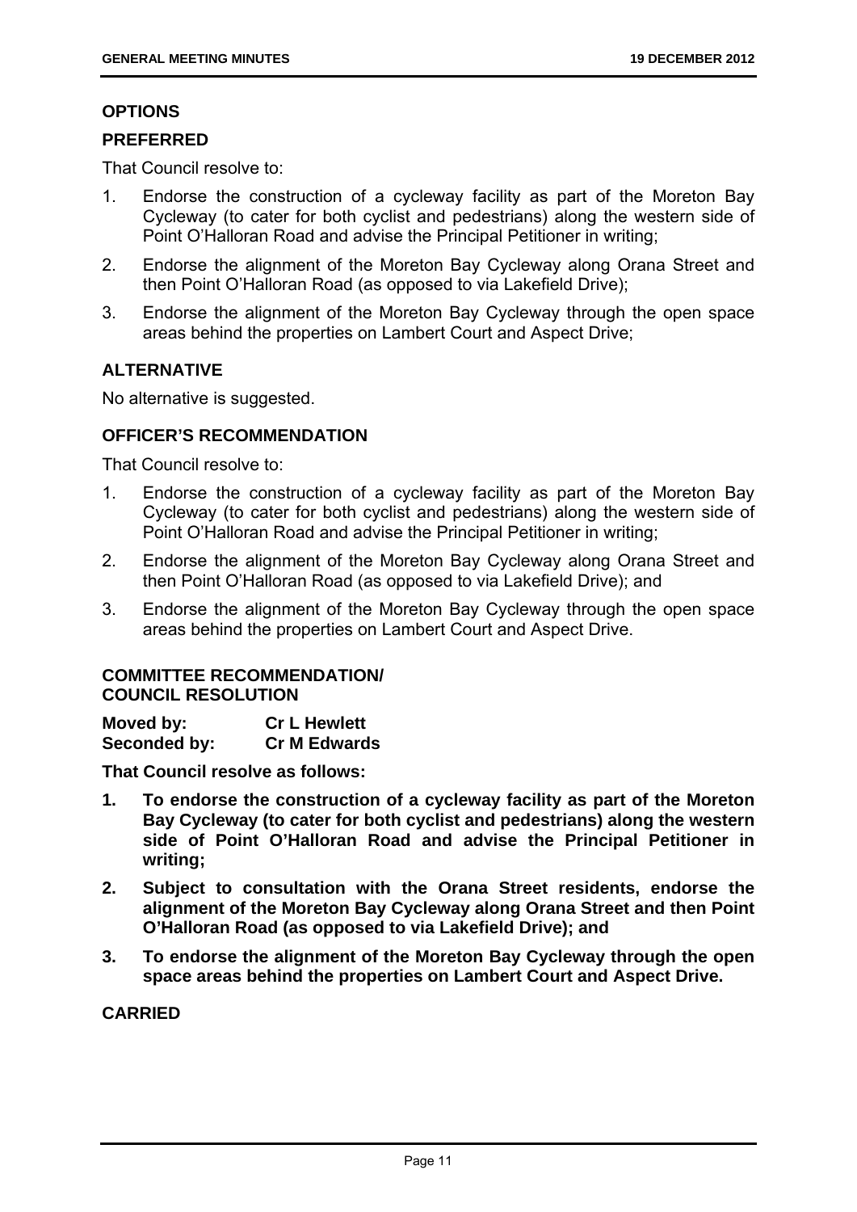## OPTIONS

### PREFERRED

That Council resolve to:

1. Endorse the construction of a cycleway facility as part of the Moreton Bay Cycleway (to cater for both cyclist and pedestrians) along the western side of Point O'Halloran Road and advise the Principal Petitioner in writing;
2. Endorse the alignment of the Moreton Bay Cycleway along Orana Street and then Point O'Halloran Road (as opposed to via Lakefield Drive);
3. Endorse the alignment of the Moreton Bay Cycleway through the open space areas behind the properties on Lambert Court and Aspect Drive;

### ALTERNATIVE

No alternative is suggested.

## OFFICER'S RECOMMENDATION

That Council resolve to:

1. Endorse the construction of a cycleway facility as part of the Moreton Bay Cycleway (to cater for both cyclist and pedestrians) along the western side of Point O'Halloran Road and advise the Principal Petitioner in writing;
2. Endorse the alignment of the Moreton Bay Cycleway along Orana Street and then Point O'Halloran Road (as opposed to via Lakefield Drive); and
3. Endorse the alignment of the Moreton Bay Cycleway through the open space areas behind the properties on Lambert Court and Aspect Drive.

## COMMITTEE RECOMMENDATION/ COUNCIL RESOLUTION

**Moved by:** **Cr L Hewlett**
**Seconded by:** **Cr M Edwards**

**That Council resolve as follows:**

1. **To endorse the construction of a cycleway facility as part of the Moreton Bay Cycleway (to cater for both cyclist and pedestrians) along the western side of Point O'Halloran Road and advise the Principal Petitioner in writing;**
2. **Subject to consultation with the Orana Street residents, endorse the alignment of the Moreton Bay Cycleway along Orana Street and then Point O'Halloran Road (as opposed to via Lakefield Drive); and**
3. **To endorse the alignment of the Moreton Bay Cycleway through the open space areas behind the properties on Lambert Court and Aspect Drive.**

**CARRIED**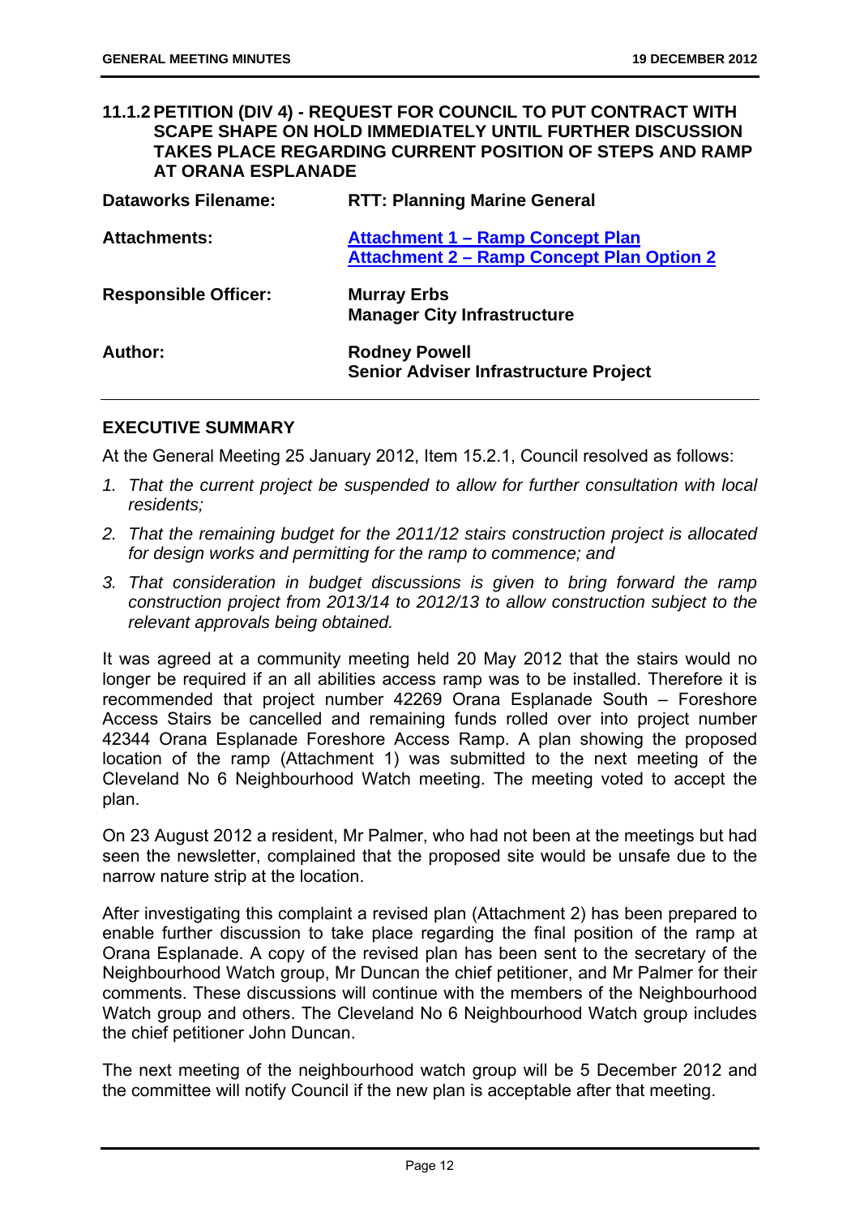## 11.1.2 PETITION (DIV 4) - REQUEST FOR COUNCIL TO PUT CONTRACT WITH SCAPE SHAPE ON HOLD IMMEDIATELY UNTIL FURTHER DISCUSSION TAKES PLACE REGARDING CURRENT POSITION OF STEPS AND RAMP AT ORANA ESPLANADE

| | |
|---|---|
| **Dataworks Filename:** | **RTT: Planning Marine General** |
| **Attachments:** | **Attachment 1 – Ramp Concept Plan**<br>**Attachment 2 – Ramp Concept Plan Option 2** |
| **Responsible Officer:** | **Murray Erbs**<br>**Manager City Infrastructure** |
| **Author:** | **Rodney Powell**<br>**Senior Adviser Infrastructure Project** |

### EXECUTIVE SUMMARY

At the General Meeting 25 January 2012, Item 15.2.1, Council resolved as follows:

1. *That the current project be suspended to allow for further consultation with local residents;*
2. *That the remaining budget for the 2011/12 stairs construction project is allocated for design works and permitting for the ramp to commence; and*
3. *That consideration in budget discussions is given to bring forward the ramp construction project from 2013/14 to 2012/13 to allow construction subject to the relevant approvals being obtained.*

It was agreed at a community meeting held 20 May 2012 that the stairs would no longer be required if an all abilities access ramp was to be installed. Therefore it is recommended that project number 42269 Orana Esplanade South – Foreshore Access Stairs be cancelled and remaining funds rolled over into project number 42344 Orana Esplanade Foreshore Access Ramp. A plan showing the proposed location of the ramp (Attachment 1) was submitted to the next meeting of the Cleveland No 6 Neighbourhood Watch meeting. The meeting voted to accept the plan.

On 23 August 2012 a resident, Mr Palmer, who had not been at the meetings but had seen the newsletter, complained that the proposed site would be unsafe due to the narrow nature strip at the location.

After investigating this complaint a revised plan (Attachment 2) has been prepared to enable further discussion to take place regarding the final position of the ramp at Orana Esplanade. A copy of the revised plan has been sent to the secretary of the Neighbourhood Watch group, Mr Duncan the chief petitioner, and Mr Palmer for their comments. These discussions will continue with the members of the Neighbourhood Watch group and others. The Cleveland No 6 Neighbourhood Watch group includes the chief petitioner John Duncan.

The next meeting of the neighbourhood watch group will be 5 December 2012 and the committee will notify Council if the new plan is acceptable after that meeting.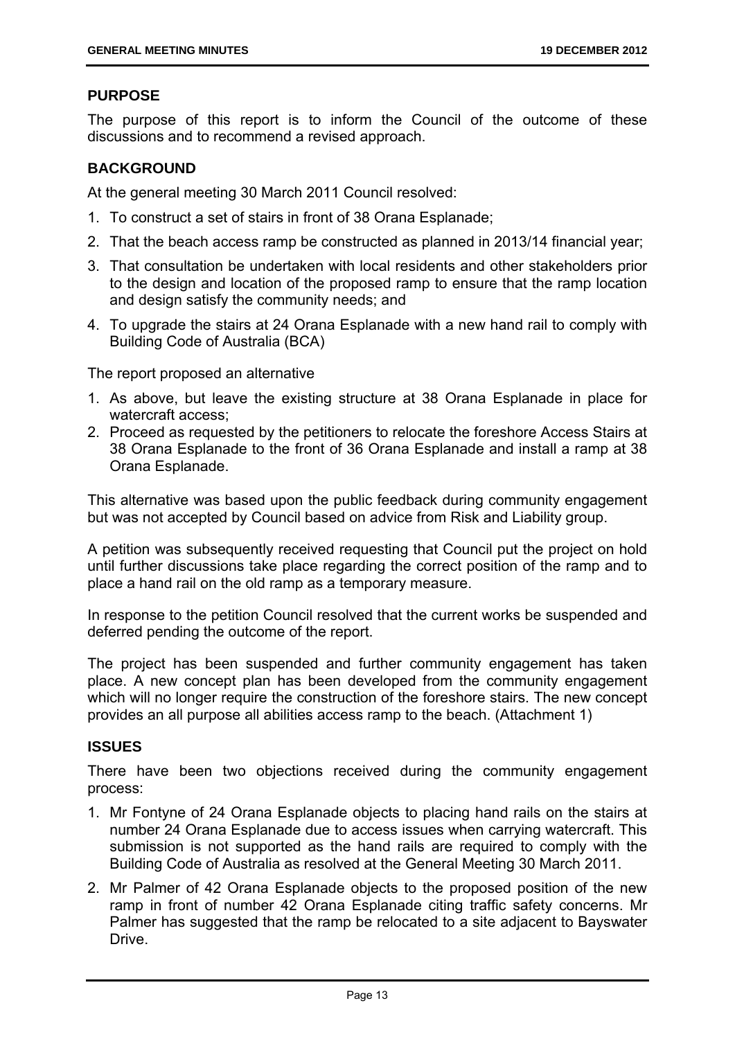## PURPOSE

The purpose of this report is to inform the Council of the outcome of these discussions and to recommend a revised approach.

## BACKGROUND

At the general meeting 30 March 2011 Council resolved:

1. To construct a set of stairs in front of 38 Orana Esplanade;
2. That the beach access ramp be constructed as planned in 2013/14 financial year;
3. That consultation be undertaken with local residents and other stakeholders prior to the design and location of the proposed ramp to ensure that the ramp location and design satisfy the community needs; and
4. To upgrade the stairs at 24 Orana Esplanade with a new hand rail to comply with Building Code of Australia (BCA)

The report proposed an alternative

1. As above, but leave the existing structure at 38 Orana Esplanade in place for watercraft access;
2. Proceed as requested by the petitioners to relocate the foreshore Access Stairs at 38 Orana Esplanade to the front of 36 Orana Esplanade and install a ramp at 38 Orana Esplanade.

This alternative was based upon the public feedback during community engagement but was not accepted by Council based on advice from Risk and Liability group.

A petition was subsequently received requesting that Council put the project on hold until further discussions take place regarding the correct position of the ramp and to place a hand rail on the old ramp as a temporary measure.

In response to the petition Council resolved that the current works be suspended and deferred pending the outcome of the report.

The project has been suspended and further community engagement has taken place. A new concept plan has been developed from the community engagement which will no longer require the construction of the foreshore stairs. The new concept provides an all purpose all abilities access ramp to the beach. (Attachment 1)

## ISSUES

There have been two objections received during the community engagement process:

1. Mr Fontyne of 24 Orana Esplanade objects to placing hand rails on the stairs at number 24 Orana Esplanade due to access issues when carrying watercraft. This submission is not supported as the hand rails are required to comply with the Building Code of Australia as resolved at the General Meeting 30 March 2011.
2. Mr Palmer of 42 Orana Esplanade objects to the proposed position of the new ramp in front of number 42 Orana Esplanade citing traffic safety concerns. Mr Palmer has suggested that the ramp be relocated to a site adjacent to Bayswater Drive.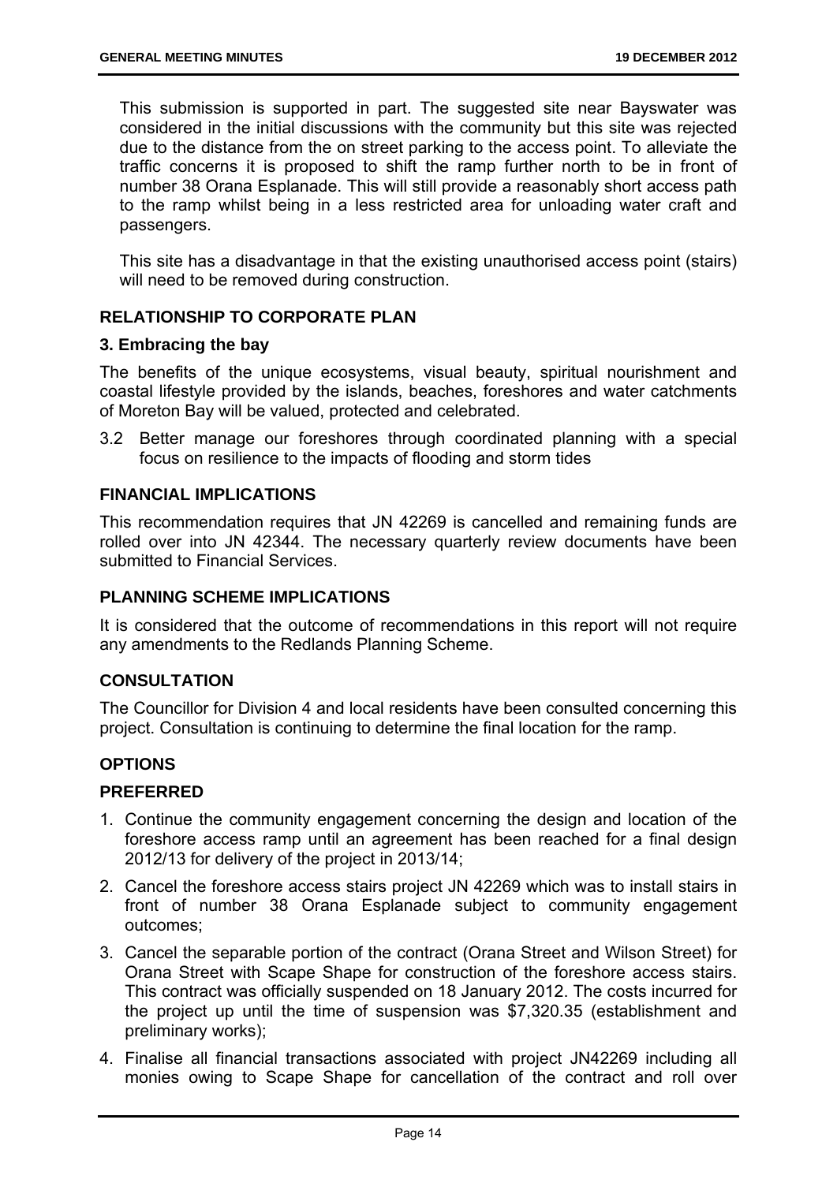This submission is supported in part. The suggested site near Bayswater was considered in the initial discussions with the community but this site was rejected due to the distance from the on street parking to the access point. To alleviate the traffic concerns it is proposed to shift the ramp further north to be in front of number 38 Orana Esplanade. This will still provide a reasonably short access path to the ramp whilst being in a less restricted area for unloading water craft and passengers.

This site has a disadvantage in that the existing unauthorised access point (stairs) will need to be removed during construction.

## RELATIONSHIP TO CORPORATE PLAN

### 3. Embracing the bay

The benefits of the unique ecosystems, visual beauty, spiritual nourishment and coastal lifestyle provided by the islands, beaches, foreshores and water catchments of Moreton Bay will be valued, protected and celebrated.

3.2 Better manage our foreshores through coordinated planning with a special focus on resilience to the impacts of flooding and storm tides

## FINANCIAL IMPLICATIONS

This recommendation requires that JN 42269 is cancelled and remaining funds are rolled over into JN 42344. The necessary quarterly review documents have been submitted to Financial Services.

## PLANNING SCHEME IMPLICATIONS

It is considered that the outcome of recommendations in this report will not require any amendments to the Redlands Planning Scheme.

## CONSULTATION

The Councillor for Division 4 and local residents have been consulted concerning this project. Consultation is continuing to determine the final location for the ramp.

## OPTIONS

### PREFERRED

1. Continue the community engagement concerning the design and location of the foreshore access ramp until an agreement has been reached for a final design 2012/13 for delivery of the project in 2013/14;
2. Cancel the foreshore access stairs project JN 42269 which was to install stairs in front of number 38 Orana Esplanade subject to community engagement outcomes;
3. Cancel the separable portion of the contract (Orana Street and Wilson Street) for Orana Street with Scape Shape for construction of the foreshore access stairs. This contract was officially suspended on 18 January 2012. The costs incurred for the project up until the time of suspension was $7,320.35 (establishment and preliminary works);
4. Finalise all financial transactions associated with project JN42269 including all monies owing to Scape Shape for cancellation of the contract and roll over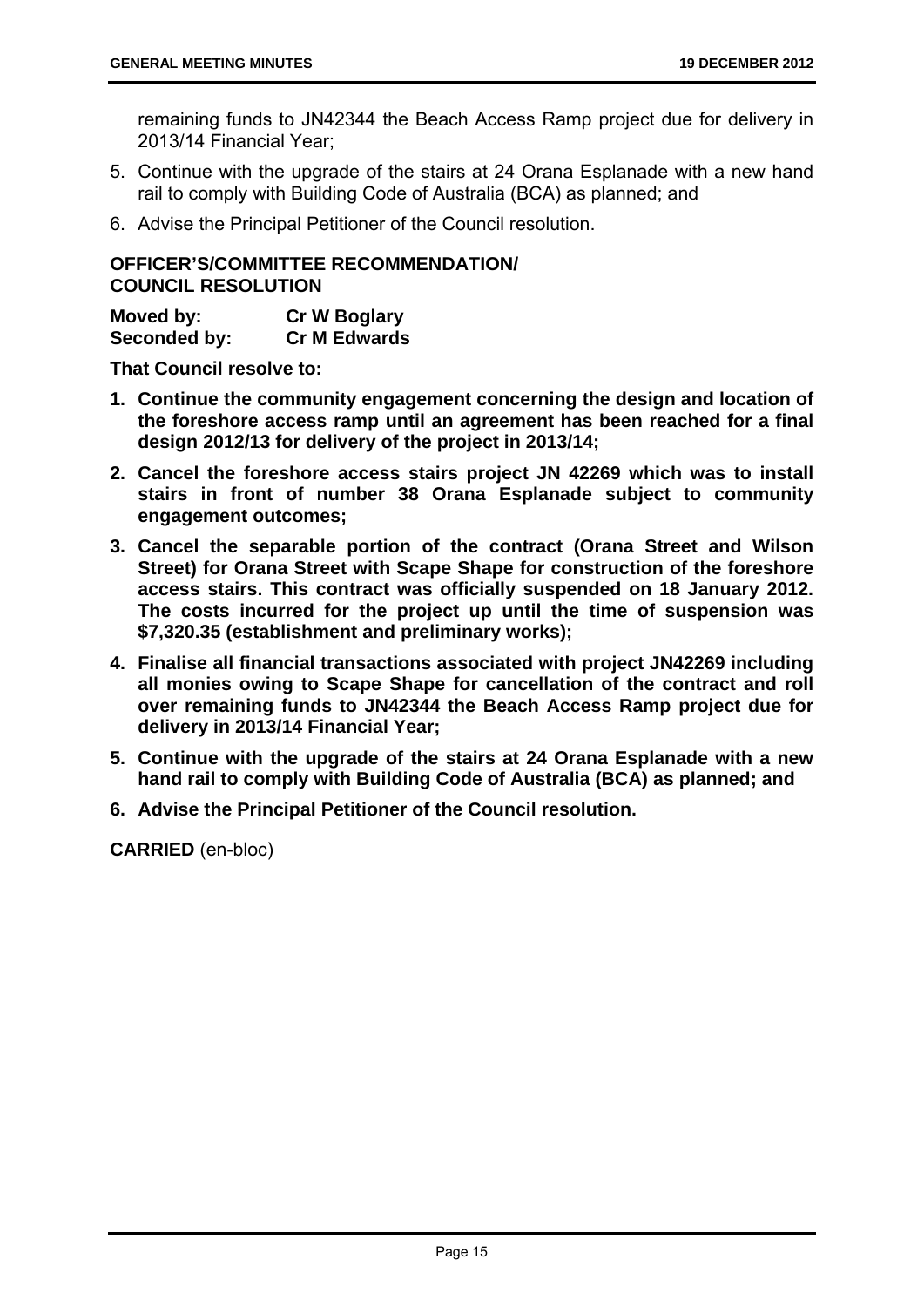remaining funds to JN42344 the Beach Access Ramp project due for delivery in 2013/14 Financial Year;

5. Continue with the upgrade of the stairs at 24 Orana Esplanade with a new hand rail to comply with Building Code of Australia (BCA) as planned; and
6. Advise the Principal Petitioner of the Council resolution.

**OFFICER'S/COMMITTEE RECOMMENDATION/ COUNCIL RESOLUTION**

**Moved by:** **Cr W Boglary**
**Seconded by:** **Cr M Edwards**

**That Council resolve to:**

1. **Continue the community engagement concerning the design and location of the foreshore access ramp until an agreement has been reached for a final design 2012/13 for delivery of the project in 2013/14;**
2. **Cancel the foreshore access stairs project JN 42269 which was to install stairs in front of number 38 Orana Esplanade subject to community engagement outcomes;**
3. **Cancel the separable portion of the contract (Orana Street and Wilson Street) for Orana Street with Scape Shape for construction of the foreshore access stairs. This contract was officially suspended on 18 January 2012. The costs incurred for the project up until the time of suspension was $7,320.35 (establishment and preliminary works);**
4. **Finalise all financial transactions associated with project JN42269 including all monies owing to Scape Shape for cancellation of the contract and roll over remaining funds to JN42344 the Beach Access Ramp project due for delivery in 2013/14 Financial Year;**
5. **Continue with the upgrade of the stairs at 24 Orana Esplanade with a new hand rail to comply with Building Code of Australia (BCA) as planned; and**
6. **Advise the Principal Petitioner of the Council resolution.**

**CARRIED** (en-bloc)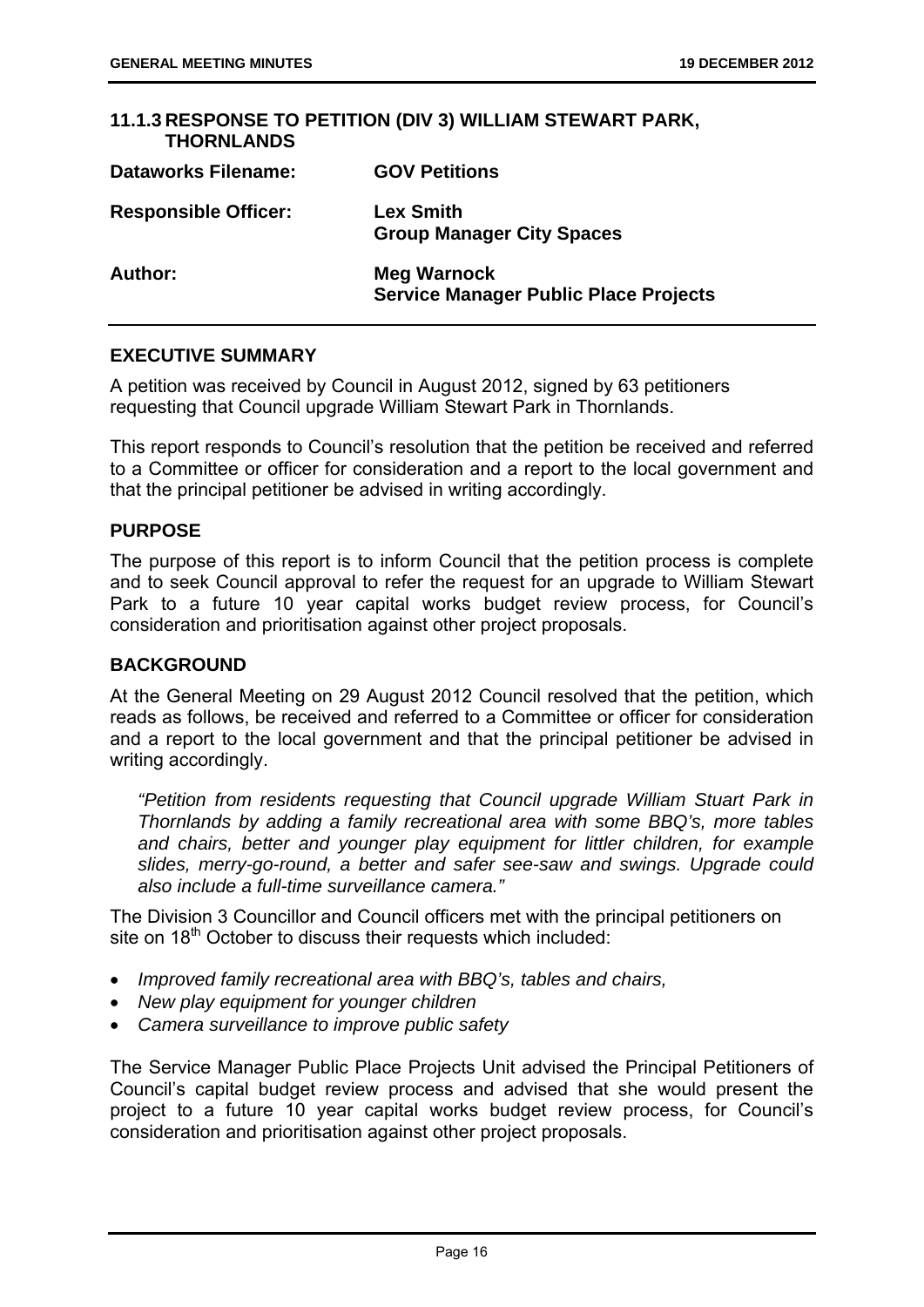## 11.1.3 RESPONSE TO PETITION (DIV 3) WILLIAM STEWART PARK, THORNLANDS

| | |
|---|---|
| **Dataworks Filename:** | **GOV Petitions** |
| **Responsible Officer:** | **Lex Smith**<br>**Group Manager City Spaces** |
| **Author:** | **Meg Warnock**<br>**Service Manager Public Place Projects** |

### EXECUTIVE SUMMARY

A petition was received by Council in August 2012, signed by 63 petitioners requesting that Council upgrade William Stewart Park in Thornlands.

This report responds to Council's resolution that the petition be received and referred to a Committee or officer for consideration and a report to the local government and that the principal petitioner be advised in writing accordingly.

### PURPOSE

The purpose of this report is to inform Council that the petition process is complete and to seek Council approval to refer the request for an upgrade to William Stewart Park to a future 10 year capital works budget review process, for Council's consideration and prioritisation against other project proposals.

### BACKGROUND

At the General Meeting on 29 August 2012 Council resolved that the petition, which reads as follows, be received and referred to a Committee or officer for consideration and a report to the local government and that the principal petitioner be advised in writing accordingly.

> *"Petition from residents requesting that Council upgrade William Stuart Park in Thornlands by adding a family recreational area with some BBQ's, more tables and chairs, better and younger play equipment for littler children, for example slides, merry-go-round, a better and safer see-saw and swings. Upgrade could also include a full-time surveillance camera."*

The Division 3 Councillor and Council officers met with the principal petitioners on site on 18th October to discuss their requests which included:

- *Improved family recreational area with BBQ's, tables and chairs,*
- *New play equipment for younger children*
- *Camera surveillance to improve public safety*

The Service Manager Public Place Projects Unit advised the Principal Petitioners of Council's capital budget review process and advised that she would present the project to a future 10 year capital works budget review process, for Council's consideration and prioritisation against other project proposals.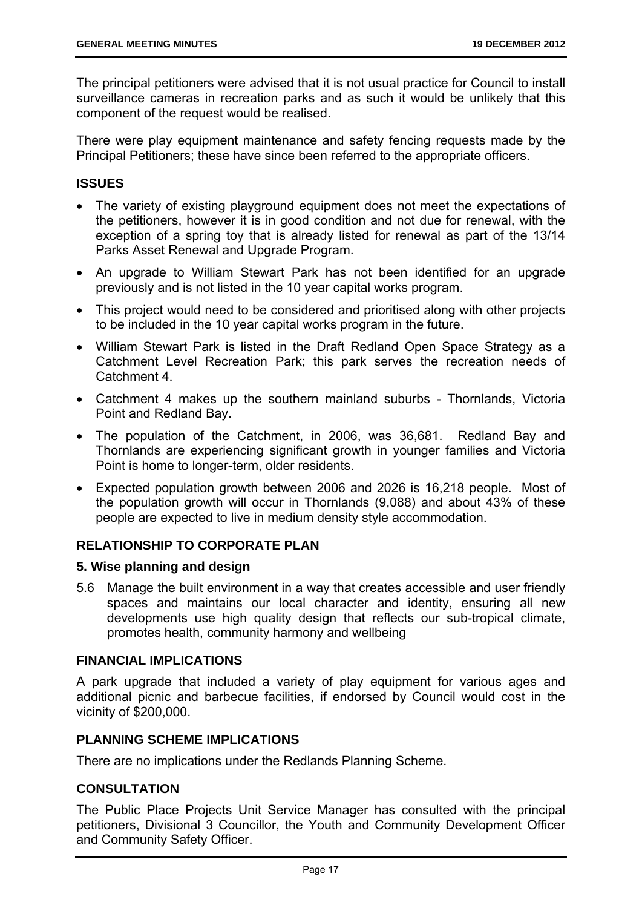The principal petitioners were advised that it is not usual practice for Council to install surveillance cameras in recreation parks and as such it would be unlikely that this component of the request would be realised.

There were play equipment maintenance and safety fencing requests made by the Principal Petitioners; these have since been referred to the appropriate officers.

## ISSUES

- The variety of existing playground equipment does not meet the expectations of the petitioners, however it is in good condition and not due for renewal, with the exception of a spring toy that is already listed for renewal as part of the 13/14 Parks Asset Renewal and Upgrade Program.
- An upgrade to William Stewart Park has not been identified for an upgrade previously and is not listed in the 10 year capital works program.
- This project would need to be considered and prioritised along with other projects to be included in the 10 year capital works program in the future.
- William Stewart Park is listed in the Draft Redland Open Space Strategy as a Catchment Level Recreation Park; this park serves the recreation needs of Catchment 4.
- Catchment 4 makes up the southern mainland suburbs - Thornlands, Victoria Point and Redland Bay.
- The population of the Catchment, in 2006, was 36,681. Redland Bay and Thornlands are experiencing significant growth in younger families and Victoria Point is home to longer-term, older residents.
- Expected population growth between 2006 and 2026 is 16,218 people. Most of the population growth will occur in Thornlands (9,088) and about 43% of these people are expected to live in medium density style accommodation.

## RELATIONSHIP TO CORPORATE PLAN

### 5. Wise planning and design

5.6 Manage the built environment in a way that creates accessible and user friendly spaces and maintains our local character and identity, ensuring all new developments use high quality design that reflects our sub-tropical climate, promotes health, community harmony and wellbeing

## FINANCIAL IMPLICATIONS

A park upgrade that included a variety of play equipment for various ages and additional picnic and barbecue facilities, if endorsed by Council would cost in the vicinity of $200,000.

## PLANNING SCHEME IMPLICATIONS

There are no implications under the Redlands Planning Scheme.

## CONSULTATION

The Public Place Projects Unit Service Manager has consulted with the principal petitioners, Divisional 3 Councillor, the Youth and Community Development Officer and Community Safety Officer.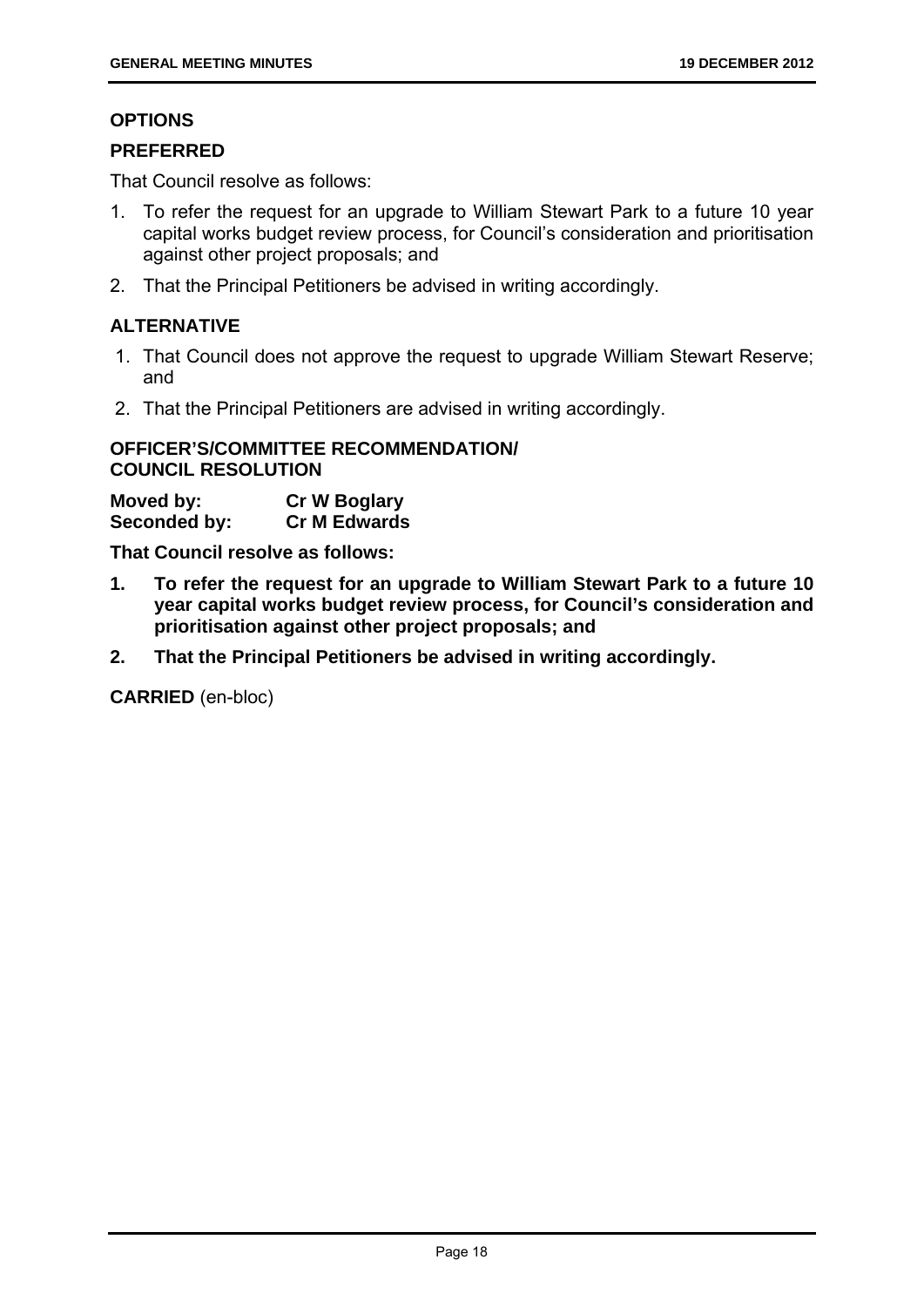## OPTIONS

### PREFERRED

That Council resolve as follows:

1. To refer the request for an upgrade to William Stewart Park to a future 10 year capital works budget review process, for Council's consideration and prioritisation against other project proposals; and
2. That the Principal Petitioners be advised in writing accordingly.

### ALTERNATIVE

1. That Council does not approve the request to upgrade William Stewart Reserve; and
2. That the Principal Petitioners are advised in writing accordingly.

### OFFICER'S/COMMITTEE RECOMMENDATION/ COUNCIL RESOLUTION

**Moved by:** **Cr W Boglary**
**Seconded by:** **Cr M Edwards**

**That Council resolve as follows:**

1. **To refer the request for an upgrade to William Stewart Park to a future 10 year capital works budget review process, for Council's consideration and prioritisation against other project proposals; and**
2. **That the Principal Petitioners be advised in writing accordingly.**

**CARRIED** (en-bloc)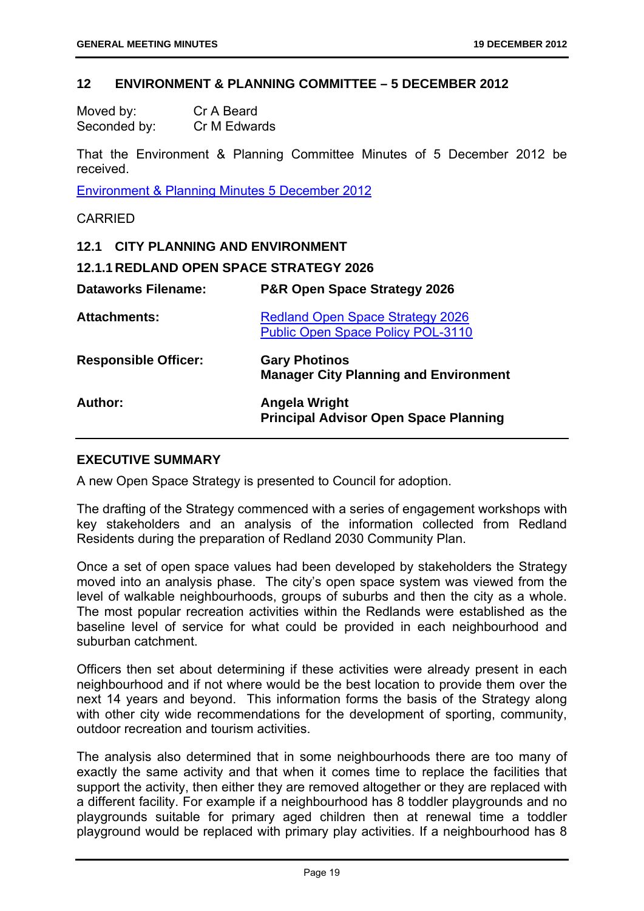## 12 ENVIRONMENT & PLANNING COMMITTEE – 5 DECEMBER 2012

Moved by: Cr A Beard
Seconded by: Cr M Edwards

That the Environment & Planning Committee Minutes of 5 December 2012 be received.

Environment & Planning Minutes 5 December 2012

CARRIED

### 12.1 CITY PLANNING AND ENVIRONMENT

### 12.1.1 REDLAND OPEN SPACE STRATEGY 2026

| | |
|---|---|
| **Dataworks Filename:** | **P&R Open Space Strategy 2026** |
| **Attachments:** | Redland Open Space Strategy 2026<br>Public Open Space Policy POL-3110 |
| **Responsible Officer:** | **Gary Photinos**<br>**Manager City Planning and Environment** |
| **Author:** | **Angela Wright**<br>**Principal Advisor Open Space Planning** |

**EXECUTIVE SUMMARY**

A new Open Space Strategy is presented to Council for adoption.

The drafting of the Strategy commenced with a series of engagement workshops with key stakeholders and an analysis of the information collected from Redland Residents during the preparation of Redland 2030 Community Plan.

Once a set of open space values had been developed by stakeholders the Strategy moved into an analysis phase. The city's open space system was viewed from the level of walkable neighbourhoods, groups of suburbs and then the city as a whole. The most popular recreation activities within the Redlands were established as the baseline level of service for what could be provided in each neighbourhood and suburban catchment.

Officers then set about determining if these activities were already present in each neighbourhood and if not where would be the best location to provide them over the next 14 years and beyond. This information forms the basis of the Strategy along with other city wide recommendations for the development of sporting, community, outdoor recreation and tourism activities.

The analysis also determined that in some neighbourhoods there are too many of exactly the same activity and that when it comes time to replace the facilities that support the activity, then either they are removed altogether or they are replaced with a different facility. For example if a neighbourhood has 8 toddler playgrounds and no playgrounds suitable for primary aged children then at renewal time a toddler playground would be replaced with primary play activities. If a neighbourhood has 8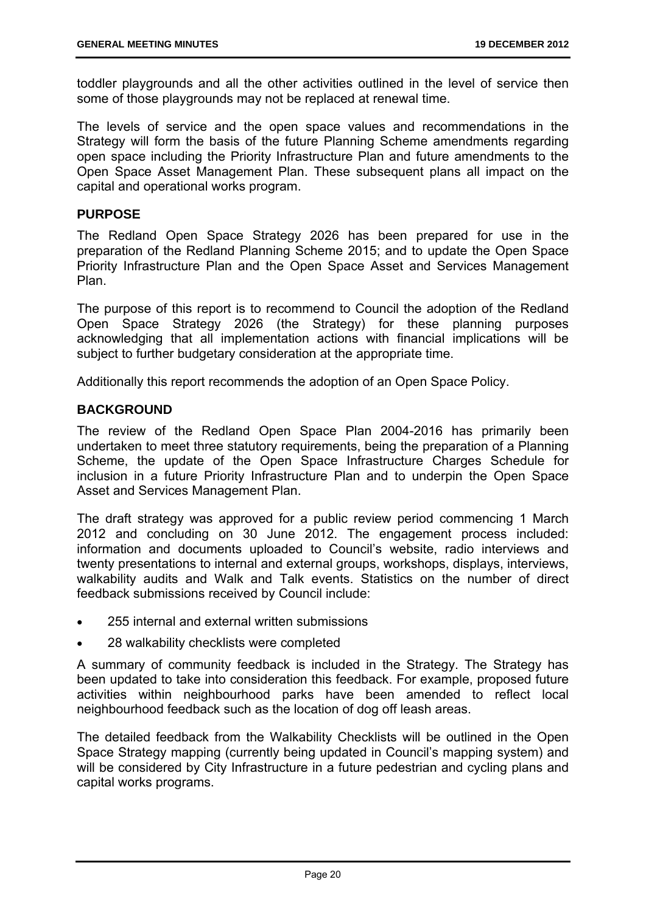toddler playgrounds and all the other activities outlined in the level of service then some of those playgrounds may not be replaced at renewal time.

The levels of service and the open space values and recommendations in the Strategy will form the basis of the future Planning Scheme amendments regarding open space including the Priority Infrastructure Plan and future amendments to the Open Space Asset Management Plan. These subsequent plans all impact on the capital and operational works program.

## PURPOSE

The Redland Open Space Strategy 2026 has been prepared for use in the preparation of the Redland Planning Scheme 2015; and to update the Open Space Priority Infrastructure Plan and the Open Space Asset and Services Management Plan.

The purpose of this report is to recommend to Council the adoption of the Redland Open Space Strategy 2026 (the Strategy) for these planning purposes acknowledging that all implementation actions with financial implications will be subject to further budgetary consideration at the appropriate time.

Additionally this report recommends the adoption of an Open Space Policy.

## BACKGROUND

The review of the Redland Open Space Plan 2004-2016 has primarily been undertaken to meet three statutory requirements, being the preparation of a Planning Scheme, the update of the Open Space Infrastructure Charges Schedule for inclusion in a future Priority Infrastructure Plan and to underpin the Open Space Asset and Services Management Plan.

The draft strategy was approved for a public review period commencing 1 March 2012 and concluding on 30 June 2012. The engagement process included: information and documents uploaded to Council's website, radio interviews and twenty presentations to internal and external groups, workshops, displays, interviews, walkability audits and Walk and Talk events. Statistics on the number of direct feedback submissions received by Council include:

- 255 internal and external written submissions
- 28 walkability checklists were completed

A summary of community feedback is included in the Strategy. The Strategy has been updated to take into consideration this feedback. For example, proposed future activities within neighbourhood parks have been amended to reflect local neighbourhood feedback such as the location of dog off leash areas.

The detailed feedback from the Walkability Checklists will be outlined in the Open Space Strategy mapping (currently being updated in Council's mapping system) and will be considered by City Infrastructure in a future pedestrian and cycling plans and capital works programs.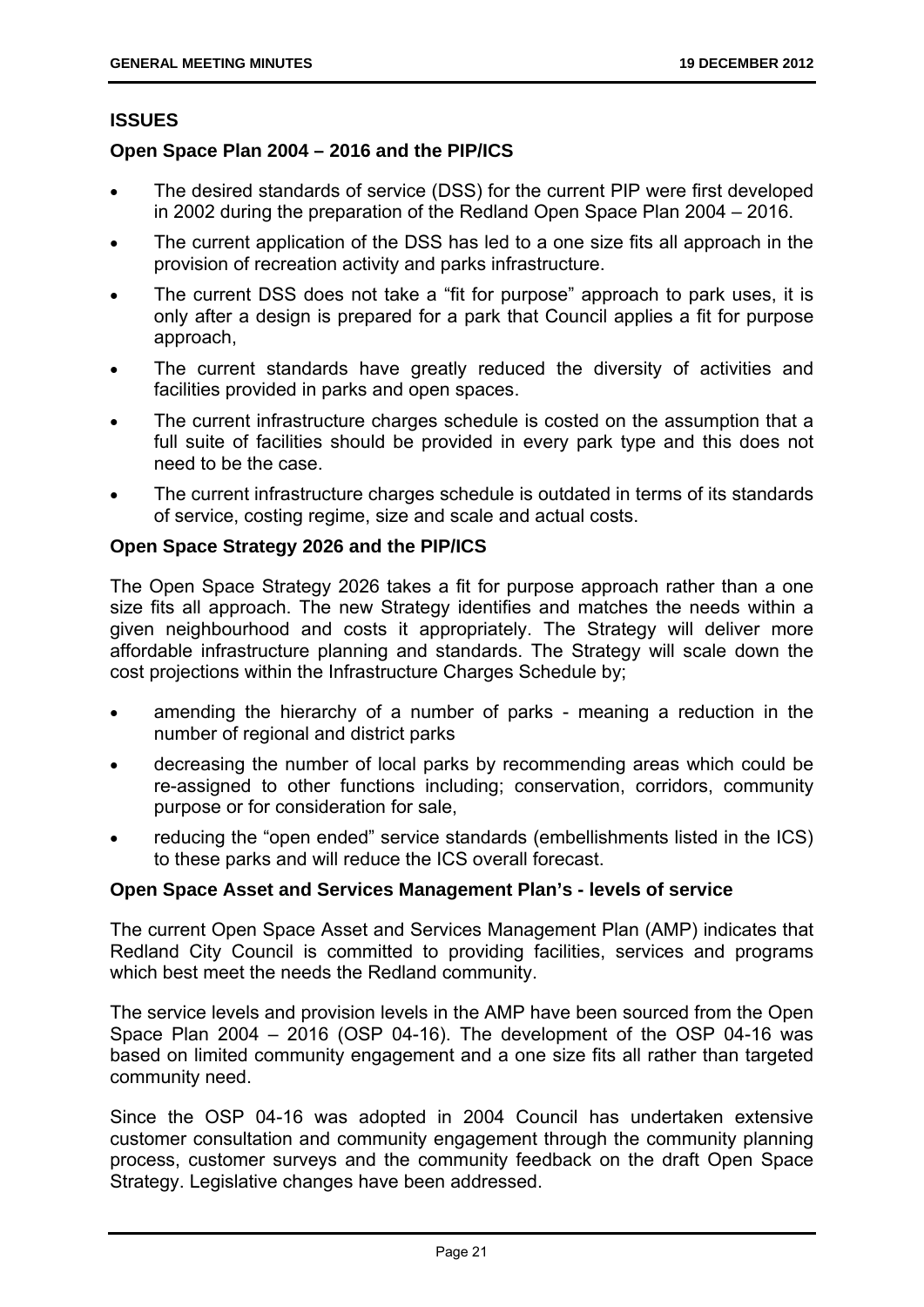## ISSUES

### Open Space Plan 2004 – 2016 and the PIP/ICS

- The desired standards of service (DSS) for the current PIP were first developed in 2002 during the preparation of the Redland Open Space Plan 2004 – 2016.
- The current application of the DSS has led to a one size fits all approach in the provision of recreation activity and parks infrastructure.
- The current DSS does not take a "fit for purpose" approach to park uses, it is only after a design is prepared for a park that Council applies a fit for purpose approach,
- The current standards have greatly reduced the diversity of activities and facilities provided in parks and open spaces.
- The current infrastructure charges schedule is costed on the assumption that a full suite of facilities should be provided in every park type and this does not need to be the case.
- The current infrastructure charges schedule is outdated in terms of its standards of service, costing regime, size and scale and actual costs.

### Open Space Strategy 2026 and the PIP/ICS

The Open Space Strategy 2026 takes a fit for purpose approach rather than a one size fits all approach. The new Strategy identifies and matches the needs within a given neighbourhood and costs it appropriately. The Strategy will deliver more affordable infrastructure planning and standards. The Strategy will scale down the cost projections within the Infrastructure Charges Schedule by;

- amending the hierarchy of a number of parks - meaning a reduction in the number of regional and district parks
- decreasing the number of local parks by recommending areas which could be re-assigned to other functions including; conservation, corridors, community purpose or for consideration for sale,
- reducing the "open ended" service standards (embellishments listed in the ICS) to these parks and will reduce the ICS overall forecast.

### Open Space Asset and Services Management Plan's - levels of service

The current Open Space Asset and Services Management Plan (AMP) indicates that Redland City Council is committed to providing facilities, services and programs which best meet the needs the Redland community.

The service levels and provision levels in the AMP have been sourced from the Open Space Plan 2004 – 2016 (OSP 04-16). The development of the OSP 04-16 was based on limited community engagement and a one size fits all rather than targeted community need.

Since the OSP 04-16 was adopted in 2004 Council has undertaken extensive customer consultation and community engagement through the community planning process, customer surveys and the community feedback on the draft Open Space Strategy. Legislative changes have been addressed.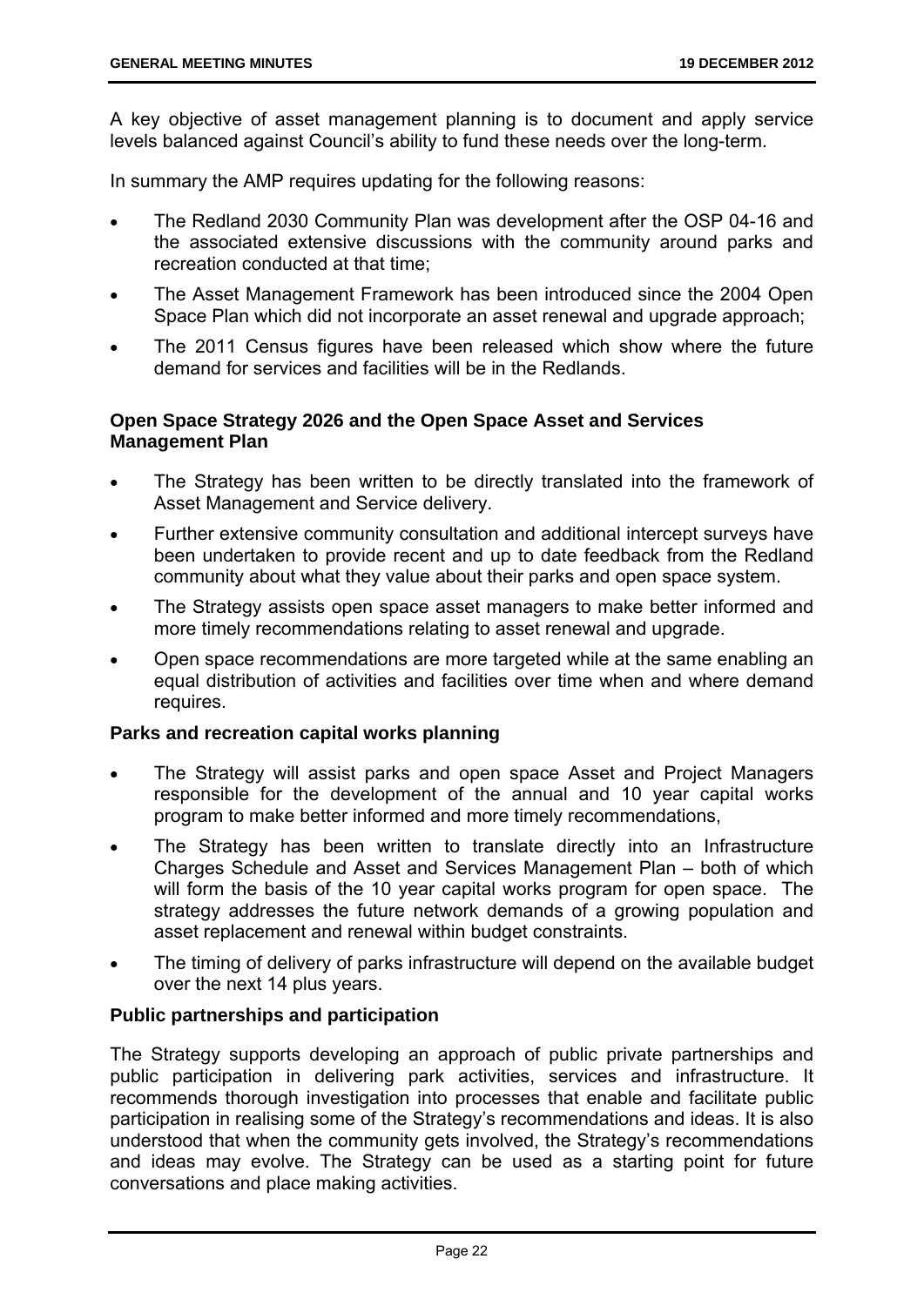A key objective of asset management planning is to document and apply service levels balanced against Council's ability to fund these needs over the long-term.

In summary the AMP requires updating for the following reasons:

- The Redland 2030 Community Plan was development after the OSP 04-16 and the associated extensive discussions with the community around parks and recreation conducted at that time;
- The Asset Management Framework has been introduced since the 2004 Open Space Plan which did not incorporate an asset renewal and upgrade approach;
- The 2011 Census figures have been released which show where the future demand for services and facilities will be in the Redlands.

**Open Space Strategy 2026 and the Open Space Asset and Services Management Plan**

- The Strategy has been written to be directly translated into the framework of Asset Management and Service delivery.
- Further extensive community consultation and additional intercept surveys have been undertaken to provide recent and up to date feedback from the Redland community about what they value about their parks and open space system.
- The Strategy assists open space asset managers to make better informed and more timely recommendations relating to asset renewal and upgrade.
- Open space recommendations are more targeted while at the same enabling an equal distribution of activities and facilities over time when and where demand requires.

**Parks and recreation capital works planning**

- The Strategy will assist parks and open space Asset and Project Managers responsible for the development of the annual and 10 year capital works program to make better informed and more timely recommendations,
- The Strategy has been written to translate directly into an Infrastructure Charges Schedule and Asset and Services Management Plan – both of which will form the basis of the 10 year capital works program for open space. The strategy addresses the future network demands of a growing population and asset replacement and renewal within budget constraints.
- The timing of delivery of parks infrastructure will depend on the available budget over the next 14 plus years.

**Public partnerships and participation**

The Strategy supports developing an approach of public private partnerships and public participation in delivering park activities, services and infrastructure. It recommends thorough investigation into processes that enable and facilitate public participation in realising some of the Strategy's recommendations and ideas. It is also understood that when the community gets involved, the Strategy's recommendations and ideas may evolve. The Strategy can be used as a starting point for future conversations and place making activities.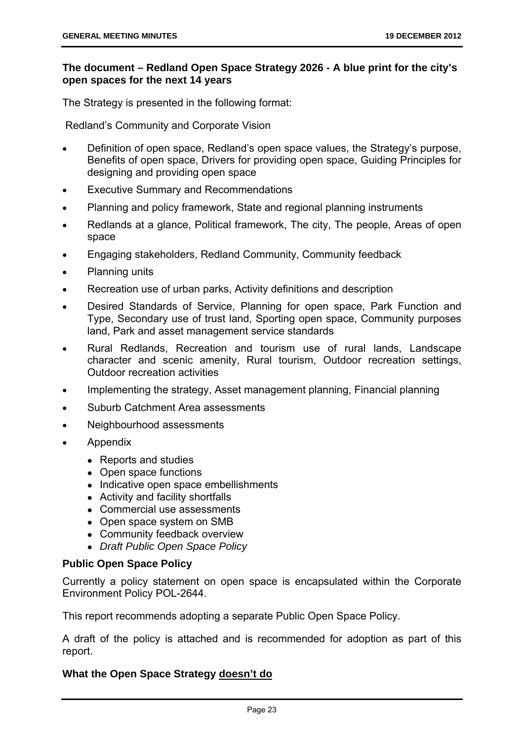**The document – Redland Open Space Strategy 2026 - A blue print for the city's open spaces for the next 14 years**

The Strategy is presented in the following format:

Redland's Community and Corporate Vision

- Definition of open space, Redland's open space values, the Strategy's purpose, Benefits of open space, Drivers for providing open space, Guiding Principles for designing and providing open space
- Executive Summary and Recommendations
- Planning and policy framework, State and regional planning instruments
- Redlands at a glance, Political framework, The city, The people, Areas of open space
- Engaging stakeholders, Redland Community, Community feedback
- Planning units
- Recreation use of urban parks, Activity definitions and description
- Desired Standards of Service, Planning for open space, Park Function and Type, Secondary use of trust land, Sporting open space, Community purposes land, Park and asset management service standards
- Rural Redlands, Recreation and tourism use of rural lands, Landscape character and scenic amenity, Rural tourism, Outdoor recreation settings, Outdoor recreation activities
- Implementing the strategy, Asset management planning, Financial planning
- Suburb Catchment Area assessments
- Neighbourhood assessments
- Appendix
  - Reports and studies
  - Open space functions
  - Indicative open space embellishments
  - Activity and facility shortfalls
  - Commercial use assessments
  - Open space system on SMB
  - Community feedback overview
  - *Draft Public Open Space Policy*

**Public Open Space Policy**

Currently a policy statement on open space is encapsulated within the Corporate Environment Policy POL-2644.

This report recommends adopting a separate Public Open Space Policy.

A draft of the policy is attached and is recommended for adoption as part of this report.

**What the Open Space Strategy <u>doesn't do</u>**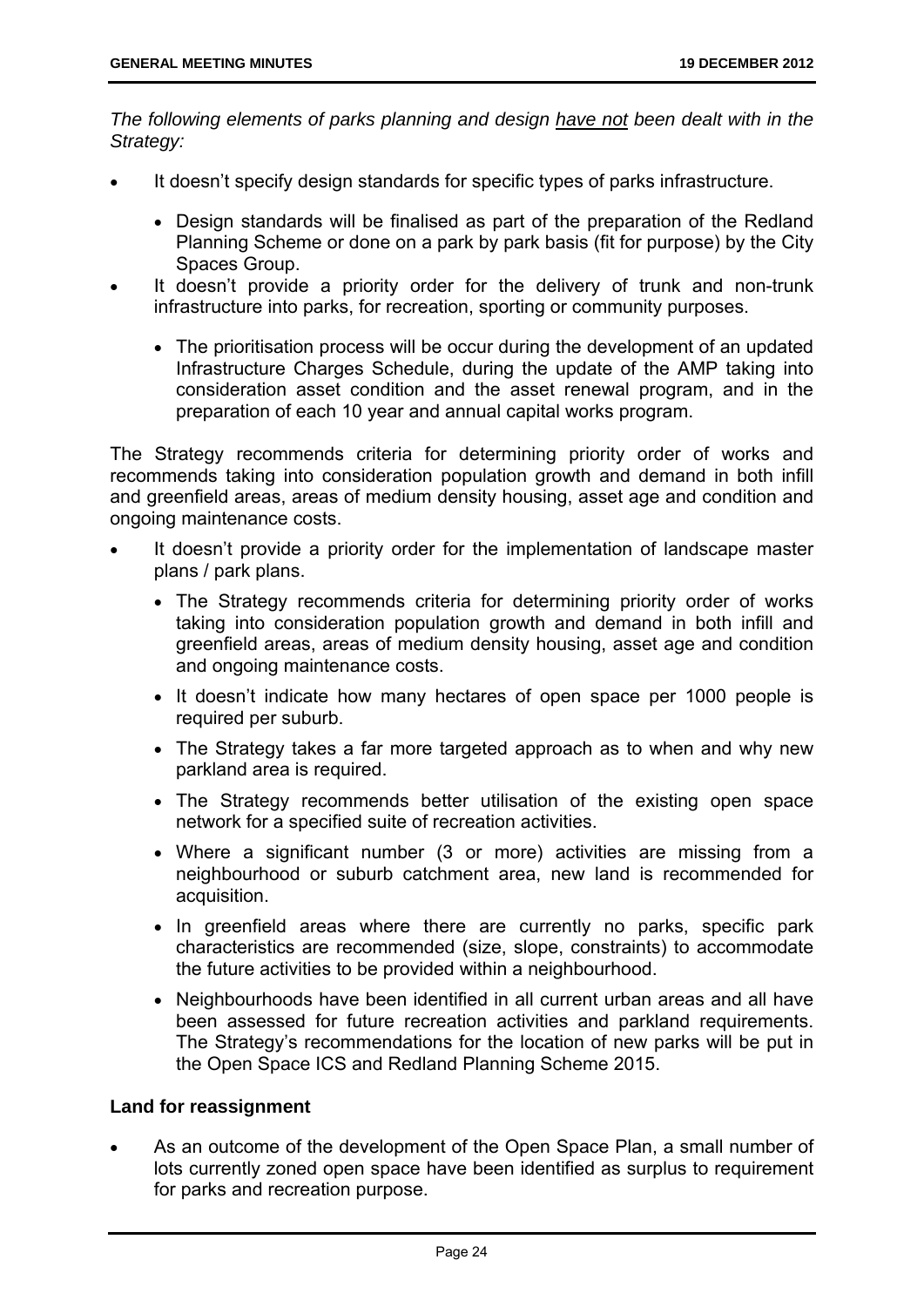*The following elements of parks planning and design <u>have not</u> been dealt with in the Strategy:*

- It doesn't specify design standards for specific types of parks infrastructure.
  - Design standards will be finalised as part of the preparation of the Redland Planning Scheme or done on a park by park basis (fit for purpose) by the City Spaces Group.
- It doesn't provide a priority order for the delivery of trunk and non-trunk infrastructure into parks, for recreation, sporting or community purposes.
  - The prioritisation process will be occur during the development of an updated Infrastructure Charges Schedule, during the update of the AMP taking into consideration asset condition and the asset renewal program, and in the preparation of each 10 year and annual capital works program.

The Strategy recommends criteria for determining priority order of works and recommends taking into consideration population growth and demand in both infill and greenfield areas, areas of medium density housing, asset age and condition and ongoing maintenance costs.

- It doesn't provide a priority order for the implementation of landscape master plans / park plans.
  - The Strategy recommends criteria for determining priority order of works taking into consideration population growth and demand in both infill and greenfield areas, areas of medium density housing, asset age and condition and ongoing maintenance costs.
  - It doesn't indicate how many hectares of open space per 1000 people is required per suburb.
  - The Strategy takes a far more targeted approach as to when and why new parkland area is required.
  - The Strategy recommends better utilisation of the existing open space network for a specified suite of recreation activities.
  - Where a significant number (3 or more) activities are missing from a neighbourhood or suburb catchment area, new land is recommended for acquisition.
  - In greenfield areas where there are currently no parks, specific park characteristics are recommended (size, slope, constraints) to accommodate the future activities to be provided within a neighbourhood.
  - Neighbourhoods have been identified in all current urban areas and all have been assessed for future recreation activities and parkland requirements. The Strategy's recommendations for the location of new parks will be put in the Open Space ICS and Redland Planning Scheme 2015.

**Land for reassignment**

- As an outcome of the development of the Open Space Plan, a small number of lots currently zoned open space have been identified as surplus to requirement for parks and recreation purpose.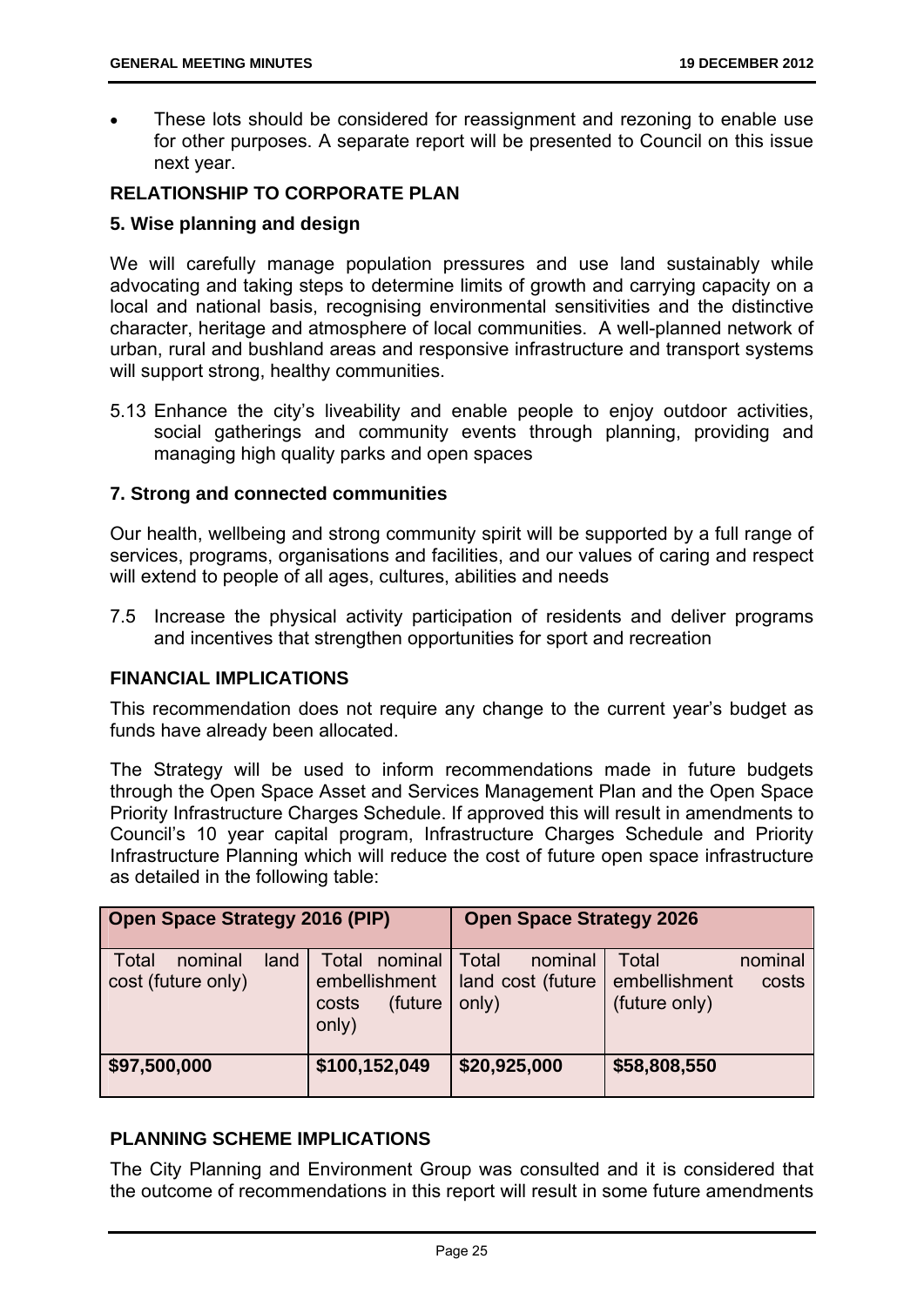- These lots should be considered for reassignment and rezoning to enable use for other purposes. A separate report will be presented to Council on this issue next year.

## RELATIONSHIP TO CORPORATE PLAN

### 5. Wise planning and design

We will carefully manage population pressures and use land sustainably while advocating and taking steps to determine limits of growth and carrying capacity on a local and national basis, recognising environmental sensitivities and the distinctive character, heritage and atmosphere of local communities. A well-planned network of urban, rural and bushland areas and responsive infrastructure and transport systems will support strong, healthy communities.

5.13 Enhance the city's liveability and enable people to enjoy outdoor activities, social gatherings and community events through planning, providing and managing high quality parks and open spaces

### 7. Strong and connected communities

Our health, wellbeing and strong community spirit will be supported by a full range of services, programs, organisations and facilities, and our values of caring and respect will extend to people of all ages, cultures, abilities and needs

7.5 Increase the physical activity participation of residents and deliver programs and incentives that strengthen opportunities for sport and recreation

## FINANCIAL IMPLICATIONS

This recommendation does not require any change to the current year's budget as funds have already been allocated.

The Strategy will be used to inform recommendations made in future budgets through the Open Space Asset and Services Management Plan and the Open Space Priority Infrastructure Charges Schedule. If approved this will result in amendments to Council's 10 year capital program, Infrastructure Charges Schedule and Priority Infrastructure Planning which will reduce the cost of future open space infrastructure as detailed in the following table:

| **Open Space Strategy 2016 (PIP)** | | **Open Space Strategy 2026** | |
|---|---|---|---|
| Total nominal land cost (future only) | Total nominal embellishment costs (future only) | Total nominal land cost (future only) | Total nominal embellishment costs (future only) |
| **\$97,500,000** | **\$100,152,049** | **\$20,925,000** | **\$58,808,550** |

## PLANNING SCHEME IMPLICATIONS

The City Planning and Environment Group was consulted and it is considered that the outcome of recommendations in this report will result in some future amendments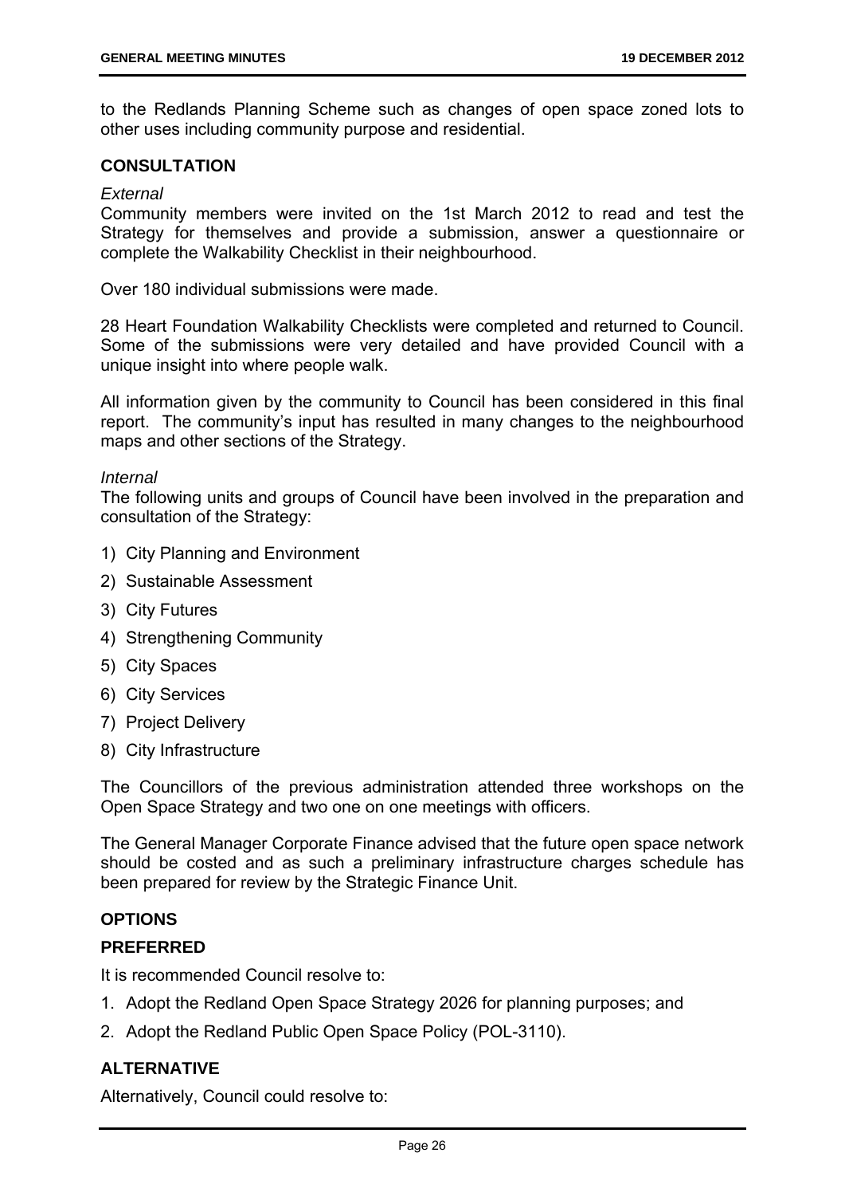to the Redlands Planning Scheme such as changes of open space zoned lots to other uses including community purpose and residential.

## CONSULTATION

*External*

Community members were invited on the 1st March 2012 to read and test the Strategy for themselves and provide a submission, answer a questionnaire or complete the Walkability Checklist in their neighbourhood.

Over 180 individual submissions were made.

28 Heart Foundation Walkability Checklists were completed and returned to Council. Some of the submissions were very detailed and have provided Council with a unique insight into where people walk.

All information given by the community to Council has been considered in this final report. The community's input has resulted in many changes to the neighbourhood maps and other sections of the Strategy.

*Internal*

The following units and groups of Council have been involved in the preparation and consultation of the Strategy:

1) City Planning and Environment
2) Sustainable Assessment
3) City Futures
4) Strengthening Community
5) City Spaces
6) City Services
7) Project Delivery
8) City Infrastructure

The Councillors of the previous administration attended three workshops on the Open Space Strategy and two one on one meetings with officers.

The General Manager Corporate Finance advised that the future open space network should be costed and as such a preliminary infrastructure charges schedule has been prepared for review by the Strategic Finance Unit.

## OPTIONS

### PREFERRED

It is recommended Council resolve to:

1. Adopt the Redland Open Space Strategy 2026 for planning purposes; and
2. Adopt the Redland Public Open Space Policy (POL-3110).

### ALTERNATIVE

Alternatively, Council could resolve to: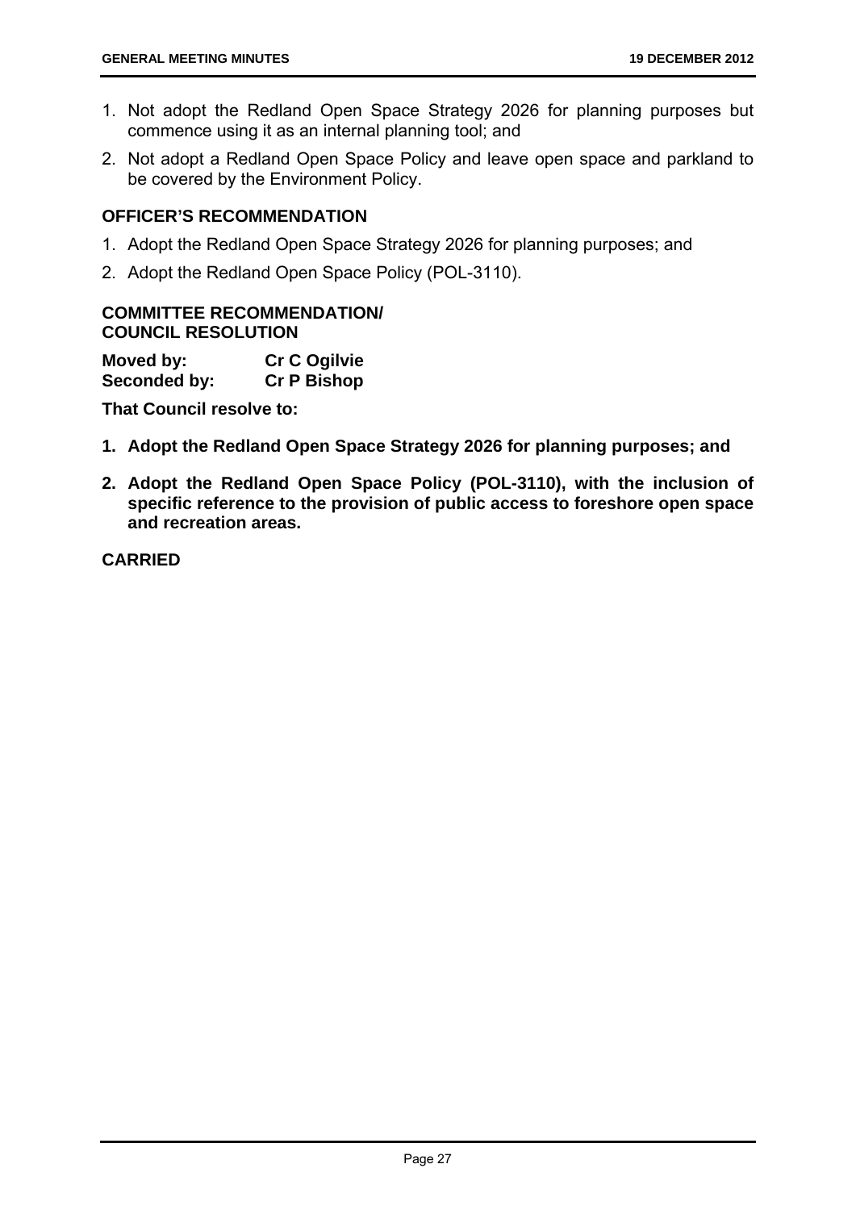1. Not adopt the Redland Open Space Strategy 2026 for planning purposes but commence using it as an internal planning tool; and
2. Not adopt a Redland Open Space Policy and leave open space and parkland to be covered by the Environment Policy.

## OFFICER'S RECOMMENDATION

1. Adopt the Redland Open Space Strategy 2026 for planning purposes; and
2. Adopt the Redland Open Space Policy (POL-3110).

## COMMITTEE RECOMMENDATION/ COUNCIL RESOLUTION

**Moved by:** **Cr C Ogilvie**
**Seconded by:** **Cr P Bishop**

**That Council resolve to:**

1. **Adopt the Redland Open Space Strategy 2026 for planning purposes; and**
2. **Adopt the Redland Open Space Policy (POL-3110), with the inclusion of specific reference to the provision of public access to foreshore open space and recreation areas.**

**CARRIED**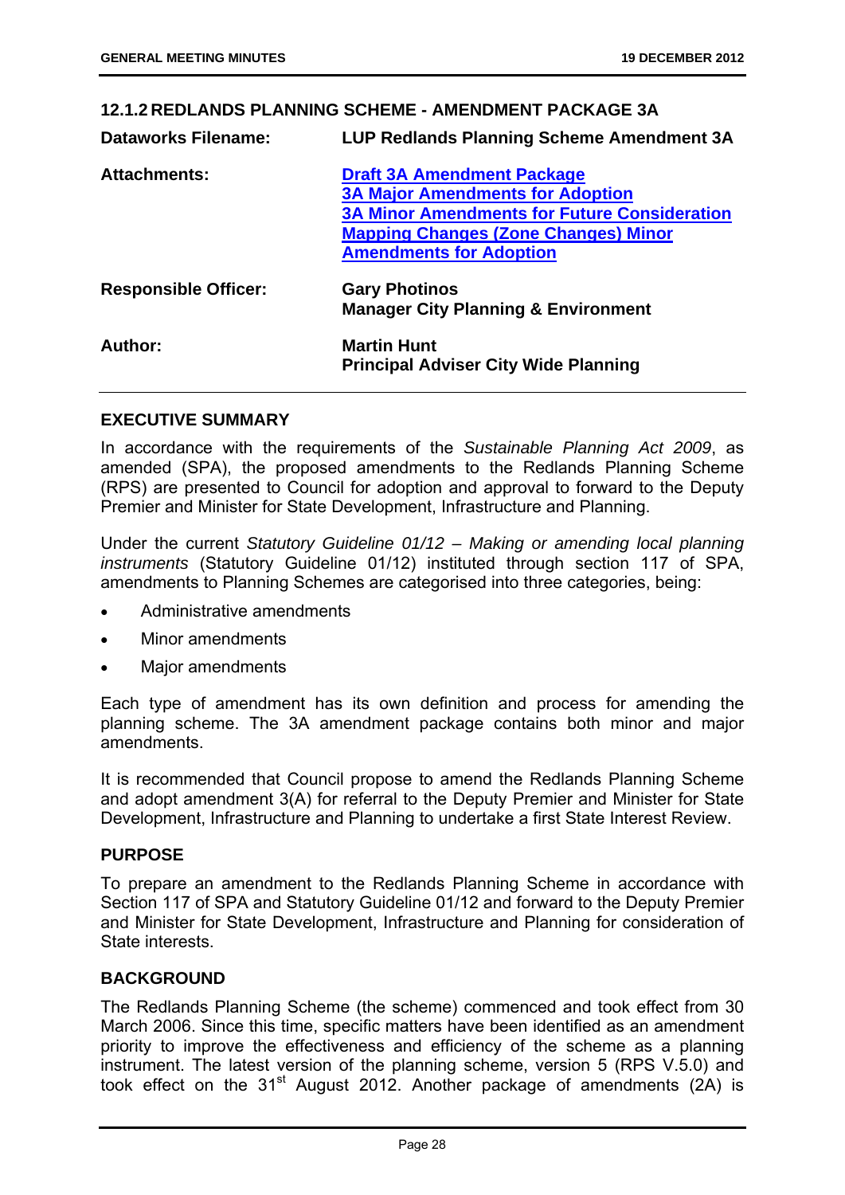### 12.1.2 REDLANDS PLANNING SCHEME - AMENDMENT PACKAGE 3A

| | |
|---|---|
| **Dataworks Filename:** | **LUP Redlands Planning Scheme Amendment 3A** |
| **Attachments:** | **Draft 3A Amendment Package**<br>**3A Major Amendments for Adoption**<br>**3A Minor Amendments for Future Consideration**<br>**Mapping Changes (Zone Changes) Minor Amendments for Adoption** |
| **Responsible Officer:** | **Gary Photinos**<br>**Manager City Planning & Environment** |
| **Author:** | **Martin Hunt**<br>**Principal Adviser City Wide Planning** |

#### EXECUTIVE SUMMARY

In accordance with the requirements of the *Sustainable Planning Act 2009*, as amended (SPA), the proposed amendments to the Redlands Planning Scheme (RPS) are presented to Council for adoption and approval to forward to the Deputy Premier and Minister for State Development, Infrastructure and Planning.

Under the current *Statutory Guideline 01/12 – Making or amending local planning instruments* (Statutory Guideline 01/12) instituted through section 117 of SPA, amendments to Planning Schemes are categorised into three categories, being:

- Administrative amendments
- Minor amendments
- Major amendments

Each type of amendment has its own definition and process for amending the planning scheme. The 3A amendment package contains both minor and major amendments.

It is recommended that Council propose to amend the Redlands Planning Scheme and adopt amendment 3(A) for referral to the Deputy Premier and Minister for State Development, Infrastructure and Planning to undertake a first State Interest Review.

#### PURPOSE

To prepare an amendment to the Redlands Planning Scheme in accordance with Section 117 of SPA and Statutory Guideline 01/12 and forward to the Deputy Premier and Minister for State Development, Infrastructure and Planning for consideration of State interests.

#### BACKGROUND

The Redlands Planning Scheme (the scheme) commenced and took effect from 30 March 2006. Since this time, specific matters have been identified as an amendment priority to improve the effectiveness and efficiency of the scheme as a planning instrument. The latest version of the planning scheme, version 5 (RPS V.5.0) and took effect on the 31st August 2012. Another package of amendments (2A) is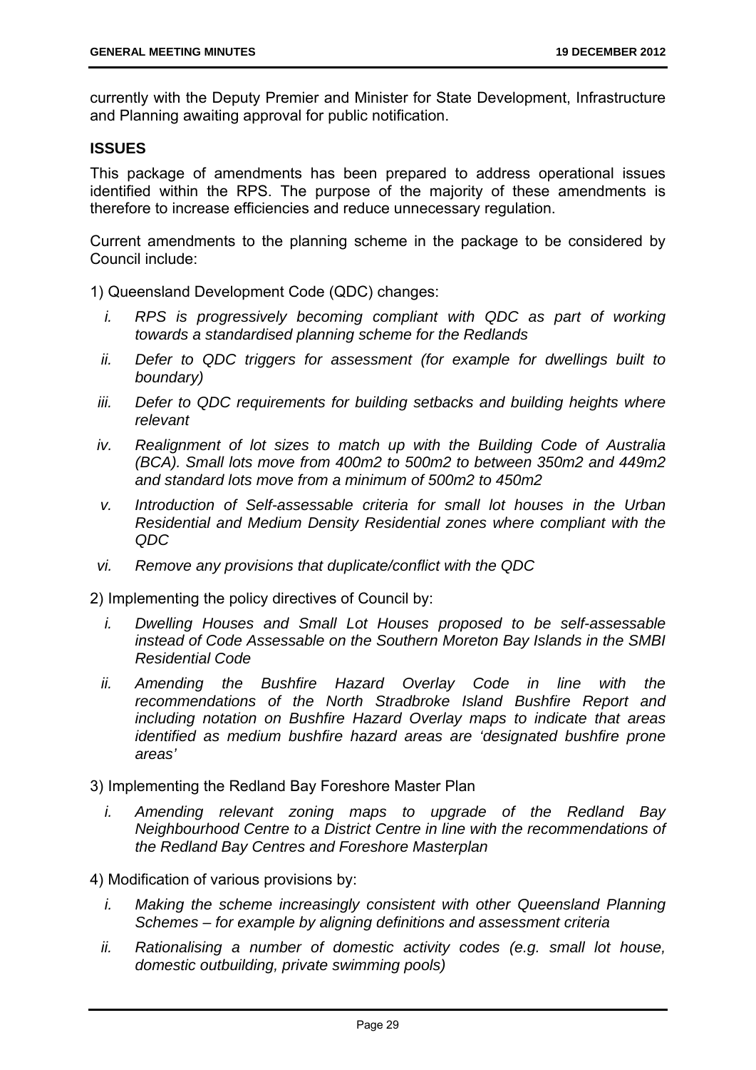currently with the Deputy Premier and Minister for State Development, Infrastructure and Planning awaiting approval for public notification.

**ISSUES**

This package of amendments has been prepared to address operational issues identified within the RPS. The purpose of the majority of these amendments is therefore to increase efficiencies and reduce unnecessary regulation.

Current amendments to the planning scheme in the package to be considered by Council include:

1) Queensland Development Code (QDC) changes:

   i. *RPS is progressively becoming compliant with QDC as part of working towards a standardised planning scheme for the Redlands*

   ii. *Defer to QDC triggers for assessment (for example for dwellings built to boundary)*

   iii. *Defer to QDC requirements for building setbacks and building heights where relevant*

   iv. *Realignment of lot sizes to match up with the Building Code of Australia (BCA). Small lots move from 400m2 to 500m2 to between 350m2 and 449m2 and standard lots move from a minimum of 500m2 to 450m2*

   v. *Introduction of Self-assessable criteria for small lot houses in the Urban Residential and Medium Density Residential zones where compliant with the QDC*

   vi. *Remove any provisions that duplicate/conflict with the QDC*

2) Implementing the policy directives of Council by:

   i. *Dwelling Houses and Small Lot Houses proposed to be self-assessable instead of Code Assessable on the Southern Moreton Bay Islands in the SMBI Residential Code*

   ii. *Amending the Bushfire Hazard Overlay Code in line with the recommendations of the North Stradbroke Island Bushfire Report and including notation on Bushfire Hazard Overlay maps to indicate that areas identified as medium bushfire hazard areas are 'designated bushfire prone areas'*

3) Implementing the Redland Bay Foreshore Master Plan

   i. *Amending relevant zoning maps to upgrade of the Redland Bay Neighbourhood Centre to a District Centre in line with the recommendations of the Redland Bay Centres and Foreshore Masterplan*

4) Modification of various provisions by:

   i. *Making the scheme increasingly consistent with other Queensland Planning Schemes – for example by aligning definitions and assessment criteria*

   ii. *Rationalising a number of domestic activity codes (e.g. small lot house, domestic outbuilding, private swimming pools)*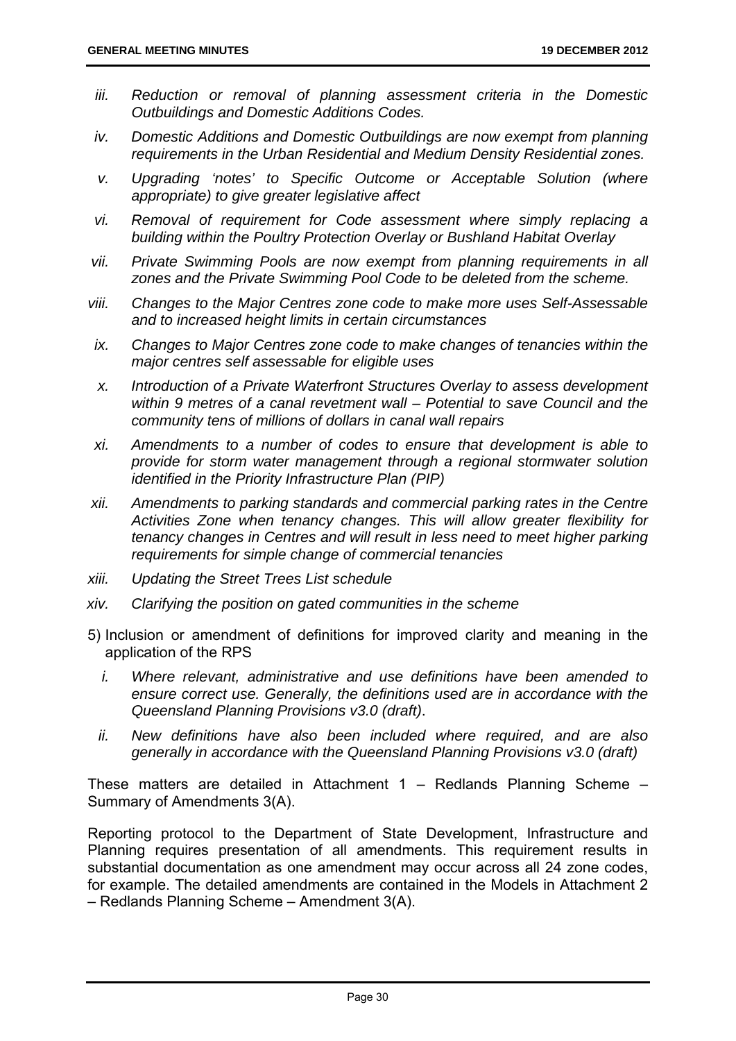iii. *Reduction or removal of planning assessment criteria in the Domestic Outbuildings and Domestic Additions Codes.*

iv. *Domestic Additions and Domestic Outbuildings are now exempt from planning requirements in the Urban Residential and Medium Density Residential zones.*

v. *Upgrading 'notes' to Specific Outcome or Acceptable Solution (where appropriate) to give greater legislative affect*

vi. *Removal of requirement for Code assessment where simply replacing a building within the Poultry Protection Overlay or Bushland Habitat Overlay*

vii. *Private Swimming Pools are now exempt from planning requirements in all zones and the Private Swimming Pool Code to be deleted from the scheme.*

viii. *Changes to the Major Centres zone code to make more uses Self-Assessable and to increased height limits in certain circumstances*

ix. *Changes to Major Centres zone code to make changes of tenancies within the major centres self assessable for eligible uses*

x. *Introduction of a Private Waterfront Structures Overlay to assess development within 9 metres of a canal revetment wall – Potential to save Council and the community tens of millions of dollars in canal wall repairs*

xi. *Amendments to a number of codes to ensure that development is able to provide for storm water management through a regional stormwater solution identified in the Priority Infrastructure Plan (PIP)*

xii. *Amendments to parking standards and commercial parking rates in the Centre Activities Zone when tenancy changes. This will allow greater flexibility for tenancy changes in Centres and will result in less need to meet higher parking requirements for simple change of commercial tenancies*

xiii. *Updating the Street Trees List schedule*

xiv. *Clarifying the position on gated communities in the scheme*

5) Inclusion or amendment of definitions for improved clarity and meaning in the application of the RPS

   i. *Where relevant, administrative and use definitions have been amended to ensure correct use. Generally, the definitions used are in accordance with the Queensland Planning Provisions v3.0 (draft)*.

   ii. *New definitions have also been included where required, and are also generally in accordance with the Queensland Planning Provisions v3.0 (draft)*

These matters are detailed in Attachment 1 – Redlands Planning Scheme – Summary of Amendments 3(A).

Reporting protocol to the Department of State Development, Infrastructure and Planning requires presentation of all amendments. This requirement results in substantial documentation as one amendment may occur across all 24 zone codes, for example. The detailed amendments are contained in the Models in Attachment 2 – Redlands Planning Scheme – Amendment 3(A).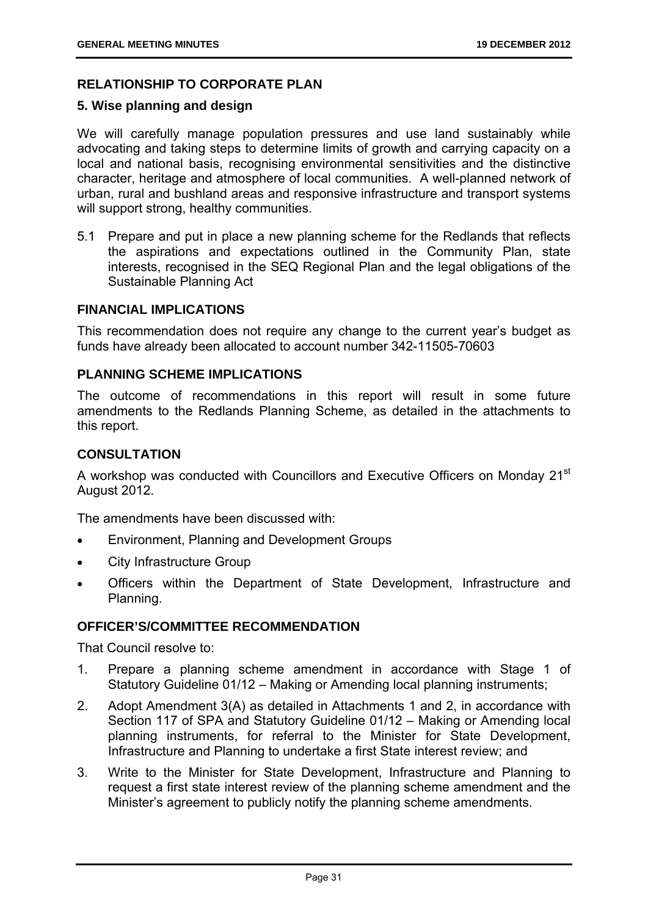## RELATIONSHIP TO CORPORATE PLAN

### 5. Wise planning and design

We will carefully manage population pressures and use land sustainably while advocating and taking steps to determine limits of growth and carrying capacity on a local and national basis, recognising environmental sensitivities and the distinctive character, heritage and atmosphere of local communities. A well-planned network of urban, rural and bushland areas and responsive infrastructure and transport systems will support strong, healthy communities.

5.1 Prepare and put in place a new planning scheme for the Redlands that reflects the aspirations and expectations outlined in the Community Plan, state interests, recognised in the SEQ Regional Plan and the legal obligations of the Sustainable Planning Act

## FINANCIAL IMPLICATIONS

This recommendation does not require any change to the current year's budget as funds have already been allocated to account number 342-11505-70603

## PLANNING SCHEME IMPLICATIONS

The outcome of recommendations in this report will result in some future amendments to the Redlands Planning Scheme, as detailed in the attachments to this report.

## CONSULTATION

A workshop was conducted with Councillors and Executive Officers on Monday 21st August 2012.

The amendments have been discussed with:

- Environment, Planning and Development Groups
- City Infrastructure Group
- Officers within the Department of State Development, Infrastructure and Planning.

## OFFICER'S/COMMITTEE RECOMMENDATION

That Council resolve to:

1. Prepare a planning scheme amendment in accordance with Stage 1 of Statutory Guideline 01/12 – Making or Amending local planning instruments;
2. Adopt Amendment 3(A) as detailed in Attachments 1 and 2, in accordance with Section 117 of SPA and Statutory Guideline 01/12 – Making or Amending local planning instruments, for referral to the Minister for State Development, Infrastructure and Planning to undertake a first State interest review; and
3. Write to the Minister for State Development, Infrastructure and Planning to request a first state interest review of the planning scheme amendment and the Minister's agreement to publicly notify the planning scheme amendments.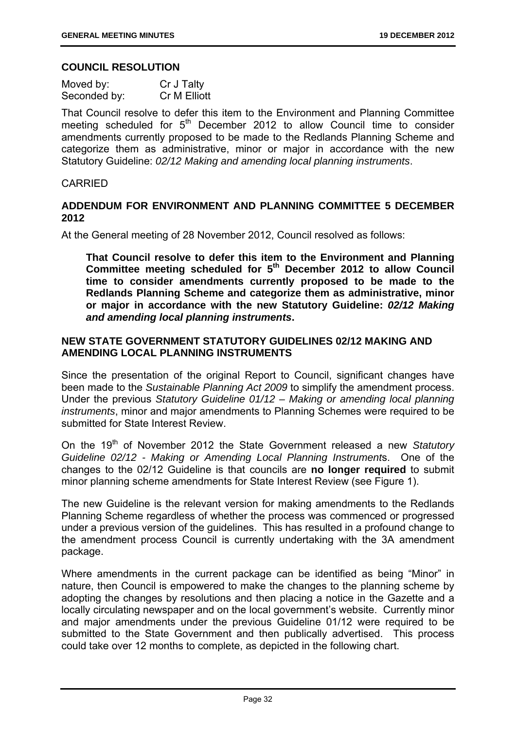### COUNCIL RESOLUTION

Moved by: Cr J Talty
Seconded by: Cr M Elliott

That Council resolve to defer this item to the Environment and Planning Committee meeting scheduled for 5th December 2012 to allow Council time to consider amendments currently proposed to be made to the Redlands Planning Scheme and categorize them as administrative, minor or major in accordance with the new Statutory Guideline: *02/12 Making and amending local planning instruments*.

CARRIED

### ADDENDUM FOR ENVIRONMENT AND PLANNING COMMITTEE 5 DECEMBER 2012

At the General meeting of 28 November 2012, Council resolved as follows:

> **That Council resolve to defer this item to the Environment and Planning Committee meeting scheduled for 5th December 2012 to allow Council time to consider amendments currently proposed to be made to the Redlands Planning Scheme and categorize them as administrative, minor or major in accordance with the new Statutory Guideline: *02/12 Making and amending local planning instruments*.**

### NEW STATE GOVERNMENT STATUTORY GUIDELINES 02/12 MAKING AND AMENDING LOCAL PLANNING INSTRUMENTS

Since the presentation of the original Report to Council, significant changes have been made to the *Sustainable Planning Act 2009* to simplify the amendment process. Under the previous *Statutory Guideline 01/12 – Making or amending local planning instruments*, minor and major amendments to Planning Schemes were required to be submitted for State Interest Review.

On the 19th of November 2012 the State Government released a new *Statutory Guideline 02/12 - Making or Amending Local Planning Instruments*. One of the changes to the 02/12 Guideline is that councils are **no longer required** to submit minor planning scheme amendments for State Interest Review (see Figure 1).

The new Guideline is the relevant version for making amendments to the Redlands Planning Scheme regardless of whether the process was commenced or progressed under a previous version of the guidelines. This has resulted in a profound change to the amendment process Council is currently undertaking with the 3A amendment package.

Where amendments in the current package can be identified as being "Minor" in nature, then Council is empowered to make the changes to the planning scheme by adopting the changes by resolutions and then placing a notice in the Gazette and a locally circulating newspaper and on the local government's website. Currently minor and major amendments under the previous Guideline 01/12 were required to be submitted to the State Government and then publically advertised. This process could take over 12 months to complete, as depicted in the following chart.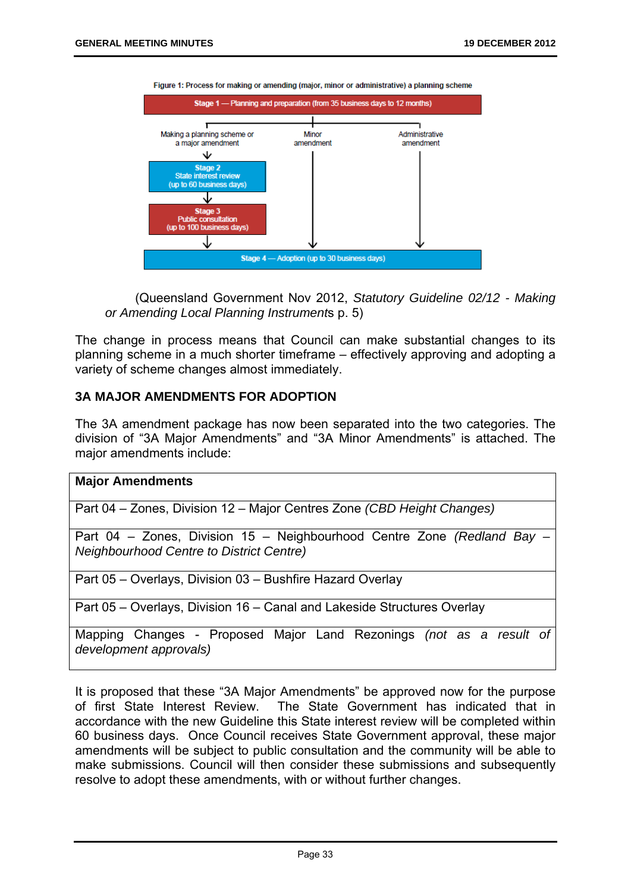Figure 1: Process for making or amending (major, minor or administrative) a planning scheme

Stage 1 — Planning and preparation (from 35 business days to 12 months)

Making a planning scheme or a major amendment | Minor amendment | Administrative amendment

Stage 2 State interest review (up to 60 business days)

Stage 3 Public consultation (up to 100 business days)

Stage 4 — Adoption (up to 30 business days)

(Queensland Government Nov 2012, *Statutory Guideline 02/12 - Making or Amending Local Planning Instrument*s p. 5)

The change in process means that Council can make substantial changes to its planning scheme in a much shorter timeframe – effectively approving and adopting a variety of scheme changes almost immediately.

## 3A MAJOR AMENDMENTS FOR ADOPTION

The 3A amendment package has now been separated into the two categories. The division of "3A Major Amendments" and "3A Minor Amendments" is attached. The major amendments include:

| **Major Amendments** |
|---|
| Part 04 – Zones, Division 12 – Major Centres Zone *(CBD Height Changes)* |
| Part 04 – Zones, Division 15 – Neighbourhood Centre Zone *(Redland Bay – Neighbourhood Centre to District Centre)* |
| Part 05 – Overlays, Division 03 – Bushfire Hazard Overlay |
| Part 05 – Overlays, Division 16 – Canal and Lakeside Structures Overlay |
| Mapping Changes - Proposed Major Land Rezonings *(not as a result of development approvals)* |

It is proposed that these "3A Major Amendments" be approved now for the purpose of first State Interest Review. The State Government has indicated that in accordance with the new Guideline this State interest review will be completed within 60 business days. Once Council receives State Government approval, these major amendments will be subject to public consultation and the community will be able to make submissions. Council will then consider these submissions and subsequently resolve to adopt these amendments, with or without further changes.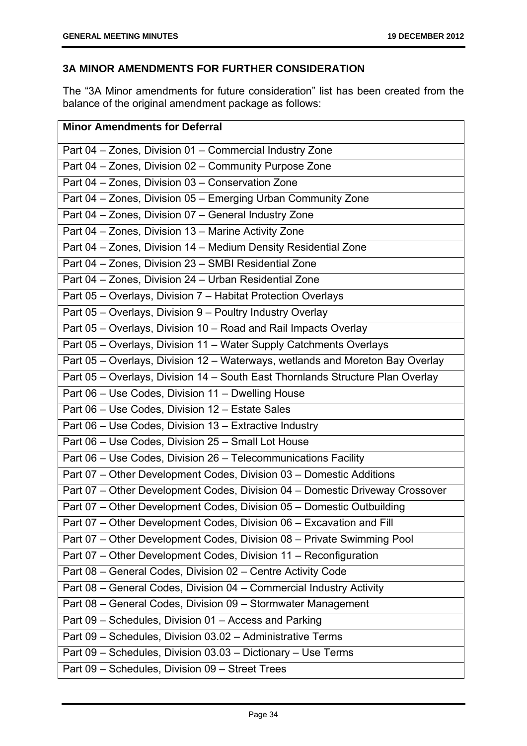### 3A MINOR AMENDMENTS FOR FURTHER CONSIDERATION

The "3A Minor amendments for future consideration" list has been created from the balance of the original amendment package as follows:

| Minor Amendments for Deferral |
|---|
| Part 04 – Zones, Division 01 – Commercial Industry Zone |
| Part 04 – Zones, Division 02 – Community Purpose Zone |
| Part 04 – Zones, Division 03 – Conservation Zone |
| Part 04 – Zones, Division 05 – Emerging Urban Community Zone |
| Part 04 – Zones, Division 07 – General Industry Zone |
| Part 04 – Zones, Division 13 – Marine Activity Zone |
| Part 04 – Zones, Division 14 – Medium Density Residential Zone |
| Part 04 – Zones, Division 23 – SMBI Residential Zone |
| Part 04 – Zones, Division 24 – Urban Residential Zone |
| Part 05 – Overlays, Division 7 – Habitat Protection Overlays |
| Part 05 – Overlays, Division 9 – Poultry Industry Overlay |
| Part 05 – Overlays, Division 10 – Road and Rail Impacts Overlay |
| Part 05 – Overlays, Division 11 – Water Supply Catchments Overlays |
| Part 05 – Overlays, Division 12 – Waterways, wetlands and Moreton Bay Overlay |
| Part 05 – Overlays, Division 14 – South East Thornlands Structure Plan Overlay |
| Part 06 – Use Codes, Division 11 – Dwelling House |
| Part 06 – Use Codes, Division 12 – Estate Sales |
| Part 06 – Use Codes, Division 13 – Extractive Industry |
| Part 06 – Use Codes, Division 25 – Small Lot House |
| Part 06 – Use Codes, Division 26 – Telecommunications Facility |
| Part 07 – Other Development Codes, Division 03 – Domestic Additions |
| Part 07 – Other Development Codes, Division 04 – Domestic Driveway Crossover |
| Part 07 – Other Development Codes, Division 05 – Domestic Outbuilding |
| Part 07 – Other Development Codes, Division 06 – Excavation and Fill |
| Part 07 – Other Development Codes, Division 08 – Private Swimming Pool |
| Part 07 – Other Development Codes, Division 11 – Reconfiguration |
| Part 08 – General Codes, Division 02 – Centre Activity Code |
| Part 08 – General Codes, Division 04 – Commercial Industry Activity |
| Part 08 – General Codes, Division 09 – Stormwater Management |
| Part 09 – Schedules, Division 01 – Access and Parking |
| Part 09 – Schedules, Division 03.02 – Administrative Terms |
| Part 09 – Schedules, Division 03.03 – Dictionary – Use Terms |
| Part 09 – Schedules, Division 09 – Street Trees |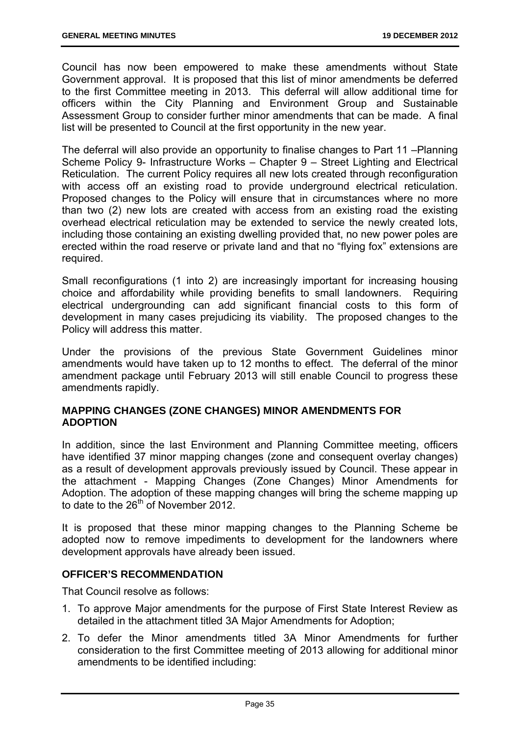Council has now been empowered to make these amendments without State Government approval. It is proposed that this list of minor amendments be deferred to the first Committee meeting in 2013. This deferral will allow additional time for officers within the City Planning and Environment Group and Sustainable Assessment Group to consider further minor amendments that can be made. A final list will be presented to Council at the first opportunity in the new year.

The deferral will also provide an opportunity to finalise changes to Part 11 –Planning Scheme Policy 9- Infrastructure Works – Chapter 9 – Street Lighting and Electrical Reticulation. The current Policy requires all new lots created through reconfiguration with access off an existing road to provide underground electrical reticulation. Proposed changes to the Policy will ensure that in circumstances where no more than two (2) new lots are created with access from an existing road the existing overhead electrical reticulation may be extended to service the newly created lots, including those containing an existing dwelling provided that, no new power poles are erected within the road reserve or private land and that no "flying fox" extensions are required.

Small reconfigurations (1 into 2) are increasingly important for increasing housing choice and affordability while providing benefits to small landowners. Requiring electrical undergrounding can add significant financial costs to this form of development in many cases prejudicing its viability. The proposed changes to the Policy will address this matter.

Under the provisions of the previous State Government Guidelines minor amendments would have taken up to 12 months to effect. The deferral of the minor amendment package until February 2013 will still enable Council to progress these amendments rapidly.

**MAPPING CHANGES (ZONE CHANGES) MINOR AMENDMENTS FOR ADOPTION**

In addition, since the last Environment and Planning Committee meeting, officers have identified 37 minor mapping changes (zone and consequent overlay changes) as a result of development approvals previously issued by Council. These appear in the attachment - Mapping Changes (Zone Changes) Minor Amendments for Adoption. The adoption of these mapping changes will bring the scheme mapping up to date to the 26th of November 2012.

It is proposed that these minor mapping changes to the Planning Scheme be adopted now to remove impediments to development for the landowners where development approvals have already been issued.

**OFFICER'S RECOMMENDATION**

That Council resolve as follows:

1. To approve Major amendments for the purpose of First State Interest Review as detailed in the attachment titled 3A Major Amendments for Adoption;
2. To defer the Minor amendments titled 3A Minor Amendments for further consideration to the first Committee meeting of 2013 allowing for additional minor amendments to be identified including: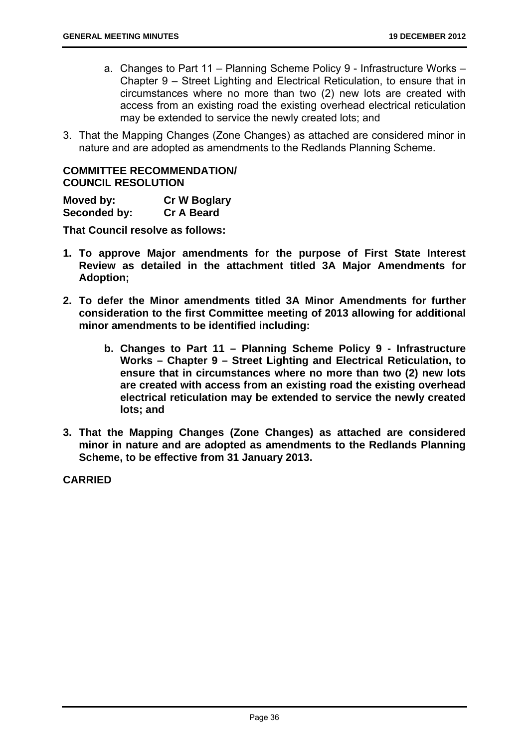a. Changes to Part 11 – Planning Scheme Policy 9 - Infrastructure Works – Chapter 9 – Street Lighting and Electrical Reticulation, to ensure that in circumstances where no more than two (2) new lots are created with access from an existing road the existing overhead electrical reticulation may be extended to service the newly created lots; and

3. That the Mapping Changes (Zone Changes) as attached are considered minor in nature and are adopted as amendments to the Redlands Planning Scheme.

**COMMITTEE RECOMMENDATION/ COUNCIL RESOLUTION**

**Moved by:** **Cr W Boglary**
**Seconded by:** **Cr A Beard**

**That Council resolve as follows:**

1. **To approve Major amendments for the purpose of First State Interest Review as detailed in the attachment titled 3A Major Amendments for Adoption;**

2. **To defer the Minor amendments titled 3A Minor Amendments for further consideration to the first Committee meeting of 2013 allowing for additional minor amendments to be identified including:**

   b. **Changes to Part 11 – Planning Scheme Policy 9 - Infrastructure Works – Chapter 9 – Street Lighting and Electrical Reticulation, to ensure that in circumstances where no more than two (2) new lots are created with access from an existing road the existing overhead electrical reticulation may be extended to service the newly created lots; and**

3. **That the Mapping Changes (Zone Changes) as attached are considered minor in nature and are adopted as amendments to the Redlands Planning Scheme, to be effective from 31 January 2013.**

**CARRIED**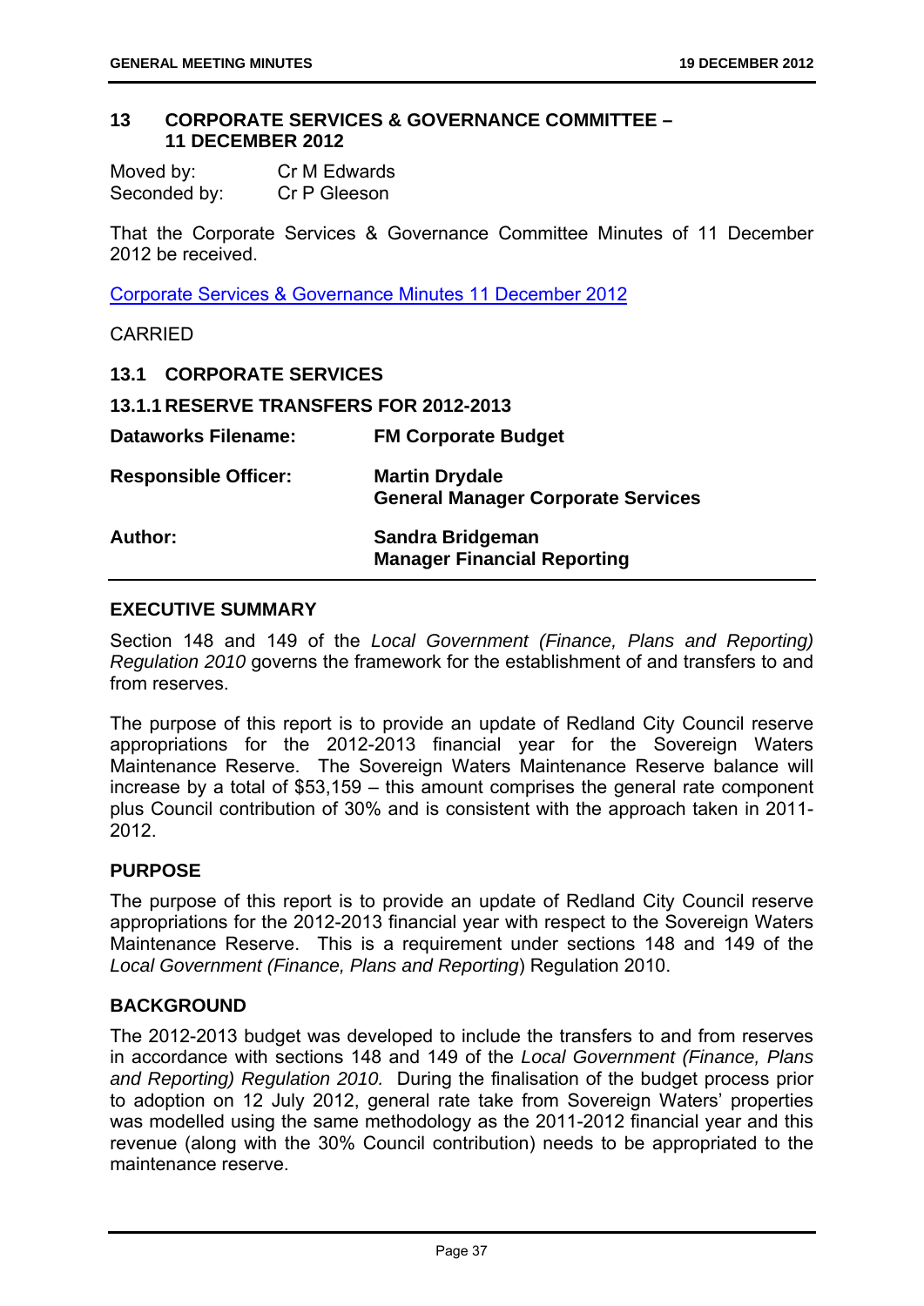## 13 CORPORATE SERVICES & GOVERNANCE COMMITTEE – 11 DECEMBER 2012

Moved by: Cr M Edwards
Seconded by: Cr P Gleeson

That the Corporate Services & Governance Committee Minutes of 11 December 2012 be received.

Corporate Services & Governance Minutes 11 December 2012

CARRIED

### 13.1 CORPORATE SERVICES

#### 13.1.1 RESERVE TRANSFERS FOR 2012-2013

| | |
|---|---|
| **Dataworks Filename:** | **FM Corporate Budget** |
| **Responsible Officer:** | **Martin Drydale**<br>**General Manager Corporate Services** |
| **Author:** | **Sandra Bridgeman**<br>**Manager Financial Reporting** |

**EXECUTIVE SUMMARY**

Section 148 and 149 of the *Local Government (Finance, Plans and Reporting) Regulation 2010* governs the framework for the establishment of and transfers to and from reserves.

The purpose of this report is to provide an update of Redland City Council reserve appropriations for the 2012-2013 financial year for the Sovereign Waters Maintenance Reserve. The Sovereign Waters Maintenance Reserve balance will increase by a total of $53,159 – this amount comprises the general rate component plus Council contribution of 30% and is consistent with the approach taken in 2011-2012.

**PURPOSE**

The purpose of this report is to provide an update of Redland City Council reserve appropriations for the 2012-2013 financial year with respect to the Sovereign Waters Maintenance Reserve. This is a requirement under sections 148 and 149 of the *Local Government (Finance, Plans and Reporting*) Regulation 2010.

**BACKGROUND**

The 2012-2013 budget was developed to include the transfers to and from reserves in accordance with sections 148 and 149 of the *Local Government (Finance, Plans and Reporting) Regulation 2010.* During the finalisation of the budget process prior to adoption on 12 July 2012, general rate take from Sovereign Waters' properties was modelled using the same methodology as the 2011-2012 financial year and this revenue (along with the 30% Council contribution) needs to be appropriated to the maintenance reserve.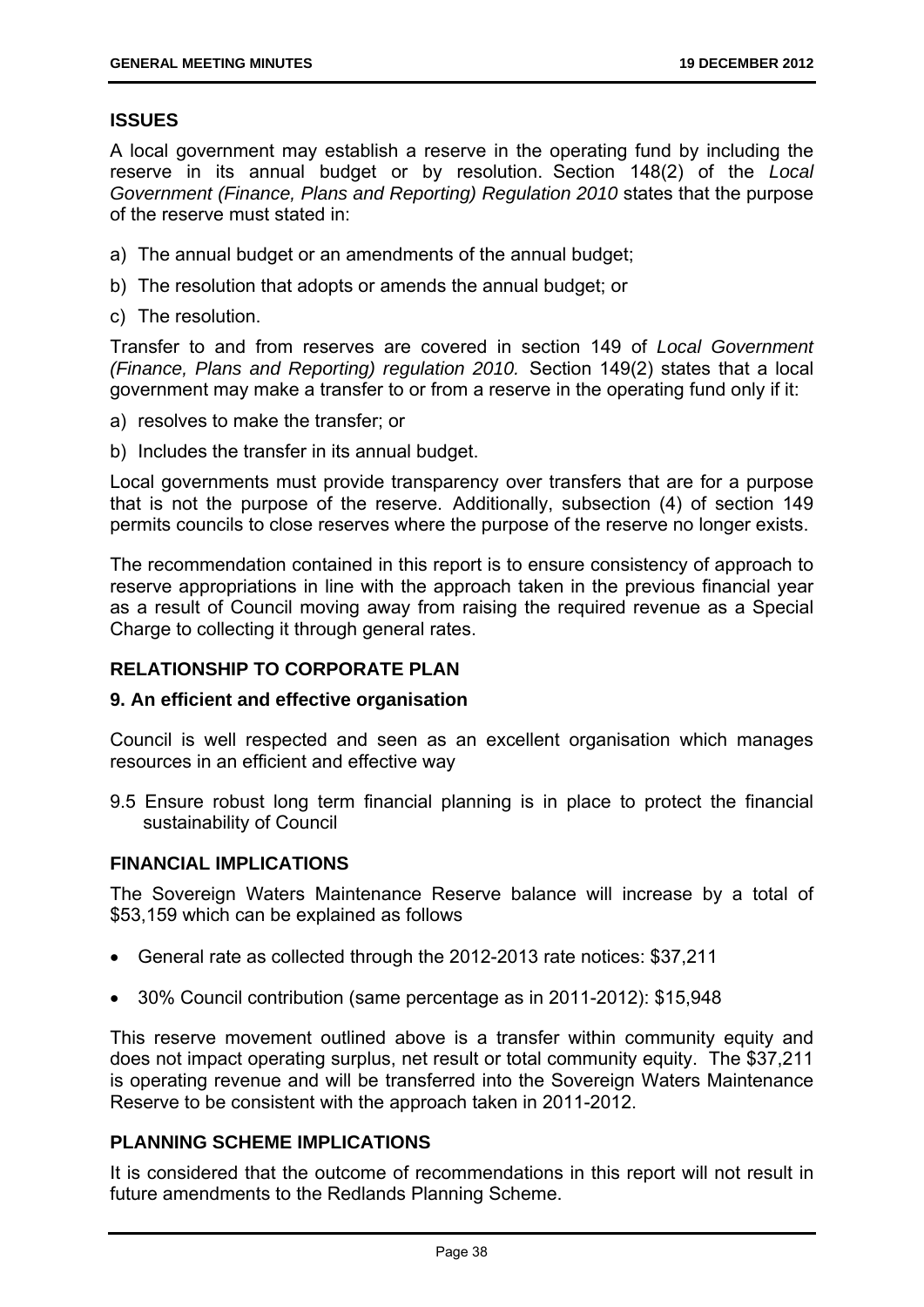## ISSUES

A local government may establish a reserve in the operating fund by including the reserve in its annual budget or by resolution. Section 148(2) of the *Local Government (Finance, Plans and Reporting) Regulation 2010* states that the purpose of the reserve must stated in:

a) The annual budget or an amendments of the annual budget;

b) The resolution that adopts or amends the annual budget; or

c) The resolution.

Transfer to and from reserves are covered in section 149 of *Local Government (Finance, Plans and Reporting) regulation 2010.* Section 149(2) states that a local government may make a transfer to or from a reserve in the operating fund only if it:

a) resolves to make the transfer; or

b) Includes the transfer in its annual budget.

Local governments must provide transparency over transfers that are for a purpose that is not the purpose of the reserve. Additionally, subsection (4) of section 149 permits councils to close reserves where the purpose of the reserve no longer exists.

The recommendation contained in this report is to ensure consistency of approach to reserve appropriations in line with the approach taken in the previous financial year as a result of Council moving away from raising the required revenue as a Special Charge to collecting it through general rates.

## RELATIONSHIP TO CORPORATE PLAN

### 9. An efficient and effective organisation

Council is well respected and seen as an excellent organisation which manages resources in an efficient and effective way

9.5 Ensure robust long term financial planning is in place to protect the financial sustainability of Council

## FINANCIAL IMPLICATIONS

The Sovereign Waters Maintenance Reserve balance will increase by a total of $53,159 which can be explained as follows

- General rate as collected through the 2012-2013 rate notices: $37,211
- 30% Council contribution (same percentage as in 2011-2012): $15,948

This reserve movement outlined above is a transfer within community equity and does not impact operating surplus, net result or total community equity. The $37,211 is operating revenue and will be transferred into the Sovereign Waters Maintenance Reserve to be consistent with the approach taken in 2011-2012.

## PLANNING SCHEME IMPLICATIONS

It is considered that the outcome of recommendations in this report will not result in future amendments to the Redlands Planning Scheme.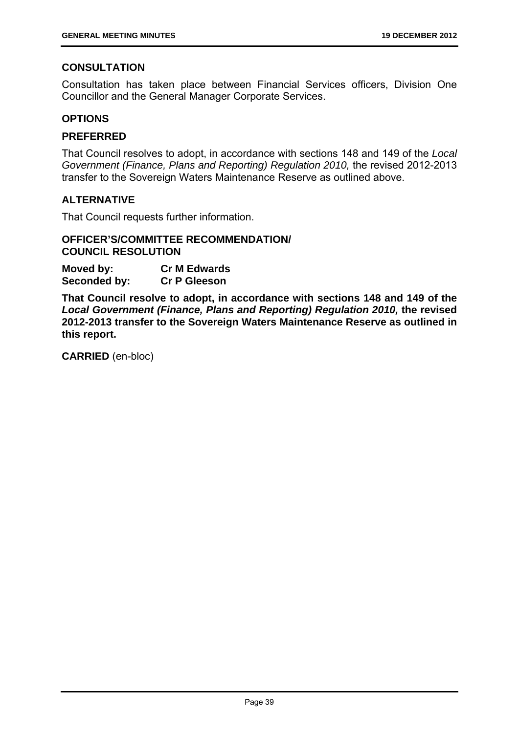## CONSULTATION

Consultation has taken place between Financial Services officers, Division One Councillor and the General Manager Corporate Services.

## OPTIONS

## PREFERRED

That Council resolves to adopt, in accordance with sections 148 and 149 of the *Local Government (Finance, Plans and Reporting) Regulation 2010,* the revised 2012-2013 transfer to the Sovereign Waters Maintenance Reserve as outlined above.

## ALTERNATIVE

That Council requests further information.

## OFFICER'S/COMMITTEE RECOMMENDATION/ COUNCIL RESOLUTION

**Moved by:** **Cr M Edwards**
**Seconded by:** **Cr P Gleeson**

**That Council resolve to adopt, in accordance with sections 148 and 149 of the *Local Government (Finance, Plans and Reporting) Regulation 2010,* the revised 2012-2013 transfer to the Sovereign Waters Maintenance Reserve as outlined in this report.**

**CARRIED** (en-bloc)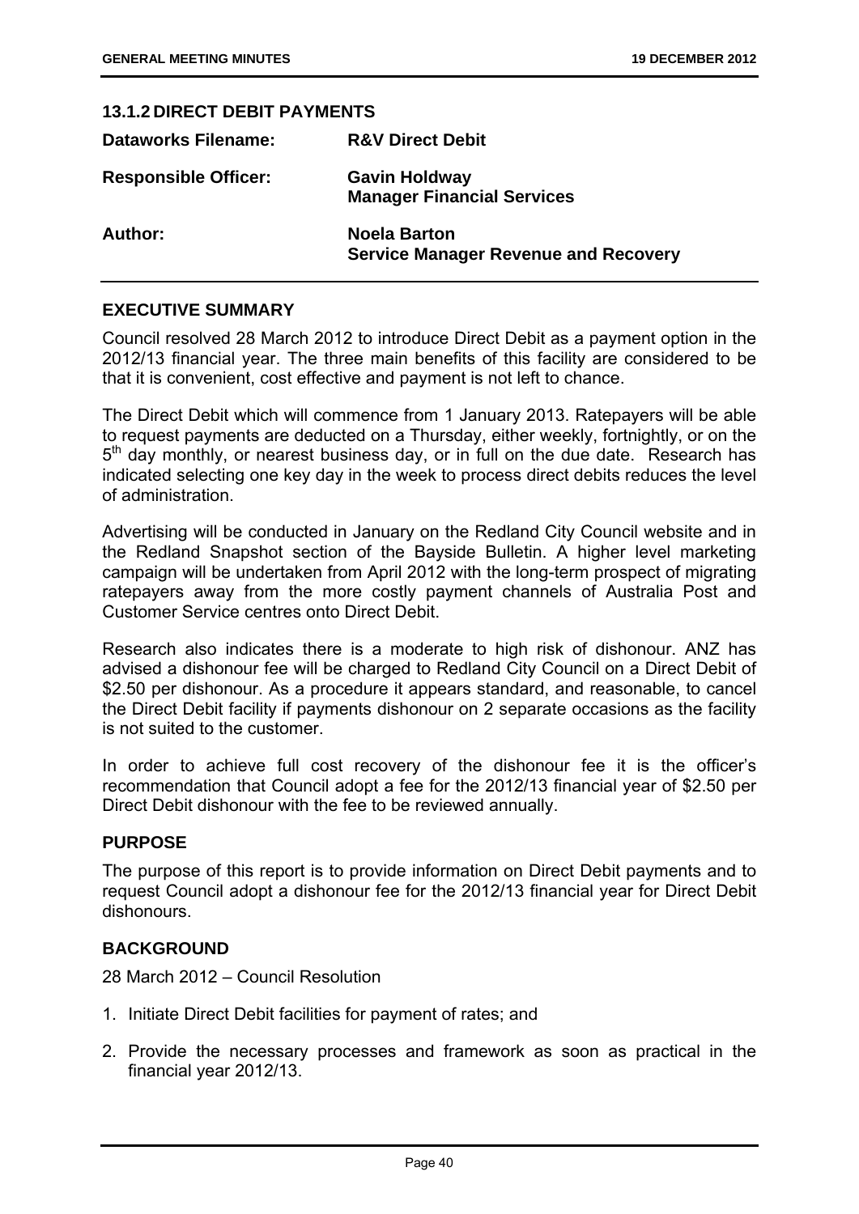### 13.1.2 DIRECT DEBIT PAYMENTS

| | |
|---|---|
| **Dataworks Filename:** | **R&V Direct Debit** |
| **Responsible Officer:** | **Gavin Holdway**<br>**Manager Financial Services** |
| **Author:** | **Noela Barton**<br>**Service Manager Revenue and Recovery** |

## EXECUTIVE SUMMARY

Council resolved 28 March 2012 to introduce Direct Debit as a payment option in the 2012/13 financial year. The three main benefits of this facility are considered to be that it is convenient, cost effective and payment is not left to chance.

The Direct Debit which will commence from 1 January 2013. Ratepayers will be able to request payments are deducted on a Thursday, either weekly, fortnightly, or on the 5th day monthly, or nearest business day, or in full on the due date. Research has indicated selecting one key day in the week to process direct debits reduces the level of administration.

Advertising will be conducted in January on the Redland City Council website and in the Redland Snapshot section of the Bayside Bulletin. A higher level marketing campaign will be undertaken from April 2012 with the long-term prospect of migrating ratepayers away from the more costly payment channels of Australia Post and Customer Service centres onto Direct Debit.

Research also indicates there is a moderate to high risk of dishonour. ANZ has advised a dishonour fee will be charged to Redland City Council on a Direct Debit of $2.50 per dishonour. As a procedure it appears standard, and reasonable, to cancel the Direct Debit facility if payments dishonour on 2 separate occasions as the facility is not suited to the customer.

In order to achieve full cost recovery of the dishonour fee it is the officer's recommendation that Council adopt a fee for the 2012/13 financial year of $2.50 per Direct Debit dishonour with the fee to be reviewed annually.

## PURPOSE

The purpose of this report is to provide information on Direct Debit payments and to request Council adopt a dishonour fee for the 2012/13 financial year for Direct Debit dishonours.

## BACKGROUND

28 March 2012 – Council Resolution

1. Initiate Direct Debit facilities for payment of rates; and
2. Provide the necessary processes and framework as soon as practical in the financial year 2012/13.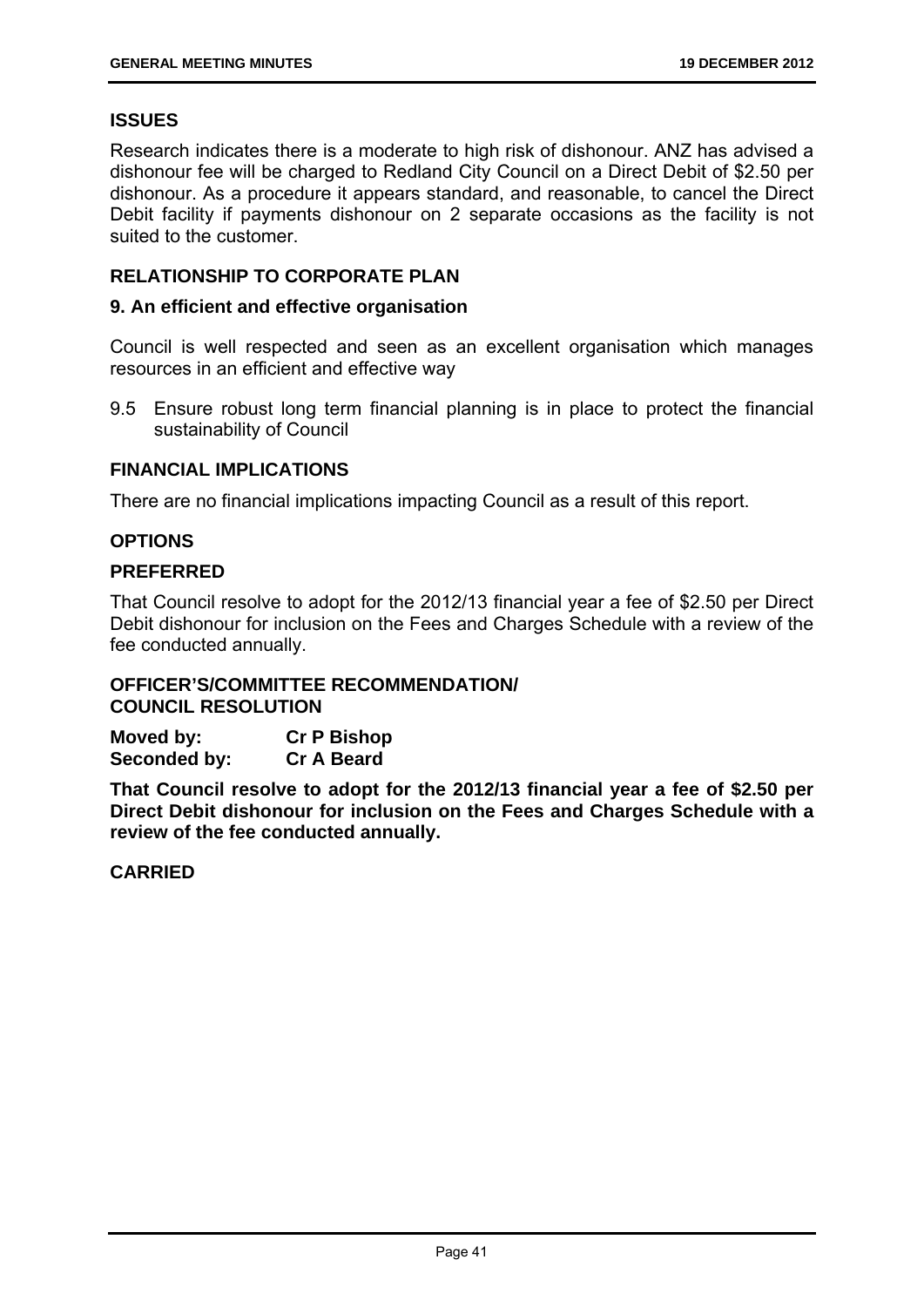## ISSUES

Research indicates there is a moderate to high risk of dishonour. ANZ has advised a dishonour fee will be charged to Redland City Council on a Direct Debit of $2.50 per dishonour. As a procedure it appears standard, and reasonable, to cancel the Direct Debit facility if payments dishonour on 2 separate occasions as the facility is not suited to the customer.

## RELATIONSHIP TO CORPORATE PLAN

### 9. An efficient and effective organisation

Council is well respected and seen as an excellent organisation which manages resources in an efficient and effective way

9.5 Ensure robust long term financial planning is in place to protect the financial sustainability of Council

## FINANCIAL IMPLICATIONS

There are no financial implications impacting Council as a result of this report.

## OPTIONS

### PREFERRED

That Council resolve to adopt for the 2012/13 financial year a fee of $2.50 per Direct Debit dishonour for inclusion on the Fees and Charges Schedule with a review of the fee conducted annually.

## OFFICER'S/COMMITTEE RECOMMENDATION/ COUNCIL RESOLUTION

**Moved by:** **Cr P Bishop**
**Seconded by:** **Cr A Beard**

**That Council resolve to adopt for the 2012/13 financial year a fee of $2.50 per Direct Debit dishonour for inclusion on the Fees and Charges Schedule with a review of the fee conducted annually.**

**CARRIED**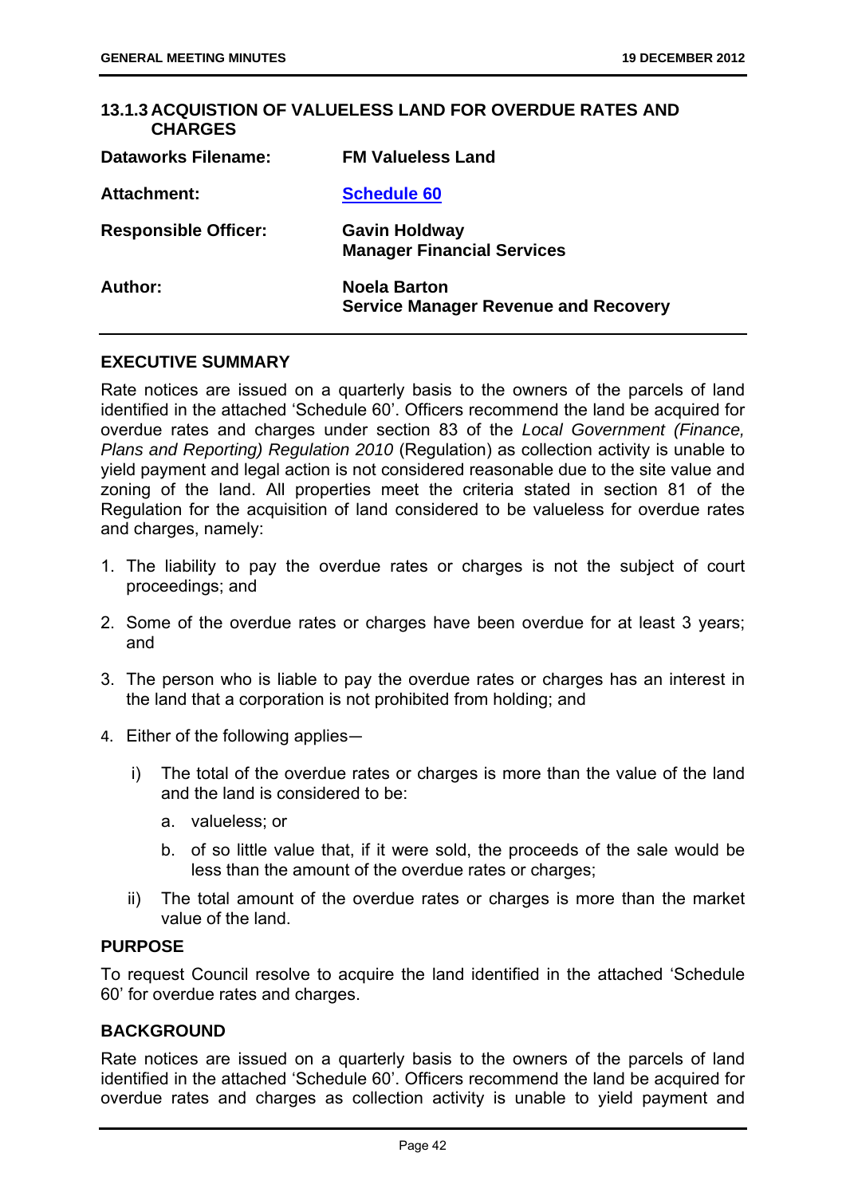### 13.1.3 ACQUISTION OF VALUELESS LAND FOR OVERDUE RATES AND CHARGES

| | |
|---|---|
| **Dataworks Filename:** | **FM Valueless Land** |
| **Attachment:** | **Schedule 60** |
| **Responsible Officer:** | **Gavin Holdway**<br>**Manager Financial Services** |
| **Author:** | **Noela Barton**<br>**Service Manager Revenue and Recovery** |

## EXECUTIVE SUMMARY

Rate notices are issued on a quarterly basis to the owners of the parcels of land identified in the attached 'Schedule 60'. Officers recommend the land be acquired for overdue rates and charges under section 83 of the *Local Government (Finance, Plans and Reporting) Regulation 2010* (Regulation) as collection activity is unable to yield payment and legal action is not considered reasonable due to the site value and zoning of the land. All properties meet the criteria stated in section 81 of the Regulation for the acquisition of land considered to be valueless for overdue rates and charges, namely:

1. The liability to pay the overdue rates or charges is not the subject of court proceedings; and
2. Some of the overdue rates or charges have been overdue for at least 3 years; and
3. The person who is liable to pay the overdue rates or charges has an interest in the land that a corporation is not prohibited from holding; and
4. Either of the following applies—
   i) The total of the overdue rates or charges is more than the value of the land and the land is considered to be:
      a. valueless; or
      b. of so little value that, if it were sold, the proceeds of the sale would be less than the amount of the overdue rates or charges;
   ii) The total amount of the overdue rates or charges is more than the market value of the land.

## PURPOSE

To request Council resolve to acquire the land identified in the attached 'Schedule 60' for overdue rates and charges.

## BACKGROUND

Rate notices are issued on a quarterly basis to the owners of the parcels of land identified in the attached 'Schedule 60'. Officers recommend the land be acquired for overdue rates and charges as collection activity is unable to yield payment and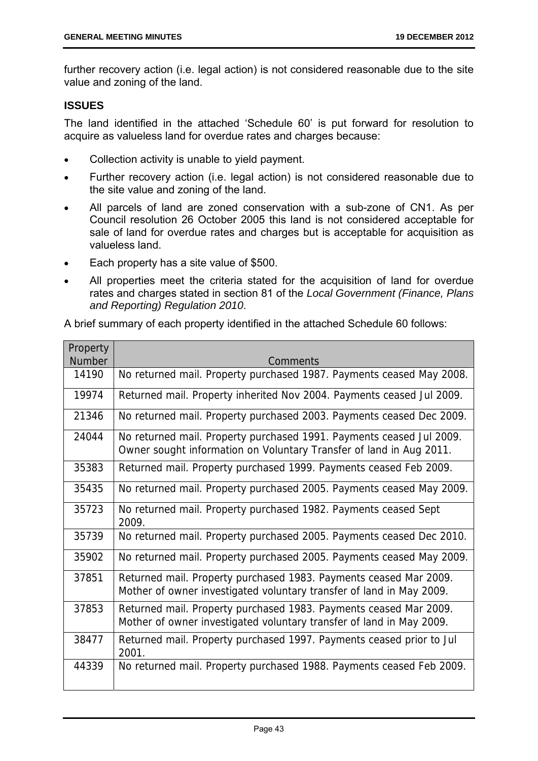further recovery action (i.e. legal action) is not considered reasonable due to the site value and zoning of the land.

## ISSUES

The land identified in the attached 'Schedule 60' is put forward for resolution to acquire as valueless land for overdue rates and charges because:

- Collection activity is unable to yield payment.
- Further recovery action (i.e. legal action) is not considered reasonable due to the site value and zoning of the land.
- All parcels of land are zoned conservation with a sub-zone of CN1. As per Council resolution 26 October 2005 this land is not considered acceptable for sale of land for overdue rates and charges but is acceptable for acquisition as valueless land.
- Each property has a site value of $500.
- All properties meet the criteria stated for the acquisition of land for overdue rates and charges stated in section 81 of the *Local Government (Finance, Plans and Reporting) Regulation 2010*.

A brief summary of each property identified in the attached Schedule 60 follows:

| Property Number | Comments |
|---|---|
| 14190 | No returned mail. Property purchased 1987. Payments ceased May 2008. |
| 19974 | Returned mail. Property inherited Nov 2004. Payments ceased Jul 2009. |
| 21346 | No returned mail. Property purchased 2003. Payments ceased Dec 2009. |
| 24044 | No returned mail. Property purchased 1991. Payments ceased Jul 2009. Owner sought information on Voluntary Transfer of land in Aug 2011. |
| 35383 | Returned mail. Property purchased 1999. Payments ceased Feb 2009. |
| 35435 | No returned mail. Property purchased 2005. Payments ceased May 2009. |
| 35723 | No returned mail. Property purchased 1982. Payments ceased Sept 2009. |
| 35739 | No returned mail. Property purchased 2005. Payments ceased Dec 2010. |
| 35902 | No returned mail. Property purchased 2005. Payments ceased May 2009. |
| 37851 | Returned mail. Property purchased 1983. Payments ceased Mar 2009. Mother of owner investigated voluntary transfer of land in May 2009. |
| 37853 | Returned mail. Property purchased 1983. Payments ceased Mar 2009. Mother of owner investigated voluntary transfer of land in May 2009. |
| 38477 | Returned mail. Property purchased 1997. Payments ceased prior to Jul 2001. |
| 44339 | No returned mail. Property purchased 1988. Payments ceased Feb 2009. |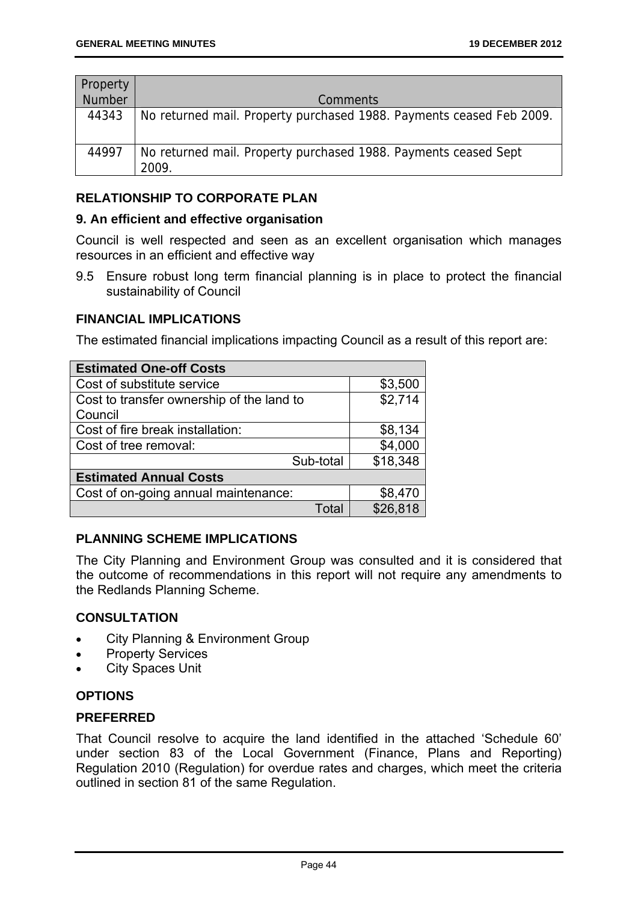| Property Number | Comments |
|---|---|
| 44343 | No returned mail. Property purchased 1988. Payments ceased Feb 2009. |
| 44997 | No returned mail. Property purchased 1988. Payments ceased Sept 2009. |

### RELATIONSHIP TO CORPORATE PLAN

**9. An efficient and effective organisation**

Council is well respected and seen as an excellent organisation which manages resources in an efficient and effective way

9.5 Ensure robust long term financial planning is in place to protect the financial sustainability of Council

### FINANCIAL IMPLICATIONS

The estimated financial implications impacting Council as a result of this report are:

| **Estimated One-off Costs** | |
|---|---|
| Cost of substitute service | $3,500 |
| Cost to transfer ownership of the land to Council | $2,714 |
| Cost of fire break installation: | $8,134 |
| Cost of tree removal: | $4,000 |
| Sub-total | $18,348 |
| **Estimated Annual Costs** | |
| Cost of on-going annual maintenance: | $8,470 |
| Total | $26,818 |

### PLANNING SCHEME IMPLICATIONS

The City Planning and Environment Group was consulted and it is considered that the outcome of recommendations in this report will not require any amendments to the Redlands Planning Scheme.

### CONSULTATION

- City Planning & Environment Group
- Property Services
- City Spaces Unit

### OPTIONS

### PREFERRED

That Council resolve to acquire the land identified in the attached 'Schedule 60' under section 83 of the Local Government (Finance, Plans and Reporting) Regulation 2010 (Regulation) for overdue rates and charges, which meet the criteria outlined in section 81 of the same Regulation.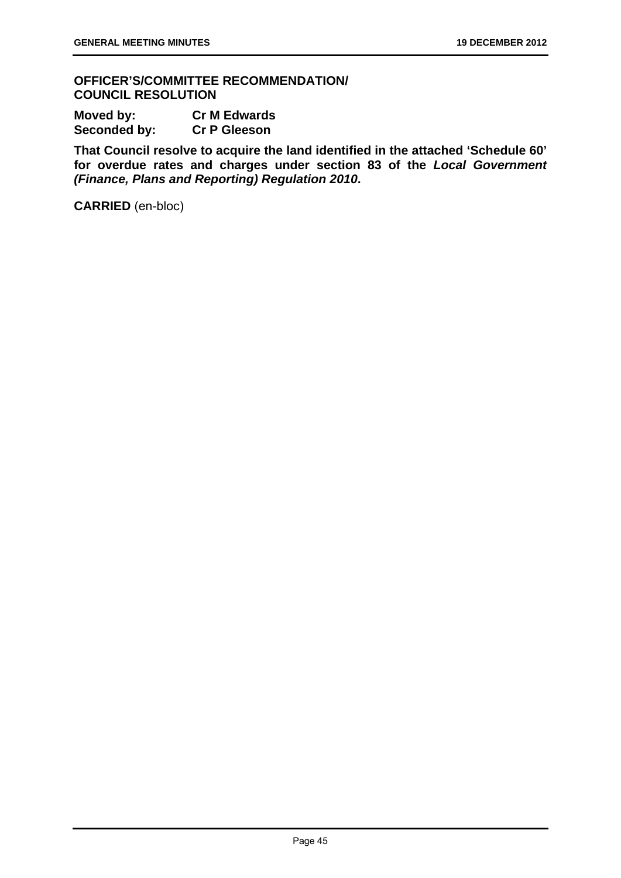## OFFICER'S/COMMITTEE RECOMMENDATION/ COUNCIL RESOLUTION

**Moved by:** **Cr M Edwards**
**Seconded by:** **Cr P Gleeson**

**That Council resolve to acquire the land identified in the attached 'Schedule 60' for overdue rates and charges under section 83 of the *Local Government (Finance, Plans and Reporting) Regulation 2010*.**

**CARRIED** (en-bloc)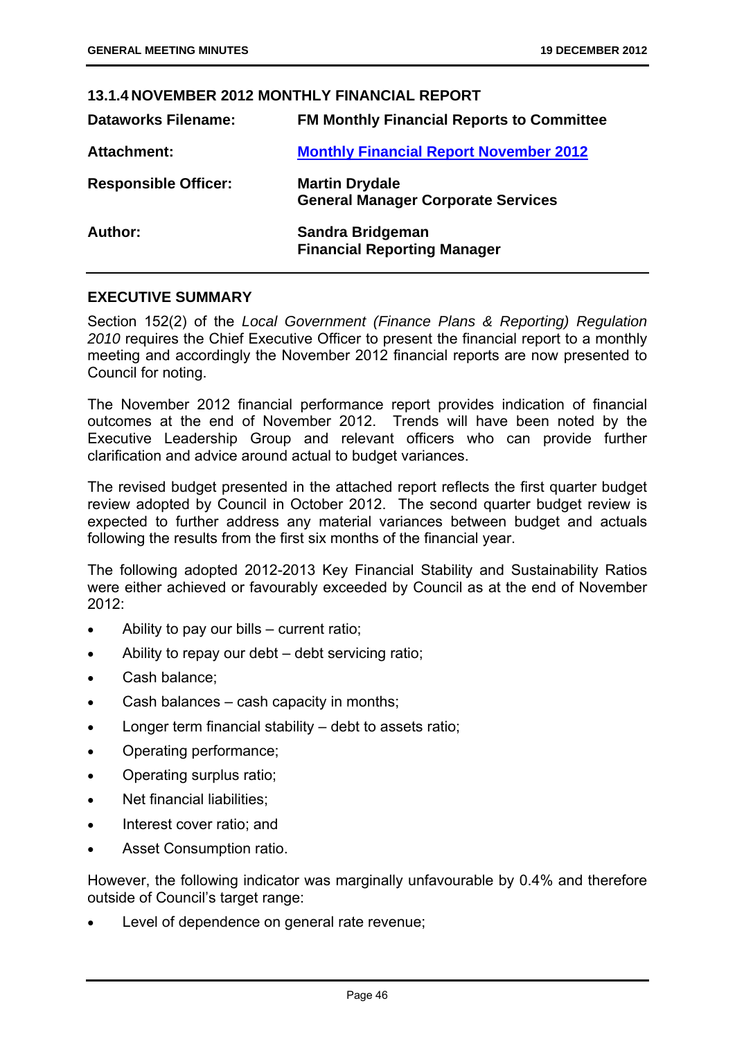## 13.1.4 NOVEMBER 2012 MONTHLY FINANCIAL REPORT

| | |
|---|---|
| **Dataworks Filename:** | **FM Monthly Financial Reports to Committee** |
| **Attachment:** | **Monthly Financial Report November 2012** |
| **Responsible Officer:** | **Martin Drydale**<br>**General Manager Corporate Services** |
| **Author:** | **Sandra Bridgeman**<br>**Financial Reporting Manager** |

### EXECUTIVE SUMMARY

Section 152(2) of the *Local Government (Finance Plans & Reporting) Regulation 2010* requires the Chief Executive Officer to present the financial report to a monthly meeting and accordingly the November 2012 financial reports are now presented to Council for noting.

The November 2012 financial performance report provides indication of financial outcomes at the end of November 2012. Trends will have been noted by the Executive Leadership Group and relevant officers who can provide further clarification and advice around actual to budget variances.

The revised budget presented in the attached report reflects the first quarter budget review adopted by Council in October 2012. The second quarter budget review is expected to further address any material variances between budget and actuals following the results from the first six months of the financial year.

The following adopted 2012-2013 Key Financial Stability and Sustainability Ratios were either achieved or favourably exceeded by Council as at the end of November 2012:

- Ability to pay our bills – current ratio;
- Ability to repay our debt – debt servicing ratio;
- Cash balance;
- Cash balances – cash capacity in months;
- Longer term financial stability – debt to assets ratio;
- Operating performance;
- Operating surplus ratio;
- Net financial liabilities;
- Interest cover ratio; and
- Asset Consumption ratio.

However, the following indicator was marginally unfavourable by 0.4% and therefore outside of Council's target range:

- Level of dependence on general rate revenue;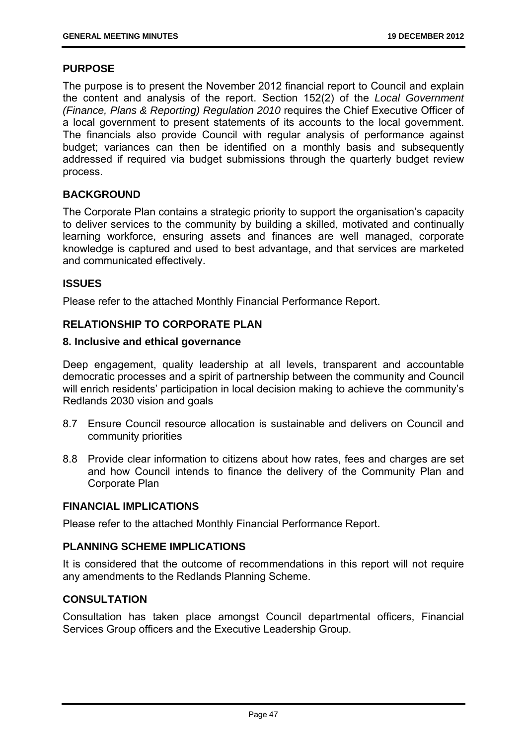## PURPOSE

The purpose is to present the November 2012 financial report to Council and explain the content and analysis of the report. Section 152(2) of the *Local Government (Finance, Plans & Reporting) Regulation 2010* requires the Chief Executive Officer of a local government to present statements of its accounts to the local government. The financials also provide Council with regular analysis of performance against budget; variances can then be identified on a monthly basis and subsequently addressed if required via budget submissions through the quarterly budget review process.

## BACKGROUND

The Corporate Plan contains a strategic priority to support the organisation's capacity to deliver services to the community by building a skilled, motivated and continually learning workforce, ensuring assets and finances are well managed, corporate knowledge is captured and used to best advantage, and that services are marketed and communicated effectively.

## ISSUES

Please refer to the attached Monthly Financial Performance Report.

## RELATIONSHIP TO CORPORATE PLAN

### 8. Inclusive and ethical governance

Deep engagement, quality leadership at all levels, transparent and accountable democratic processes and a spirit of partnership between the community and Council will enrich residents' participation in local decision making to achieve the community's Redlands 2030 vision and goals

8.7 Ensure Council resource allocation is sustainable and delivers on Council and community priorities

8.8 Provide clear information to citizens about how rates, fees and charges are set and how Council intends to finance the delivery of the Community Plan and Corporate Plan

## FINANCIAL IMPLICATIONS

Please refer to the attached Monthly Financial Performance Report.

## PLANNING SCHEME IMPLICATIONS

It is considered that the outcome of recommendations in this report will not require any amendments to the Redlands Planning Scheme.

## CONSULTATION

Consultation has taken place amongst Council departmental officers, Financial Services Group officers and the Executive Leadership Group.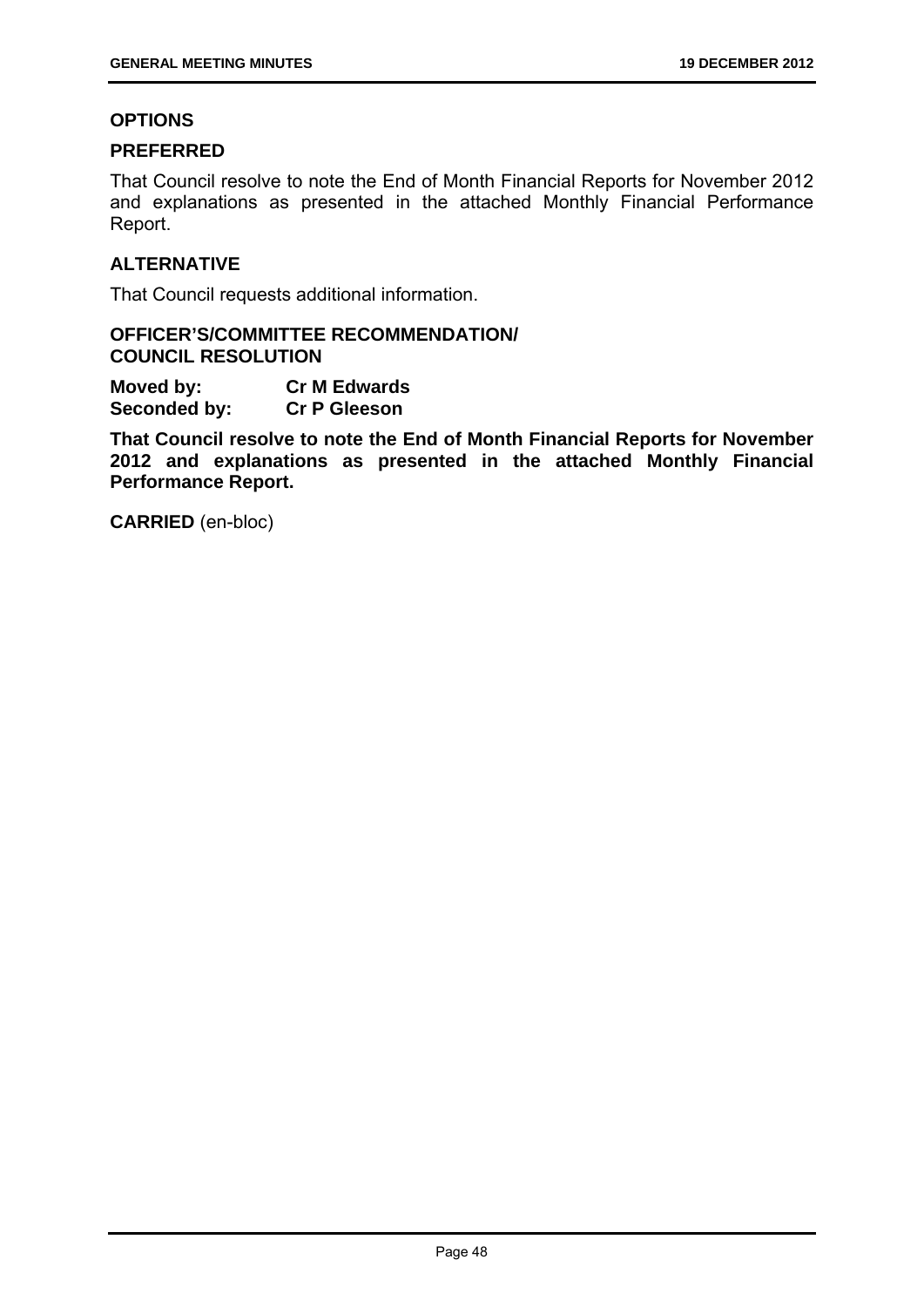## OPTIONS

### PREFERRED

That Council resolve to note the End of Month Financial Reports for November 2012 and explanations as presented in the attached Monthly Financial Performance Report.

### ALTERNATIVE

That Council requests additional information.

### OFFICER'S/COMMITTEE RECOMMENDATION/ COUNCIL RESOLUTION

**Moved by:** **Cr M Edwards**
**Seconded by:** **Cr P Gleeson**

**That Council resolve to note the End of Month Financial Reports for November 2012 and explanations as presented in the attached Monthly Financial Performance Report.**

**CARRIED** (en-bloc)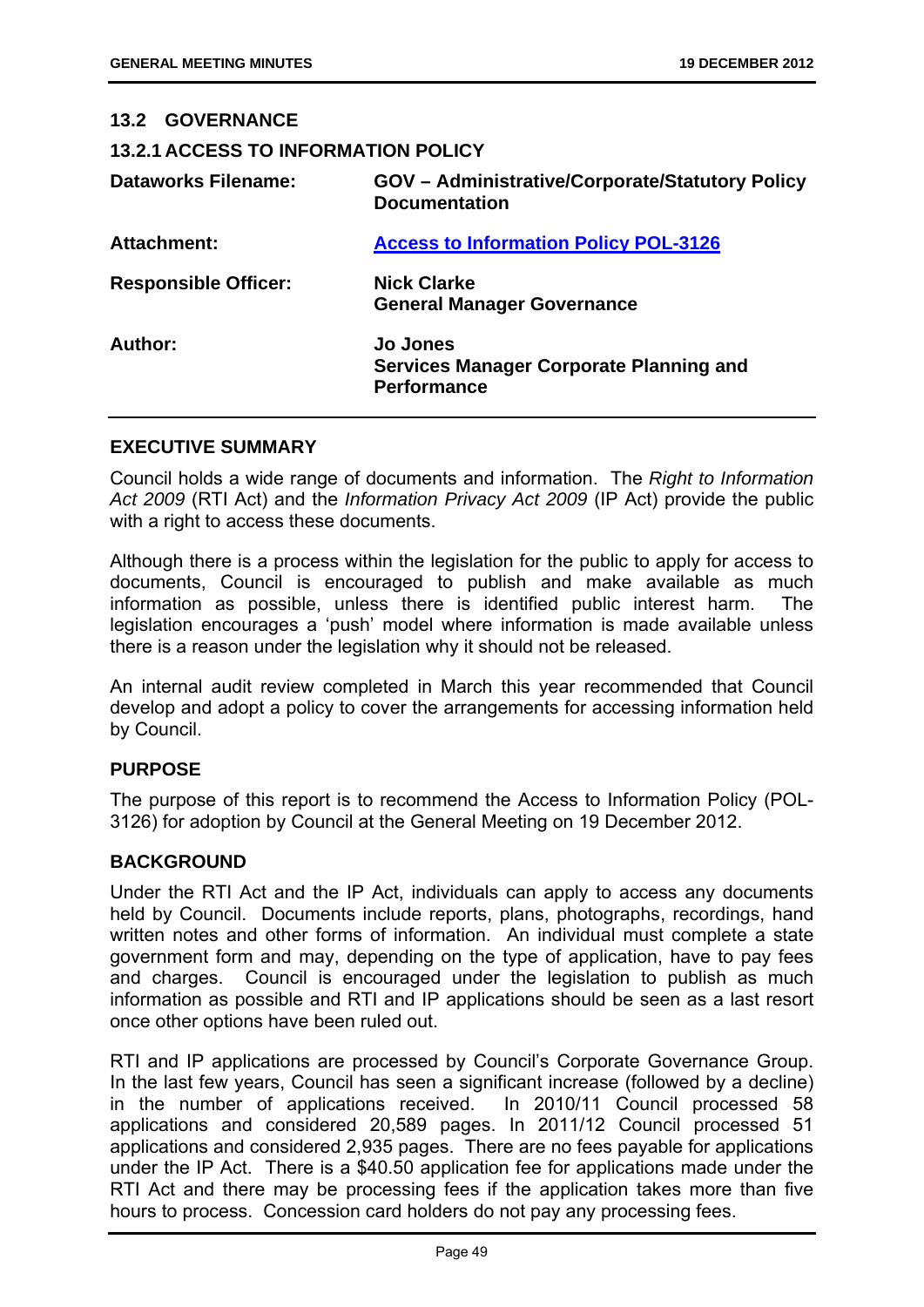## 13.2 GOVERNANCE

### 13.2.1 ACCESS TO INFORMATION POLICY

| | |
|---|---|
| **Dataworks Filename:** | **GOV – Administrative/Corporate/Statutory Policy Documentation** |
| **Attachment:** | **Access to Information Policy POL-3126** |
| **Responsible Officer:** | **Nick Clarke**<br>**General Manager Governance** |
| **Author:** | **Jo Jones**<br>**Services Manager Corporate Planning and Performance** |

### EXECUTIVE SUMMARY

Council holds a wide range of documents and information. The *Right to Information Act 2009* (RTI Act) and the *Information Privacy Act 2009* (IP Act) provide the public with a right to access these documents.

Although there is a process within the legislation for the public to apply for access to documents, Council is encouraged to publish and make available as much information as possible, unless there is identified public interest harm. The legislation encourages a 'push' model where information is made available unless there is a reason under the legislation why it should not be released.

An internal audit review completed in March this year recommended that Council develop and adopt a policy to cover the arrangements for accessing information held by Council.

### PURPOSE

The purpose of this report is to recommend the Access to Information Policy (POL-3126) for adoption by Council at the General Meeting on 19 December 2012.

### BACKGROUND

Under the RTI Act and the IP Act, individuals can apply to access any documents held by Council. Documents include reports, plans, photographs, recordings, hand written notes and other forms of information. An individual must complete a state government form and may, depending on the type of application, have to pay fees and charges. Council is encouraged under the legislation to publish as much information as possible and RTI and IP applications should be seen as a last resort once other options have been ruled out.

RTI and IP applications are processed by Council's Corporate Governance Group. In the last few years, Council has seen a significant increase (followed by a decline) in the number of applications received. In 2010/11 Council processed 58 applications and considered 20,589 pages. In 2011/12 Council processed 51 applications and considered 2,935 pages. There are no fees payable for applications under the IP Act. There is a $40.50 application fee for applications made under the RTI Act and there may be processing fees if the application takes more than five hours to process. Concession card holders do not pay any processing fees.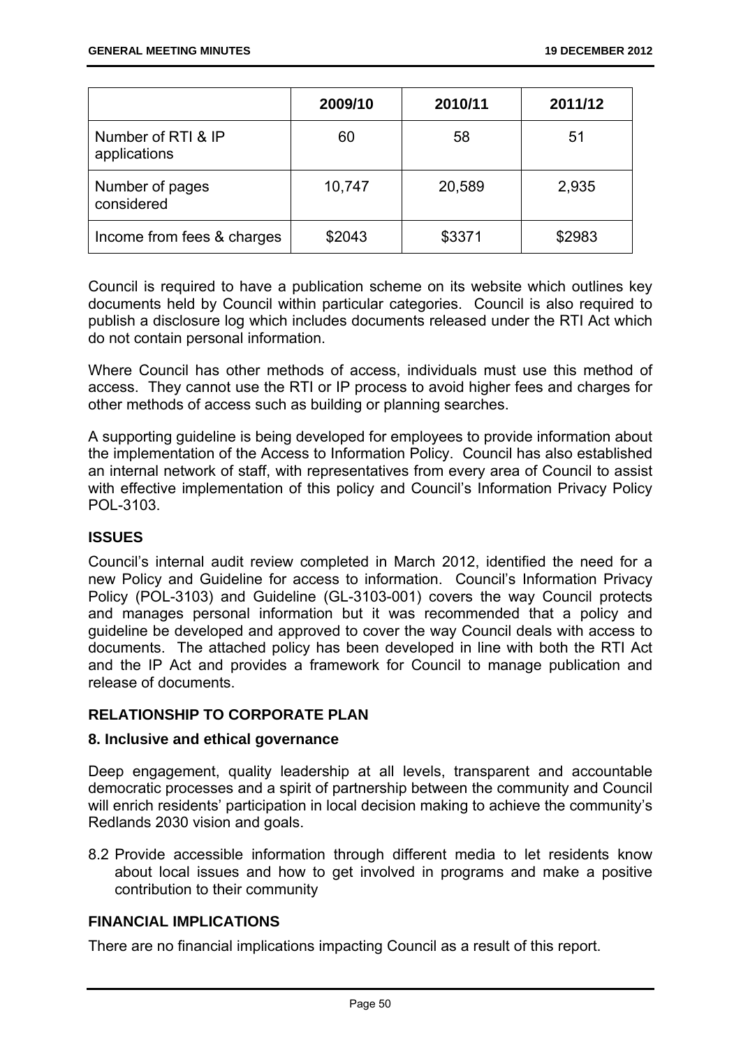| | 2009/10 | 2010/11 | 2011/12 |
|---|---|---|---|
| Number of RTI & IP applications | 60 | 58 | 51 |
| Number of pages considered | 10,747 | 20,589 | 2,935 |
| Income from fees & charges | \$2043 | \$3371 | \$2983 |

Council is required to have a publication scheme on its website which outlines key documents held by Council within particular categories. Council is also required to publish a disclosure log which includes documents released under the RTI Act which do not contain personal information.

Where Council has other methods of access, individuals must use this method of access. They cannot use the RTI or IP process to avoid higher fees and charges for other methods of access such as building or planning searches.

A supporting guideline is being developed for employees to provide information about the implementation of the Access to Information Policy. Council has also established an internal network of staff, with representatives from every area of Council to assist with effective implementation of this policy and Council's Information Privacy Policy POL-3103.

## ISSUES

Council's internal audit review completed in March 2012, identified the need for a new Policy and Guideline for access to information. Council's Information Privacy Policy (POL-3103) and Guideline (GL-3103-001) covers the way Council protects and manages personal information but it was recommended that a policy and guideline be developed and approved to cover the way Council deals with access to documents. The attached policy has been developed in line with both the RTI Act and the IP Act and provides a framework for Council to manage publication and release of documents.

## RELATIONSHIP TO CORPORATE PLAN

### 8. Inclusive and ethical governance

Deep engagement, quality leadership at all levels, transparent and accountable democratic processes and a spirit of partnership between the community and Council will enrich residents' participation in local decision making to achieve the community's Redlands 2030 vision and goals.

8.2 Provide accessible information through different media to let residents know about local issues and how to get involved in programs and make a positive contribution to their community

## FINANCIAL IMPLICATIONS

There are no financial implications impacting Council as a result of this report.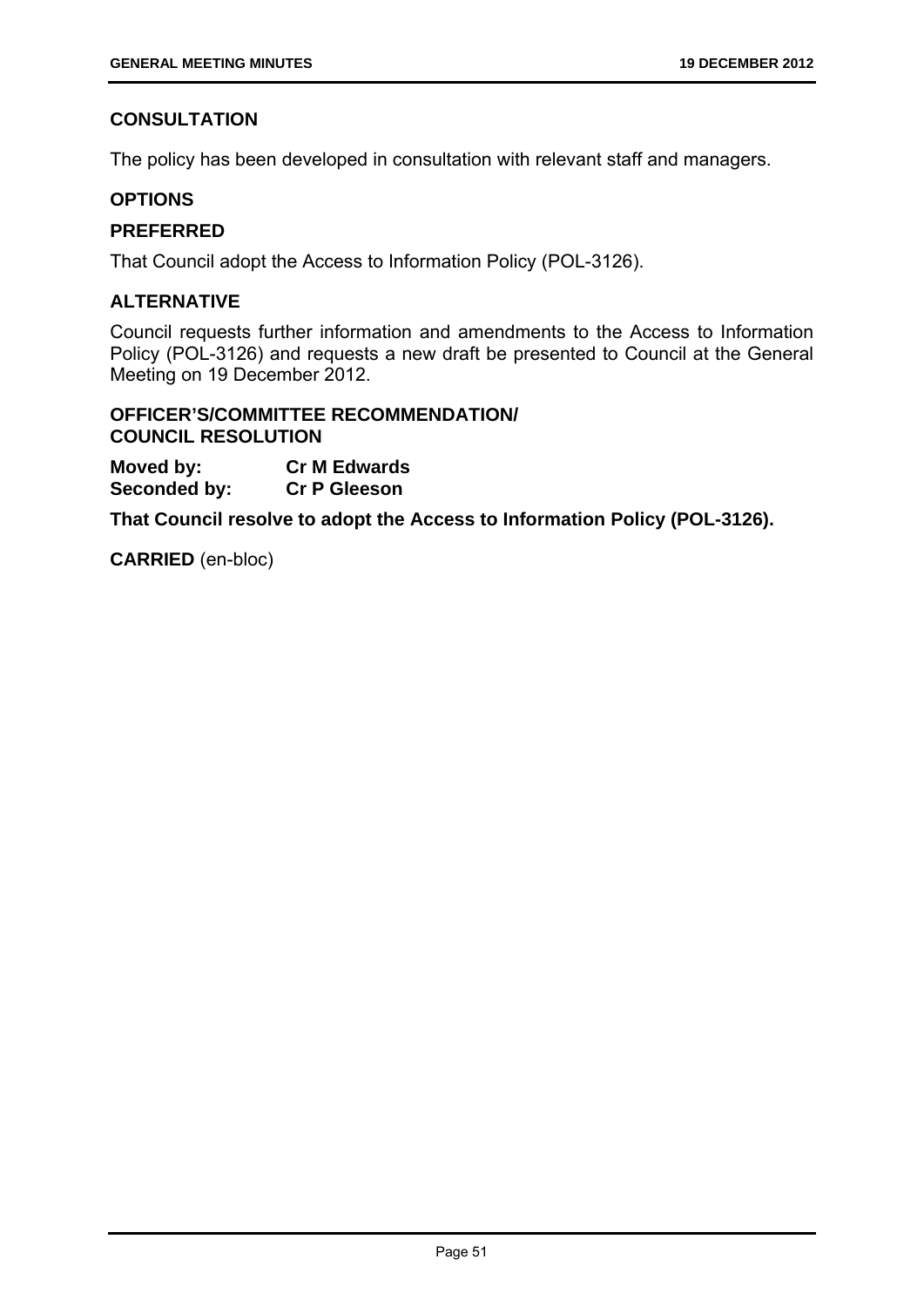## CONSULTATION

The policy has been developed in consultation with relevant staff and managers.

## OPTIONS

### PREFERRED

That Council adopt the Access to Information Policy (POL-3126).

### ALTERNATIVE

Council requests further information and amendments to the Access to Information Policy (POL-3126) and requests a new draft be presented to Council at the General Meeting on 19 December 2012.

## OFFICER'S/COMMITTEE RECOMMENDATION/ COUNCIL RESOLUTION

**Moved by:** **Cr M Edwards**
**Seconded by:** **Cr P Gleeson**

**That Council resolve to adopt the Access to Information Policy (POL-3126).**

**CARRIED** (en-bloc)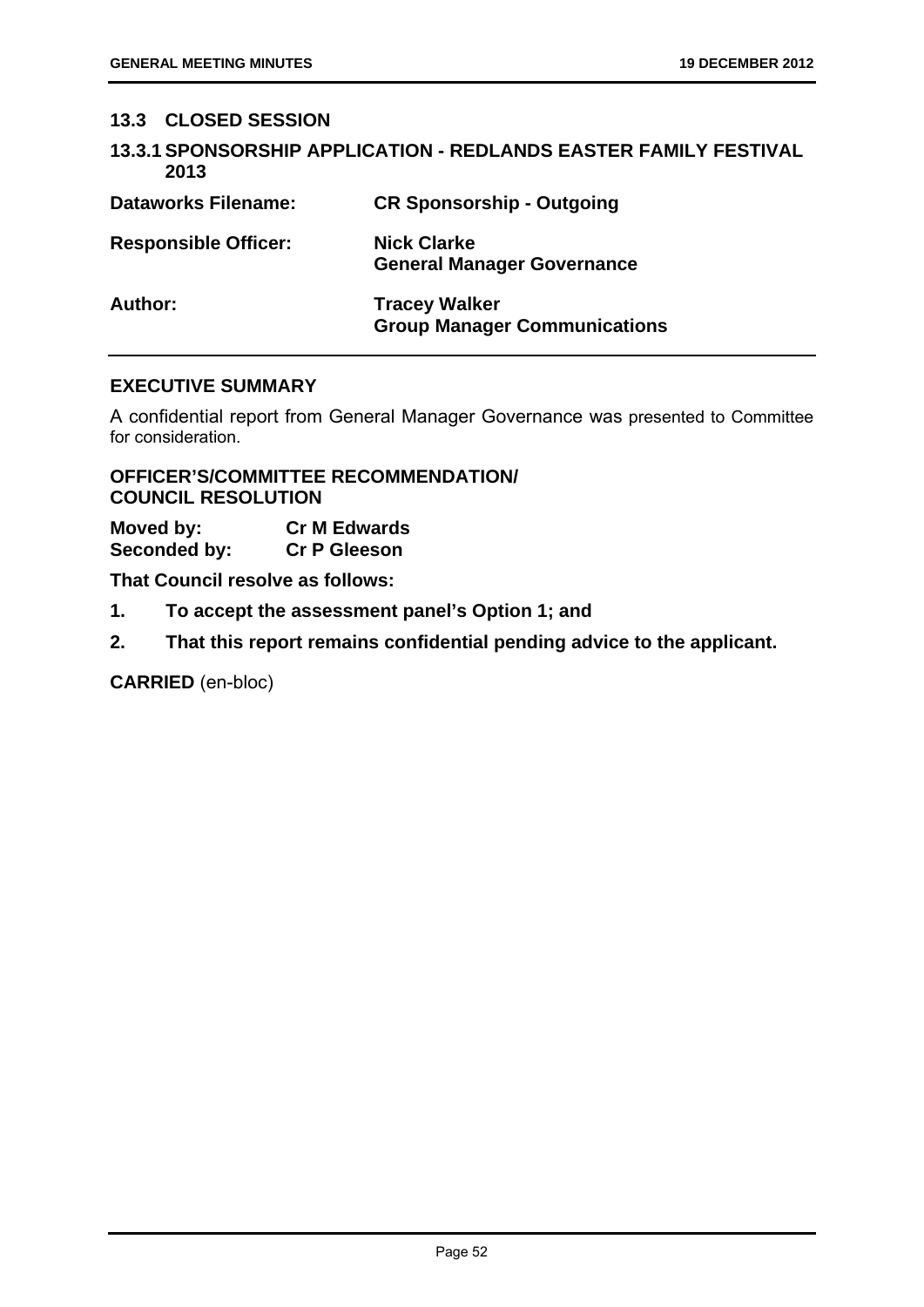## 13.3 CLOSED SESSION

### 13.3.1 SPONSORSHIP APPLICATION - REDLANDS EASTER FAMILY FESTIVAL 2013

| | |
|---|---|
| **Dataworks Filename:** | **CR Sponsorship - Outgoing** |
| **Responsible Officer:** | **Nick Clarke**<br>**General Manager Governance** |
| **Author:** | **Tracey Walker**<br>**Group Manager Communications** |

## EXECUTIVE SUMMARY

A confidential report from General Manager Governance was presented to Committee for consideration.

**OFFICER'S/COMMITTEE RECOMMENDATION/**
**COUNCIL RESOLUTION**

**Moved by:** **Cr M Edwards**
**Seconded by:** **Cr P Gleeson**

**That Council resolve as follows:**

1. **To accept the assessment panel's Option 1; and**
2. **That this report remains confidential pending advice to the applicant.**

**CARRIED** (en-bloc)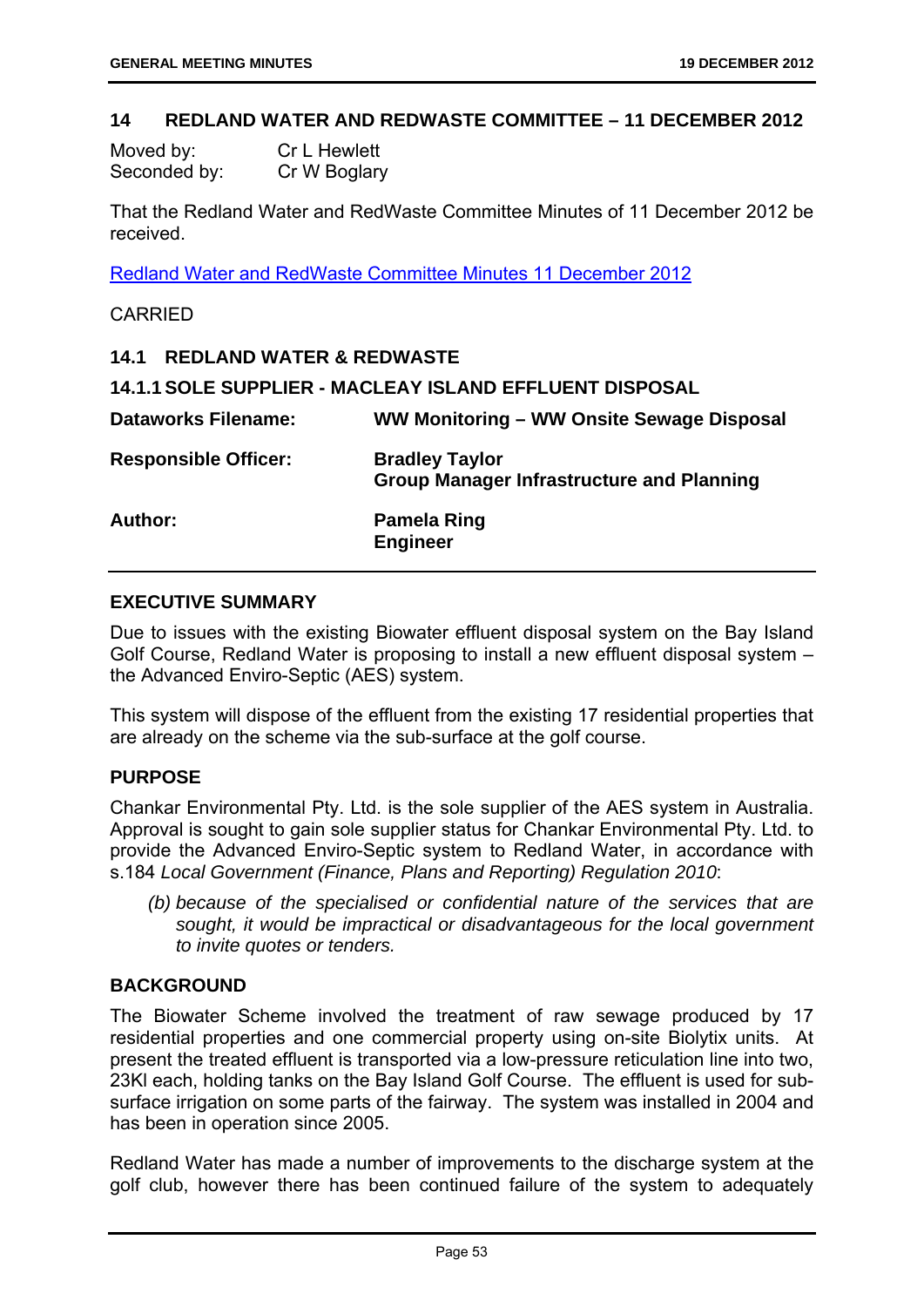## 14 REDLAND WATER AND REDWASTE COMMITTEE – 11 DECEMBER 2012

| | |
|---|---|
| Moved by: | Cr L Hewlett |
| Seconded by: | Cr W Boglary |

That the Redland Water and RedWaste Committee Minutes of 11 December 2012 be received.

Redland Water and RedWaste Committee Minutes 11 December 2012

CARRIED

### 14.1 REDLAND WATER & REDWASTE

#### 14.1.1 SOLE SUPPLIER - MACLEAY ISLAND EFFLUENT DISPOSAL

| | |
|---|---|
| **Dataworks Filename:** | **WW Monitoring – WW Onsite Sewage Disposal** |
| **Responsible Officer:** | **Bradley Taylor**<br>**Group Manager Infrastructure and Planning** |
| **Author:** | **Pamela Ring**<br>**Engineer** |

**EXECUTIVE SUMMARY**

Due to issues with the existing Biowater effluent disposal system on the Bay Island Golf Course, Redland Water is proposing to install a new effluent disposal system – the Advanced Enviro-Septic (AES) system.

This system will dispose of the effluent from the existing 17 residential properties that are already on the scheme via the sub-surface at the golf course.

**PURPOSE**

Chankar Environmental Pty. Ltd. is the sole supplier of the AES system in Australia. Approval is sought to gain sole supplier status for Chankar Environmental Pty. Ltd. to provide the Advanced Enviro-Septic system to Redland Water, in accordance with s.184 *Local Government (Finance, Plans and Reporting) Regulation 2010*:

> *(b) because of the specialised or confidential nature of the services that are sought, it would be impractical or disadvantageous for the local government to invite quotes or tenders.*

**BACKGROUND**

The Biowater Scheme involved the treatment of raw sewage produced by 17 residential properties and one commercial property using on-site Biolytix units. At present the treated effluent is transported via a low-pressure reticulation line into two, 23Kl each, holding tanks on the Bay Island Golf Course. The effluent is used for sub-surface irrigation on some parts of the fairway. The system was installed in 2004 and has been in operation since 2005.

Redland Water has made a number of improvements to the discharge system at the golf club, however there has been continued failure of the system to adequately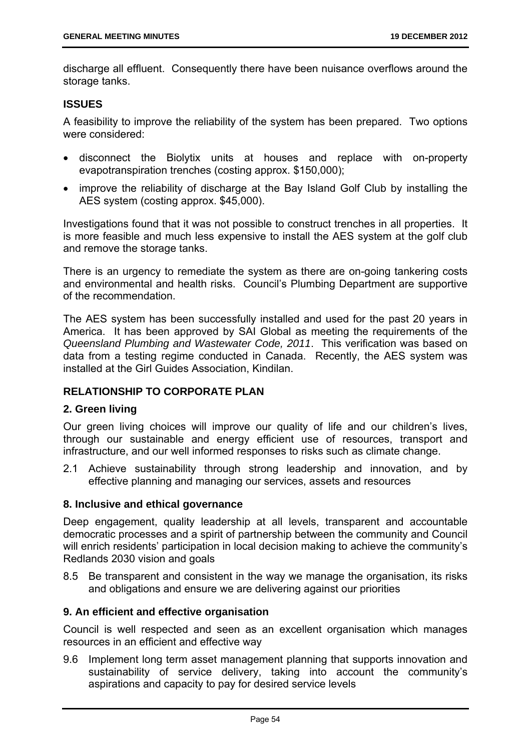discharge all effluent. Consequently there have been nuisance overflows around the storage tanks.

## ISSUES

A feasibility to improve the reliability of the system has been prepared. Two options were considered:

- disconnect the Biolytix units at houses and replace with on-property evapotranspiration trenches (costing approx. $150,000);
- improve the reliability of discharge at the Bay Island Golf Club by installing the AES system (costing approx. $45,000).

Investigations found that it was not possible to construct trenches in all properties. It is more feasible and much less expensive to install the AES system at the golf club and remove the storage tanks.

There is an urgency to remediate the system as there are on-going tankering costs and environmental and health risks. Council's Plumbing Department are supportive of the recommendation.

The AES system has been successfully installed and used for the past 20 years in America. It has been approved by SAI Global as meeting the requirements of the *Queensland Plumbing and Wastewater Code, 2011*. This verification was based on data from a testing regime conducted in Canada. Recently, the AES system was installed at the Girl Guides Association, Kindilan.

## RELATIONSHIP TO CORPORATE PLAN

### 2. Green living

Our green living choices will improve our quality of life and our children's lives, through our sustainable and energy efficient use of resources, transport and infrastructure, and our well informed responses to risks such as climate change.

2.1 Achieve sustainability through strong leadership and innovation, and by effective planning and managing our services, assets and resources

### 8. Inclusive and ethical governance

Deep engagement, quality leadership at all levels, transparent and accountable democratic processes and a spirit of partnership between the community and Council will enrich residents' participation in local decision making to achieve the community's Redlands 2030 vision and goals

8.5 Be transparent and consistent in the way we manage the organisation, its risks and obligations and ensure we are delivering against our priorities

### 9. An efficient and effective organisation

Council is well respected and seen as an excellent organisation which manages resources in an efficient and effective way

9.6 Implement long term asset management planning that supports innovation and sustainability of service delivery, taking into account the community's aspirations and capacity to pay for desired service levels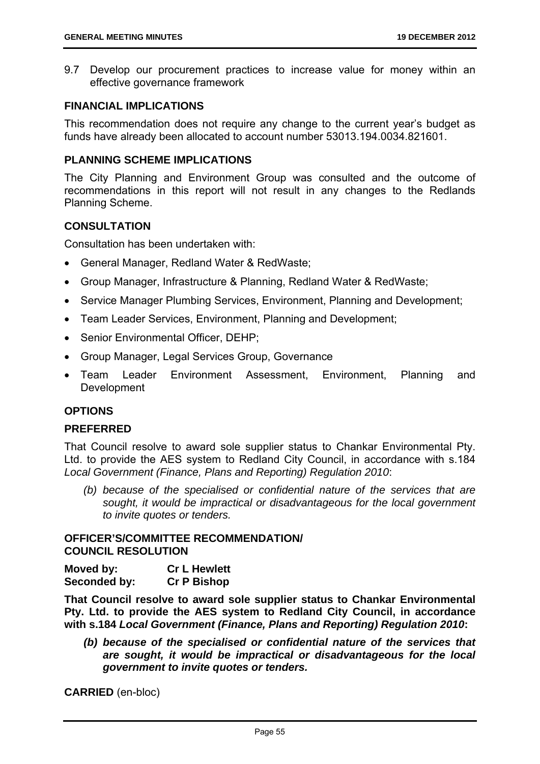9.7 Develop our procurement practices to increase value for money within an effective governance framework

## FINANCIAL IMPLICATIONS

This recommendation does not require any change to the current year's budget as funds have already been allocated to account number 53013.194.0034.821601.

## PLANNING SCHEME IMPLICATIONS

The City Planning and Environment Group was consulted and the outcome of recommendations in this report will not result in any changes to the Redlands Planning Scheme.

## CONSULTATION

Consultation has been undertaken with:

- General Manager, Redland Water & RedWaste;
- Group Manager, Infrastructure & Planning, Redland Water & RedWaste;
- Service Manager Plumbing Services, Environment, Planning and Development;
- Team Leader Services, Environment, Planning and Development;
- Senior Environmental Officer, DEHP;
- Group Manager, Legal Services Group, Governance
- Team Leader Environment Assessment, Environment, Planning and Development

## OPTIONS

### PREFERRED

That Council resolve to award sole supplier status to Chankar Environmental Pty. Ltd. to provide the AES system to Redland City Council, in accordance with s.184 *Local Government (Finance, Plans and Reporting) Regulation 2010*:

> *(b) because of the specialised or confidential nature of the services that are sought, it would be impractical or disadvantageous for the local government to invite quotes or tenders.*

## OFFICER'S/COMMITTEE RECOMMENDATION/ COUNCIL RESOLUTION

**Moved by:** **Cr L Hewlett**
**Seconded by:** **Cr P Bishop**

**That Council resolve to award sole supplier status to Chankar Environmental Pty. Ltd. to provide the AES system to Redland City Council, in accordance with s.184 *Local Government (Finance, Plans and Reporting) Regulation 2010*:**

> ***(b) because of the specialised or confidential nature of the services that are sought, it would be impractical or disadvantageous for the local government to invite quotes or tenders.***

**CARRIED** (en-bloc)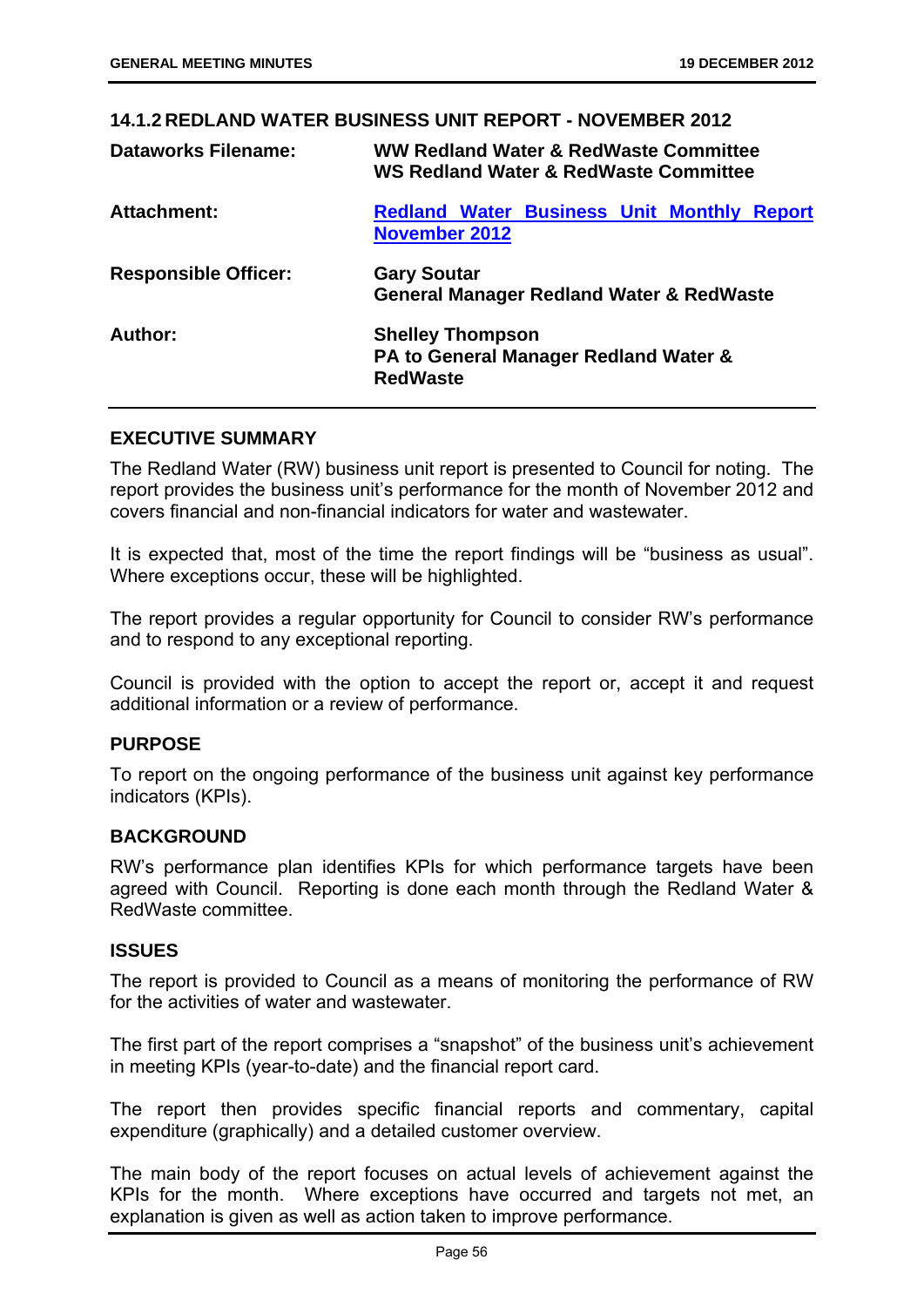### 14.1.2 REDLAND WATER BUSINESS UNIT REPORT - NOVEMBER 2012

| | |
|---|---|
| **Dataworks Filename:** | **WW Redland Water & RedWaste Committee**<br>**WS Redland Water & RedWaste Committee** |
| **Attachment:** | **Redland Water Business Unit Monthly Report November 2012** |
| **Responsible Officer:** | **Gary Soutar**<br>**General Manager Redland Water & RedWaste** |
| **Author:** | **Shelley Thompson**<br>**PA to General Manager Redland Water & RedWaste** |

#### EXECUTIVE SUMMARY

The Redland Water (RW) business unit report is presented to Council for noting. The report provides the business unit's performance for the month of November 2012 and covers financial and non-financial indicators for water and wastewater.

It is expected that, most of the time the report findings will be "business as usual". Where exceptions occur, these will be highlighted.

The report provides a regular opportunity for Council to consider RW's performance and to respond to any exceptional reporting.

Council is provided with the option to accept the report or, accept it and request additional information or a review of performance.

#### PURPOSE

To report on the ongoing performance of the business unit against key performance indicators (KPIs).

#### BACKGROUND

RW's performance plan identifies KPIs for which performance targets have been agreed with Council. Reporting is done each month through the Redland Water & RedWaste committee.

#### ISSUES

The report is provided to Council as a means of monitoring the performance of RW for the activities of water and wastewater.

The first part of the report comprises a "snapshot" of the business unit's achievement in meeting KPIs (year-to-date) and the financial report card.

The report then provides specific financial reports and commentary, capital expenditure (graphically) and a detailed customer overview.

The main body of the report focuses on actual levels of achievement against the KPIs for the month. Where exceptions have occurred and targets not met, an explanation is given as well as action taken to improve performance.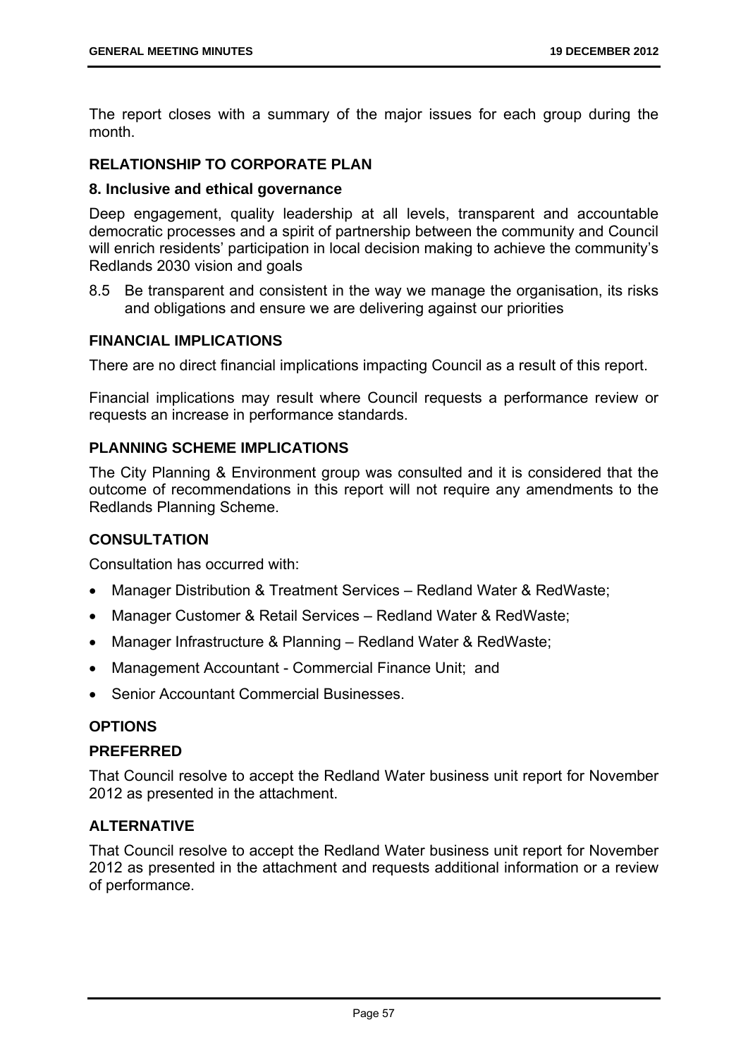The report closes with a summary of the major issues for each group during the month.

### RELATIONSHIP TO CORPORATE PLAN

#### 8. Inclusive and ethical governance

Deep engagement, quality leadership at all levels, transparent and accountable democratic processes and a spirit of partnership between the community and Council will enrich residents' participation in local decision making to achieve the community's Redlands 2030 vision and goals

8.5 Be transparent and consistent in the way we manage the organisation, its risks and obligations and ensure we are delivering against our priorities

### FINANCIAL IMPLICATIONS

There are no direct financial implications impacting Council as a result of this report.

Financial implications may result where Council requests a performance review or requests an increase in performance standards.

### PLANNING SCHEME IMPLICATIONS

The City Planning & Environment group was consulted and it is considered that the outcome of recommendations in this report will not require any amendments to the Redlands Planning Scheme.

### CONSULTATION

Consultation has occurred with:

- Manager Distribution & Treatment Services – Redland Water & RedWaste;
- Manager Customer & Retail Services – Redland Water & RedWaste;
- Manager Infrastructure & Planning – Redland Water & RedWaste;
- Management Accountant - Commercial Finance Unit; and
- Senior Accountant Commercial Businesses.

### OPTIONS

#### PREFERRED

That Council resolve to accept the Redland Water business unit report for November 2012 as presented in the attachment.

#### ALTERNATIVE

That Council resolve to accept the Redland Water business unit report for November 2012 as presented in the attachment and requests additional information or a review of performance.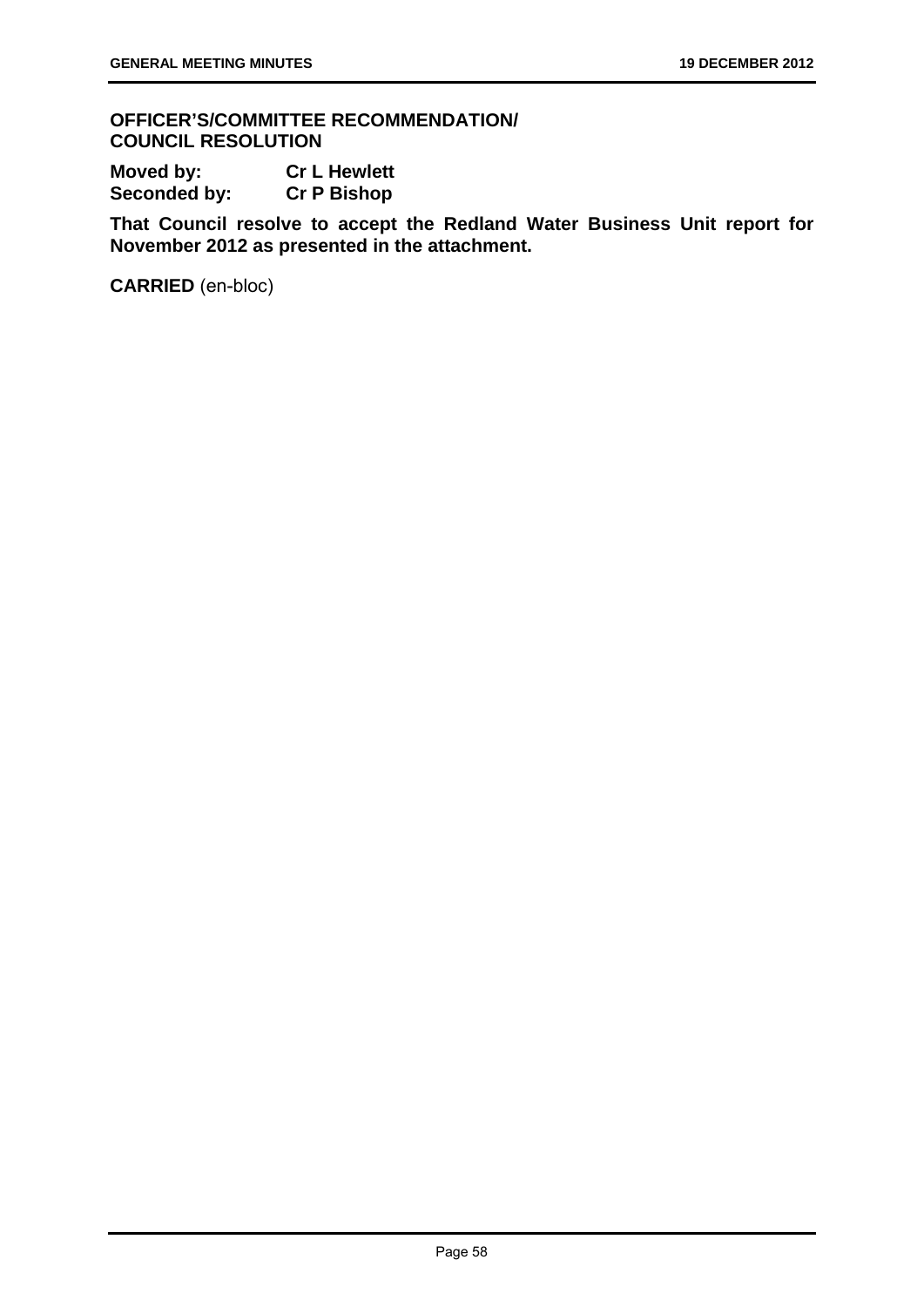**OFFICER'S/COMMITTEE RECOMMENDATION/
COUNCIL RESOLUTION**

**Moved by:** **Cr L Hewlett**
**Seconded by:** **Cr P Bishop**

**That Council resolve to accept the Redland Water Business Unit report for November 2012 as presented in the attachment.**

**CARRIED** (en-bloc)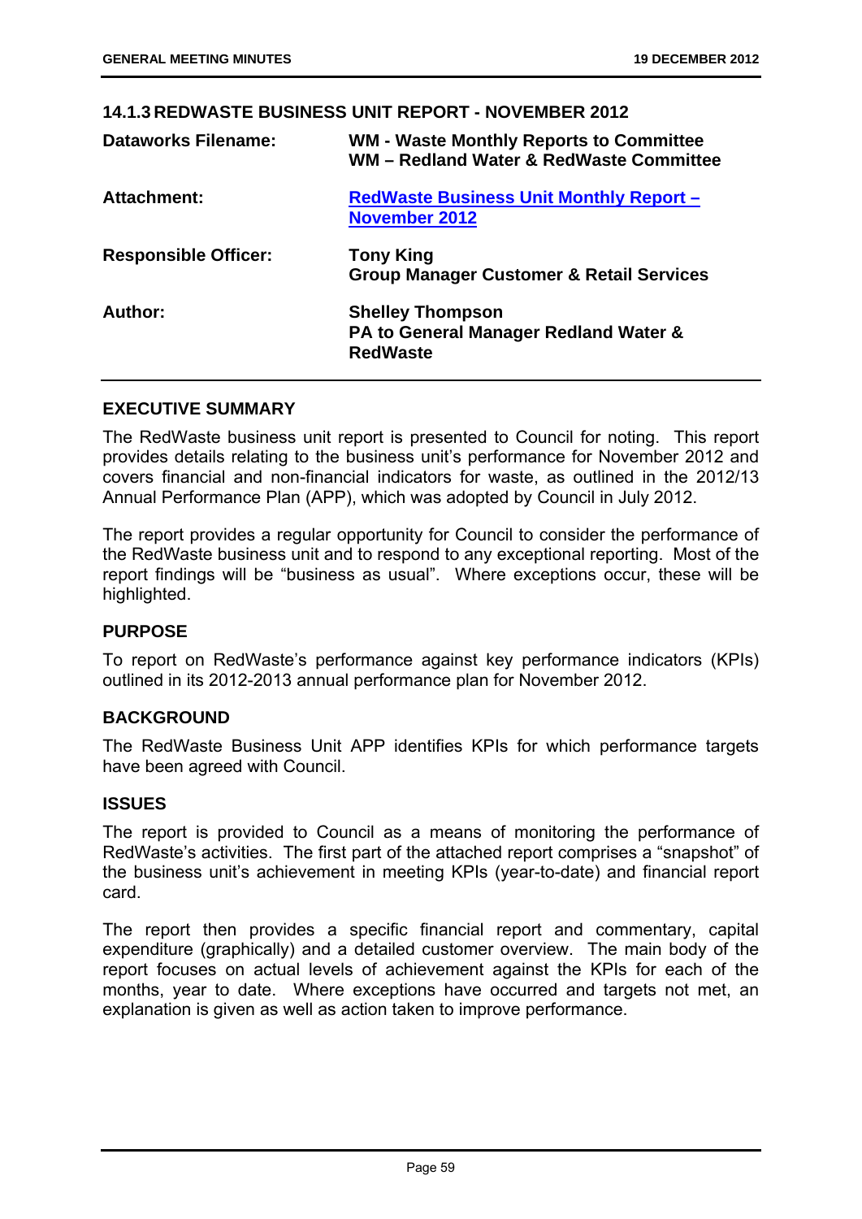### 14.1.3 REDWASTE BUSINESS UNIT REPORT - NOVEMBER 2012

| | |
|---|---|
| **Dataworks Filename:** | **WM - Waste Monthly Reports to Committee**<br>**WM – Redland Water & RedWaste Committee** |
| **Attachment:** | **RedWaste Business Unit Monthly Report – November 2012** |
| **Responsible Officer:** | **Tony King**<br>**Group Manager Customer & Retail Services** |
| **Author:** | **Shelley Thompson**<br>**PA to General Manager Redland Water & RedWaste** |

#### EXECUTIVE SUMMARY

The RedWaste business unit report is presented to Council for noting. This report provides details relating to the business unit's performance for November 2012 and covers financial and non-financial indicators for waste, as outlined in the 2012/13 Annual Performance Plan (APP), which was adopted by Council in July 2012.

The report provides a regular opportunity for Council to consider the performance of the RedWaste business unit and to respond to any exceptional reporting. Most of the report findings will be "business as usual". Where exceptions occur, these will be highlighted.

#### PURPOSE

To report on RedWaste's performance against key performance indicators (KPIs) outlined in its 2012-2013 annual performance plan for November 2012.

#### BACKGROUND

The RedWaste Business Unit APP identifies KPIs for which performance targets have been agreed with Council.

#### ISSUES

The report is provided to Council as a means of monitoring the performance of RedWaste's activities. The first part of the attached report comprises a "snapshot" of the business unit's achievement in meeting KPIs (year-to-date) and financial report card.

The report then provides a specific financial report and commentary, capital expenditure (graphically) and a detailed customer overview. The main body of the report focuses on actual levels of achievement against the KPIs for each of the months, year to date. Where exceptions have occurred and targets not met, an explanation is given as well as action taken to improve performance.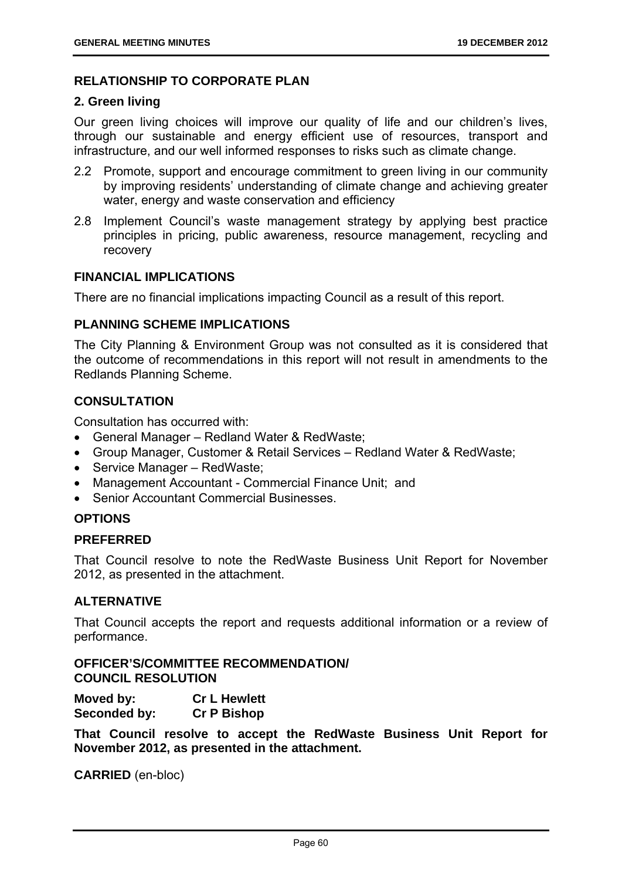## RELATIONSHIP TO CORPORATE PLAN

### 2. Green living

Our green living choices will improve our quality of life and our children's lives, through our sustainable and energy efficient use of resources, transport and infrastructure, and our well informed responses to risks such as climate change.

2.2 Promote, support and encourage commitment to green living in our community by improving residents' understanding of climate change and achieving greater water, energy and waste conservation and efficiency

2.8 Implement Council's waste management strategy by applying best practice principles in pricing, public awareness, resource management, recycling and recovery

## FINANCIAL IMPLICATIONS

There are no financial implications impacting Council as a result of this report.

## PLANNING SCHEME IMPLICATIONS

The City Planning & Environment Group was not consulted as it is considered that the outcome of recommendations in this report will not result in amendments to the Redlands Planning Scheme.

## CONSULTATION

Consultation has occurred with:

- General Manager – Redland Water & RedWaste;
- Group Manager, Customer & Retail Services – Redland Water & RedWaste;
- Service Manager – RedWaste;
- Management Accountant - Commercial Finance Unit; and
- Senior Accountant Commercial Businesses.

## OPTIONS

### PREFERRED

That Council resolve to note the RedWaste Business Unit Report for November 2012, as presented in the attachment.

### ALTERNATIVE

That Council accepts the report and requests additional information or a review of performance.

## OFFICER'S/COMMITTEE RECOMMENDATION/ COUNCIL RESOLUTION

**Moved by:** **Cr L Hewlett**
**Seconded by:** **Cr P Bishop**

**That Council resolve to accept the RedWaste Business Unit Report for November 2012, as presented in the attachment.**

**CARRIED** (en-bloc)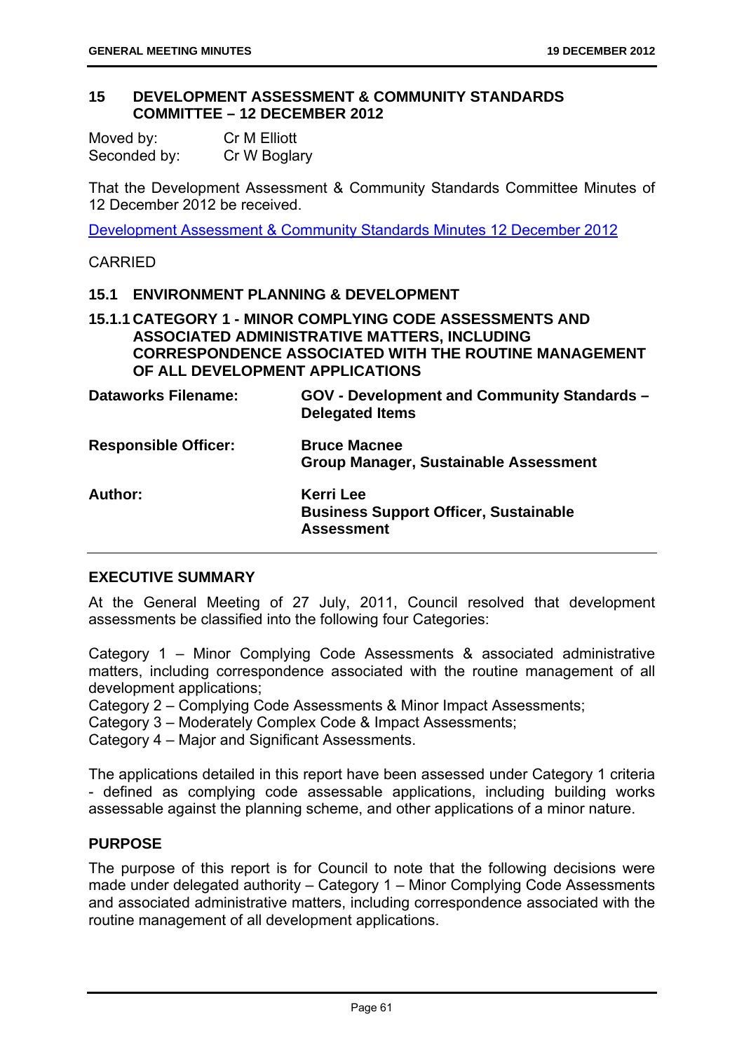## 15 DEVELOPMENT ASSESSMENT & COMMUNITY STANDARDS COMMITTEE – 12 DECEMBER 2012

Moved by: Cr M Elliott
Seconded by: Cr W Boglary

That the Development Assessment & Community Standards Committee Minutes of 12 December 2012 be received.

Development Assessment & Community Standards Minutes 12 December 2012

CARRIED

### 15.1 ENVIRONMENT PLANNING & DEVELOPMENT

#### 15.1.1 CATEGORY 1 - MINOR COMPLYING CODE ASSESSMENTS AND ASSOCIATED ADMINISTRATIVE MATTERS, INCLUDING CORRESPONDENCE ASSOCIATED WITH THE ROUTINE MANAGEMENT OF ALL DEVELOPMENT APPLICATIONS

| | |
|---|---|
| **Dataworks Filename:** | **GOV - Development and Community Standards – Delegated Items** |
| **Responsible Officer:** | **Bruce Macnee**<br>**Group Manager, Sustainable Assessment** |
| **Author:** | **Kerri Lee**<br>**Business Support Officer, Sustainable Assessment** |

**EXECUTIVE SUMMARY**

At the General Meeting of 27 July, 2011, Council resolved that development assessments be classified into the following four Categories:

Category 1 – Minor Complying Code Assessments & associated administrative matters, including correspondence associated with the routine management of all development applications;
Category 2 – Complying Code Assessments & Minor Impact Assessments;
Category 3 – Moderately Complex Code & Impact Assessments;
Category 4 – Major and Significant Assessments.

The applications detailed in this report have been assessed under Category 1 criteria - defined as complying code assessable applications, including building works assessable against the planning scheme, and other applications of a minor nature.

**PURPOSE**

The purpose of this report is for Council to note that the following decisions were made under delegated authority – Category 1 – Minor Complying Code Assessments and associated administrative matters, including correspondence associated with the routine management of all development applications.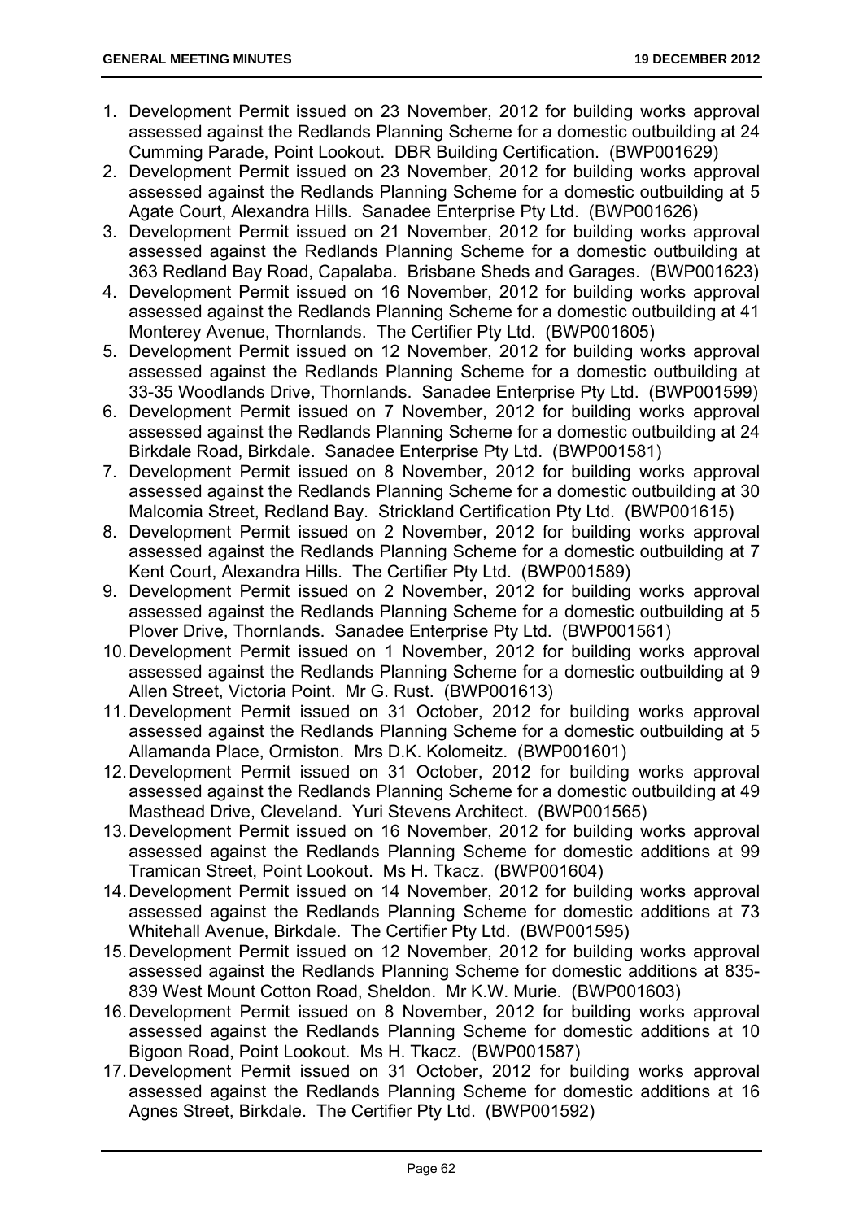1. Development Permit issued on 23 November, 2012 for building works approval assessed against the Redlands Planning Scheme for a domestic outbuilding at 24 Cumming Parade, Point Lookout. DBR Building Certification. (BWP001629)
2. Development Permit issued on 23 November, 2012 for building works approval assessed against the Redlands Planning Scheme for a domestic outbuilding at 5 Agate Court, Alexandra Hills. Sanadee Enterprise Pty Ltd. (BWP001626)
3. Development Permit issued on 21 November, 2012 for building works approval assessed against the Redlands Planning Scheme for a domestic outbuilding at 363 Redland Bay Road, Capalaba. Brisbane Sheds and Garages. (BWP001623)
4. Development Permit issued on 16 November, 2012 for building works approval assessed against the Redlands Planning Scheme for a domestic outbuilding at 41 Monterey Avenue, Thornlands. The Certifier Pty Ltd. (BWP001605)
5. Development Permit issued on 12 November, 2012 for building works approval assessed against the Redlands Planning Scheme for a domestic outbuilding at 33-35 Woodlands Drive, Thornlands. Sanadee Enterprise Pty Ltd. (BWP001599)
6. Development Permit issued on 7 November, 2012 for building works approval assessed against the Redlands Planning Scheme for a domestic outbuilding at 24 Birkdale Road, Birkdale. Sanadee Enterprise Pty Ltd. (BWP001581)
7. Development Permit issued on 8 November, 2012 for building works approval assessed against the Redlands Planning Scheme for a domestic outbuilding at 30 Malcomia Street, Redland Bay. Strickland Certification Pty Ltd. (BWP001615)
8. Development Permit issued on 2 November, 2012 for building works approval assessed against the Redlands Planning Scheme for a domestic outbuilding at 7 Kent Court, Alexandra Hills. The Certifier Pty Ltd. (BWP001589)
9. Development Permit issued on 2 November, 2012 for building works approval assessed against the Redlands Planning Scheme for a domestic outbuilding at 5 Plover Drive, Thornlands. Sanadee Enterprise Pty Ltd. (BWP001561)
10. Development Permit issued on 1 November, 2012 for building works approval assessed against the Redlands Planning Scheme for a domestic outbuilding at 9 Allen Street, Victoria Point. Mr G. Rust. (BWP001613)
11. Development Permit issued on 31 October, 2012 for building works approval assessed against the Redlands Planning Scheme for a domestic outbuilding at 5 Allamanda Place, Ormiston. Mrs D.K. Kolomeitz. (BWP001601)
12. Development Permit issued on 31 October, 2012 for building works approval assessed against the Redlands Planning Scheme for a domestic outbuilding at 49 Masthead Drive, Cleveland. Yuri Stevens Architect. (BWP001565)
13. Development Permit issued on 16 November, 2012 for building works approval assessed against the Redlands Planning Scheme for domestic additions at 99 Tramican Street, Point Lookout. Ms H. Tkacz. (BWP001604)
14. Development Permit issued on 14 November, 2012 for building works approval assessed against the Redlands Planning Scheme for domestic additions at 73 Whitehall Avenue, Birkdale. The Certifier Pty Ltd. (BWP001595)
15. Development Permit issued on 12 November, 2012 for building works approval assessed against the Redlands Planning Scheme for domestic additions at 835-839 West Mount Cotton Road, Sheldon. Mr K.W. Murie. (BWP001603)
16. Development Permit issued on 8 November, 2012 for building works approval assessed against the Redlands Planning Scheme for domestic additions at 10 Bigoon Road, Point Lookout. Ms H. Tkacz. (BWP001587)
17. Development Permit issued on 31 October, 2012 for building works approval assessed against the Redlands Planning Scheme for domestic additions at 16 Agnes Street, Birkdale. The Certifier Pty Ltd. (BWP001592)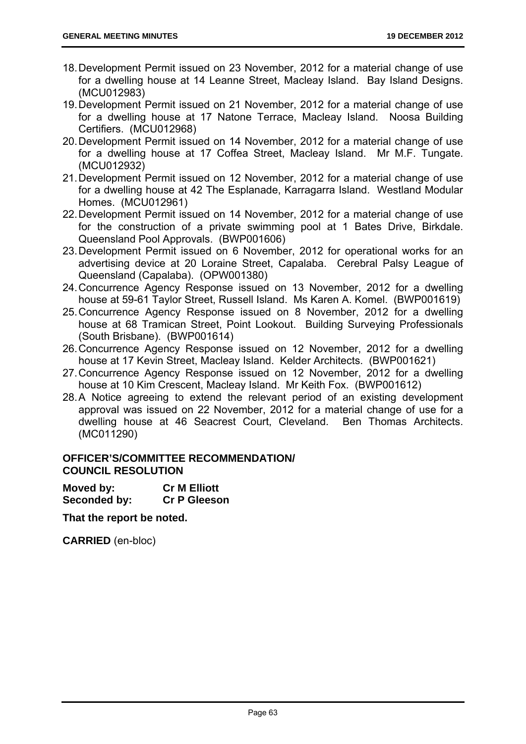18. Development Permit issued on 23 November, 2012 for a material change of use for a dwelling house at 14 Leanne Street, Macleay Island. Bay Island Designs. (MCU012983)
19. Development Permit issued on 21 November, 2012 for a material change of use for a dwelling house at 17 Natone Terrace, Macleay Island. Noosa Building Certifiers. (MCU012968)
20. Development Permit issued on 14 November, 2012 for a material change of use for a dwelling house at 17 Coffea Street, Macleay Island. Mr M.F. Tungate. (MCU012932)
21. Development Permit issued on 12 November, 2012 for a material change of use for a dwelling house at 42 The Esplanade, Karragarra Island. Westland Modular Homes. (MCU012961)
22. Development Permit issued on 14 November, 2012 for a material change of use for the construction of a private swimming pool at 1 Bates Drive, Birkdale. Queensland Pool Approvals. (BWP001606)
23. Development Permit issued on 6 November, 2012 for operational works for an advertising device at 20 Loraine Street, Capalaba. Cerebral Palsy League of Queensland (Capalaba). (OPW001380)
24. Concurrence Agency Response issued on 13 November, 2012 for a dwelling house at 59-61 Taylor Street, Russell Island. Ms Karen A. Komel. (BWP001619)
25. Concurrence Agency Response issued on 8 November, 2012 for a dwelling house at 68 Tramican Street, Point Lookout. Building Surveying Professionals (South Brisbane). (BWP001614)
26. Concurrence Agency Response issued on 12 November, 2012 for a dwelling house at 17 Kevin Street, Macleay Island. Kelder Architects. (BWP001621)
27. Concurrence Agency Response issued on 12 November, 2012 for a dwelling house at 10 Kim Crescent, Macleay Island. Mr Keith Fox. (BWP001612)
28. A Notice agreeing to extend the relevant period of an existing development approval was issued on 22 November, 2012 for a material change of use for a dwelling house at 46 Seacrest Court, Cleveland. Ben Thomas Architects. (MC011290)

**OFFICER'S/COMMITTEE RECOMMENDATION/ COUNCIL RESOLUTION**

**Moved by:** **Cr M Elliott**
**Seconded by:** **Cr P Gleeson**

**That the report be noted.**

**CARRIED** (en-bloc)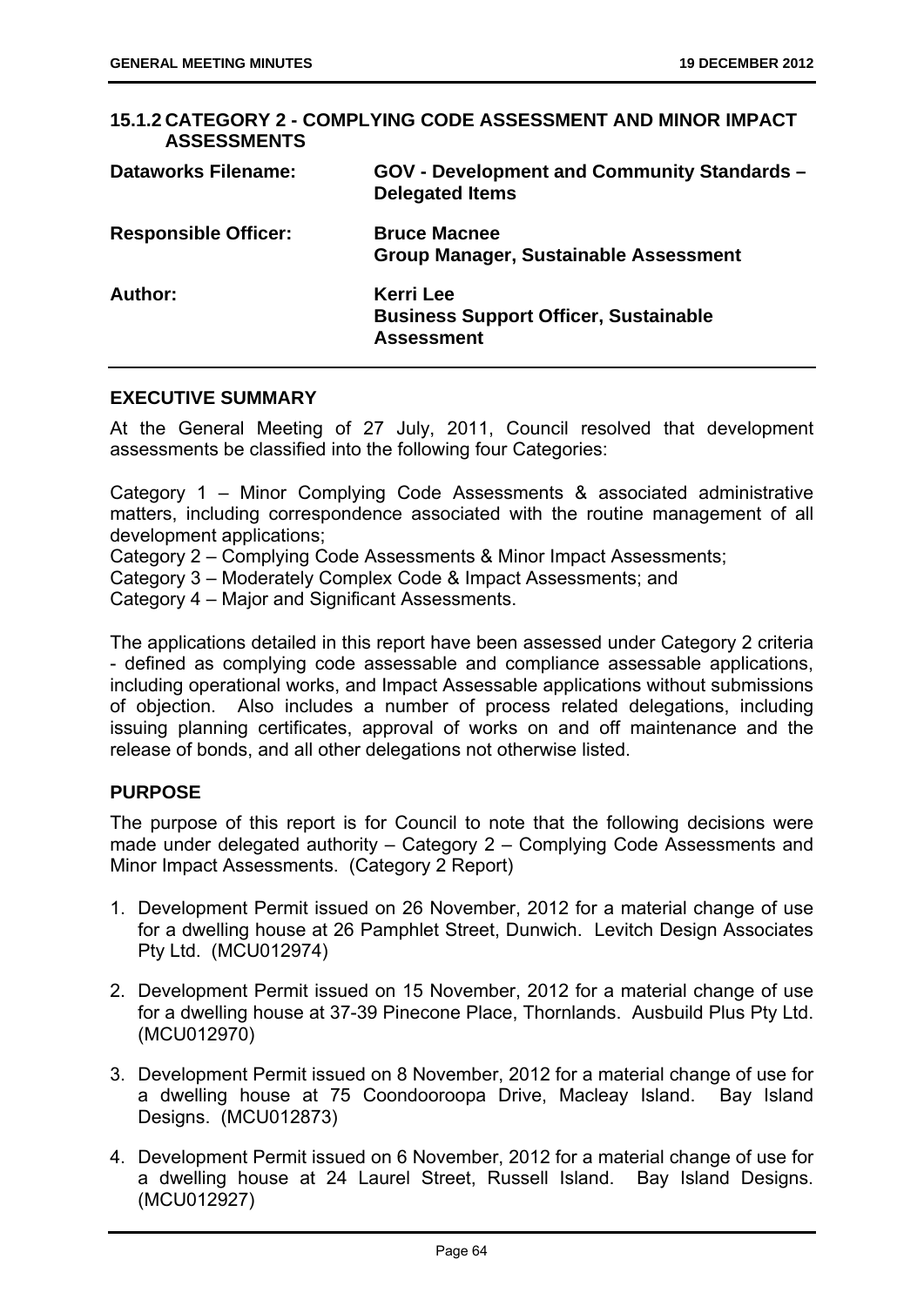## 15.1.2 CATEGORY 2 - COMPLYING CODE ASSESSMENT AND MINOR IMPACT ASSESSMENTS

| | |
|---|---|
| **Dataworks Filename:** | **GOV - Development and Community Standards – Delegated Items** |
| **Responsible Officer:** | **Bruce Macnee**<br>**Group Manager, Sustainable Assessment** |
| **Author:** | **Kerri Lee**<br>**Business Support Officer, Sustainable Assessment** |

### EXECUTIVE SUMMARY

At the General Meeting of 27 July, 2011, Council resolved that development assessments be classified into the following four Categories:

Category 1 – Minor Complying Code Assessments & associated administrative matters, including correspondence associated with the routine management of all development applications;
Category 2 – Complying Code Assessments & Minor Impact Assessments;
Category 3 – Moderately Complex Code & Impact Assessments; and
Category 4 – Major and Significant Assessments.

The applications detailed in this report have been assessed under Category 2 criteria - defined as complying code assessable and compliance assessable applications, including operational works, and Impact Assessable applications without submissions of objection. Also includes a number of process related delegations, including issuing planning certificates, approval of works on and off maintenance and the release of bonds, and all other delegations not otherwise listed.

### PURPOSE

The purpose of this report is for Council to note that the following decisions were made under delegated authority – Category 2 – Complying Code Assessments and Minor Impact Assessments. (Category 2 Report)

1. Development Permit issued on 26 November, 2012 for a material change of use for a dwelling house at 26 Pamphlet Street, Dunwich. Levitch Design Associates Pty Ltd. (MCU012974)

2. Development Permit issued on 15 November, 2012 for a material change of use for a dwelling house at 37-39 Pinecone Place, Thornlands. Ausbuild Plus Pty Ltd. (MCU012970)

3. Development Permit issued on 8 November, 2012 for a material change of use for a dwelling house at 75 Coondooroopa Drive, Macleay Island. Bay Island Designs. (MCU012873)

4. Development Permit issued on 6 November, 2012 for a material change of use for a dwelling house at 24 Laurel Street, Russell Island. Bay Island Designs. (MCU012927)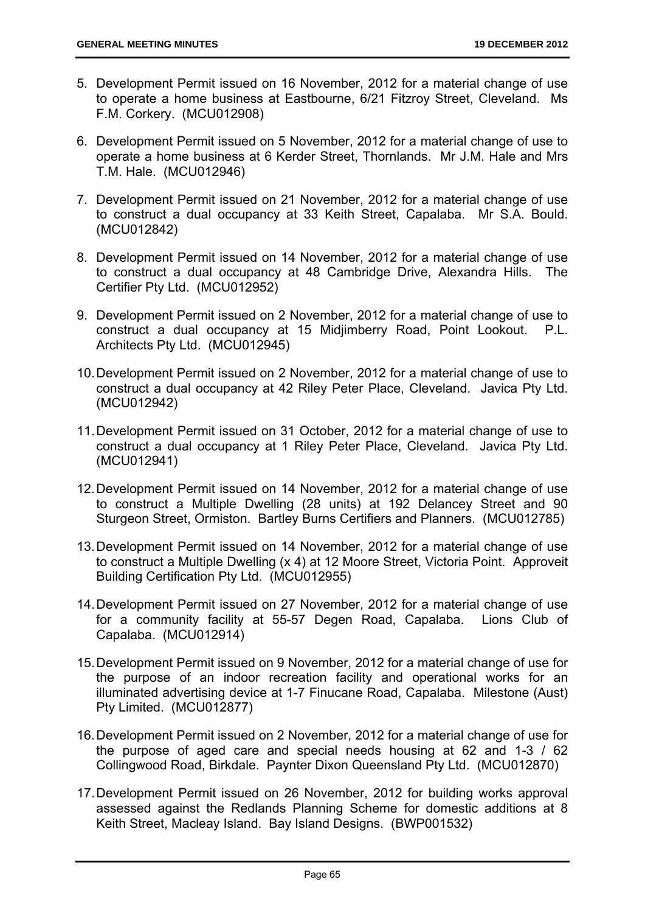5. Development Permit issued on 16 November, 2012 for a material change of use to operate a home business at Eastbourne, 6/21 Fitzroy Street, Cleveland. Ms F.M. Corkery. (MCU012908)

6. Development Permit issued on 5 November, 2012 for a material change of use to operate a home business at 6 Kerder Street, Thornlands. Mr J.M. Hale and Mrs T.M. Hale. (MCU012946)

7. Development Permit issued on 21 November, 2012 for a material change of use to construct a dual occupancy at 33 Keith Street, Capalaba. Mr S.A. Bould. (MCU012842)

8. Development Permit issued on 14 November, 2012 for a material change of use to construct a dual occupancy at 48 Cambridge Drive, Alexandra Hills. The Certifier Pty Ltd. (MCU012952)

9. Development Permit issued on 2 November, 2012 for a material change of use to construct a dual occupancy at 15 Midjimberry Road, Point Lookout. P.L. Architects Pty Ltd. (MCU012945)

10. Development Permit issued on 2 November, 2012 for a material change of use to construct a dual occupancy at 42 Riley Peter Place, Cleveland. Javica Pty Ltd. (MCU012942)

11. Development Permit issued on 31 October, 2012 for a material change of use to construct a dual occupancy at 1 Riley Peter Place, Cleveland. Javica Pty Ltd. (MCU012941)

12. Development Permit issued on 14 November, 2012 for a material change of use to construct a Multiple Dwelling (28 units) at 192 Delancey Street and 90 Sturgeon Street, Ormiston. Bartley Burns Certifiers and Planners. (MCU012785)

13. Development Permit issued on 14 November, 2012 for a material change of use to construct a Multiple Dwelling (x 4) at 12 Moore Street, Victoria Point. Approveit Building Certification Pty Ltd. (MCU012955)

14. Development Permit issued on 27 November, 2012 for a material change of use for a community facility at 55-57 Degen Road, Capalaba. Lions Club of Capalaba. (MCU012914)

15. Development Permit issued on 9 November, 2012 for a material change of use for the purpose of an indoor recreation facility and operational works for an illuminated advertising device at 1-7 Finucane Road, Capalaba. Milestone (Aust) Pty Limited. (MCU012877)

16. Development Permit issued on 2 November, 2012 for a material change of use for the purpose of aged care and special needs housing at 62 and 1-3 / 62 Collingwood Road, Birkdale. Paynter Dixon Queensland Pty Ltd. (MCU012870)

17. Development Permit issued on 26 November, 2012 for building works approval assessed against the Redlands Planning Scheme for domestic additions at 8 Keith Street, Macleay Island. Bay Island Designs. (BWP001532)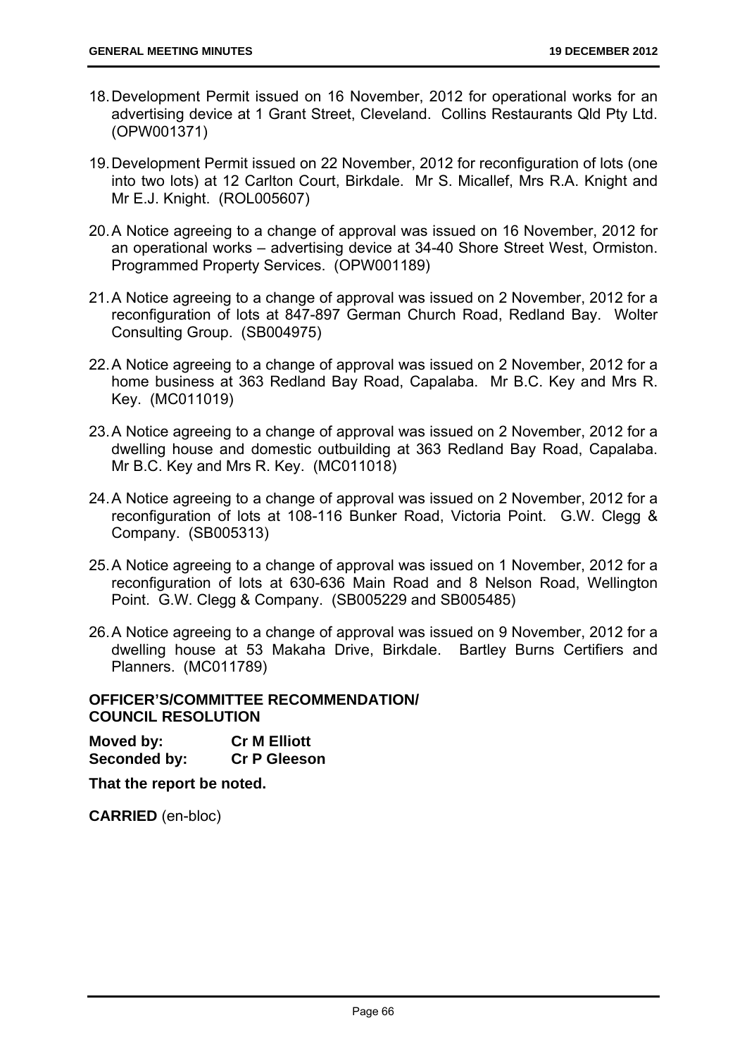18. Development Permit issued on 16 November, 2012 for operational works for an advertising device at 1 Grant Street, Cleveland. Collins Restaurants Qld Pty Ltd. (OPW001371)

19. Development Permit issued on 22 November, 2012 for reconfiguration of lots (one into two lots) at 12 Carlton Court, Birkdale. Mr S. Micallef, Mrs R.A. Knight and Mr E.J. Knight. (ROL005607)

20. A Notice agreeing to a change of approval was issued on 16 November, 2012 for an operational works – advertising device at 34-40 Shore Street West, Ormiston. Programmed Property Services. (OPW001189)

21. A Notice agreeing to a change of approval was issued on 2 November, 2012 for a reconfiguration of lots at 847-897 German Church Road, Redland Bay. Wolter Consulting Group. (SB004975)

22. A Notice agreeing to a change of approval was issued on 2 November, 2012 for a home business at 363 Redland Bay Road, Capalaba. Mr B.C. Key and Mrs R. Key. (MC011019)

23. A Notice agreeing to a change of approval was issued on 2 November, 2012 for a dwelling house and domestic outbuilding at 363 Redland Bay Road, Capalaba. Mr B.C. Key and Mrs R. Key. (MC011018)

24. A Notice agreeing to a change of approval was issued on 2 November, 2012 for a reconfiguration of lots at 108-116 Bunker Road, Victoria Point. G.W. Clegg & Company. (SB005313)

25. A Notice agreeing to a change of approval was issued on 1 November, 2012 for a reconfiguration of lots at 630-636 Main Road and 8 Nelson Road, Wellington Point. G.W. Clegg & Company. (SB005229 and SB005485)

26. A Notice agreeing to a change of approval was issued on 9 November, 2012 for a dwelling house at 53 Makaha Drive, Birkdale. Bartley Burns Certifiers and Planners. (MC011789)

**OFFICER'S/COMMITTEE RECOMMENDATION/**
**COUNCIL RESOLUTION**

**Moved by:** **Cr M Elliott**
**Seconded by:** **Cr P Gleeson**

**That the report be noted.**

**CARRIED** (en-bloc)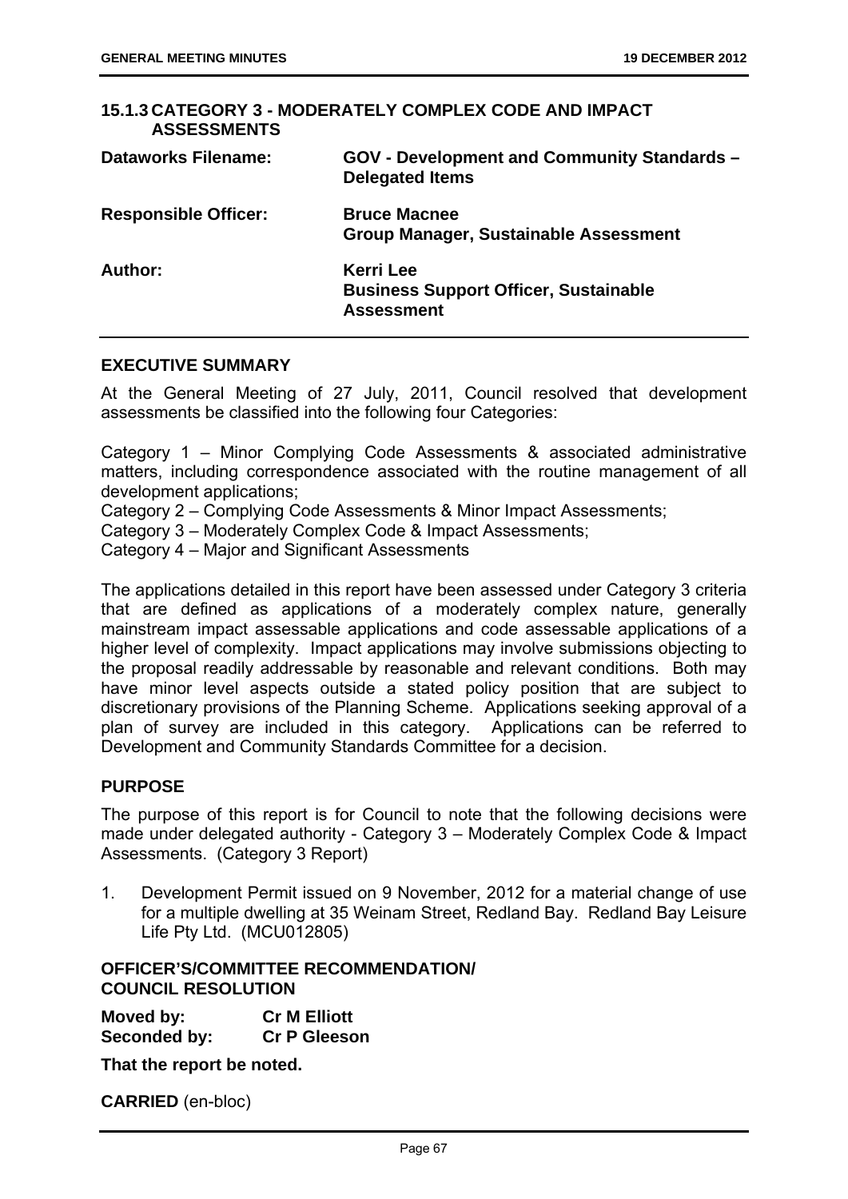### 15.1.3 CATEGORY 3 - MODERATELY COMPLEX CODE AND IMPACT ASSESSMENTS

| | |
|---|---|
| **Dataworks Filename:** | **GOV - Development and Community Standards – Delegated Items** |
| **Responsible Officer:** | **Bruce Macnee**<br>**Group Manager, Sustainable Assessment** |
| **Author:** | **Kerri Lee**<br>**Business Support Officer, Sustainable Assessment** |

## EXECUTIVE SUMMARY

At the General Meeting of 27 July, 2011, Council resolved that development assessments be classified into the following four Categories:

Category 1 – Minor Complying Code Assessments & associated administrative matters, including correspondence associated with the routine management of all development applications;
Category 2 – Complying Code Assessments & Minor Impact Assessments;
Category 3 – Moderately Complex Code & Impact Assessments;
Category 4 – Major and Significant Assessments

The applications detailed in this report have been assessed under Category 3 criteria that are defined as applications of a moderately complex nature, generally mainstream impact assessable applications and code assessable applications of a higher level of complexity. Impact applications may involve submissions objecting to the proposal readily addressable by reasonable and relevant conditions. Both may have minor level aspects outside a stated policy position that are subject to discretionary provisions of the Planning Scheme. Applications seeking approval of a plan of survey are included in this category. Applications can be referred to Development and Community Standards Committee for a decision.

## PURPOSE

The purpose of this report is for Council to note that the following decisions were made under delegated authority - Category 3 – Moderately Complex Code & Impact Assessments. (Category 3 Report)

1. Development Permit issued on 9 November, 2012 for a material change of use for a multiple dwelling at 35 Weinam Street, Redland Bay. Redland Bay Leisure Life Pty Ltd. (MCU012805)

## OFFICER'S/COMMITTEE RECOMMENDATION/ COUNCIL RESOLUTION

**Moved by:** **Cr M Elliott**
**Seconded by:** **Cr P Gleeson**

**That the report be noted.**

**CARRIED** (en-bloc)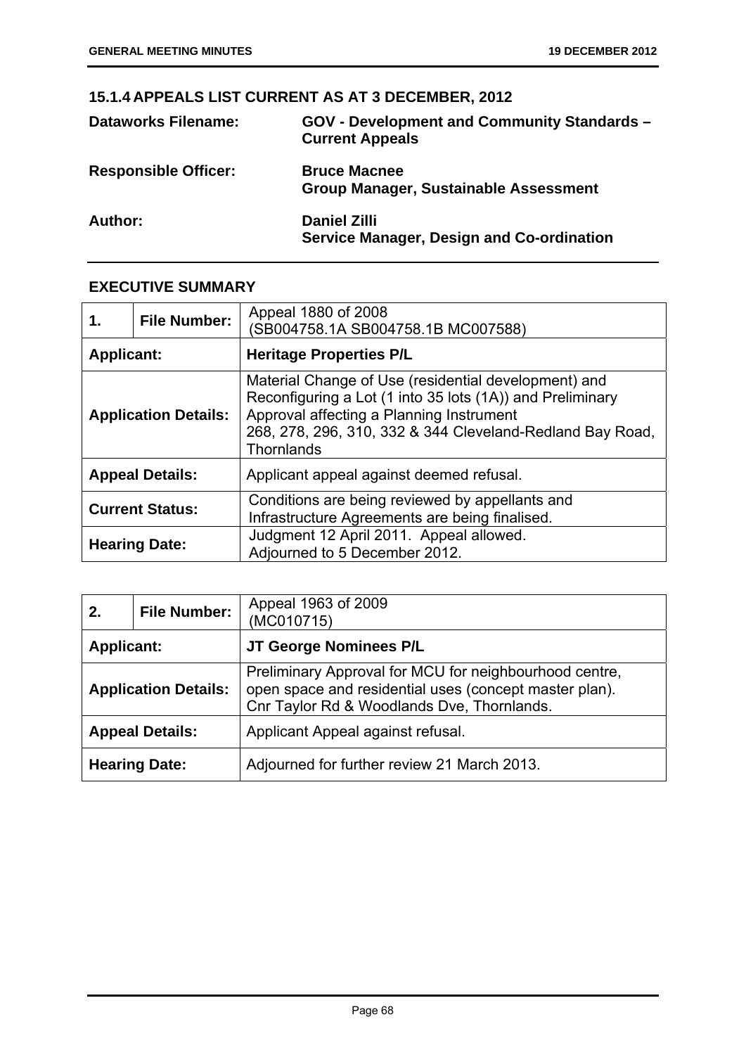## 15.1.4 APPEALS LIST CURRENT AS AT 3 DECEMBER, 2012

| | |
|---|---|
| **Dataworks Filename:** | **GOV - Development and Community Standards – Current Appeals** |
| **Responsible Officer:** | **Bruce Macnee**<br>**Group Manager, Sustainable Assessment** |
| **Author:** | **Daniel Zilli**<br>**Service Manager, Design and Co-ordination** |

### EXECUTIVE SUMMARY

| **1.** | **File Number:** | Appeal 1880 of 2008<br>(SB004758.1A SB004758.1B MC007588) |
|---|---|---|
| **Applicant:** | | **Heritage Properties P/L** |
| **Application Details:** | | Material Change of Use (residential development) and Reconfiguring a Lot (1 into 35 lots (1A)) and Preliminary Approval affecting a Planning Instrument<br>268, 278, 296, 310, 332 & 344 Cleveland-Redland Bay Road, Thornlands |
| **Appeal Details:** | | Applicant appeal against deemed refusal. |
| **Current Status:** | | Conditions are being reviewed by appellants and Infrastructure Agreements are being finalised. |
| **Hearing Date:** | | Judgment 12 April 2011. Appeal allowed.<br>Adjourned to 5 December 2012. |

| **2.** | **File Number:** | Appeal 1963 of 2009<br>(MC010715) |
|---|---|---|
| **Applicant:** | | **JT George Nominees P/L** |
| **Application Details:** | | Preliminary Approval for MCU for neighbourhood centre, open space and residential uses (concept master plan).<br>Cnr Taylor Rd & Woodlands Dve, Thornlands. |
| **Appeal Details:** | | Applicant Appeal against refusal. |
| **Hearing Date:** | | Adjourned for further review 21 March 2013. |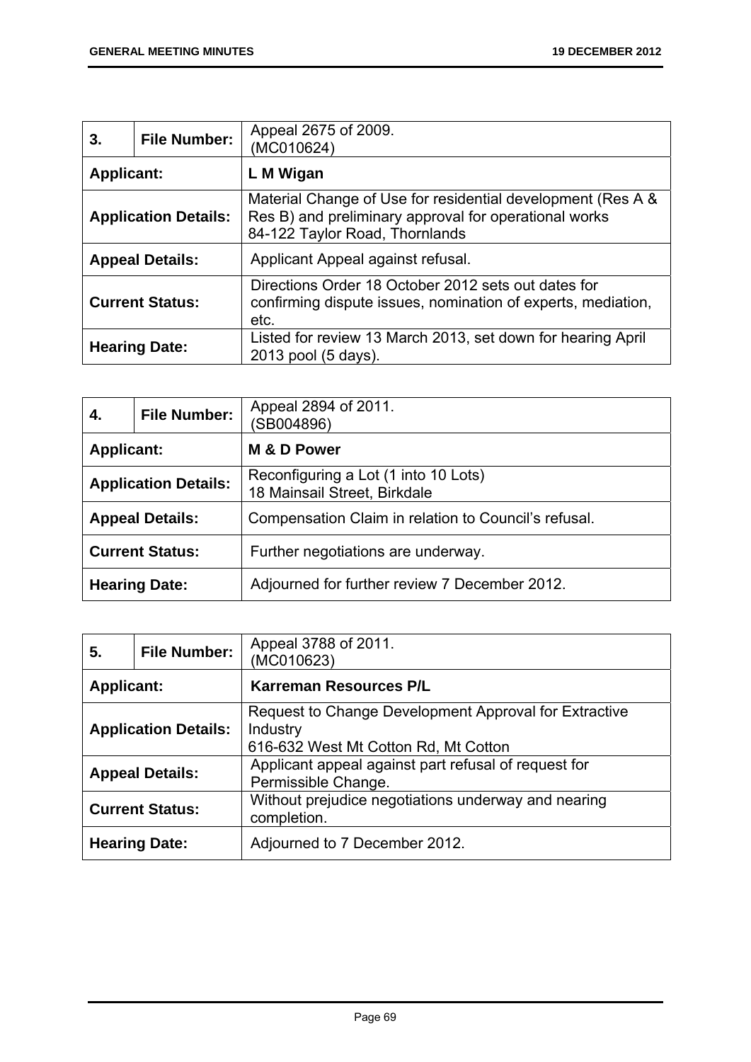| 3. | File Number: | Appeal 2675 of 2009.<br>(MC010624) |
|---|---|---|
| **Applicant:** | | **L M Wigan** |
| **Application Details:** | | Material Change of Use for residential development (Res A & Res B) and preliminary approval for operational works<br>84-122 Taylor Road, Thornlands |
| **Appeal Details:** | | Applicant Appeal against refusal. |
| **Current Status:** | | Directions Order 18 October 2012 sets out dates for confirming dispute issues, nomination of experts, mediation, etc. |
| **Hearing Date:** | | Listed for review 13 March 2013, set down for hearing April 2013 pool (5 days). |

| 4. | File Number: | Appeal 2894 of 2011.<br>(SB004896) |
|---|---|---|
| **Applicant:** | | **M & D Power** |
| **Application Details:** | | Reconfiguring a Lot (1 into 10 Lots)<br>18 Mainsail Street, Birkdale |
| **Appeal Details:** | | Compensation Claim in relation to Council's refusal. |
| **Current Status:** | | Further negotiations are underway. |
| **Hearing Date:** | | Adjourned for further review 7 December 2012. |

| 5. | File Number: | Appeal 3788 of 2011.<br>(MC010623) |
|---|---|---|
| **Applicant:** | | **Karreman Resources P/L** |
| **Application Details:** | | Request to Change Development Approval for Extractive Industry<br>616-632 West Mt Cotton Rd, Mt Cotton |
| **Appeal Details:** | | Applicant appeal against part refusal of request for Permissible Change. |
| **Current Status:** | | Without prejudice negotiations underway and nearing completion. |
| **Hearing Date:** | | Adjourned to 7 December 2012. |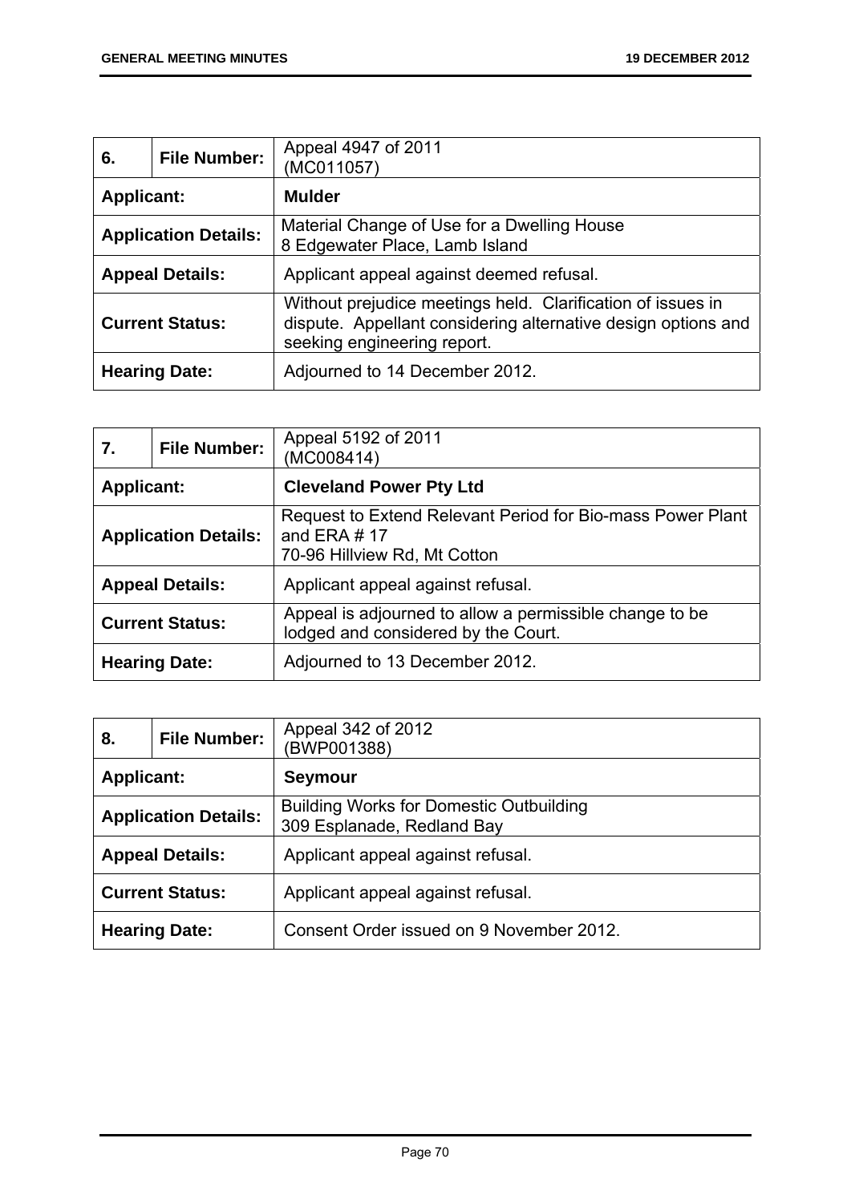| 6. | File Number: | Appeal 4947 of 2011 (MC011057) |
|---|---|---|
| **Applicant:** | | **Mulder** |
| **Application Details:** | | Material Change of Use for a Dwelling House<br>8 Edgewater Place, Lamb Island |
| **Appeal Details:** | | Applicant appeal against deemed refusal. |
| **Current Status:** | | Without prejudice meetings held. Clarification of issues in dispute. Appellant considering alternative design options and seeking engineering report. |
| **Hearing Date:** | | Adjourned to 14 December 2012. |

| 7. | File Number: | Appeal 5192 of 2011 (MC008414) |
|---|---|---|
| **Applicant:** | | **Cleveland Power Pty Ltd** |
| **Application Details:** | | Request to Extend Relevant Period for Bio-mass Power Plant and ERA # 17<br>70-96 Hillview Rd, Mt Cotton |
| **Appeal Details:** | | Applicant appeal against refusal. |
| **Current Status:** | | Appeal is adjourned to allow a permissible change to be lodged and considered by the Court. |
| **Hearing Date:** | | Adjourned to 13 December 2012. |

| 8. | File Number: | Appeal 342 of 2012 (BWP001388) |
|---|---|---|
| **Applicant:** | | **Seymour** |
| **Application Details:** | | Building Works for Domestic Outbuilding<br>309 Esplanade, Redland Bay |
| **Appeal Details:** | | Applicant appeal against refusal. |
| **Current Status:** | | Applicant appeal against refusal. |
| **Hearing Date:** | | Consent Order issued on 9 November 2012. |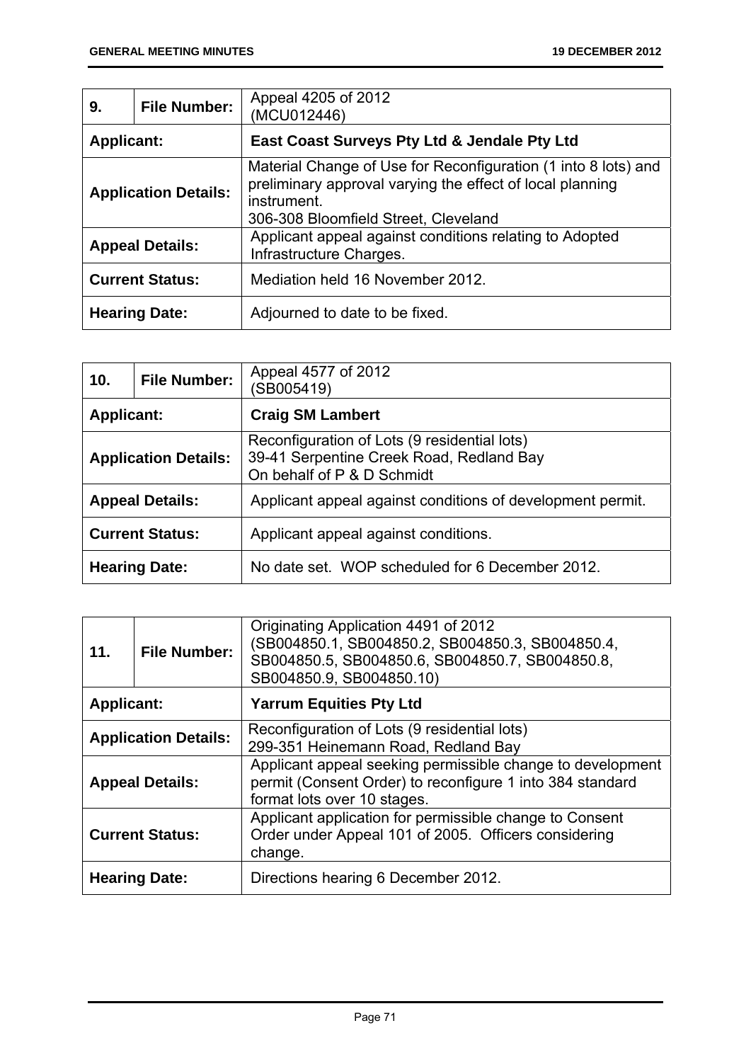| 9. | File Number: | Appeal 4205 of 2012<br>(MCU012446) |
|---|---|---|
| **Applicant:** | | **East Coast Surveys Pty Ltd & Jendale Pty Ltd** |
| **Application Details:** | | Material Change of Use for Reconfiguration (1 into 8 lots) and preliminary approval varying the effect of local planning instrument.<br>306-308 Bloomfield Street, Cleveland |
| **Appeal Details:** | | Applicant appeal against conditions relating to Adopted Infrastructure Charges. |
| **Current Status:** | | Mediation held 16 November 2012. |
| **Hearing Date:** | | Adjourned to date to be fixed. |

| 10. | File Number: | Appeal 4577 of 2012<br>(SB005419) |
|---|---|---|
| **Applicant:** | | **Craig SM Lambert** |
| **Application Details:** | | Reconfiguration of Lots (9 residential lots)<br>39-41 Serpentine Creek Road, Redland Bay<br>On behalf of P & D Schmidt |
| **Appeal Details:** | | Applicant appeal against conditions of development permit. |
| **Current Status:** | | Applicant appeal against conditions. |
| **Hearing Date:** | | No date set. WOP scheduled for 6 December 2012. |

| 11. | File Number: | Originating Application 4491 of 2012<br>(SB004850.1, SB004850.2, SB004850.3, SB004850.4, SB004850.5, SB004850.6, SB004850.7, SB004850.8, SB004850.9, SB004850.10) |
|---|---|---|
| **Applicant:** | | **Yarrum Equities Pty Ltd** |
| **Application Details:** | | Reconfiguration of Lots (9 residential lots)<br>299-351 Heinemann Road, Redland Bay |
| **Appeal Details:** | | Applicant appeal seeking permissible change to development permit (Consent Order) to reconfigure 1 into 384 standard format lots over 10 stages. |
| **Current Status:** | | Applicant application for permissible change to Consent Order under Appeal 101 of 2005. Officers considering change. |
| **Hearing Date:** | | Directions hearing 6 December 2012. |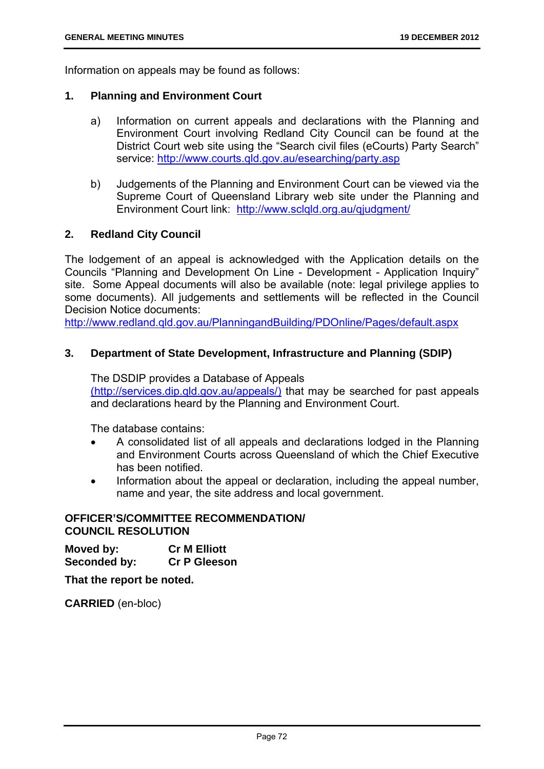Information on appeals may be found as follows:

**1. Planning and Environment Court**

a) Information on current appeals and declarations with the Planning and Environment Court involving Redland City Council can be found at the District Court web site using the "Search civil files (eCourts) Party Search" service: http://www.courts.qld.gov.au/esearching/party.asp

b) Judgements of the Planning and Environment Court can be viewed via the Supreme Court of Queensland Library web site under the Planning and Environment Court link: http://www.sclqld.org.au/qjudgment/

**2. Redland City Council**

The lodgement of an appeal is acknowledged with the Application details on the Councils "Planning and Development On Line - Development - Application Inquiry" site. Some Appeal documents will also be available (note: legal privilege applies to some documents). All judgements and settlements will be reflected in the Council Decision Notice documents:
http://www.redland.qld.gov.au/PlanningandBuilding/PDOnline/Pages/default.aspx

**3. Department of State Development, Infrastructure and Planning (SDIP)**

The DSDIP provides a Database of Appeals (http://services.dip.qld.gov.au/appeals/) that may be searched for past appeals and declarations heard by the Planning and Environment Court.

The database contains:

- A consolidated list of all appeals and declarations lodged in the Planning and Environment Courts across Queensland of which the Chief Executive has been notified.
- Information about the appeal or declaration, including the appeal number, name and year, the site address and local government.

**OFFICER'S/COMMITTEE RECOMMENDATION/
COUNCIL RESOLUTION**

**Moved by:** **Cr M Elliott**
**Seconded by:** **Cr P Gleeson**

**That the report be noted.**

**CARRIED** (en-bloc)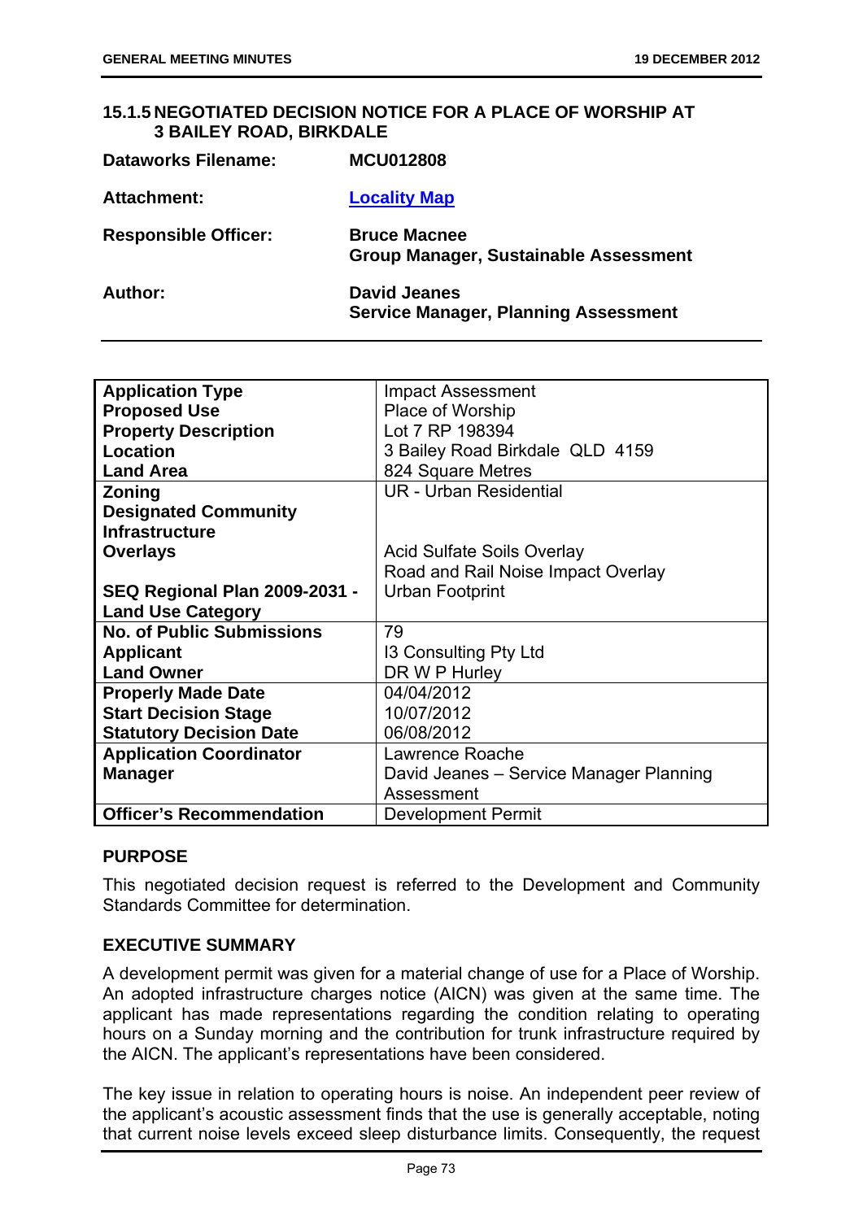### 15.1.5 NEGOTIATED DECISION NOTICE FOR A PLACE OF WORSHIP AT 3 BAILEY ROAD, BIRKDALE

**Dataworks Filename:** MCU012808

**Attachment:** Locality Map

**Responsible Officer:** Bruce Macnee
Group Manager, Sustainable Assessment

**Author:** David Jeanes
Service Manager, Planning Assessment

| | |
|---|---|
| **Application Type** | Impact Assessment |
| **Proposed Use** | Place of Worship |
| **Property Description** | Lot 7 RP 198394 |
| **Location** | 3 Bailey Road Birkdale QLD 4159 |
| **Land Area** | 824 Square Metres |
| **Zoning** | UR - Urban Residential |
| **Designated Community Infrastructure** | |
| **Overlays** | Acid Sulfate Soils Overlay<br>Road and Rail Noise Impact Overlay |
| **SEQ Regional Plan 2009-2031 - Land Use Category** | Urban Footprint |
| **No. of Public Submissions** | 79 |
| **Applicant** | I3 Consulting Pty Ltd |
| **Land Owner** | DR W P Hurley |
| **Properly Made Date** | 04/04/2012 |
| **Start Decision Stage** | 10/07/2012 |
| **Statutory Decision Date** | 06/08/2012 |
| **Application Coordinator** | Lawrence Roache |
| **Manager** | David Jeanes – Service Manager Planning Assessment |
| **Officer's Recommendation** | Development Permit |

#### PURPOSE

This negotiated decision request is referred to the Development and Community Standards Committee for determination.

#### EXECUTIVE SUMMARY

A development permit was given for a material change of use for a Place of Worship. An adopted infrastructure charges notice (AICN) was given at the same time. The applicant has made representations regarding the condition relating to operating hours on a Sunday morning and the contribution for trunk infrastructure required by the AICN. The applicant's representations have been considered.

The key issue in relation to operating hours is noise. An independent peer review of the applicant's acoustic assessment finds that the use is generally acceptable, noting that current noise levels exceed sleep disturbance limits. Consequently, the request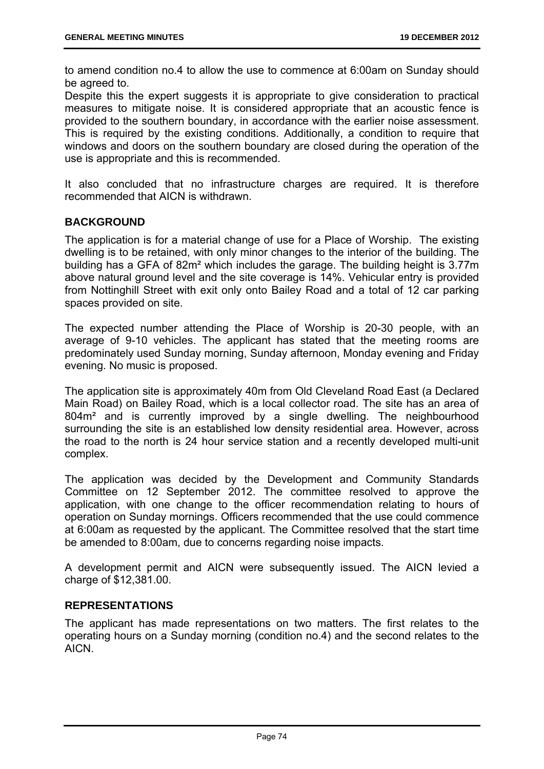to amend condition no.4 to allow the use to commence at 6:00am on Sunday should be agreed to.
Despite this the expert suggests it is appropriate to give consideration to practical measures to mitigate noise. It is considered appropriate that an acoustic fence is provided to the southern boundary, in accordance with the earlier noise assessment. This is required by the existing conditions. Additionally, a condition to require that windows and doors on the southern boundary are closed during the operation of the use is appropriate and this is recommended.

It also concluded that no infrastructure charges are required. It is therefore recommended that AICN is withdrawn.

## BACKGROUND

The application is for a material change of use for a Place of Worship. The existing dwelling is to be retained, with only minor changes to the interior of the building. The building has a GFA of 82m² which includes the garage. The building height is 3.77m above natural ground level and the site coverage is 14%. Vehicular entry is provided from Nottinghill Street with exit only onto Bailey Road and a total of 12 car parking spaces provided on site.

The expected number attending the Place of Worship is 20-30 people, with an average of 9-10 vehicles. The applicant has stated that the meeting rooms are predominately used Sunday morning, Sunday afternoon, Monday evening and Friday evening. No music is proposed.

The application site is approximately 40m from Old Cleveland Road East (a Declared Main Road) on Bailey Road, which is a local collector road. The site has an area of 804m² and is currently improved by a single dwelling. The neighbourhood surrounding the site is an established low density residential area. However, across the road to the north is 24 hour service station and a recently developed multi-unit complex.

The application was decided by the Development and Community Standards Committee on 12 September 2012. The committee resolved to approve the application, with one change to the officer recommendation relating to hours of operation on Sunday mornings. Officers recommended that the use could commence at 6:00am as requested by the applicant. The Committee resolved that the start time be amended to 8:00am, due to concerns regarding noise impacts.

A development permit and AICN were subsequently issued. The AICN levied a charge of $12,381.00.

## REPRESENTATIONS

The applicant has made representations on two matters. The first relates to the operating hours on a Sunday morning (condition no.4) and the second relates to the AICN.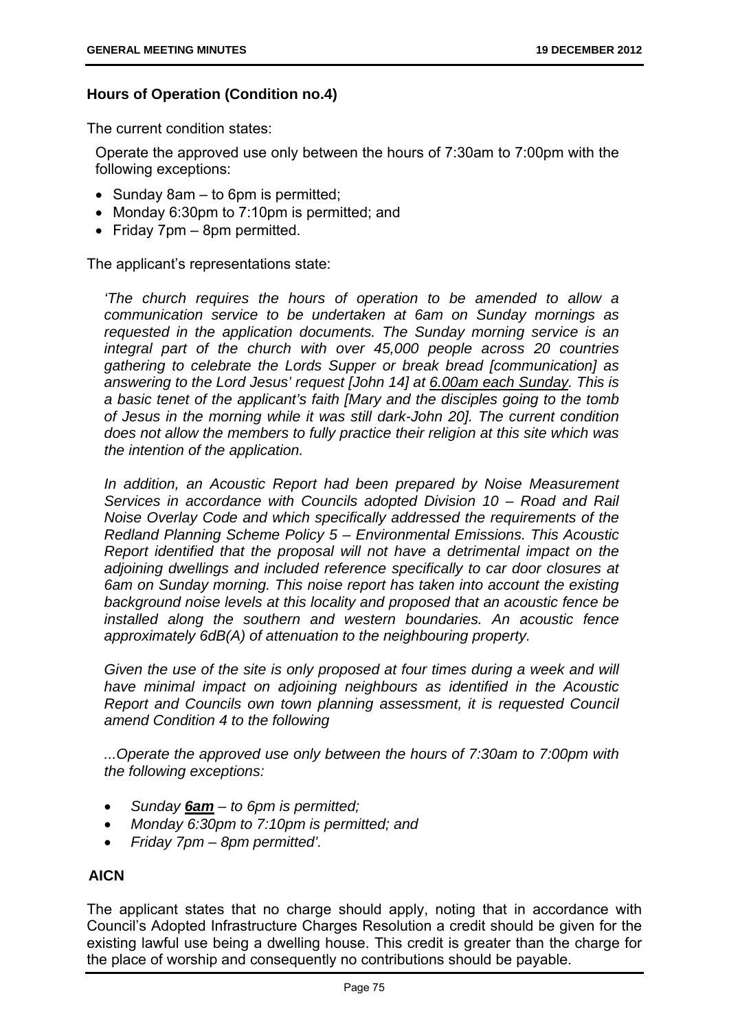**Hours of Operation (Condition no.4)**

The current condition states:

Operate the approved use only between the hours of 7:30am to 7:00pm with the following exceptions:

- Sunday 8am – to 6pm is permitted;
- Monday 6:30pm to 7:10pm is permitted; and
- Friday 7pm – 8pm permitted.

The applicant's representations state:

*'The church requires the hours of operation to be amended to allow a communication service to be undertaken at 6am on Sunday mornings as requested in the application documents. The Sunday morning service is an integral part of the church with over 45,000 people across 20 countries gathering to celebrate the Lords Supper or break bread [communication] as answering to the Lord Jesus' request [John 14] at 6.00am each Sunday. This is a basic tenet of the applicant's faith [Mary and the disciples going to the tomb of Jesus in the morning while it was still dark-John 20]. The current condition does not allow the members to fully practice their religion at this site which was the intention of the application.*

*In addition, an Acoustic Report had been prepared by Noise Measurement Services in accordance with Councils adopted Division 10 – Road and Rail Noise Overlay Code and which specifically addressed the requirements of the Redland Planning Scheme Policy 5 – Environmental Emissions. This Acoustic Report identified that the proposal will not have a detrimental impact on the adjoining dwellings and included reference specifically to car door closures at 6am on Sunday morning. This noise report has taken into account the existing background noise levels at this locality and proposed that an acoustic fence be installed along the southern and western boundaries. An acoustic fence approximately 6dB(A) of attenuation to the neighbouring property.*

*Given the use of the site is only proposed at four times during a week and will have minimal impact on adjoining neighbours as identified in the Acoustic Report and Councils own town planning assessment, it is requested Council amend Condition 4 to the following*

*...Operate the approved use only between the hours of 7:30am to 7:00pm with the following exceptions:*

- *Sunday **6am** – to 6pm is permitted;*
- *Monday 6:30pm to 7:10pm is permitted; and*
- *Friday 7pm – 8pm permitted'.*

**AICN**

The applicant states that no charge should apply, noting that in accordance with Council's Adopted Infrastructure Charges Resolution a credit should be given for the existing lawful use being a dwelling house. This credit is greater than the charge for the place of worship and consequently no contributions should be payable.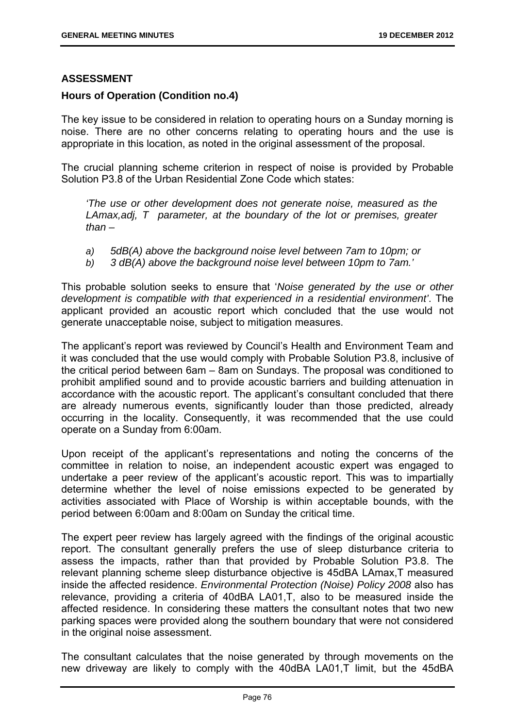## ASSESSMENT

### Hours of Operation (Condition no.4)

The key issue to be considered in relation to operating hours on a Sunday morning is noise. There are no other concerns relating to operating hours and the use is appropriate in this location, as noted in the original assessment of the proposal.

The crucial planning scheme criterion in respect of noise is provided by Probable Solution P3.8 of the Urban Residential Zone Code which states:

> *'The use or other development does not generate noise, measured as the LAmax,adj, T parameter, at the boundary of the lot or premises, greater than –*
>
> *a) 5dB(A) above the background noise level between 7am to 10pm; or*
> *b) 3 dB(A) above the background noise level between 10pm to 7am.'*

This probable solution seeks to ensure that '*Noise generated by the use or other development is compatible with that experienced in a residential environment'*. The applicant provided an acoustic report which concluded that the use would not generate unacceptable noise, subject to mitigation measures.

The applicant's report was reviewed by Council's Health and Environment Team and it was concluded that the use would comply with Probable Solution P3.8, inclusive of the critical period between 6am – 8am on Sundays. The proposal was conditioned to prohibit amplified sound and to provide acoustic barriers and building attenuation in accordance with the acoustic report. The applicant's consultant concluded that there are already numerous events, significantly louder than those predicted, already occurring in the locality. Consequently, it was recommended that the use could operate on a Sunday from 6:00am.

Upon receipt of the applicant's representations and noting the concerns of the committee in relation to noise, an independent acoustic expert was engaged to undertake a peer review of the applicant's acoustic report. This was to impartially determine whether the level of noise emissions expected to be generated by activities associated with Place of Worship is within acceptable bounds, with the period between 6:00am and 8:00am on Sunday the critical time.

The expert peer review has largely agreed with the findings of the original acoustic report. The consultant generally prefers the use of sleep disturbance criteria to assess the impacts, rather than that provided by Probable Solution P3.8. The relevant planning scheme sleep disturbance objective is 45dBA LAmax,T measured inside the affected residence. *Environmental Protection (Noise) Policy 2008* also has relevance, providing a criteria of 40dBA LA01,T, also to be measured inside the affected residence. In considering these matters the consultant notes that two new parking spaces were provided along the southern boundary that were not considered in the original noise assessment.

The consultant calculates that the noise generated by through movements on the new driveway are likely to comply with the 40dBA LA01,T limit, but the 45dBA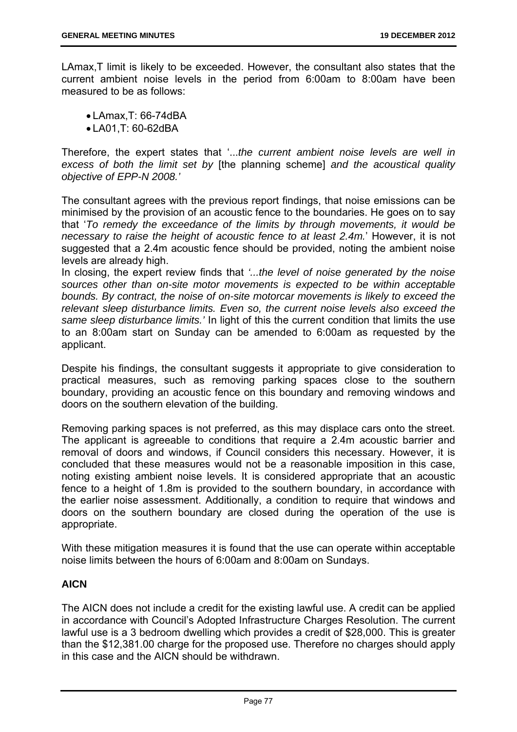LAmax,T limit is likely to be exceeded. However, the consultant also states that the current ambient noise levels in the period from 6:00am to 8:00am have been measured to be as follows:

- LAmax,T: 66-74dBA
- LA01,T: 60-62dBA

Therefore, the expert states that '...*the current ambient noise levels are well in excess of both the limit set by* [the planning scheme] *and the acoustical quality objective of EPP-N 2008.'*

The consultant agrees with the previous report findings, that noise emissions can be minimised by the provision of an acoustic fence to the boundaries. He goes on to say that '*To remedy the exceedance of the limits by through movements, it would be necessary to raise the height of acoustic fence to at least 2.4m.*' However, it is not suggested that a 2.4m acoustic fence should be provided, noting the ambient noise levels are already high.

In closing, the expert review finds that *'...the level of noise generated by the noise sources other than on-site motor movements is expected to be within acceptable bounds. By contract, the noise of on-site motorcar movements is likely to exceed the relevant sleep disturbance limits. Even so, the current noise levels also exceed the same sleep disturbance limits.'* In light of this the current condition that limits the use to an 8:00am start on Sunday can be amended to 6:00am as requested by the applicant.

Despite his findings, the consultant suggests it appropriate to give consideration to practical measures, such as removing parking spaces close to the southern boundary, providing an acoustic fence on this boundary and removing windows and doors on the southern elevation of the building.

Removing parking spaces is not preferred, as this may displace cars onto the street. The applicant is agreeable to conditions that require a 2.4m acoustic barrier and removal of doors and windows, if Council considers this necessary. However, it is concluded that these measures would not be a reasonable imposition in this case, noting existing ambient noise levels. It is considered appropriate that an acoustic fence to a height of 1.8m is provided to the southern boundary, in accordance with the earlier noise assessment. Additionally, a condition to require that windows and doors on the southern boundary are closed during the operation of the use is appropriate.

With these mitigation measures it is found that the use can operate within acceptable noise limits between the hours of 6:00am and 8:00am on Sundays.

**AICN**

The AICN does not include a credit for the existing lawful use. A credit can be applied in accordance with Council's Adopted Infrastructure Charges Resolution. The current lawful use is a 3 bedroom dwelling which provides a credit of $28,000. This is greater than the $12,381.00 charge for the proposed use. Therefore no charges should apply in this case and the AICN should be withdrawn.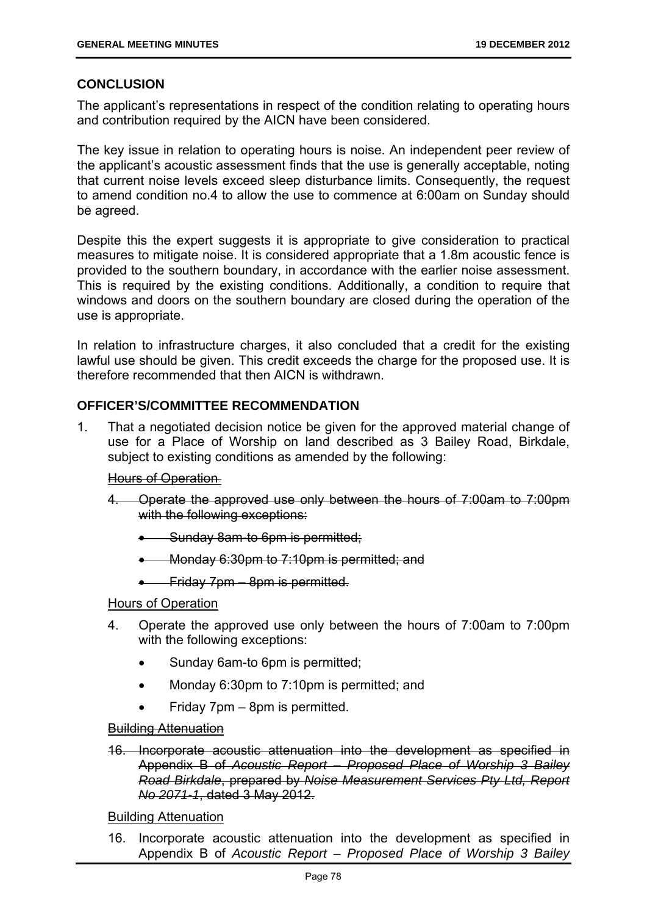## CONCLUSION

The applicant's representations in respect of the condition relating to operating hours and contribution required by the AICN have been considered.

The key issue in relation to operating hours is noise. An independent peer review of the applicant's acoustic assessment finds that the use is generally acceptable, noting that current noise levels exceed sleep disturbance limits. Consequently, the request to amend condition no.4 to allow the use to commence at 6:00am on Sunday should be agreed.

Despite this the expert suggests it is appropriate to give consideration to practical measures to mitigate noise. It is considered appropriate that a 1.8m acoustic fence is provided to the southern boundary, in accordance with the earlier noise assessment. This is required by the existing conditions. Additionally, a condition to require that windows and doors on the southern boundary are closed during the operation of the use is appropriate.

In relation to infrastructure charges, it also concluded that a credit for the existing lawful use should be given. This credit exceeds the charge for the proposed use. It is therefore recommended that then AICN is withdrawn.

## OFFICER'S/COMMITTEE RECOMMENDATION

1. That a negotiated decision notice be given for the approved material change of use for a Place of Worship on land described as 3 Bailey Road, Birkdale, subject to existing conditions as amended by the following:

   ~~Hours of Operation~~

   ~~4. Operate the approved use only between the hours of 7:00am to 7:00pm with the following exceptions:~~

   - ~~Sunday 8am-to 6pm is permitted;~~
   - ~~Monday 6:30pm to 7:10pm is permitted; and~~
   - ~~Friday 7pm – 8pm is permitted.~~

   <u>Hours of Operation</u>

   4. Operate the approved use only between the hours of 7:00am to 7:00pm with the following exceptions:

      - Sunday 6am-to 6pm is permitted;
      - Monday 6:30pm to 7:10pm is permitted; and
      - Friday 7pm – 8pm is permitted.

   ~~Building Attenuation~~

   ~~16. Incorporate acoustic attenuation into the development as specified in Appendix B of *Acoustic Report – Proposed Place of Worship 3 Bailey Road Birkdale*, prepared by *Noise Measurement Services Pty Ltd, Report No 2071-1*, dated 3 May 2012.~~

   <u>Building Attenuation</u>

   16. Incorporate acoustic attenuation into the development as specified in Appendix B of *Acoustic Report – Proposed Place of Worship 3 Bailey*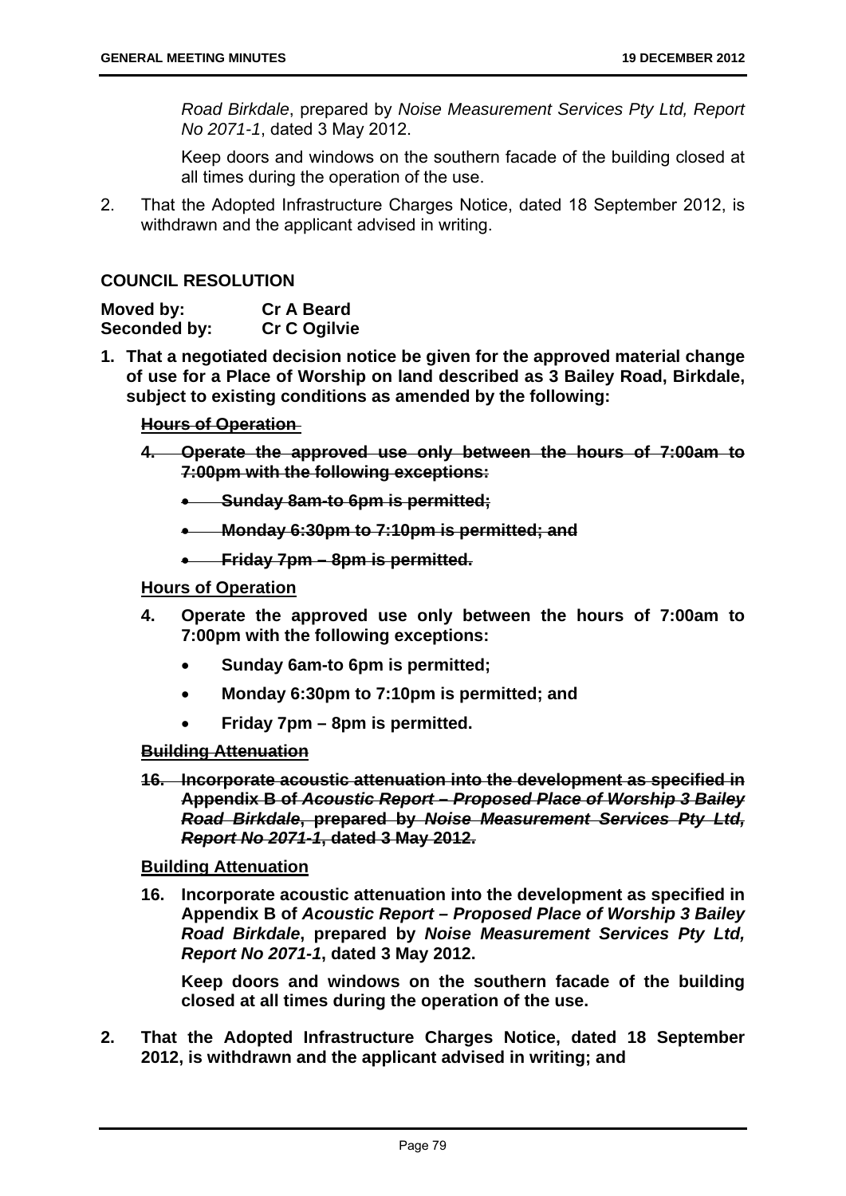*Road Birkdale*, prepared by *Noise Measurement Services Pty Ltd, Report No 2071-1*, dated 3 May 2012.

Keep doors and windows on the southern facade of the building closed at all times during the operation of the use.

2. That the Adopted Infrastructure Charges Notice, dated 18 September 2012, is withdrawn and the applicant advised in writing.

**COUNCIL RESOLUTION**

**Moved by: Cr A Beard**
**Seconded by: Cr C Ogilvie**

**1. That a negotiated decision notice be given for the approved material change of use for a Place of Worship on land described as 3 Bailey Road, Birkdale, subject to existing conditions as amended by the following:**

~~**Hours of Operation**~~

~~**4. Operate the approved use only between the hours of 7:00am to 7:00pm with the following exceptions:**~~

- ~~**Sunday 8am-to 6pm is permitted;**~~
- ~~**Monday 6:30pm to 7:10pm is permitted; and**~~
- ~~**Friday 7pm – 8pm is permitted.**~~

**Hours of Operation**

**4. Operate the approved use only between the hours of 7:00am to 7:00pm with the following exceptions:**

- **Sunday 6am-to 6pm is permitted;**
- **Monday 6:30pm to 7:10pm is permitted; and**
- **Friday 7pm – 8pm is permitted.**

~~**Building Attenuation**~~

~~**16. Incorporate acoustic attenuation into the development as specified in Appendix B of *Acoustic Report – Proposed Place of Worship 3 Bailey Road Birkdale*, prepared by *Noise Measurement Services Pty Ltd, Report No 2071-1*, dated 3 May 2012.**~~

**Building Attenuation**

**16. Incorporate acoustic attenuation into the development as specified in Appendix B of *Acoustic Report – Proposed Place of Worship 3 Bailey Road Birkdale*, prepared by *Noise Measurement Services Pty Ltd, Report No 2071-1*, dated 3 May 2012.**

**Keep doors and windows on the southern facade of the building closed at all times during the operation of the use.**

**2. That the Adopted Infrastructure Charges Notice, dated 18 September 2012, is withdrawn and the applicant advised in writing; and**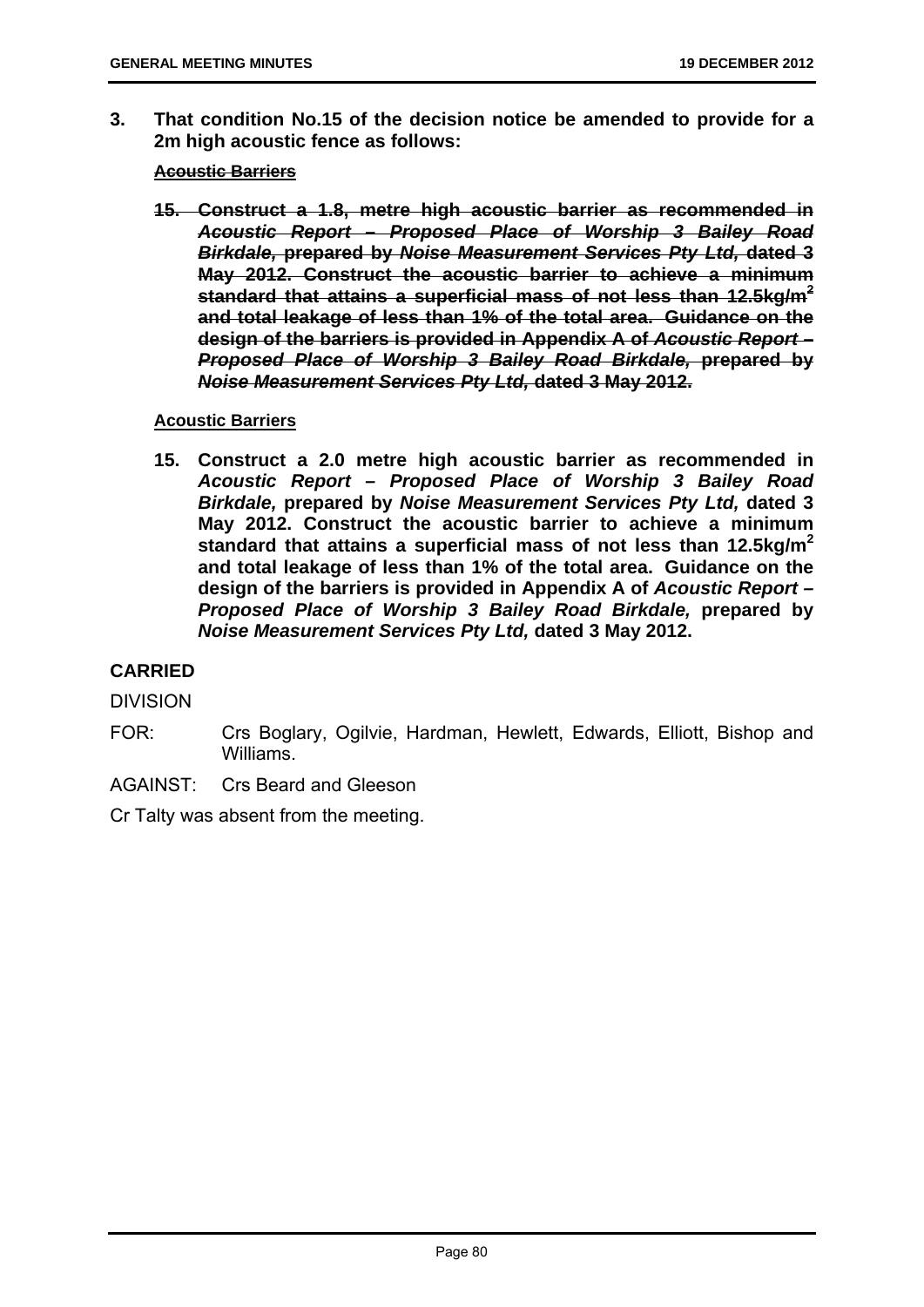**3. That condition No.15 of the decision notice be amended to provide for a 2m high acoustic fence as follows:**

~~**Acoustic Barriers**~~

~~**15. Construct a 1.8, metre high acoustic barrier as recommended in *Acoustic Report – Proposed Place of Worship 3 Bailey Road Birkdale,* prepared by *Noise Measurement Services Pty Ltd,* dated 3 May 2012. Construct the acoustic barrier to achieve a minimum standard that attains a superficial mass of not less than 12.5kg/m$^2$ and total leakage of less than 1% of the total area. Guidance on the design of the barriers is provided in Appendix A of *Acoustic Report – Proposed Place of Worship 3 Bailey Road Birkdale,* prepared by *Noise Measurement Services Pty Ltd,* dated 3 May 2012.**~~

**Acoustic Barriers**

**15. Construct a 2.0 metre high acoustic barrier as recommended in *Acoustic Report – Proposed Place of Worship 3 Bailey Road Birkdale,* prepared by *Noise Measurement Services Pty Ltd,* dated 3 May 2012. Construct the acoustic barrier to achieve a minimum standard that attains a superficial mass of not less than 12.5kg/m$^2$ and total leakage of less than 1% of the total area. Guidance on the design of the barriers is provided in Appendix A of *Acoustic Report – Proposed Place of Worship 3 Bailey Road Birkdale,* prepared by *Noise Measurement Services Pty Ltd,* dated 3 May 2012.**

**CARRIED**

DIVISION

FOR: Crs Boglary, Ogilvie, Hardman, Hewlett, Edwards, Elliott, Bishop and Williams.

AGAINST: Crs Beard and Gleeson

Cr Talty was absent from the meeting.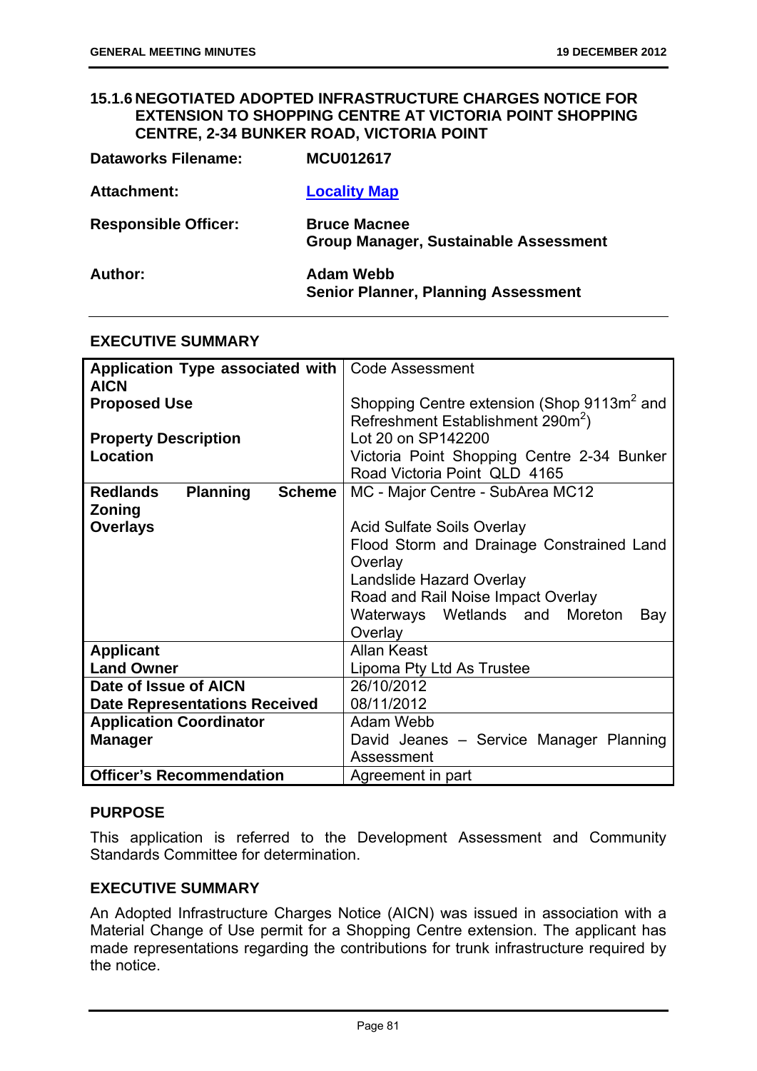## 15.1.6 NEGOTIATED ADOPTED INFRASTRUCTURE CHARGES NOTICE FOR EXTENSION TO SHOPPING CENTRE AT VICTORIA POINT SHOPPING CENTRE, 2-34 BUNKER ROAD, VICTORIA POINT

| | |
|---|---|
| **Dataworks Filename:** | **MCU012617** |
| **Attachment:** | **Locality Map** |
| **Responsible Officer:** | **Bruce Macnee**<br>**Group Manager, Sustainable Assessment** |
| **Author:** | **Adam Webb**<br>**Senior Planner, Planning Assessment** |

### EXECUTIVE SUMMARY

| | |
|---|---|
| **Application Type associated with AICN** | Code Assessment |
| **Proposed Use** | Shopping Centre extension (Shop 9113m$^2$ and Refreshment Establishment 290m$^2$) |
| **Property Description** | Lot 20 on SP142200 |
| **Location** | Victoria Point Shopping Centre 2-34 Bunker Road Victoria Point QLD 4165 |
| **Redlands Planning Scheme Zoning** | MC - Major Centre - SubArea MC12 |
| **Overlays** | Acid Sulfate Soils Overlay<br>Flood Storm and Drainage Constrained Land Overlay<br>Landslide Hazard Overlay<br>Road and Rail Noise Impact Overlay<br>Waterways Wetlands and Moreton Bay Overlay |
| **Applicant** | Allan Keast |
| **Land Owner** | Lipoma Pty Ltd As Trustee |
| **Date of Issue of AICN** | 26/10/2012 |
| **Date Representations Received** | 08/11/2012 |
| **Application Coordinator** | Adam Webb |
| **Manager** | David Jeanes – Service Manager Planning Assessment |
| **Officer's Recommendation** | Agreement in part |

### PURPOSE

This application is referred to the Development Assessment and Community Standards Committee for determination.

### EXECUTIVE SUMMARY

An Adopted Infrastructure Charges Notice (AICN) was issued in association with a Material Change of Use permit for a Shopping Centre extension. The applicant has made representations regarding the contributions for trunk infrastructure required by the notice.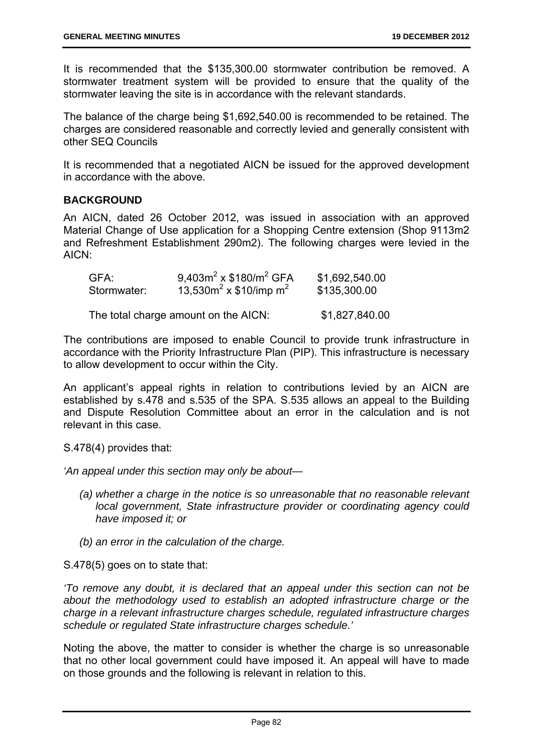It is recommended that the \$135,300.00 stormwater contribution be removed. A stormwater treatment system will be provided to ensure that the quality of the stormwater leaving the site is in accordance with the relevant standards.

The balance of the charge being \$1,692,540.00 is recommended to be retained. The charges are considered reasonable and correctly levied and generally consistent with other SEQ Councils

It is recommended that a negotiated AICN be issued for the approved development in accordance with the above.

**BACKGROUND**

An AICN, dated 26 October 2012, was issued in association with an approved Material Change of Use application for a Shopping Centre extension (Shop 9113m2 and Refreshment Establishment 290m2). The following charges were levied in the AICN:

| | | |
|---|---|---|
| GFA: | $9{,}403m^2$ x \$180/$m^2$ GFA | \$1,692,540.00 |
| Stormwater: | $13{,}530m^2$ x \$10/imp $m^2$ | \$135,300.00 |
| The total charge amount on the AICN: | | \$1,827,840.00 |

The contributions are imposed to enable Council to provide trunk infrastructure in accordance with the Priority Infrastructure Plan (PIP). This infrastructure is necessary to allow development to occur within the City.

An applicant's appeal rights in relation to contributions levied by an AICN are established by s.478 and s.535 of the SPA. S.535 allows an appeal to the Building and Dispute Resolution Committee about an error in the calculation and is not relevant in this case.

S.478(4) provides that:

*'An appeal under this section may only be about—*

- *(a) whether a charge in the notice is so unreasonable that no reasonable relevant local government, State infrastructure provider or coordinating agency could have imposed it; or*
- *(b) an error in the calculation of the charge.*

S.478(5) goes on to state that:

*'To remove any doubt, it is declared that an appeal under this section can not be about the methodology used to establish an adopted infrastructure charge or the charge in a relevant infrastructure charges schedule, regulated infrastructure charges schedule or regulated State infrastructure charges schedule.'*

Noting the above, the matter to consider is whether the charge is so unreasonable that no other local government could have imposed it. An appeal will have to made on those grounds and the following is relevant in relation to this.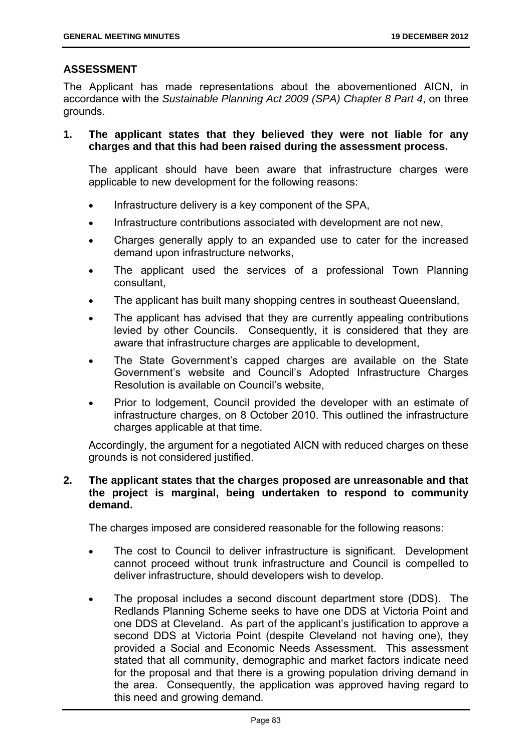## ASSESSMENT

The Applicant has made representations about the abovementioned AICN, in accordance with the *Sustainable Planning Act 2009 (SPA) Chapter 8 Part 4*, on three grounds.

**1. The applicant states that they believed they were not liable for any charges and that this had been raised during the assessment process.**

The applicant should have been aware that infrastructure charges were applicable to new development for the following reasons:

- Infrastructure delivery is a key component of the SPA,
- Infrastructure contributions associated with development are not new,
- Charges generally apply to an expanded use to cater for the increased demand upon infrastructure networks,
- The applicant used the services of a professional Town Planning consultant,
- The applicant has built many shopping centres in southeast Queensland,
- The applicant has advised that they are currently appealing contributions levied by other Councils. Consequently, it is considered that they are aware that infrastructure charges are applicable to development,
- The State Government's capped charges are available on the State Government's website and Council's Adopted Infrastructure Charges Resolution is available on Council's website,
- Prior to lodgement, Council provided the developer with an estimate of infrastructure charges, on 8 October 2010. This outlined the infrastructure charges applicable at that time.

Accordingly, the argument for a negotiated AICN with reduced charges on these grounds is not considered justified.

**2. The applicant states that the charges proposed are unreasonable and that the project is marginal, being undertaken to respond to community demand.**

The charges imposed are considered reasonable for the following reasons:

- The cost to Council to deliver infrastructure is significant. Development cannot proceed without trunk infrastructure and Council is compelled to deliver infrastructure, should developers wish to develop.
- The proposal includes a second discount department store (DDS). The Redlands Planning Scheme seeks to have one DDS at Victoria Point and one DDS at Cleveland. As part of the applicant's justification to approve a second DDS at Victoria Point (despite Cleveland not having one), they provided a Social and Economic Needs Assessment. This assessment stated that all community, demographic and market factors indicate need for the proposal and that there is a growing population driving demand in the area. Consequently, the application was approved having regard to this need and growing demand.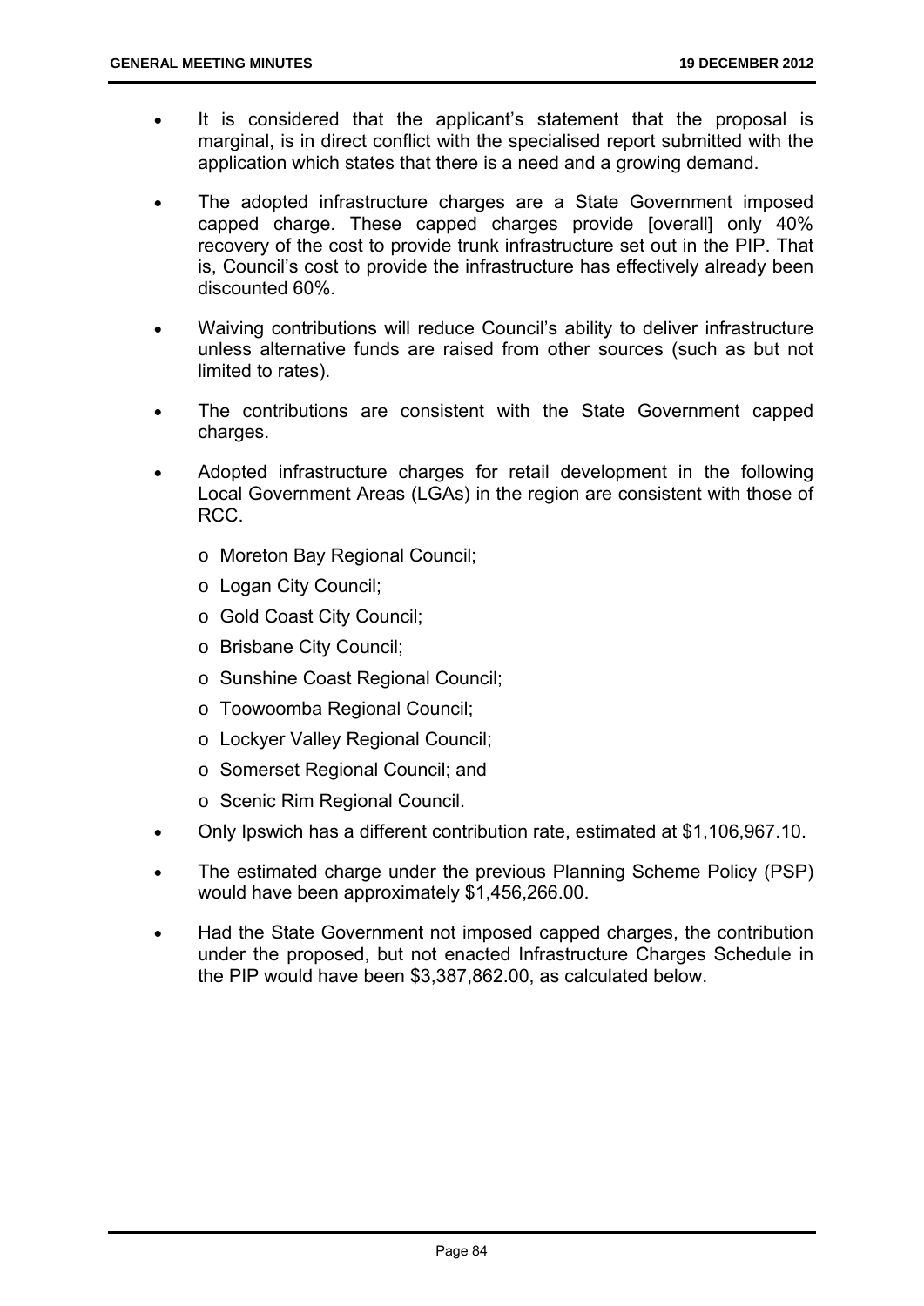- It is considered that the applicant's statement that the proposal is marginal, is in direct conflict with the specialised report submitted with the application which states that there is a need and a growing demand.
- The adopted infrastructure charges are a State Government imposed capped charge. These capped charges provide [overall] only 40% recovery of the cost to provide trunk infrastructure set out in the PIP. That is, Council's cost to provide the infrastructure has effectively already been discounted 60%.
- Waiving contributions will reduce Council's ability to deliver infrastructure unless alternative funds are raised from other sources (such as but not limited to rates).
- The contributions are consistent with the State Government capped charges.
- Adopted infrastructure charges for retail development in the following Local Government Areas (LGAs) in the region are consistent with those of RCC.
  - Moreton Bay Regional Council;
  - Logan City Council;
  - Gold Coast City Council;
  - Brisbane City Council;
  - Sunshine Coast Regional Council;
  - Toowoomba Regional Council;
  - Lockyer Valley Regional Council;
  - Somerset Regional Council; and
  - Scenic Rim Regional Council.
- Only Ipswich has a different contribution rate, estimated at $1,106,967.10.
- The estimated charge under the previous Planning Scheme Policy (PSP) would have been approximately $1,456,266.00.
- Had the State Government not imposed capped charges, the contribution under the proposed, but not enacted Infrastructure Charges Schedule in the PIP would have been $3,387,862.00, as calculated below.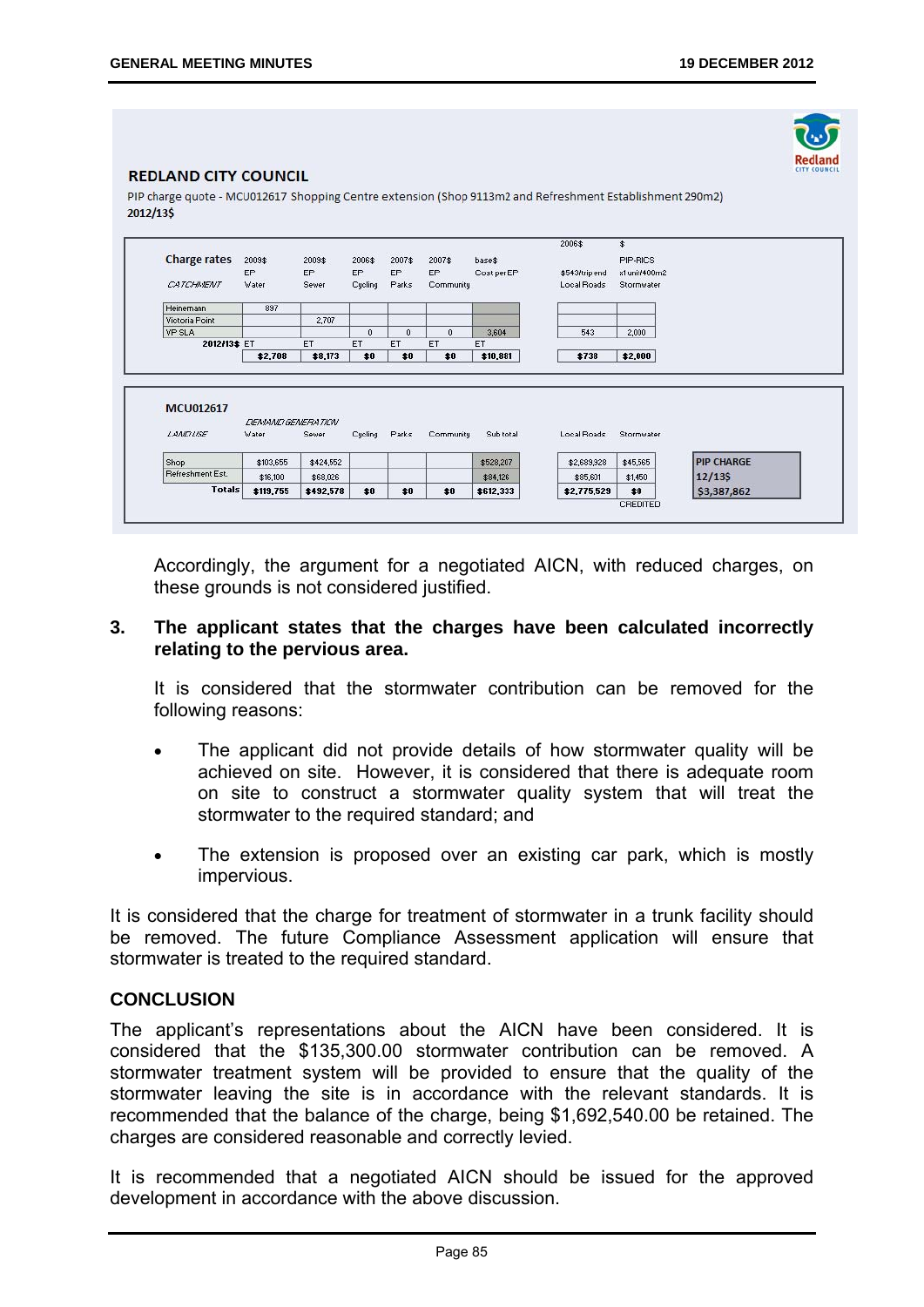**REDLAND CITY COUNCIL**

PIP charge quote - MCU012617 Shopping Centre extension (Shop 9113m2 and Refreshment Establishment 290m2)
2012/13$

| Charge rates | 2009$ | 2009$ | 2006$ | 2007$ | 2007$ | base$ | | 2006$ | $ |
|---|---|---|---|---|---|---|---|---|---|
| | EP | EP | EP | EP | EP | Cost per EP | | $543/trip end | PIP-RICS x1 unit/400m2 |
| *CATCHMENT* | Water | Sewer | Cycling | Parks | Community | | | Local Roads | Stormwater |
| Heinemann | 897 | | | | | | | | |
| Victoria Point | | 2,707 | | | | | | | |
| VP SLA | | | 0 | 0 | 0 | 3,604 | | 543 | 2,000 |
| 2012/13$ | ET | ET | ET | ET | ET | ET | | | |
| | $2,708 | $8,173 | $0 | $0 | $0 | $10,881 | | $738 | $2,000 |

**MCU012617**

| *LAND USE* | *DEMAND GENERATION* Water | Sewer | Cycling | Parks | Community | Sub total | | Local Roads | Stormwater | |
|---|---|---|---|---|---|---|---|---|---|---|
| Shop | $103,655 | $424,552 | | | | $528,207 | | $2,689,928 | $45,565 | PIP CHARGE |
| Refreshment Est. | $16,100 | $68,026 | | | | $84,126 | | $85,601 | $1,450 | 12/13$ |
| Totals | $119,755 | $492,578 | $0 | $0 | $0 | $612,333 | | $2,775,529 | $0 | $3,387,862 |
| | | | | | | | | | CREDITED | |

Accordingly, the argument for a negotiated AICN, with reduced charges, on these grounds is not considered justified.

**3. The applicant states that the charges have been calculated incorrectly relating to the pervious area.**

It is considered that the stormwater contribution can be removed for the following reasons:

- The applicant did not provide details of how stormwater quality will be achieved on site. However, it is considered that there is adequate room on site to construct a stormwater quality system that will treat the stormwater to the required standard; and
- The extension is proposed over an existing car park, which is mostly impervious.

It is considered that the charge for treatment of stormwater in a trunk facility should be removed. The future Compliance Assessment application will ensure that stormwater is treated to the required standard.

## CONCLUSION

The applicant's representations about the AICN have been considered. It is considered that the $135,300.00 stormwater contribution can be removed. A stormwater treatment system will be provided to ensure that the quality of the stormwater leaving the site is in accordance with the relevant standards. It is recommended that the balance of the charge, being $1,692,540.00 be retained. The charges are considered reasonable and correctly levied.

It is recommended that a negotiated AICN should be issued for the approved development in accordance with the above discussion.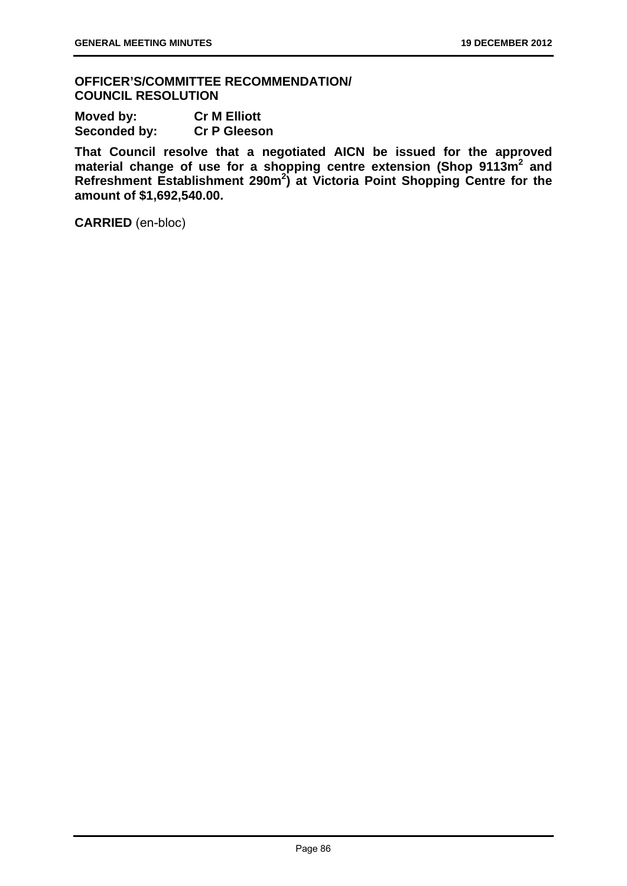**OFFICER'S/COMMITTEE RECOMMENDATION/**
**COUNCIL RESOLUTION**

**Moved by:** **Cr M Elliott**
**Seconded by:** **Cr P Gleeson**

**That Council resolve that a negotiated AICN be issued for the approved material change of use for a shopping centre extension (Shop 9113m$^2$ and Refreshment Establishment 290m$^2$) at Victoria Point Shopping Centre for the amount of $1,692,540.00.**

**CARRIED** (en-bloc)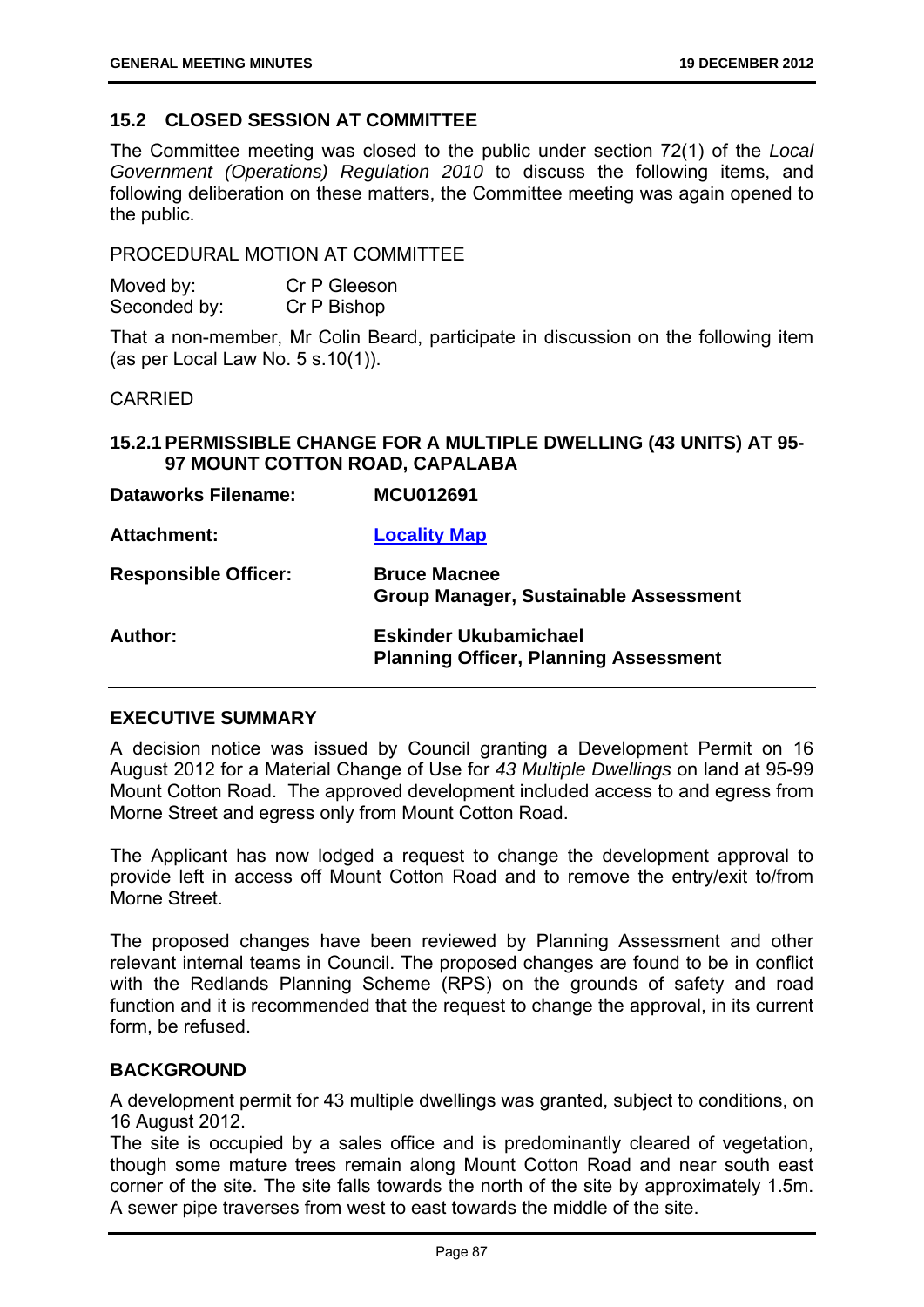## 15.2 CLOSED SESSION AT COMMITTEE

The Committee meeting was closed to the public under section 72(1) of the *Local Government (Operations) Regulation 2010* to discuss the following items, and following deliberation on these matters, the Committee meeting was again opened to the public.

PROCEDURAL MOTION AT COMMITTEE

Moved by: Cr P Gleeson
Seconded by: Cr P Bishop

That a non-member, Mr Colin Beard, participate in discussion on the following item (as per Local Law No. 5 s.10(1)).

CARRIED

### 15.2.1 PERMISSIBLE CHANGE FOR A MULTIPLE DWELLING (43 UNITS) AT 95-97 MOUNT COTTON ROAD, CAPALABA

| | |
|---|---|
| **Dataworks Filename:** | **MCU012691** |
| **Attachment:** | **Locality Map** |
| **Responsible Officer:** | **Bruce Macnee**<br>**Group Manager, Sustainable Assessment** |
| **Author:** | **Eskinder Ukubamichael**<br>**Planning Officer, Planning Assessment** |

**EXECUTIVE SUMMARY**

A decision notice was issued by Council granting a Development Permit on 16 August 2012 for a Material Change of Use for *43 Multiple Dwellings* on land at 95-99 Mount Cotton Road. The approved development included access to and egress from Morne Street and egress only from Mount Cotton Road.

The Applicant has now lodged a request to change the development approval to provide left in access off Mount Cotton Road and to remove the entry/exit to/from Morne Street.

The proposed changes have been reviewed by Planning Assessment and other relevant internal teams in Council. The proposed changes are found to be in conflict with the Redlands Planning Scheme (RPS) on the grounds of safety and road function and it is recommended that the request to change the approval, in its current form, be refused.

**BACKGROUND**

A development permit for 43 multiple dwellings was granted, subject to conditions, on 16 August 2012.
The site is occupied by a sales office and is predominantly cleared of vegetation, though some mature trees remain along Mount Cotton Road and near south east corner of the site. The site falls towards the north of the site by approximately 1.5m. A sewer pipe traverses from west to east towards the middle of the site.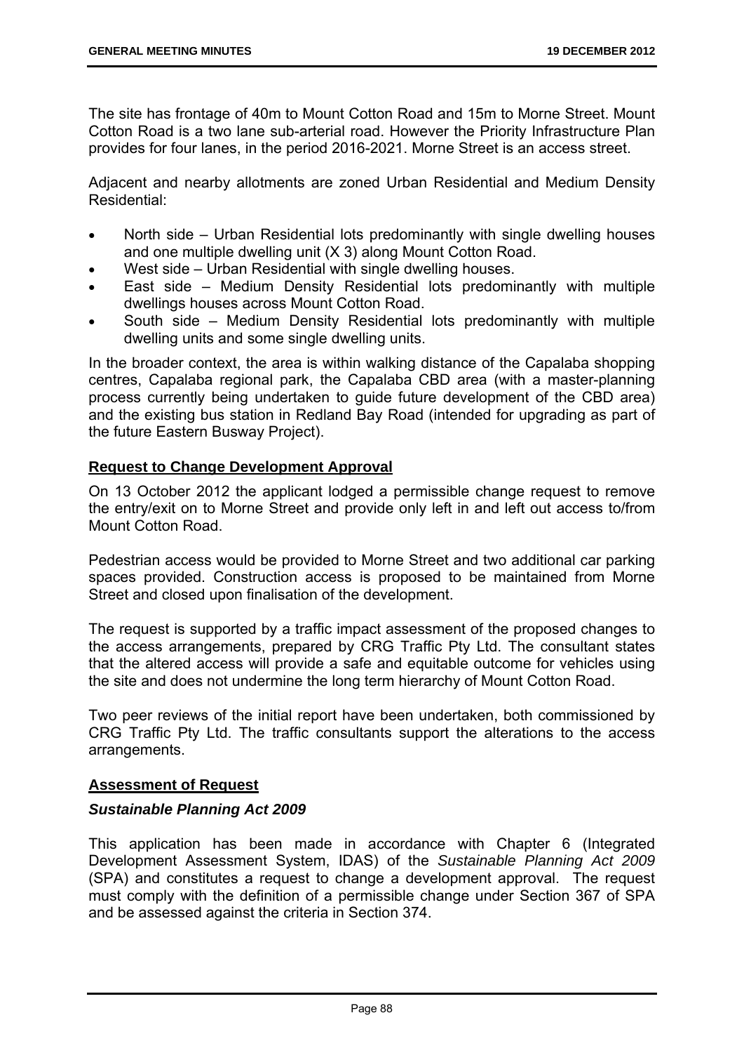The site has frontage of 40m to Mount Cotton Road and 15m to Morne Street. Mount Cotton Road is a two lane sub-arterial road. However the Priority Infrastructure Plan provides for four lanes, in the period 2016-2021. Morne Street is an access street.

Adjacent and nearby allotments are zoned Urban Residential and Medium Density Residential:

- North side – Urban Residential lots predominantly with single dwelling houses and one multiple dwelling unit (X 3) along Mount Cotton Road.
- West side – Urban Residential with single dwelling houses.
- East side – Medium Density Residential lots predominantly with multiple dwellings houses across Mount Cotton Road.
- South side – Medium Density Residential lots predominantly with multiple dwelling units and some single dwelling units.

In the broader context, the area is within walking distance of the Capalaba shopping centres, Capalaba regional park, the Capalaba CBD area (with a master-planning process currently being undertaken to guide future development of the CBD area) and the existing bus station in Redland Bay Road (intended for upgrading as part of the future Eastern Busway Project).

**Request to Change Development Approval**

On 13 October 2012 the applicant lodged a permissible change request to remove the entry/exit on to Morne Street and provide only left in and left out access to/from Mount Cotton Road.

Pedestrian access would be provided to Morne Street and two additional car parking spaces provided. Construction access is proposed to be maintained from Morne Street and closed upon finalisation of the development.

The request is supported by a traffic impact assessment of the proposed changes to the access arrangements, prepared by CRG Traffic Pty Ltd. The consultant states that the altered access will provide a safe and equitable outcome for vehicles using the site and does not undermine the long term hierarchy of Mount Cotton Road.

Two peer reviews of the initial report have been undertaken, both commissioned by CRG Traffic Pty Ltd. The traffic consultants support the alterations to the access arrangements.

**Assessment of Request**

***Sustainable Planning Act 2009***

This application has been made in accordance with Chapter 6 (Integrated Development Assessment System, IDAS) of the *Sustainable Planning Act 2009* (SPA) and constitutes a request to change a development approval. The request must comply with the definition of a permissible change under Section 367 of SPA and be assessed against the criteria in Section 374.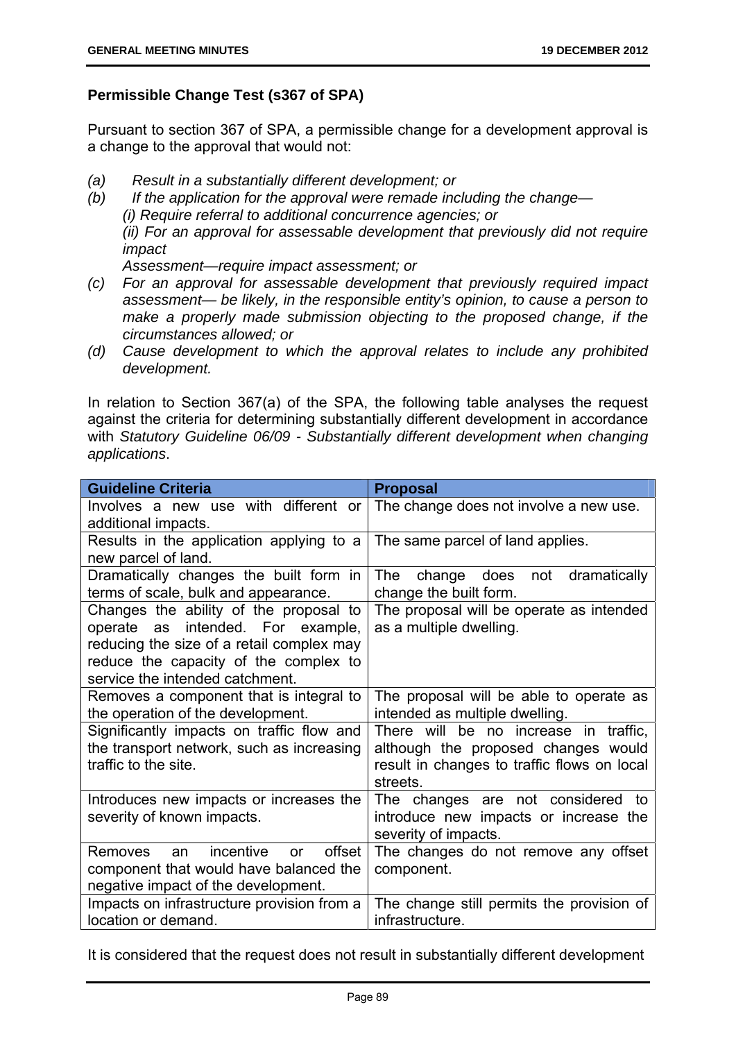**Permissible Change Test (s367 of SPA)**

Pursuant to section 367 of SPA, a permissible change for a development approval is a change to the approval that would not:

*(a)* *Result in a substantially different development; or*

*(b)* *If the application for the approval were remade including the change—*
*(i) Require referral to additional concurrence agencies; or*
*(ii) For an approval for assessable development that previously did not require impact*
*Assessment—require impact assessment; or*

*(c)* *For an approval for assessable development that previously required impact assessment— be likely, in the responsible entity's opinion, to cause a person to make a properly made submission objecting to the proposed change, if the circumstances allowed; or*

*(d)* *Cause development to which the approval relates to include any prohibited development.*

In relation to Section 367(a) of the SPA, the following table analyses the request against the criteria for determining substantially different development in accordance with *Statutory Guideline 06/09 - Substantially different development when changing applications*.

| **Guideline Criteria** | **Proposal** |
|---|---|
| Involves a new use with different or additional impacts. | The change does not involve a new use. |
| Results in the application applying to a new parcel of land. | The same parcel of land applies. |
| Dramatically changes the built form in terms of scale, bulk and appearance. | The change does not dramatically change the built form. |
| Changes the ability of the proposal to operate as intended. For example, reducing the size of a retail complex may reduce the capacity of the complex to service the intended catchment. | The proposal will be operate as intended as a multiple dwelling. |
| Removes a component that is integral to the operation of the development. | The proposal will be able to operate as intended as multiple dwelling. |
| Significantly impacts on traffic flow and the transport network, such as increasing traffic to the site. | There will be no increase in traffic, although the proposed changes would result in changes to traffic flows on local streets. |
| Introduces new impacts or increases the severity of known impacts. | The changes are not considered to introduce new impacts or increase the severity of impacts. |
| Removes an incentive or offset component that would have balanced the negative impact of the development. | The changes do not remove any offset component. |
| Impacts on infrastructure provision from a location or demand. | The change still permits the provision of infrastructure. |

It is considered that the request does not result in substantially different development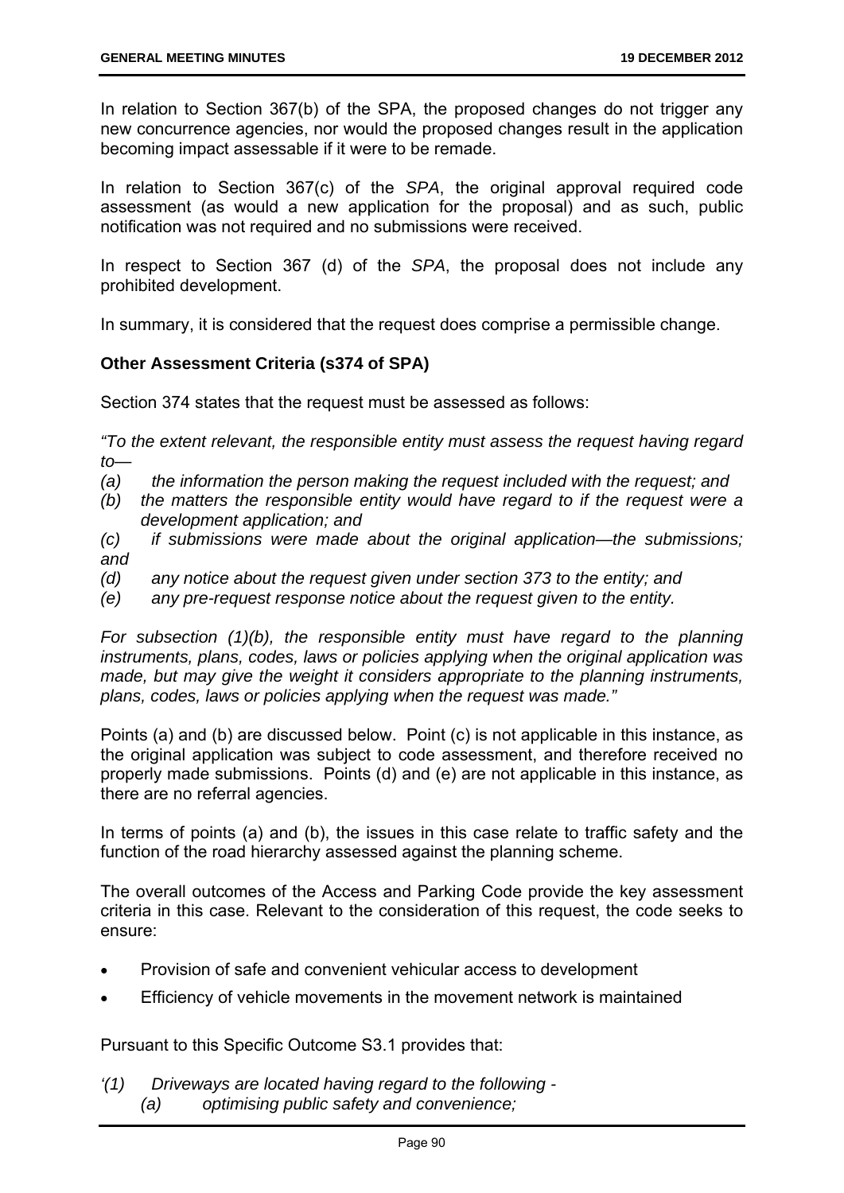In relation to Section 367(b) of the SPA, the proposed changes do not trigger any new concurrence agencies, nor would the proposed changes result in the application becoming impact assessable if it were to be remade.

In relation to Section 367(c) of the *SPA*, the original approval required code assessment (as would a new application for the proposal) and as such, public notification was not required and no submissions were received.

In respect to Section 367 (d) of the *SPA*, the proposal does not include any prohibited development.

In summary, it is considered that the request does comprise a permissible change.

**Other Assessment Criteria (s374 of SPA)**

Section 374 states that the request must be assessed as follows:

*"To the extent relevant, the responsible entity must assess the request having regard to—*

*(a) the information the person making the request included with the request; and*
*(b) the matters the responsible entity would have regard to if the request were a development application; and*
*(c) if submissions were made about the original application—the submissions; and*
*(d) any notice about the request given under section 373 to the entity; and*
*(e) any pre-request response notice about the request given to the entity.*

*For subsection (1)(b), the responsible entity must have regard to the planning instruments, plans, codes, laws or policies applying when the original application was made, but may give the weight it considers appropriate to the planning instruments, plans, codes, laws or policies applying when the request was made."*

Points (a) and (b) are discussed below. Point (c) is not applicable in this instance, as the original application was subject to code assessment, and therefore received no properly made submissions. Points (d) and (e) are not applicable in this instance, as there are no referral agencies.

In terms of points (a) and (b), the issues in this case relate to traffic safety and the function of the road hierarchy assessed against the planning scheme.

The overall outcomes of the Access and Parking Code provide the key assessment criteria in this case. Relevant to the consideration of this request, the code seeks to ensure:

- Provision of safe and convenient vehicular access to development
- Efficiency of vehicle movements in the movement network is maintained

Pursuant to this Specific Outcome S3.1 provides that:

*'(1) Driveways are located having regard to the following -*
*(a) optimising public safety and convenience;*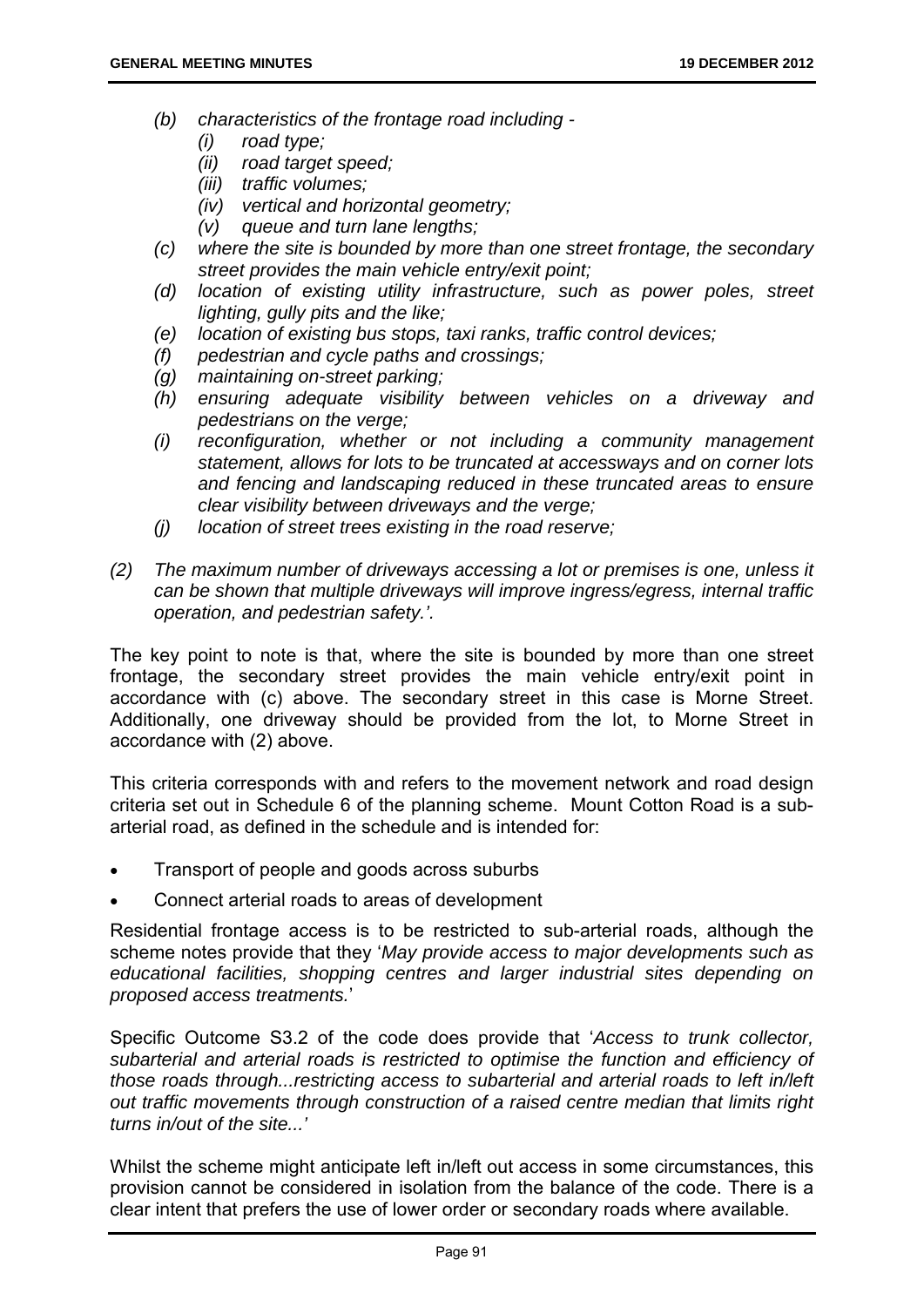- *(b) characteristics of the frontage road including -*
    - *(i) road type;*
    - *(ii) road target speed;*
    - *(iii) traffic volumes;*
    - *(iv) vertical and horizontal geometry;*
    - *(v) queue and turn lane lengths;*
- *(c) where the site is bounded by more than one street frontage, the secondary street provides the main vehicle entry/exit point;*
- *(d) location of existing utility infrastructure, such as power poles, street lighting, gully pits and the like;*
- *(e) location of existing bus stops, taxi ranks, traffic control devices;*
- *(f) pedestrian and cycle paths and crossings;*
- *(g) maintaining on-street parking;*
- *(h) ensuring adequate visibility between vehicles on a driveway and pedestrians on the verge;*
- *(i) reconfiguration, whether or not including a community management statement, allows for lots to be truncated at accessways and on corner lots and fencing and landscaping reduced in these truncated areas to ensure clear visibility between driveways and the verge;*
- *(j) location of street trees existing in the road reserve;*

*(2) The maximum number of driveways accessing a lot or premises is one, unless it can be shown that multiple driveways will improve ingress/egress, internal traffic operation, and pedestrian safety.'.*

The key point to note is that, where the site is bounded by more than one street frontage, the secondary street provides the main vehicle entry/exit point in accordance with (c) above. The secondary street in this case is Morne Street. Additionally, one driveway should be provided from the lot, to Morne Street in accordance with (2) above.

This criteria corresponds with and refers to the movement network and road design criteria set out in Schedule 6 of the planning scheme. Mount Cotton Road is a sub-arterial road, as defined in the schedule and is intended for:

- Transport of people and goods across suburbs
- Connect arterial roads to areas of development

Residential frontage access is to be restricted to sub-arterial roads, although the scheme notes provide that they '*May provide access to major developments such as educational facilities, shopping centres and larger industrial sites depending on proposed access treatments.*'

Specific Outcome S3.2 of the code does provide that '*Access to trunk collector, subarterial and arterial roads is restricted to optimise the function and efficiency of those roads through...restricting access to subarterial and arterial roads to left in/left out traffic movements through construction of a raised centre median that limits right turns in/out of the site...*'

Whilst the scheme might anticipate left in/left out access in some circumstances, this provision cannot be considered in isolation from the balance of the code. There is a clear intent that prefers the use of lower order or secondary roads where available.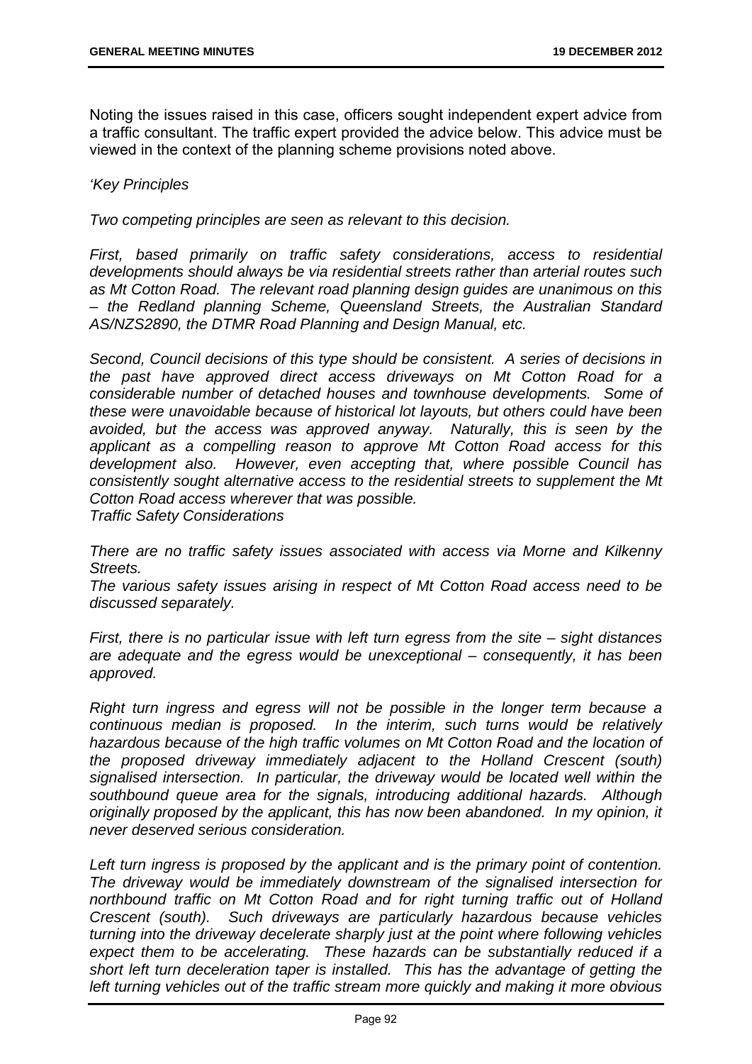Noting the issues raised in this case, officers sought independent expert advice from a traffic consultant. The traffic expert provided the advice below. This advice must be viewed in the context of the planning scheme provisions noted above.

*'Key Principles*

*Two competing principles are seen as relevant to this decision.*

*First, based primarily on traffic safety considerations, access to residential developments should always be via residential streets rather than arterial routes such as Mt Cotton Road. The relevant road planning design guides are unanimous on this – the Redland planning Scheme, Queensland Streets, the Australian Standard AS/NZS2890, the DTMR Road Planning and Design Manual, etc.*

*Second, Council decisions of this type should be consistent. A series of decisions in the past have approved direct access driveways on Mt Cotton Road for a considerable number of detached houses and townhouse developments. Some of these were unavoidable because of historical lot layouts, but others could have been avoided, but the access was approved anyway. Naturally, this is seen by the applicant as a compelling reason to approve Mt Cotton Road access for this development also. However, even accepting that, where possible Council has consistently sought alternative access to the residential streets to supplement the Mt Cotton Road access wherever that was possible.*

*Traffic Safety Considerations*

*There are no traffic safety issues associated with access via Morne and Kilkenny Streets.*

*The various safety issues arising in respect of Mt Cotton Road access need to be discussed separately.*

*First, there is no particular issue with left turn egress from the site – sight distances are adequate and the egress would be unexceptional – consequently, it has been approved.*

*Right turn ingress and egress will not be possible in the longer term because a continuous median is proposed. In the interim, such turns would be relatively hazardous because of the high traffic volumes on Mt Cotton Road and the location of the proposed driveway immediately adjacent to the Holland Crescent (south) signalised intersection. In particular, the driveway would be located well within the southbound queue area for the signals, introducing additional hazards. Although originally proposed by the applicant, this has now been abandoned. In my opinion, it never deserved serious consideration.*

*Left turn ingress is proposed by the applicant and is the primary point of contention. The driveway would be immediately downstream of the signalised intersection for northbound traffic on Mt Cotton Road and for right turning traffic out of Holland Crescent (south). Such driveways are particularly hazardous because vehicles turning into the driveway decelerate sharply just at the point where following vehicles expect them to be accelerating. These hazards can be substantially reduced if a short left turn deceleration taper is installed. This has the advantage of getting the left turning vehicles out of the traffic stream more quickly and making it more obvious*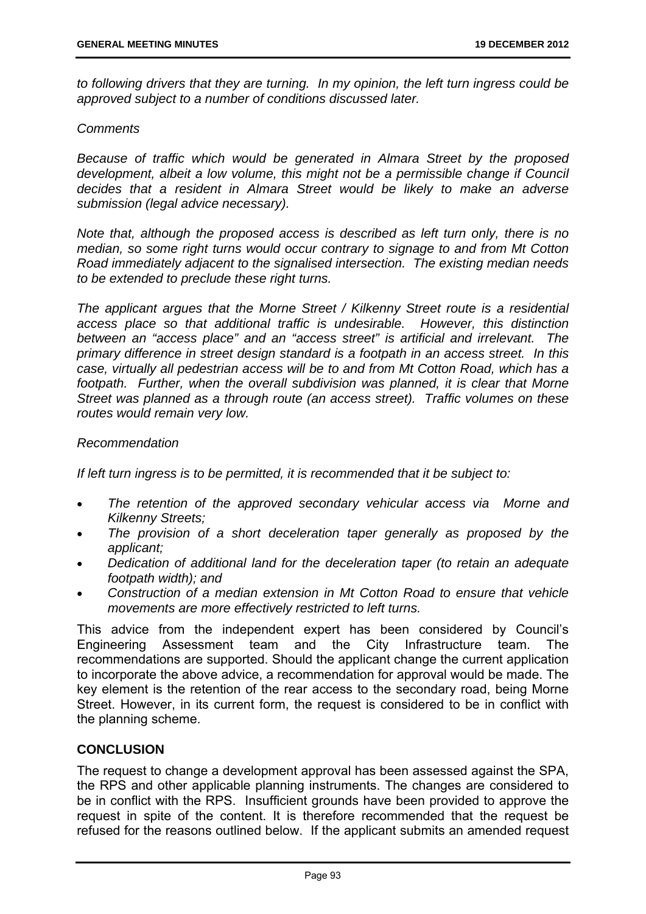*to following drivers that they are turning. In my opinion, the left turn ingress could be approved subject to a number of conditions discussed later.*

*Comments*

*Because of traffic which would be generated in Almara Street by the proposed development, albeit a low volume, this might not be a permissible change if Council decides that a resident in Almara Street would be likely to make an adverse submission (legal advice necessary).*

*Note that, although the proposed access is described as left turn only, there is no median, so some right turns would occur contrary to signage to and from Mt Cotton Road immediately adjacent to the signalised intersection. The existing median needs to be extended to preclude these right turns.*

*The applicant argues that the Morne Street / Kilkenny Street route is a residential access place so that additional traffic is undesirable. However, this distinction between an "access place" and an "access street" is artificial and irrelevant. The primary difference in street design standard is a footpath in an access street. In this case, virtually all pedestrian access will be to and from Mt Cotton Road, which has a footpath. Further, when the overall subdivision was planned, it is clear that Morne Street was planned as a through route (an access street). Traffic volumes on these routes would remain very low.*

*Recommendation*

*If left turn ingress is to be permitted, it is recommended that it be subject to:*

- *The retention of the approved secondary vehicular access via Morne and Kilkenny Streets;*
- *The provision of a short deceleration taper generally as proposed by the applicant;*
- *Dedication of additional land for the deceleration taper (to retain an adequate footpath width); and*
- *Construction of a median extension in Mt Cotton Road to ensure that vehicle movements are more effectively restricted to left turns.*

This advice from the independent expert has been considered by Council's Engineering Assessment team and the City Infrastructure team. The recommendations are supported. Should the applicant change the current application to incorporate the above advice, a recommendation for approval would be made. The key element is the retention of the rear access to the secondary road, being Morne Street. However, in its current form, the request is considered to be in conflict with the planning scheme.

## CONCLUSION

The request to change a development approval has been assessed against the SPA, the RPS and other applicable planning instruments. The changes are considered to be in conflict with the RPS. Insufficient grounds have been provided to approve the request in spite of the content. It is therefore recommended that the request be refused for the reasons outlined below. If the applicant submits an amended request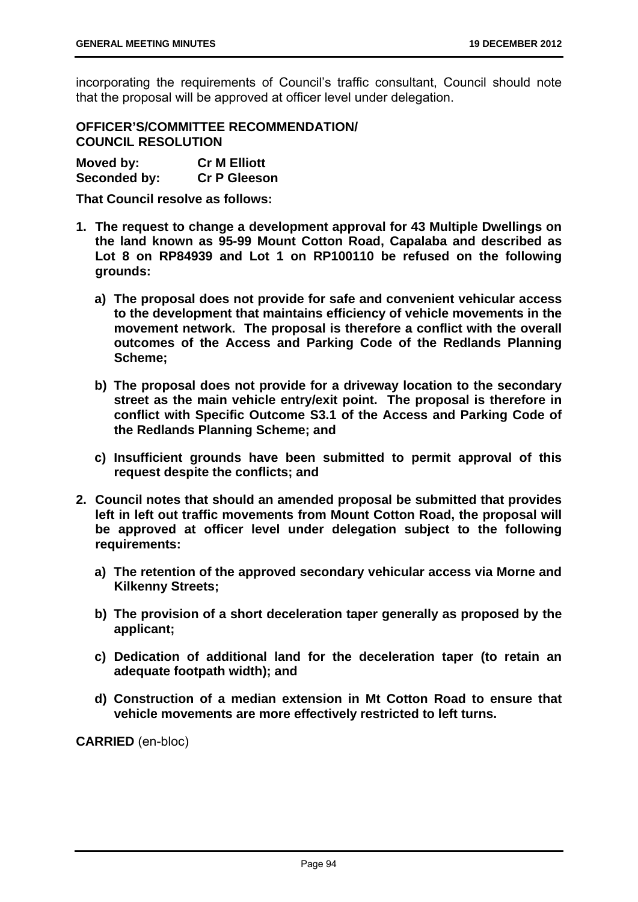incorporating the requirements of Council's traffic consultant, Council should note that the proposal will be approved at officer level under delegation.

**OFFICER'S/COMMITTEE RECOMMENDATION/ COUNCIL RESOLUTION**

**Moved by:** **Cr M Elliott**
**Seconded by:** **Cr P Gleeson**

**That Council resolve as follows:**

1. **The request to change a development approval for 43 Multiple Dwellings on the land known as 95-99 Mount Cotton Road, Capalaba and described as Lot 8 on RP84939 and Lot 1 on RP100110 be refused on the following grounds:**

   a) **The proposal does not provide for safe and convenient vehicular access to the development that maintains efficiency of vehicle movements in the movement network. The proposal is therefore a conflict with the overall outcomes of the Access and Parking Code of the Redlands Planning Scheme;**

   b) **The proposal does not provide for a driveway location to the secondary street as the main vehicle entry/exit point. The proposal is therefore in conflict with Specific Outcome S3.1 of the Access and Parking Code of the Redlands Planning Scheme; and**

   c) **Insufficient grounds have been submitted to permit approval of this request despite the conflicts; and**

2. **Council notes that should an amended proposal be submitted that provides left in left out traffic movements from Mount Cotton Road, the proposal will be approved at officer level under delegation subject to the following requirements:**

   a) **The retention of the approved secondary vehicular access via Morne and Kilkenny Streets;**

   b) **The provision of a short deceleration taper generally as proposed by the applicant;**

   c) **Dedication of additional land for the deceleration taper (to retain an adequate footpath width); and**

   d) **Construction of a median extension in Mt Cotton Road to ensure that vehicle movements are more effectively restricted to left turns.**

**CARRIED** (en-bloc)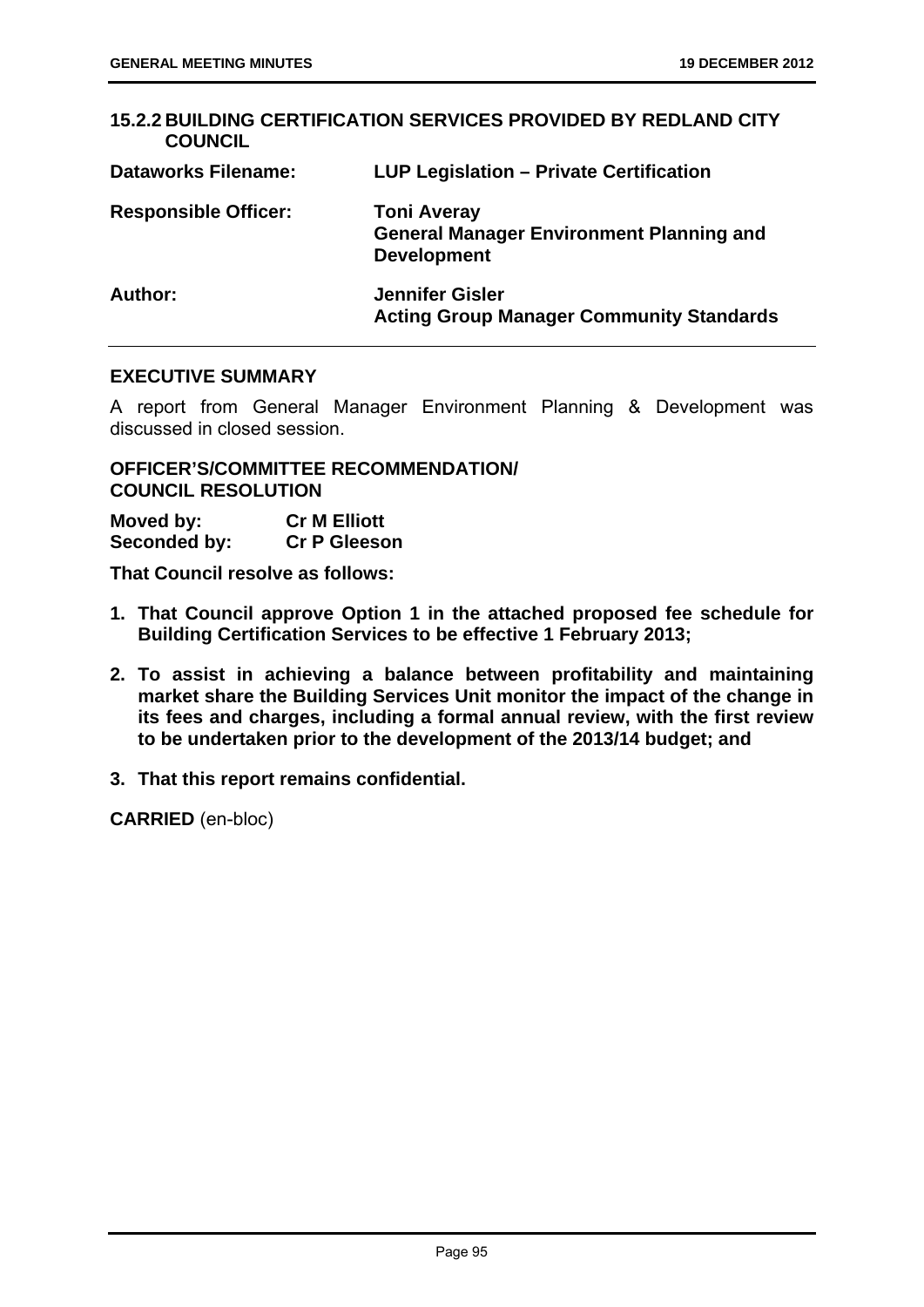### 15.2.2 BUILDING CERTIFICATION SERVICES PROVIDED BY REDLAND CITY COUNCIL

| | |
|---|---|
| **Dataworks Filename:** | **LUP Legislation – Private Certification** |
| **Responsible Officer:** | **Toni Averay**<br>**General Manager Environment Planning and Development** |
| **Author:** | **Jennifer Gisler**<br>**Acting Group Manager Community Standards** |

#### EXECUTIVE SUMMARY

A report from General Manager Environment Planning & Development was discussed in closed session.

#### OFFICER'S/COMMITTEE RECOMMENDATION/ COUNCIL RESOLUTION

**Moved by:** **Cr M Elliott**
**Seconded by:** **Cr P Gleeson**

**That Council resolve as follows:**

1. **That Council approve Option 1 in the attached proposed fee schedule for Building Certification Services to be effective 1 February 2013;**
2. **To assist in achieving a balance between profitability and maintaining market share the Building Services Unit monitor the impact of the change in its fees and charges, including a formal annual review, with the first review to be undertaken prior to the development of the 2013/14 budget; and**
3. **That this report remains confidential.**

**CARRIED** (en-bloc)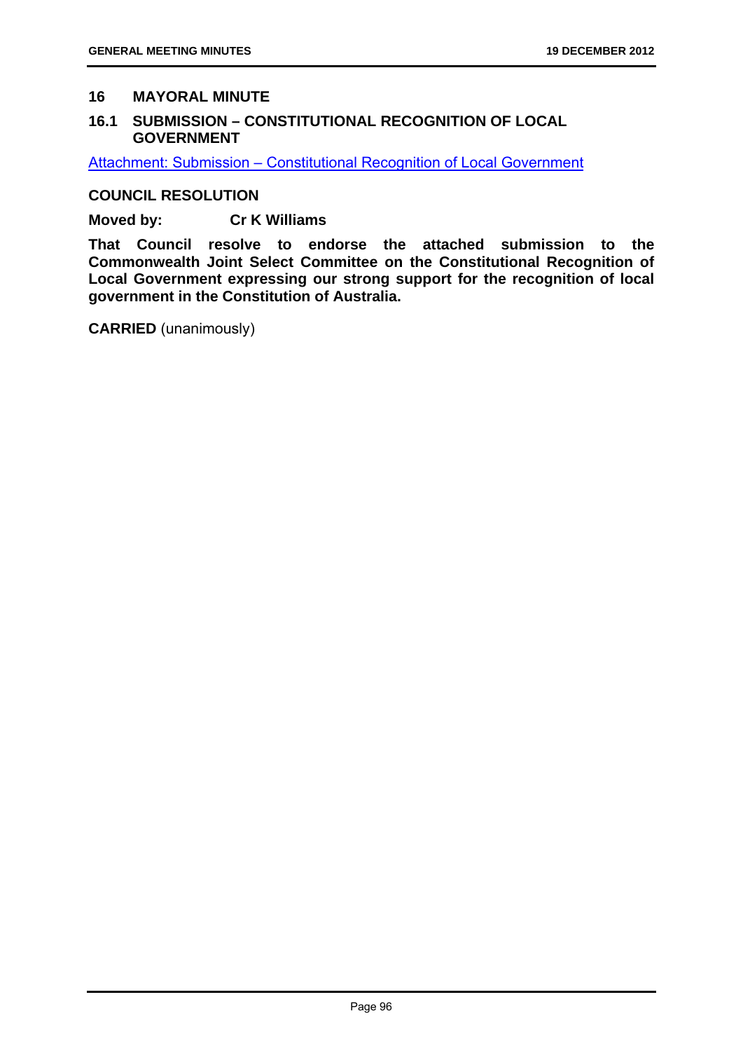## 16 MAYORAL MINUTE

### 16.1 SUBMISSION – CONSTITUTIONAL RECOGNITION OF LOCAL GOVERNMENT

Attachment: Submission – Constitutional Recognition of Local Government

**COUNCIL RESOLUTION**

**Moved by:** **Cr K Williams**

**That Council resolve to endorse the attached submission to the Commonwealth Joint Select Committee on the Constitutional Recognition of Local Government expressing our strong support for the recognition of local government in the Constitution of Australia.**

**CARRIED** (unanimously)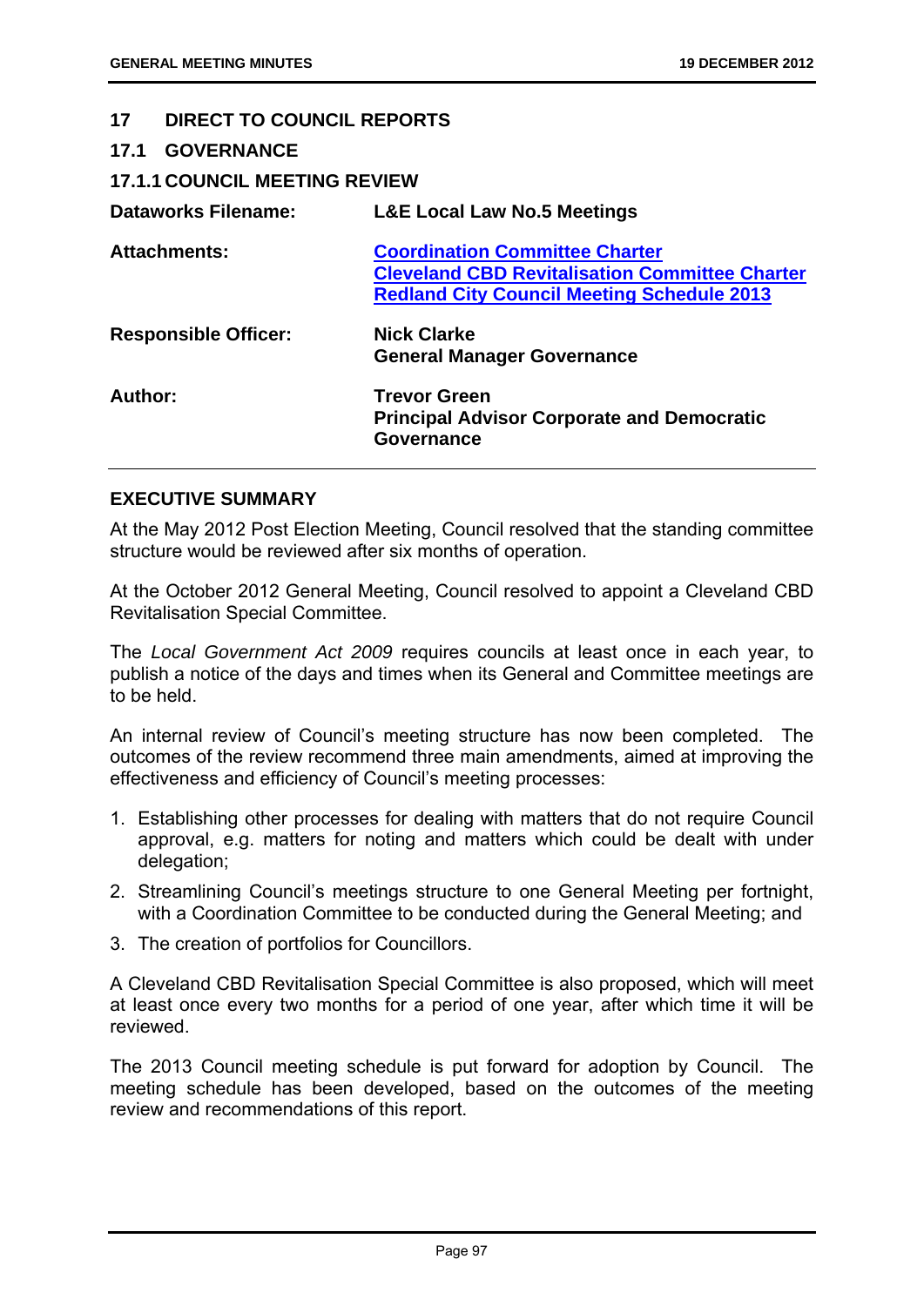## 17 DIRECT TO COUNCIL REPORTS

### 17.1 GOVERNANCE

### 17.1.1 COUNCIL MEETING REVIEW

| | |
|---|---|
| **Dataworks Filename:** | **L&E Local Law No.5 Meetings** |
| **Attachments:** | **Coordination Committee Charter**<br>**Cleveland CBD Revitalisation Committee Charter**<br>**Redland City Council Meeting Schedule 2013** |
| **Responsible Officer:** | **Nick Clarke**<br>**General Manager Governance** |
| **Author:** | **Trevor Green**<br>**Principal Advisor Corporate and Democratic Governance** |

## EXECUTIVE SUMMARY

At the May 2012 Post Election Meeting, Council resolved that the standing committee structure would be reviewed after six months of operation.

At the October 2012 General Meeting, Council resolved to appoint a Cleveland CBD Revitalisation Special Committee.

The *Local Government Act 2009* requires councils at least once in each year, to publish a notice of the days and times when its General and Committee meetings are to be held.

An internal review of Council's meeting structure has now been completed. The outcomes of the review recommend three main amendments, aimed at improving the effectiveness and efficiency of Council's meeting processes:

1. Establishing other processes for dealing with matters that do not require Council approval, e.g. matters for noting and matters which could be dealt with under delegation;
2. Streamlining Council's meetings structure to one General Meeting per fortnight, with a Coordination Committee to be conducted during the General Meeting; and
3. The creation of portfolios for Councillors.

A Cleveland CBD Revitalisation Special Committee is also proposed, which will meet at least once every two months for a period of one year, after which time it will be reviewed.

The 2013 Council meeting schedule is put forward for adoption by Council. The meeting schedule has been developed, based on the outcomes of the meeting review and recommendations of this report.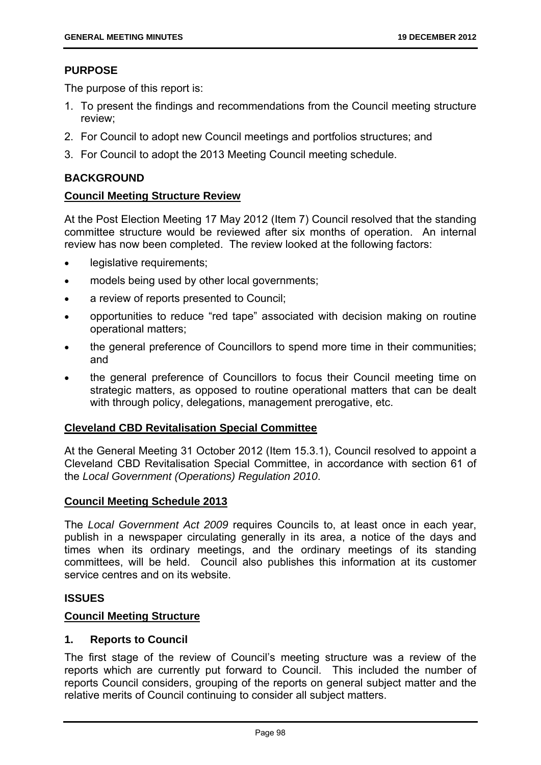## PURPOSE

The purpose of this report is:

1. To present the findings and recommendations from the Council meeting structure review;
2. For Council to adopt new Council meetings and portfolios structures; and
3. For Council to adopt the 2013 Meeting Council meeting schedule.

## BACKGROUND

**Council Meeting Structure Review**

At the Post Election Meeting 17 May 2012 (Item 7) Council resolved that the standing committee structure would be reviewed after six months of operation. An internal review has now been completed. The review looked at the following factors:

- legislative requirements;
- models being used by other local governments;
- a review of reports presented to Council;
- opportunities to reduce "red tape" associated with decision making on routine operational matters;
- the general preference of Councillors to spend more time in their communities; and
- the general preference of Councillors to focus their Council meeting time on strategic matters, as opposed to routine operational matters that can be dealt with through policy, delegations, management prerogative, etc.

**Cleveland CBD Revitalisation Special Committee**

At the General Meeting 31 October 2012 (Item 15.3.1), Council resolved to appoint a Cleveland CBD Revitalisation Special Committee, in accordance with section 61 of the *Local Government (Operations) Regulation 2010*.

**Council Meeting Schedule 2013**

The *Local Government Act 2009* requires Councils to, at least once in each year, publish in a newspaper circulating generally in its area, a notice of the days and times when its ordinary meetings, and the ordinary meetings of its standing committees, will be held. Council also publishes this information at its customer service centres and on its website.

## ISSUES

**Council Meeting Structure**

### 1. Reports to Council

The first stage of the review of Council's meeting structure was a review of the reports which are currently put forward to Council. This included the number of reports Council considers, grouping of the reports on general subject matter and the relative merits of Council continuing to consider all subject matters.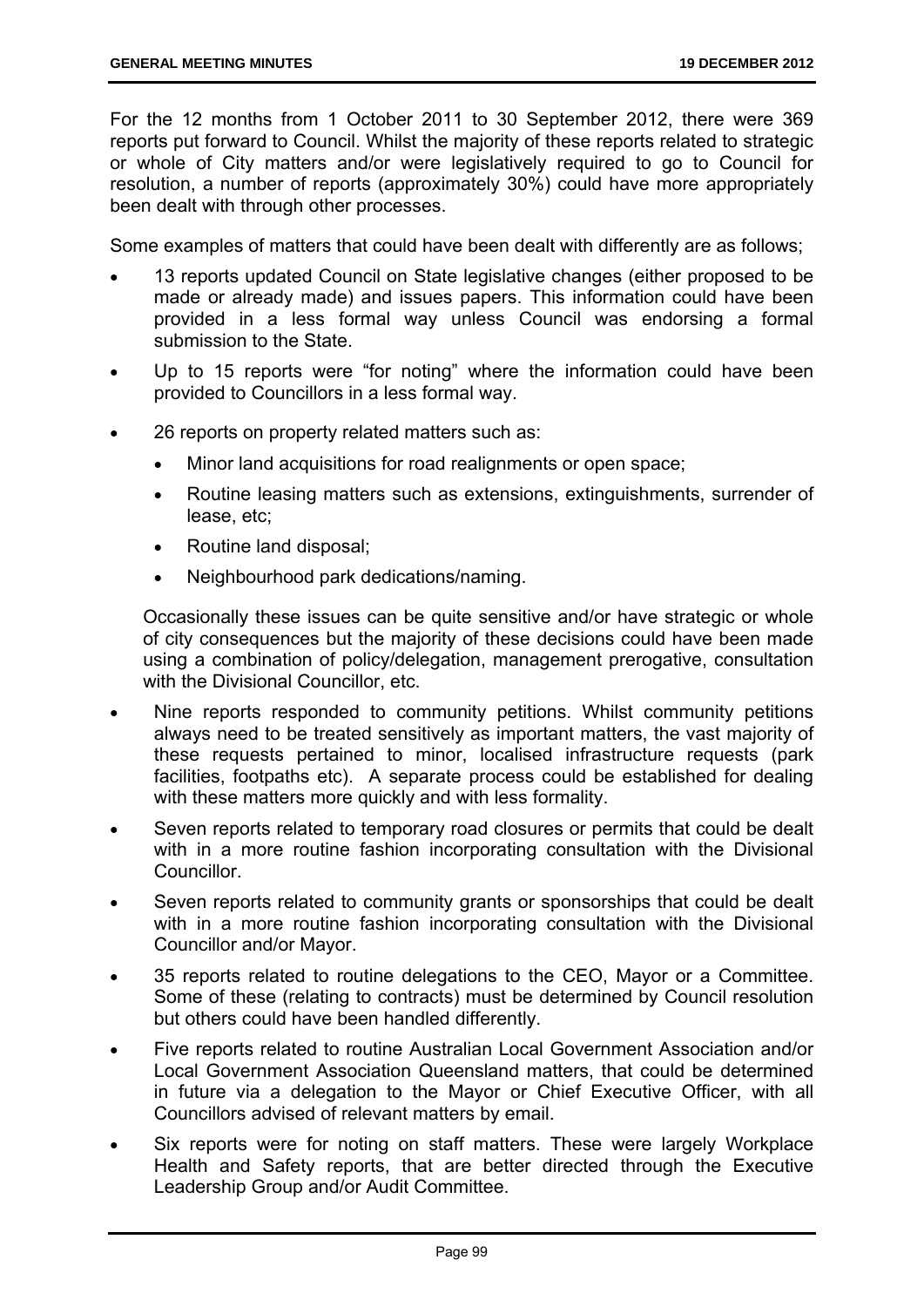For the 12 months from 1 October 2011 to 30 September 2012, there were 369 reports put forward to Council. Whilst the majority of these reports related to strategic or whole of City matters and/or were legislatively required to go to Council for resolution, a number of reports (approximately 30%) could have more appropriately been dealt with through other processes.

Some examples of matters that could have been dealt with differently are as follows;

- 13 reports updated Council on State legislative changes (either proposed to be made or already made) and issues papers. This information could have been provided in a less formal way unless Council was endorsing a formal submission to the State.
- Up to 15 reports were "for noting" where the information could have been provided to Councillors in a less formal way.
- 26 reports on property related matters such as:
  - Minor land acquisitions for road realignments or open space;
  - Routine leasing matters such as extensions, extinguishments, surrender of lease, etc;
  - Routine land disposal;
  - Neighbourhood park dedications/naming.

  Occasionally these issues can be quite sensitive and/or have strategic or whole of city consequences but the majority of these decisions could have been made using a combination of policy/delegation, management prerogative, consultation with the Divisional Councillor, etc.
- Nine reports responded to community petitions. Whilst community petitions always need to be treated sensitively as important matters, the vast majority of these requests pertained to minor, localised infrastructure requests (park facilities, footpaths etc). A separate process could be established for dealing with these matters more quickly and with less formality.
- Seven reports related to temporary road closures or permits that could be dealt with in a more routine fashion incorporating consultation with the Divisional Councillor.
- Seven reports related to community grants or sponsorships that could be dealt with in a more routine fashion incorporating consultation with the Divisional Councillor and/or Mayor.
- 35 reports related to routine delegations to the CEO, Mayor or a Committee. Some of these (relating to contracts) must be determined by Council resolution but others could have been handled differently.
- Five reports related to routine Australian Local Government Association and/or Local Government Association Queensland matters, that could be determined in future via a delegation to the Mayor or Chief Executive Officer, with all Councillors advised of relevant matters by email.
- Six reports were for noting on staff matters. These were largely Workplace Health and Safety reports, that are better directed through the Executive Leadership Group and/or Audit Committee.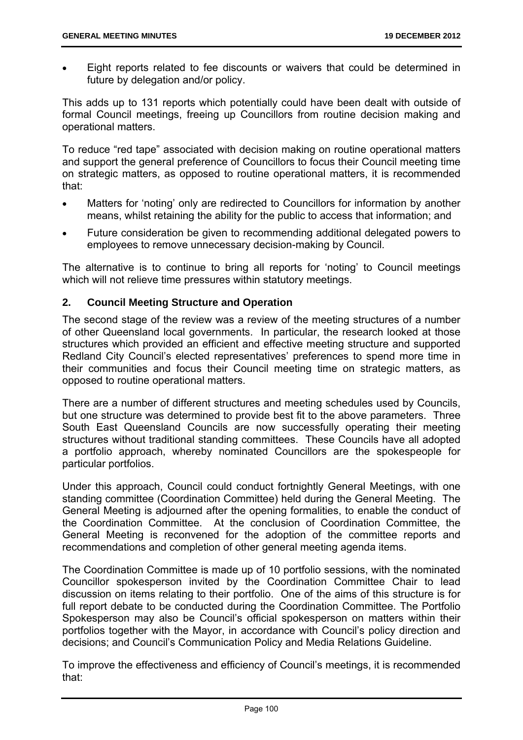- Eight reports related to fee discounts or waivers that could be determined in future by delegation and/or policy.

This adds up to 131 reports which potentially could have been dealt with outside of formal Council meetings, freeing up Councillors from routine decision making and operational matters.

To reduce "red tape" associated with decision making on routine operational matters and support the general preference of Councillors to focus their Council meeting time on strategic matters, as opposed to routine operational matters, it is recommended that:

- Matters for 'noting' only are redirected to Councillors for information by another means, whilst retaining the ability for the public to access that information; and
- Future consideration be given to recommending additional delegated powers to employees to remove unnecessary decision-making by Council.

The alternative is to continue to bring all reports for 'noting' to Council meetings which will not relieve time pressures within statutory meetings.

## 2. Council Meeting Structure and Operation

The second stage of the review was a review of the meeting structures of a number of other Queensland local governments. In particular, the research looked at those structures which provided an efficient and effective meeting structure and supported Redland City Council's elected representatives' preferences to spend more time in their communities and focus their Council meeting time on strategic matters, as opposed to routine operational matters.

There are a number of different structures and meeting schedules used by Councils, but one structure was determined to provide best fit to the above parameters. Three South East Queensland Councils are now successfully operating their meeting structures without traditional standing committees. These Councils have all adopted a portfolio approach, whereby nominated Councillors are the spokespeople for particular portfolios.

Under this approach, Council could conduct fortnightly General Meetings, with one standing committee (Coordination Committee) held during the General Meeting. The General Meeting is adjourned after the opening formalities, to enable the conduct of the Coordination Committee. At the conclusion of Coordination Committee, the General Meeting is reconvened for the adoption of the committee reports and recommendations and completion of other general meeting agenda items.

The Coordination Committee is made up of 10 portfolio sessions, with the nominated Councillor spokesperson invited by the Coordination Committee Chair to lead discussion on items relating to their portfolio. One of the aims of this structure is for full report debate to be conducted during the Coordination Committee. The Portfolio Spokesperson may also be Council's official spokesperson on matters within their portfolios together with the Mayor, in accordance with Council's policy direction and decisions; and Council's Communication Policy and Media Relations Guideline.

To improve the effectiveness and efficiency of Council's meetings, it is recommended that: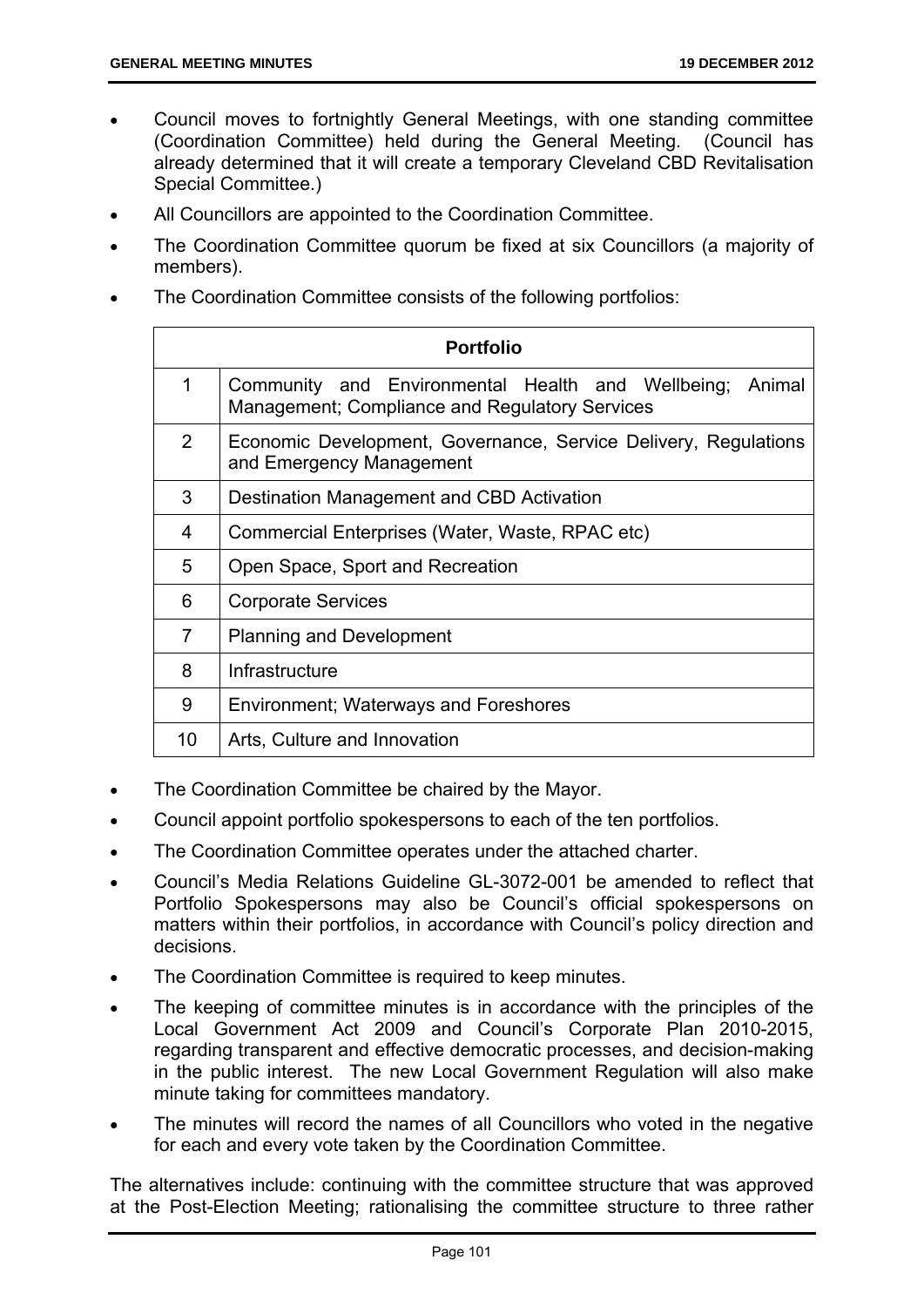- Council moves to fortnightly General Meetings, with one standing committee (Coordination Committee) held during the General Meeting. (Council has already determined that it will create a temporary Cleveland CBD Revitalisation Special Committee.)
- All Councillors are appointed to the Coordination Committee.
- The Coordination Committee quorum be fixed at six Councillors (a majority of members).
- The Coordination Committee consists of the following portfolios:

| | Portfolio |
|---|---|
| 1 | Community and Environmental Health and Wellbeing; Animal Management; Compliance and Regulatory Services |
| 2 | Economic Development, Governance, Service Delivery, Regulations and Emergency Management |
| 3 | Destination Management and CBD Activation |
| 4 | Commercial Enterprises (Water, Waste, RPAC etc) |
| 5 | Open Space, Sport and Recreation |
| 6 | Corporate Services |
| 7 | Planning and Development |
| 8 | Infrastructure |
| 9 | Environment; Waterways and Foreshores |
| 10 | Arts, Culture and Innovation |

- The Coordination Committee be chaired by the Mayor.
- Council appoint portfolio spokespersons to each of the ten portfolios.
- The Coordination Committee operates under the attached charter.
- Council's Media Relations Guideline GL-3072-001 be amended to reflect that Portfolio Spokespersons may also be Council's official spokespersons on matters within their portfolios, in accordance with Council's policy direction and decisions.
- The Coordination Committee is required to keep minutes.
- The keeping of committee minutes is in accordance with the principles of the Local Government Act 2009 and Council's Corporate Plan 2010-2015, regarding transparent and effective democratic processes, and decision-making in the public interest. The new Local Government Regulation will also make minute taking for committees mandatory.
- The minutes will record the names of all Councillors who voted in the negative for each and every vote taken by the Coordination Committee.

The alternatives include: continuing with the committee structure that was approved at the Post-Election Meeting; rationalising the committee structure to three rather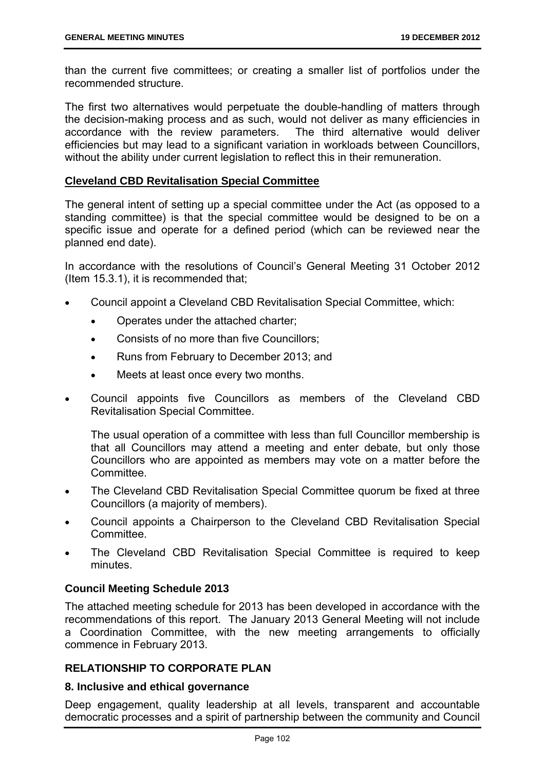than the current five committees; or creating a smaller list of portfolios under the recommended structure.

The first two alternatives would perpetuate the double-handling of matters through the decision-making process and as such, would not deliver as many efficiencies in accordance with the review parameters. The third alternative would deliver efficiencies but may lead to a significant variation in workloads between Councillors, without the ability under current legislation to reflect this in their remuneration.

**Cleveland CBD Revitalisation Special Committee**

The general intent of setting up a special committee under the Act (as opposed to a standing committee) is that the special committee would be designed to be on a specific issue and operate for a defined period (which can be reviewed near the planned end date).

In accordance with the resolutions of Council's General Meeting 31 October 2012 (Item 15.3.1), it is recommended that;

- Council appoint a Cleveland CBD Revitalisation Special Committee, which:
  - Operates under the attached charter;
  - Consists of no more than five Councillors;
  - Runs from February to December 2013; and
  - Meets at least once every two months.
- Council appoints five Councillors as members of the Cleveland CBD Revitalisation Special Committee.

  The usual operation of a committee with less than full Councillor membership is that all Councillors may attend a meeting and enter debate, but only those Councillors who are appointed as members may vote on a matter before the Committee.
- The Cleveland CBD Revitalisation Special Committee quorum be fixed at three Councillors (a majority of members).
- Council appoints a Chairperson to the Cleveland CBD Revitalisation Special Committee.
- The Cleveland CBD Revitalisation Special Committee is required to keep minutes.

**Council Meeting Schedule 2013**

The attached meeting schedule for 2013 has been developed in accordance with the recommendations of this report. The January 2013 General Meeting will not include a Coordination Committee, with the new meeting arrangements to officially commence in February 2013.

## RELATIONSHIP TO CORPORATE PLAN

**8. Inclusive and ethical governance**

Deep engagement, quality leadership at all levels, transparent and accountable democratic processes and a spirit of partnership between the community and Council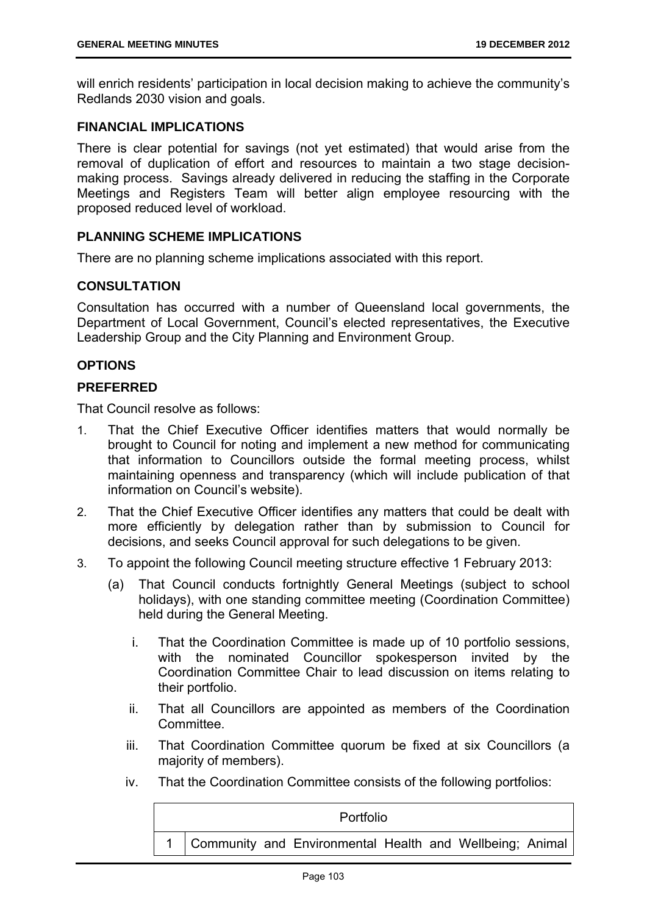will enrich residents' participation in local decision making to achieve the community's Redlands 2030 vision and goals.

### FINANCIAL IMPLICATIONS

There is clear potential for savings (not yet estimated) that would arise from the removal of duplication of effort and resources to maintain a two stage decision-making process. Savings already delivered in reducing the staffing in the Corporate Meetings and Registers Team will better align employee resourcing with the proposed reduced level of workload.

### PLANNING SCHEME IMPLICATIONS

There are no planning scheme implications associated with this report.

### CONSULTATION

Consultation has occurred with a number of Queensland local governments, the Department of Local Government, Council's elected representatives, the Executive Leadership Group and the City Planning and Environment Group.

### OPTIONS

### PREFERRED

That Council resolve as follows:

1. That the Chief Executive Officer identifies matters that would normally be brought to Council for noting and implement a new method for communicating that information to Councillors outside the formal meeting process, whilst maintaining openness and transparency (which will include publication of that information on Council's website).
2. That the Chief Executive Officer identifies any matters that could be dealt with more efficiently by delegation rather than by submission to Council for decisions, and seeks Council approval for such delegations to be given.
3. To appoint the following Council meeting structure effective 1 February 2013:
   (a) That Council conducts fortnightly General Meetings (subject to school holidays), with one standing committee meeting (Coordination Committee) held during the General Meeting.
      i. That the Coordination Committee is made up of 10 portfolio sessions, with the nominated Councillor spokesperson invited by the Coordination Committee Chair to lead discussion on items relating to their portfolio.
      ii. That all Councillors are appointed as members of the Coordination Committee.
      iii. That Coordination Committee quorum be fixed at six Councillors (a majority of members).
      iv. That the Coordination Committee consists of the following portfolios:

| | Portfolio |
|---|---|
| 1 | Community and Environmental Health and Wellbeing; Animal |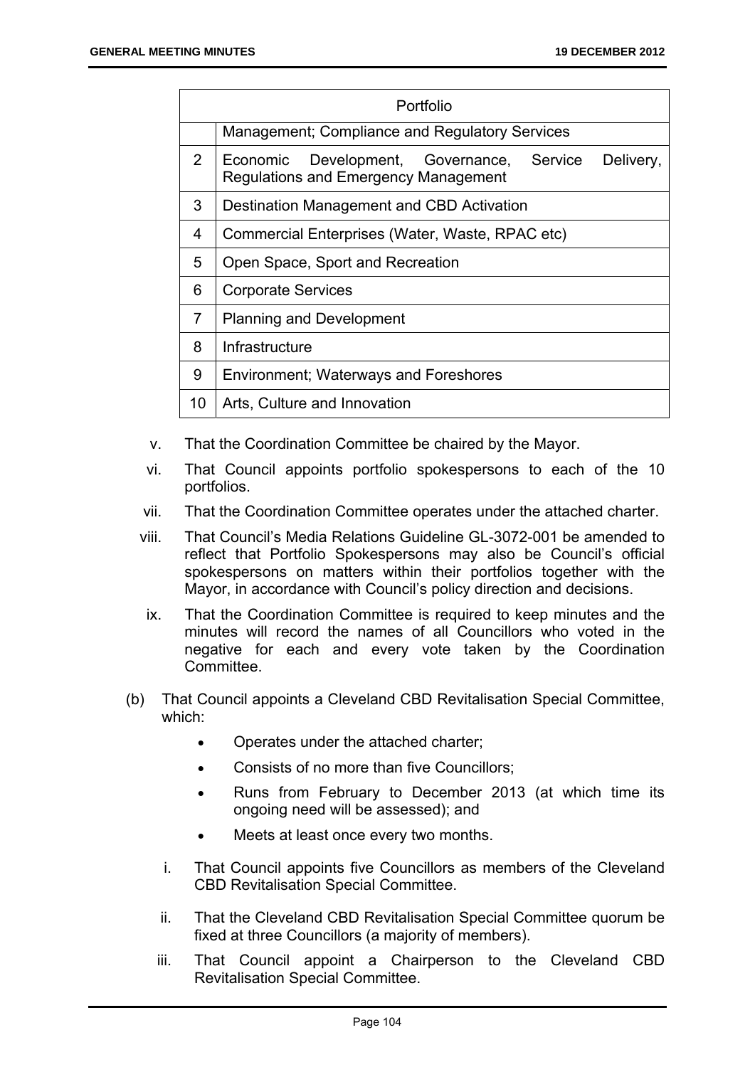| | Portfolio |
|---|---|
| | Management; Compliance and Regulatory Services |
| 2 | Economic Development, Governance, Service Delivery, Regulations and Emergency Management |
| 3 | Destination Management and CBD Activation |
| 4 | Commercial Enterprises (Water, Waste, RPAC etc) |
| 5 | Open Space, Sport and Recreation |
| 6 | Corporate Services |
| 7 | Planning and Development |
| 8 | Infrastructure |
| 9 | Environment; Waterways and Foreshores |
| 10 | Arts, Culture and Innovation |

v. That the Coordination Committee be chaired by the Mayor.

vi. That Council appoints portfolio spokespersons to each of the 10 portfolios.

vii. That the Coordination Committee operates under the attached charter.

viii. That Council's Media Relations Guideline GL-3072-001 be amended to reflect that Portfolio Spokespersons may also be Council's official spokespersons on matters within their portfolios together with the Mayor, in accordance with Council's policy direction and decisions.

ix. That the Coordination Committee is required to keep minutes and the minutes will record the names of all Councillors who voted in the negative for each and every vote taken by the Coordination Committee.

(b) That Council appoints a Cleveland CBD Revitalisation Special Committee, which:

- Operates under the attached charter;
- Consists of no more than five Councillors;
- Runs from February to December 2013 (at which time its ongoing need will be assessed); and
- Meets at least once every two months.

i. That Council appoints five Councillors as members of the Cleveland CBD Revitalisation Special Committee.

ii. That the Cleveland CBD Revitalisation Special Committee quorum be fixed at three Councillors (a majority of members).

iii. That Council appoint a Chairperson to the Cleveland CBD Revitalisation Special Committee.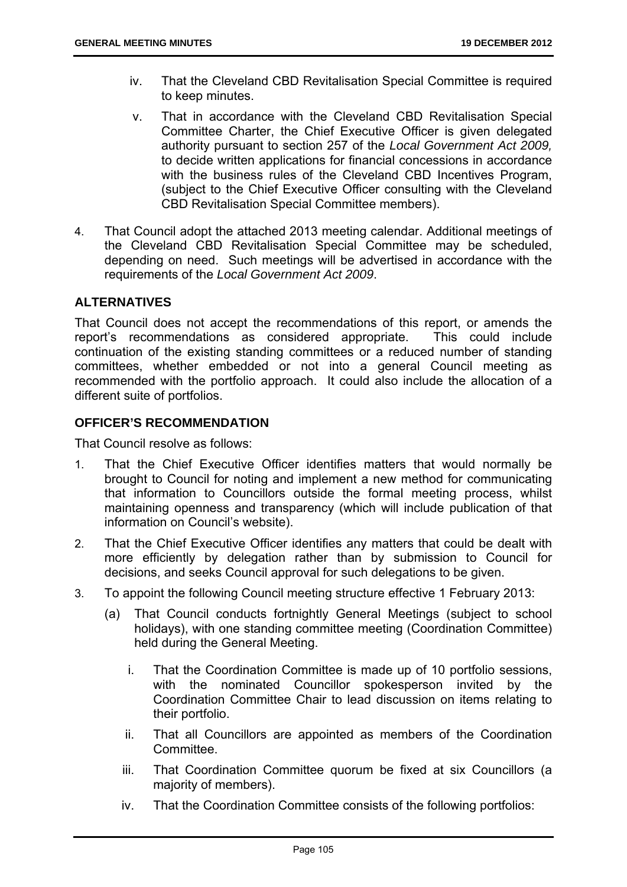iv. That the Cleveland CBD Revitalisation Special Committee is required to keep minutes.

v. That in accordance with the Cleveland CBD Revitalisation Special Committee Charter, the Chief Executive Officer is given delegated authority pursuant to section 257 of the *Local Government Act 2009,* to decide written applications for financial concessions in accordance with the business rules of the Cleveland CBD Incentives Program, (subject to the Chief Executive Officer consulting with the Cleveland CBD Revitalisation Special Committee members).

4. That Council adopt the attached 2013 meeting calendar. Additional meetings of the Cleveland CBD Revitalisation Special Committee may be scheduled, depending on need. Such meetings will be advertised in accordance with the requirements of the *Local Government Act 2009*.

## ALTERNATIVES

That Council does not accept the recommendations of this report, or amends the report's recommendations as considered appropriate. This could include continuation of the existing standing committees or a reduced number of standing committees, whether embedded or not into a general Council meeting as recommended with the portfolio approach. It could also include the allocation of a different suite of portfolios.

## OFFICER'S RECOMMENDATION

That Council resolve as follows:

1. That the Chief Executive Officer identifies matters that would normally be brought to Council for noting and implement a new method for communicating that information to Councillors outside the formal meeting process, whilst maintaining openness and transparency (which will include publication of that information on Council's website).
2. That the Chief Executive Officer identifies any matters that could be dealt with more efficiently by delegation rather than by submission to Council for decisions, and seeks Council approval for such delegations to be given.
3. To appoint the following Council meeting structure effective 1 February 2013:
   (a) That Council conducts fortnightly General Meetings (subject to school holidays), with one standing committee meeting (Coordination Committee) held during the General Meeting.
      i. That the Coordination Committee is made up of 10 portfolio sessions, with the nominated Councillor spokesperson invited by the Coordination Committee Chair to lead discussion on items relating to their portfolio.
      ii. That all Councillors are appointed as members of the Coordination Committee.
      iii. That Coordination Committee quorum be fixed at six Councillors (a majority of members).
      iv. That the Coordination Committee consists of the following portfolios: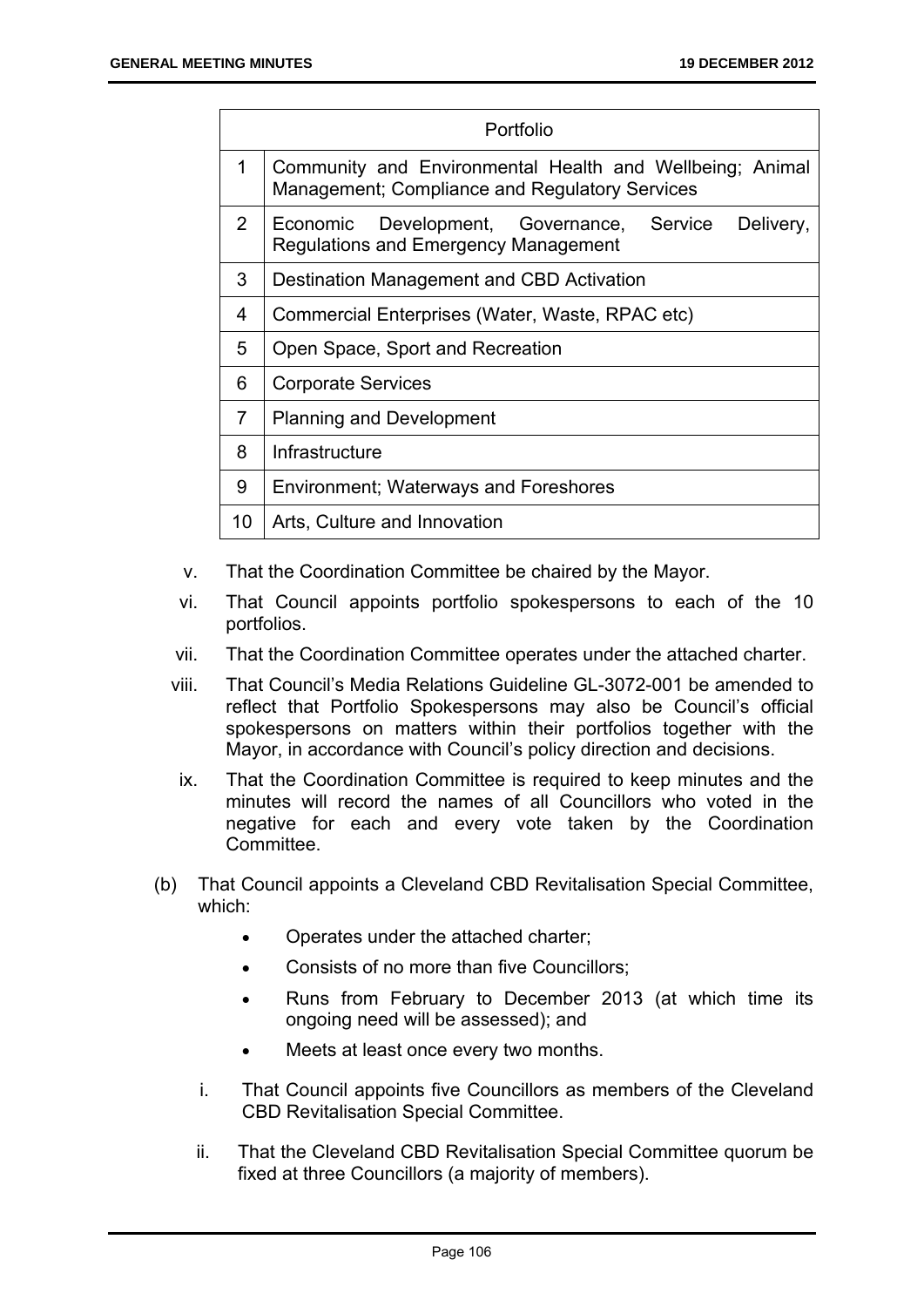| | Portfolio |
|---|---|
| 1 | Community and Environmental Health and Wellbeing; Animal Management; Compliance and Regulatory Services |
| 2 | Economic Development, Governance, Service Delivery, Regulations and Emergency Management |
| 3 | Destination Management and CBD Activation |
| 4 | Commercial Enterprises (Water, Waste, RPAC etc) |
| 5 | Open Space, Sport and Recreation |
| 6 | Corporate Services |
| 7 | Planning and Development |
| 8 | Infrastructure |
| 9 | Environment; Waterways and Foreshores |
| 10 | Arts, Culture and Innovation |

v. That the Coordination Committee be chaired by the Mayor.

vi. That Council appoints portfolio spokespersons to each of the 10 portfolios.

vii. That the Coordination Committee operates under the attached charter.

viii. That Council's Media Relations Guideline GL-3072-001 be amended to reflect that Portfolio Spokespersons may also be Council's official spokespersons on matters within their portfolios together with the Mayor, in accordance with Council's policy direction and decisions.

ix. That the Coordination Committee is required to keep minutes and the minutes will record the names of all Councillors who voted in the negative for each and every vote taken by the Coordination Committee.

(b) That Council appoints a Cleveland CBD Revitalisation Special Committee, which:

- Operates under the attached charter;
- Consists of no more than five Councillors;
- Runs from February to December 2013 (at which time its ongoing need will be assessed); and
- Meets at least once every two months.

i. That Council appoints five Councillors as members of the Cleveland CBD Revitalisation Special Committee.

ii. That the Cleveland CBD Revitalisation Special Committee quorum be fixed at three Councillors (a majority of members).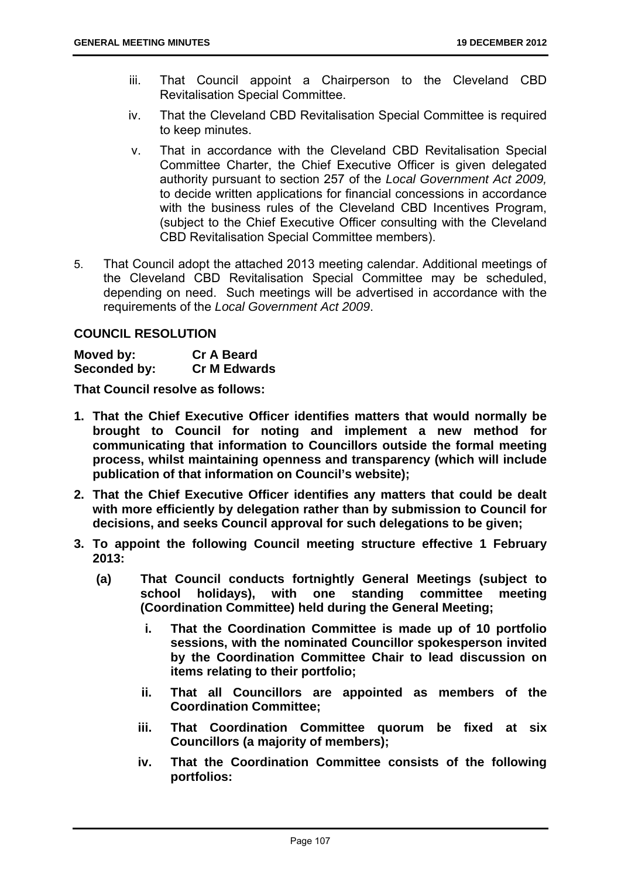iii. That Council appoint a Chairperson to the Cleveland CBD Revitalisation Special Committee.

iv. That the Cleveland CBD Revitalisation Special Committee is required to keep minutes.

v. That in accordance with the Cleveland CBD Revitalisation Special Committee Charter, the Chief Executive Officer is given delegated authority pursuant to section 257 of the *Local Government Act 2009,* to decide written applications for financial concessions in accordance with the business rules of the Cleveland CBD Incentives Program, (subject to the Chief Executive Officer consulting with the Cleveland CBD Revitalisation Special Committee members).

5. That Council adopt the attached 2013 meeting calendar. Additional meetings of the Cleveland CBD Revitalisation Special Committee may be scheduled, depending on need. Such meetings will be advertised in accordance with the requirements of the *Local Government Act 2009*.

**COUNCIL RESOLUTION**

**Moved by:** **Cr A Beard**
**Seconded by:** **Cr M Edwards**

**That Council resolve as follows:**

**1. That the Chief Executive Officer identifies matters that would normally be brought to Council for noting and implement a new method for communicating that information to Councillors outside the formal meeting process, whilst maintaining openness and transparency (which will include publication of that information on Council's website);**

**2. That the Chief Executive Officer identifies any matters that could be dealt with more efficiently by delegation rather than by submission to Council for decisions, and seeks Council approval for such delegations to be given;**

**3. To appoint the following Council meeting structure effective 1 February 2013:**

**(a) That Council conducts fortnightly General Meetings (subject to school holidays), with one standing committee meeting (Coordination Committee) held during the General Meeting;**

**i. That the Coordination Committee is made up of 10 portfolio sessions, with the nominated Councillor spokesperson invited by the Coordination Committee Chair to lead discussion on items relating to their portfolio;**

**ii. That all Councillors are appointed as members of the Coordination Committee;**

**iii. That Coordination Committee quorum be fixed at six Councillors (a majority of members);**

**iv. That the Coordination Committee consists of the following portfolios:**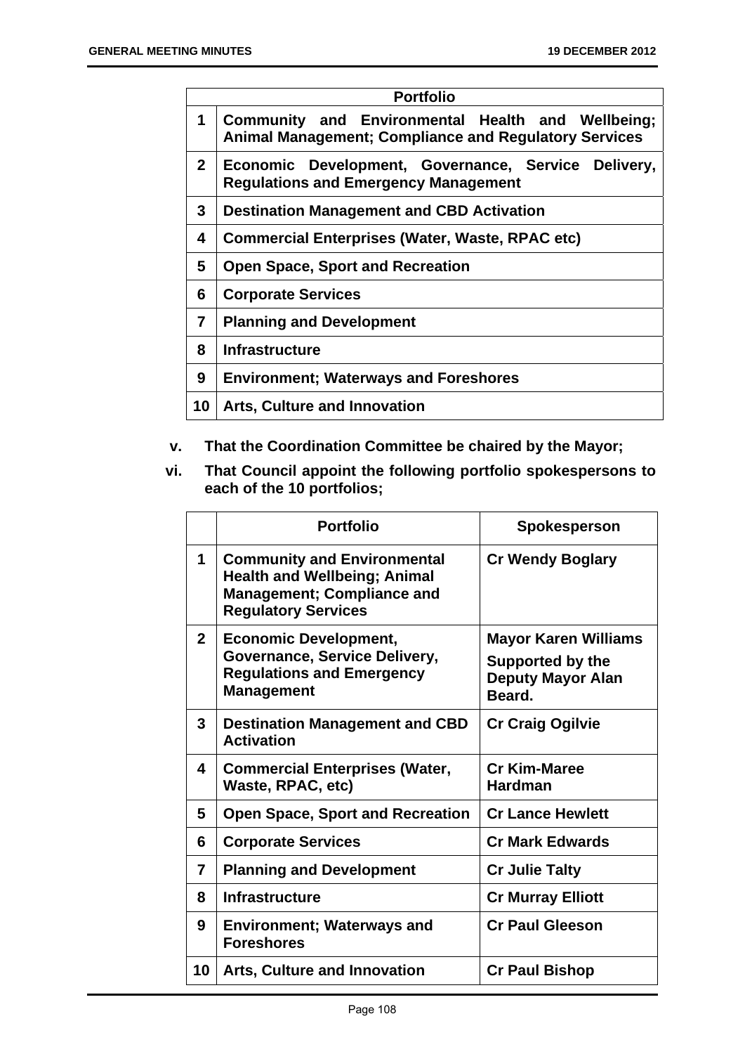| | Portfolio |
|---|---|
| **1** | **Community and Environmental Health and Wellbeing; Animal Management; Compliance and Regulatory Services** |
| **2** | **Economic Development, Governance, Service Delivery, Regulations and Emergency Management** |
| **3** | **Destination Management and CBD Activation** |
| **4** | **Commercial Enterprises (Water, Waste, RPAC etc)** |
| **5** | **Open Space, Sport and Recreation** |
| **6** | **Corporate Services** |
| **7** | **Planning and Development** |
| **8** | **Infrastructure** |
| **9** | **Environment; Waterways and Foreshores** |
| **10** | **Arts, Culture and Innovation** |

**v. That the Coordination Committee be chaired by the Mayor;**

**vi. That Council appoint the following portfolio spokespersons to each of the 10 portfolios;**

| | Portfolio | Spokesperson |
|---|---|---|
| **1** | **Community and Environmental Health and Wellbeing; Animal Management; Compliance and Regulatory Services** | **Cr Wendy Boglary** |
| **2** | **Economic Development, Governance, Service Delivery, Regulations and Emergency Management** | **Mayor Karen Williams Supported by the Deputy Mayor Alan Beard.** |
| **3** | **Destination Management and CBD Activation** | **Cr Craig Ogilvie** |
| **4** | **Commercial Enterprises (Water, Waste, RPAC, etc)** | **Cr Kim-Maree Hardman** |
| **5** | **Open Space, Sport and Recreation** | **Cr Lance Hewlett** |
| **6** | **Corporate Services** | **Cr Mark Edwards** |
| **7** | **Planning and Development** | **Cr Julie Talty** |
| **8** | **Infrastructure** | **Cr Murray Elliott** |
| **9** | **Environment; Waterways and Foreshores** | **Cr Paul Gleeson** |
| **10** | **Arts, Culture and Innovation** | **Cr Paul Bishop** |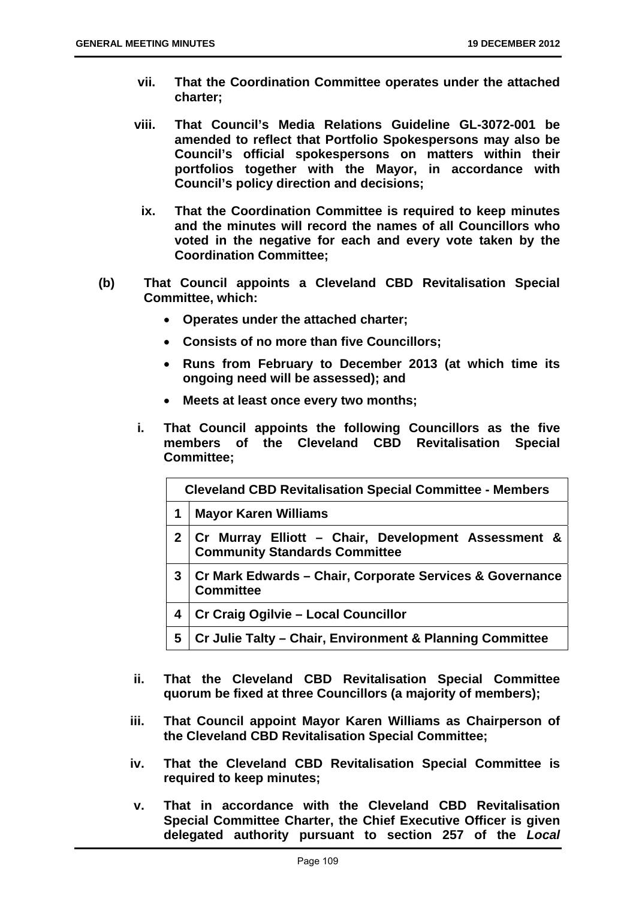**vii. That the Coordination Committee operates under the attached charter;**

**viii. That Council's Media Relations Guideline GL-3072-001 be amended to reflect that Portfolio Spokespersons may also be Council's official spokespersons on matters within their portfolios together with the Mayor, in accordance with Council's policy direction and decisions;**

**ix. That the Coordination Committee is required to keep minutes and the minutes will record the names of all Councillors who voted in the negative for each and every vote taken by the Coordination Committee;**

**(b) That Council appoints a Cleveland CBD Revitalisation Special Committee, which:**

- **Operates under the attached charter;**
- **Consists of no more than five Councillors;**
- **Runs from February to December 2013 (at which time its ongoing need will be assessed); and**
- **Meets at least once every two months;**

**i. That Council appoints the following Councillors as the five members of the Cleveland CBD Revitalisation Special Committee;**

| **Cleveland CBD Revitalisation Special Committee - Members** | |
|---|---|
| **1** | **Mayor Karen Williams** |
| **2** | **Cr Murray Elliott – Chair, Development Assessment & Community Standards Committee** |
| **3** | **Cr Mark Edwards – Chair, Corporate Services & Governance Committee** |
| **4** | **Cr Craig Ogilvie – Local Councillor** |
| **5** | **Cr Julie Talty – Chair, Environment & Planning Committee** |

**ii. That the Cleveland CBD Revitalisation Special Committee quorum be fixed at three Councillors (a majority of members);**

**iii. That Council appoint Mayor Karen Williams as Chairperson of the Cleveland CBD Revitalisation Special Committee;**

**iv. That the Cleveland CBD Revitalisation Special Committee is required to keep minutes;**

**v. That in accordance with the Cleveland CBD Revitalisation Special Committee Charter, the Chief Executive Officer is given delegated authority pursuant to section 257 of the *Local***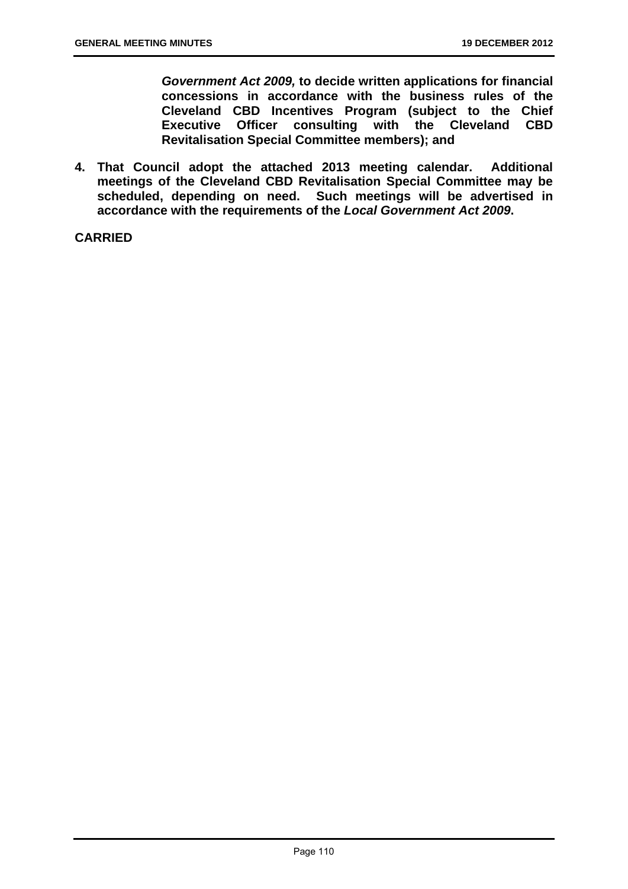***Government Act 2009,* to decide written applications for financial concessions in accordance with the business rules of the Cleveland CBD Incentives Program (subject to the Chief Executive Officer consulting with the Cleveland CBD Revitalisation Special Committee members); and**

**4. That Council adopt the attached 2013 meeting calendar. Additional meetings of the Cleveland CBD Revitalisation Special Committee may be scheduled, depending on need. Such meetings will be advertised in accordance with the requirements of the *Local Government Act 2009*.**

**CARRIED**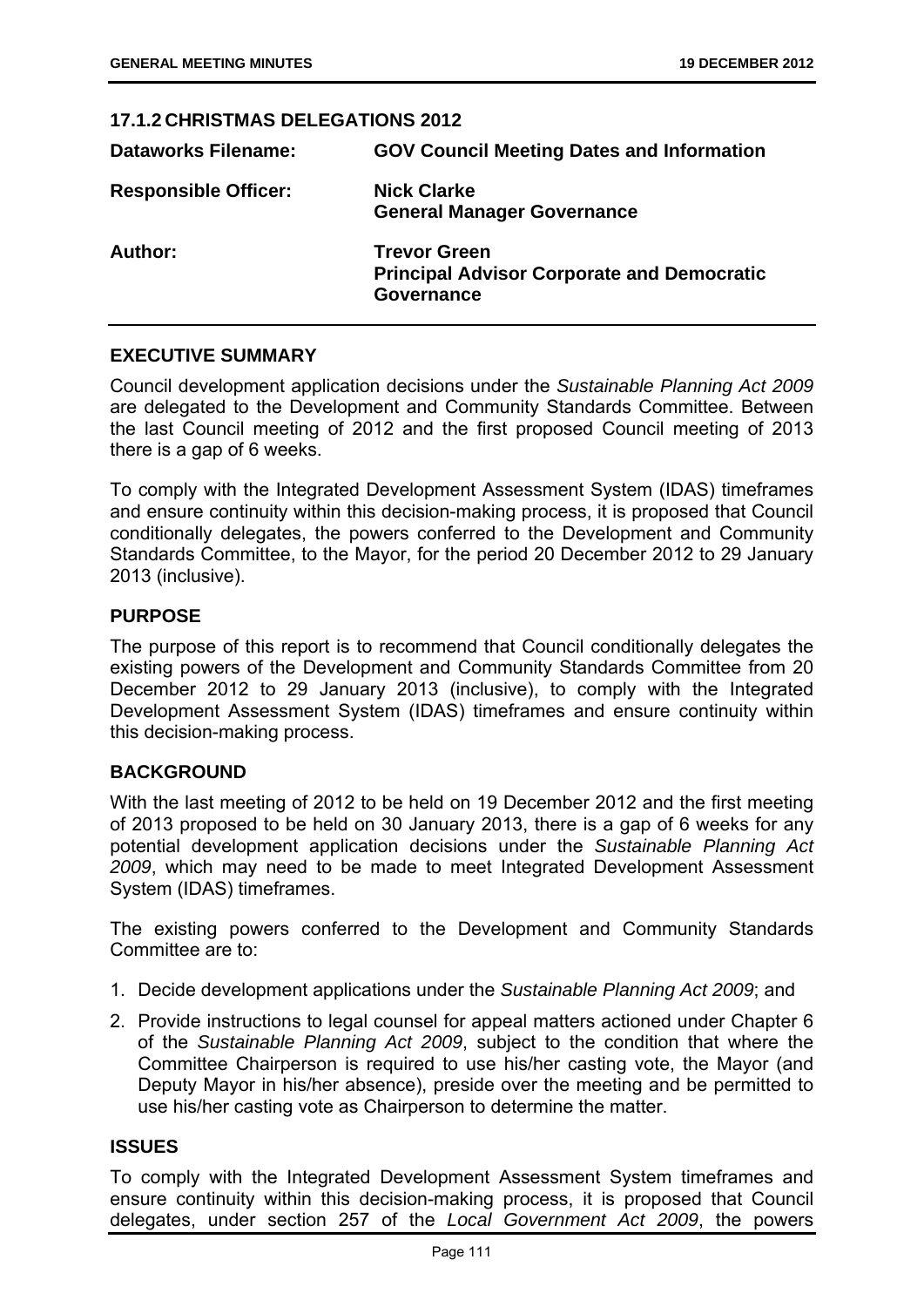## 17.1.2 CHRISTMAS DELEGATIONS 2012

| | |
|---|---|
| **Dataworks Filename:** | **GOV Council Meeting Dates and Information** |
| **Responsible Officer:** | **Nick Clarke**<br>**General Manager Governance** |
| **Author:** | **Trevor Green**<br>**Principal Advisor Corporate and Democratic Governance** |

### EXECUTIVE SUMMARY

Council development application decisions under the *Sustainable Planning Act 2009* are delegated to the Development and Community Standards Committee. Between the last Council meeting of 2012 and the first proposed Council meeting of 2013 there is a gap of 6 weeks.

To comply with the Integrated Development Assessment System (IDAS) timeframes and ensure continuity within this decision-making process, it is proposed that Council conditionally delegates, the powers conferred to the Development and Community Standards Committee, to the Mayor, for the period 20 December 2012 to 29 January 2013 (inclusive).

### PURPOSE

The purpose of this report is to recommend that Council conditionally delegates the existing powers of the Development and Community Standards Committee from 20 December 2012 to 29 January 2013 (inclusive), to comply with the Integrated Development Assessment System (IDAS) timeframes and ensure continuity within this decision-making process.

### BACKGROUND

With the last meeting of 2012 to be held on 19 December 2012 and the first meeting of 2013 proposed to be held on 30 January 2013, there is a gap of 6 weeks for any potential development application decisions under the *Sustainable Planning Act 2009*, which may need to be made to meet Integrated Development Assessment System (IDAS) timeframes.

The existing powers conferred to the Development and Community Standards Committee are to:

1. Decide development applications under the *Sustainable Planning Act 2009*; and
2. Provide instructions to legal counsel for appeal matters actioned under Chapter 6 of the *Sustainable Planning Act 2009*, subject to the condition that where the Committee Chairperson is required to use his/her casting vote, the Mayor (and Deputy Mayor in his/her absence), preside over the meeting and be permitted to use his/her casting vote as Chairperson to determine the matter.

### ISSUES

To comply with the Integrated Development Assessment System timeframes and ensure continuity within this decision-making process, it is proposed that Council delegates, under section 257 of the *Local Government Act 2009*, the powers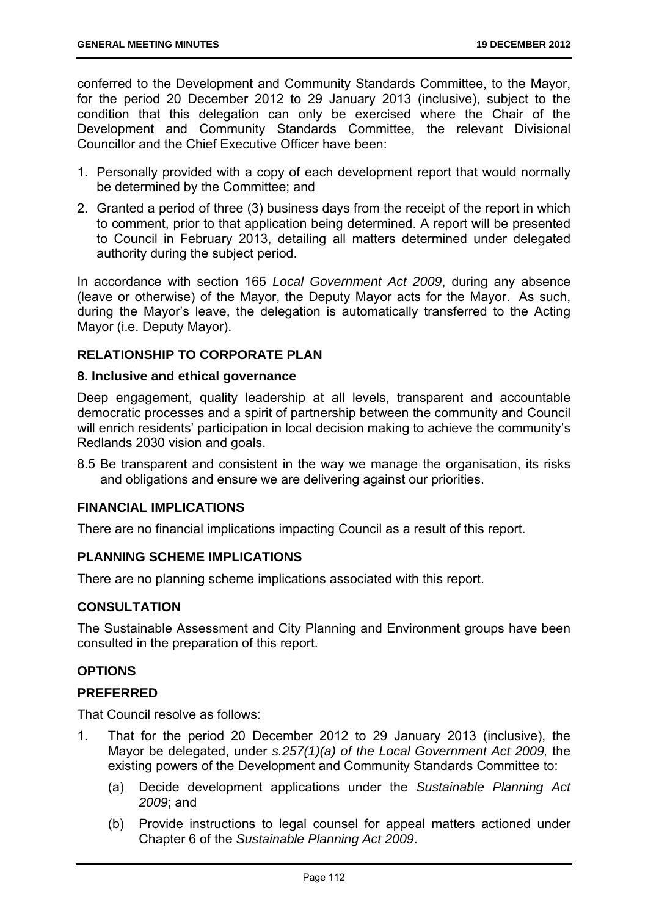conferred to the Development and Community Standards Committee, to the Mayor, for the period 20 December 2012 to 29 January 2013 (inclusive), subject to the condition that this delegation can only be exercised where the Chair of the Development and Community Standards Committee, the relevant Divisional Councillor and the Chief Executive Officer have been:

1. Personally provided with a copy of each development report that would normally be determined by the Committee; and
2. Granted a period of three (3) business days from the receipt of the report in which to comment, prior to that application being determined. A report will be presented to Council in February 2013, detailing all matters determined under delegated authority during the subject period.

In accordance with section 165 *Local Government Act 2009*, during any absence (leave or otherwise) of the Mayor, the Deputy Mayor acts for the Mayor. As such, during the Mayor's leave, the delegation is automatically transferred to the Acting Mayor (i.e. Deputy Mayor).

## RELATIONSHIP TO CORPORATE PLAN

### 8. Inclusive and ethical governance

Deep engagement, quality leadership at all levels, transparent and accountable democratic processes and a spirit of partnership between the community and Council will enrich residents' participation in local decision making to achieve the community's Redlands 2030 vision and goals.

8.5 Be transparent and consistent in the way we manage the organisation, its risks and obligations and ensure we are delivering against our priorities.

## FINANCIAL IMPLICATIONS

There are no financial implications impacting Council as a result of this report.

## PLANNING SCHEME IMPLICATIONS

There are no planning scheme implications associated with this report.

## CONSULTATION

The Sustainable Assessment and City Planning and Environment groups have been consulted in the preparation of this report.

## OPTIONS

### PREFERRED

That Council resolve as follows:

1. That for the period 20 December 2012 to 29 January 2013 (inclusive), the Mayor be delegated, under *s.257(1)(a) of the Local Government Act 2009,* the existing powers of the Development and Community Standards Committee to:
   (a) Decide development applications under the *Sustainable Planning Act 2009*; and
   (b) Provide instructions to legal counsel for appeal matters actioned under Chapter 6 of the *Sustainable Planning Act 2009*.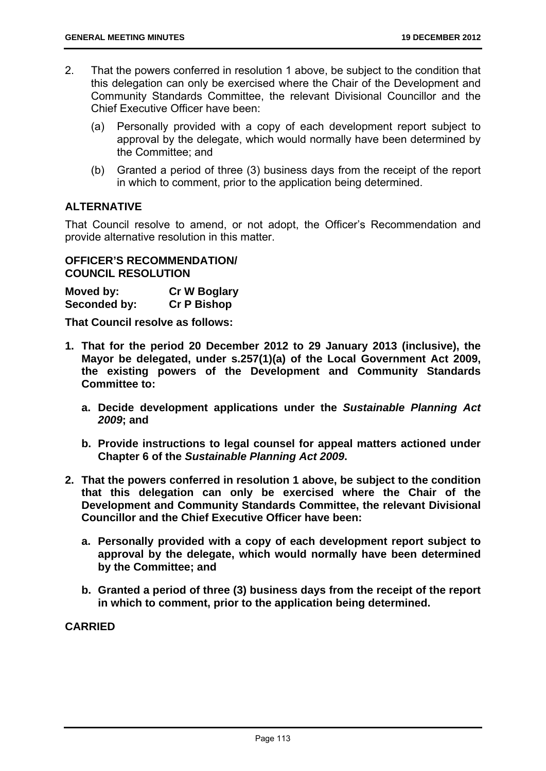2. That the powers conferred in resolution 1 above, be subject to the condition that this delegation can only be exercised where the Chair of the Development and Community Standards Committee, the relevant Divisional Councillor and the Chief Executive Officer have been:

   (a) Personally provided with a copy of each development report subject to approval by the delegate, which would normally have been determined by the Committee; and

   (b) Granted a period of three (3) business days from the receipt of the report in which to comment, prior to the application being determined.

## ALTERNATIVE

That Council resolve to amend, or not adopt, the Officer's Recommendation and provide alternative resolution in this matter.

## OFFICER'S RECOMMENDATION/ COUNCIL RESOLUTION

**Moved by:** **Cr W Boglary**
**Seconded by:** **Cr P Bishop**

**That Council resolve as follows:**

**1. That for the period 20 December 2012 to 29 January 2013 (inclusive), the Mayor be delegated, under s.257(1)(a) of the Local Government Act 2009, the existing powers of the Development and Community Standards Committee to:**

   **a. Decide development applications under the *Sustainable Planning Act 2009*; and**

   **b. Provide instructions to legal counsel for appeal matters actioned under Chapter 6 of the *Sustainable Planning Act 2009*.**

**2. That the powers conferred in resolution 1 above, be subject to the condition that this delegation can only be exercised where the Chair of the Development and Community Standards Committee, the relevant Divisional Councillor and the Chief Executive Officer have been:**

   **a. Personally provided with a copy of each development report subject to approval by the delegate, which would normally have been determined by the Committee; and**

   **b. Granted a period of three (3) business days from the receipt of the report in which to comment, prior to the application being determined.**

**CARRIED**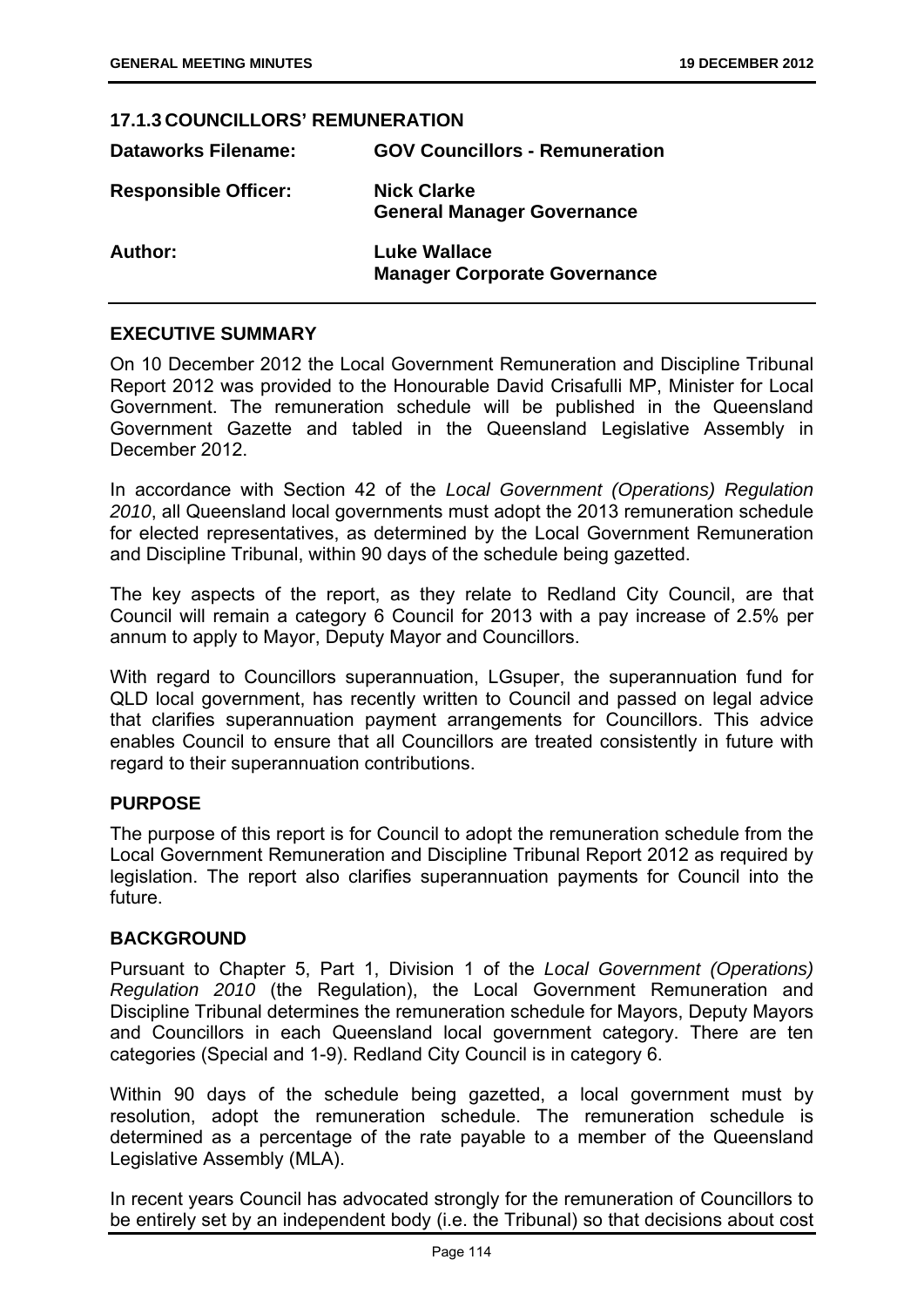### 17.1.3 COUNCILLORS' REMUNERATION

| | |
|---|---|
| **Dataworks Filename:** | **GOV Councillors - Remuneration** |
| **Responsible Officer:** | **Nick Clarke**<br>**General Manager Governance** |
| **Author:** | **Luke Wallace**<br>**Manager Corporate Governance** |

#### EXECUTIVE SUMMARY

On 10 December 2012 the Local Government Remuneration and Discipline Tribunal Report 2012 was provided to the Honourable David Crisafulli MP, Minister for Local Government. The remuneration schedule will be published in the Queensland Government Gazette and tabled in the Queensland Legislative Assembly in December 2012.

In accordance with Section 42 of the *Local Government (Operations) Regulation 2010*, all Queensland local governments must adopt the 2013 remuneration schedule for elected representatives, as determined by the Local Government Remuneration and Discipline Tribunal, within 90 days of the schedule being gazetted.

The key aspects of the report, as they relate to Redland City Council, are that Council will remain a category 6 Council for 2013 with a pay increase of 2.5% per annum to apply to Mayor, Deputy Mayor and Councillors.

With regard to Councillors superannuation, LGsuper, the superannuation fund for QLD local government, has recently written to Council and passed on legal advice that clarifies superannuation payment arrangements for Councillors. This advice enables Council to ensure that all Councillors are treated consistently in future with regard to their superannuation contributions.

#### PURPOSE

The purpose of this report is for Council to adopt the remuneration schedule from the Local Government Remuneration and Discipline Tribunal Report 2012 as required by legislation. The report also clarifies superannuation payments for Council into the future.

#### BACKGROUND

Pursuant to Chapter 5, Part 1, Division 1 of the *Local Government (Operations) Regulation 2010* (the Regulation), the Local Government Remuneration and Discipline Tribunal determines the remuneration schedule for Mayors, Deputy Mayors and Councillors in each Queensland local government category. There are ten categories (Special and 1-9). Redland City Council is in category 6.

Within 90 days of the schedule being gazetted, a local government must by resolution, adopt the remuneration schedule. The remuneration schedule is determined as a percentage of the rate payable to a member of the Queensland Legislative Assembly (MLA).

In recent years Council has advocated strongly for the remuneration of Councillors to be entirely set by an independent body (i.e. the Tribunal) so that decisions about cost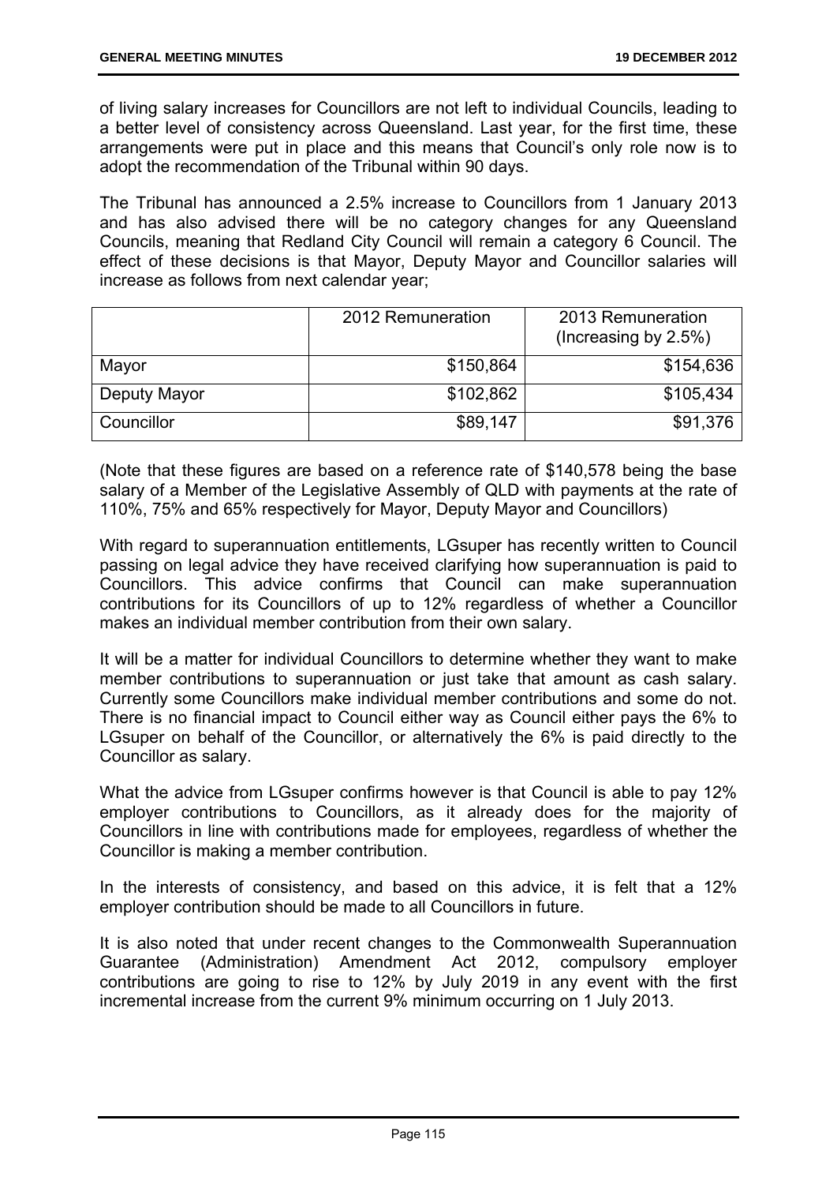of living salary increases for Councillors are not left to individual Councils, leading to a better level of consistency across Queensland. Last year, for the first time, these arrangements were put in place and this means that Council's only role now is to adopt the recommendation of the Tribunal within 90 days.

The Tribunal has announced a 2.5% increase to Councillors from 1 January 2013 and has also advised there will be no category changes for any Queensland Councils, meaning that Redland City Council will remain a category 6 Council. The effect of these decisions is that Mayor, Deputy Mayor and Councillor salaries will increase as follows from next calendar year;

| | 2012 Remuneration | 2013 Remuneration (Increasing by 2.5%) |
|---|---|---|
| Mayor | $150,864 | $154,636 |
| Deputy Mayor | $102,862 | $105,434 |
| Councillor | $89,147 | $91,376 |

(Note that these figures are based on a reference rate of $140,578 being the base salary of a Member of the Legislative Assembly of QLD with payments at the rate of 110%, 75% and 65% respectively for Mayor, Deputy Mayor and Councillors)

With regard to superannuation entitlements, LGsuper has recently written to Council passing on legal advice they have received clarifying how superannuation is paid to Councillors. This advice confirms that Council can make superannuation contributions for its Councillors of up to 12% regardless of whether a Councillor makes an individual member contribution from their own salary.

It will be a matter for individual Councillors to determine whether they want to make member contributions to superannuation or just take that amount as cash salary. Currently some Councillors make individual member contributions and some do not. There is no financial impact to Council either way as Council either pays the 6% to LGsuper on behalf of the Councillor, or alternatively the 6% is paid directly to the Councillor as salary.

What the advice from LGsuper confirms however is that Council is able to pay 12% employer contributions to Councillors, as it already does for the majority of Councillors in line with contributions made for employees, regardless of whether the Councillor is making a member contribution.

In the interests of consistency, and based on this advice, it is felt that a 12% employer contribution should be made to all Councillors in future.

It is also noted that under recent changes to the Commonwealth Superannuation Guarantee (Administration) Amendment Act 2012, compulsory employer contributions are going to rise to 12% by July 2019 in any event with the first incremental increase from the current 9% minimum occurring on 1 July 2013.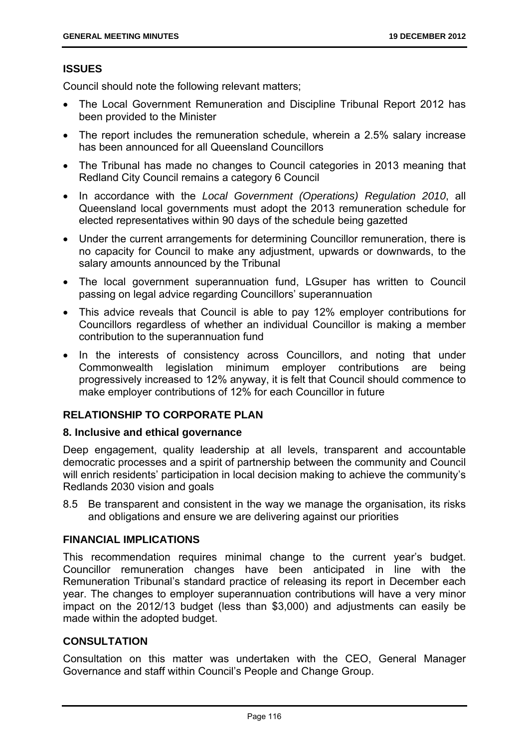## ISSUES

Council should note the following relevant matters;

- The Local Government Remuneration and Discipline Tribunal Report 2012 has been provided to the Minister
- The report includes the remuneration schedule, wherein a 2.5% salary increase has been announced for all Queensland Councillors
- The Tribunal has made no changes to Council categories in 2013 meaning that Redland City Council remains a category 6 Council
- In accordance with the *Local Government (Operations) Regulation 2010*, all Queensland local governments must adopt the 2013 remuneration schedule for elected representatives within 90 days of the schedule being gazetted
- Under the current arrangements for determining Councillor remuneration, there is no capacity for Council to make any adjustment, upwards or downwards, to the salary amounts announced by the Tribunal
- The local government superannuation fund, LGsuper has written to Council passing on legal advice regarding Councillors' superannuation
- This advice reveals that Council is able to pay 12% employer contributions for Councillors regardless of whether an individual Councillor is making a member contribution to the superannuation fund
- In the interests of consistency across Councillors, and noting that under Commonwealth legislation minimum employer contributions are being progressively increased to 12% anyway, it is felt that Council should commence to make employer contributions of 12% for each Councillor in future

## RELATIONSHIP TO CORPORATE PLAN

### 8. Inclusive and ethical governance

Deep engagement, quality leadership at all levels, transparent and accountable democratic processes and a spirit of partnership between the community and Council will enrich residents' participation in local decision making to achieve the community's Redlands 2030 vision and goals

8.5 Be transparent and consistent in the way we manage the organisation, its risks and obligations and ensure we are delivering against our priorities

## FINANCIAL IMPLICATIONS

This recommendation requires minimal change to the current year's budget. Councillor remuneration changes have been anticipated in line with the Remuneration Tribunal's standard practice of releasing its report in December each year. The changes to employer superannuation contributions will have a very minor impact on the 2012/13 budget (less than $3,000) and adjustments can easily be made within the adopted budget.

## CONSULTATION

Consultation on this matter was undertaken with the CEO, General Manager Governance and staff within Council's People and Change Group.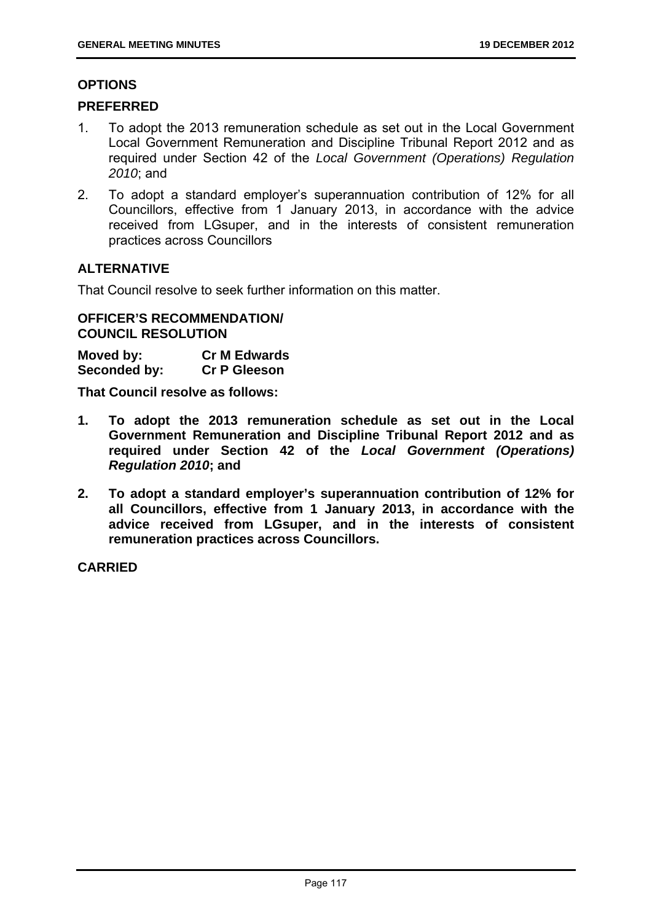## OPTIONS

### PREFERRED

1. To adopt the 2013 remuneration schedule as set out in the Local Government Local Government Remuneration and Discipline Tribunal Report 2012 and as required under Section 42 of the *Local Government (Operations) Regulation 2010*; and
2. To adopt a standard employer's superannuation contribution of 12% for all Councillors, effective from 1 January 2013, in accordance with the advice received from LGsuper, and in the interests of consistent remuneration practices across Councillors

### ALTERNATIVE

That Council resolve to seek further information on this matter.

**OFFICER'S RECOMMENDATION/ COUNCIL RESOLUTION**

**Moved by: Cr M Edwards**
**Seconded by: Cr P Gleeson**

**That Council resolve as follows:**

1. **To adopt the 2013 remuneration schedule as set out in the Local Government Remuneration and Discipline Tribunal Report 2012 and as required under Section 42 of the *Local Government (Operations) Regulation 2010*; and**
2. **To adopt a standard employer's superannuation contribution of 12% for all Councillors, effective from 1 January 2013, in accordance with the advice received from LGsuper, and in the interests of consistent remuneration practices across Councillors.**

**CARRIED**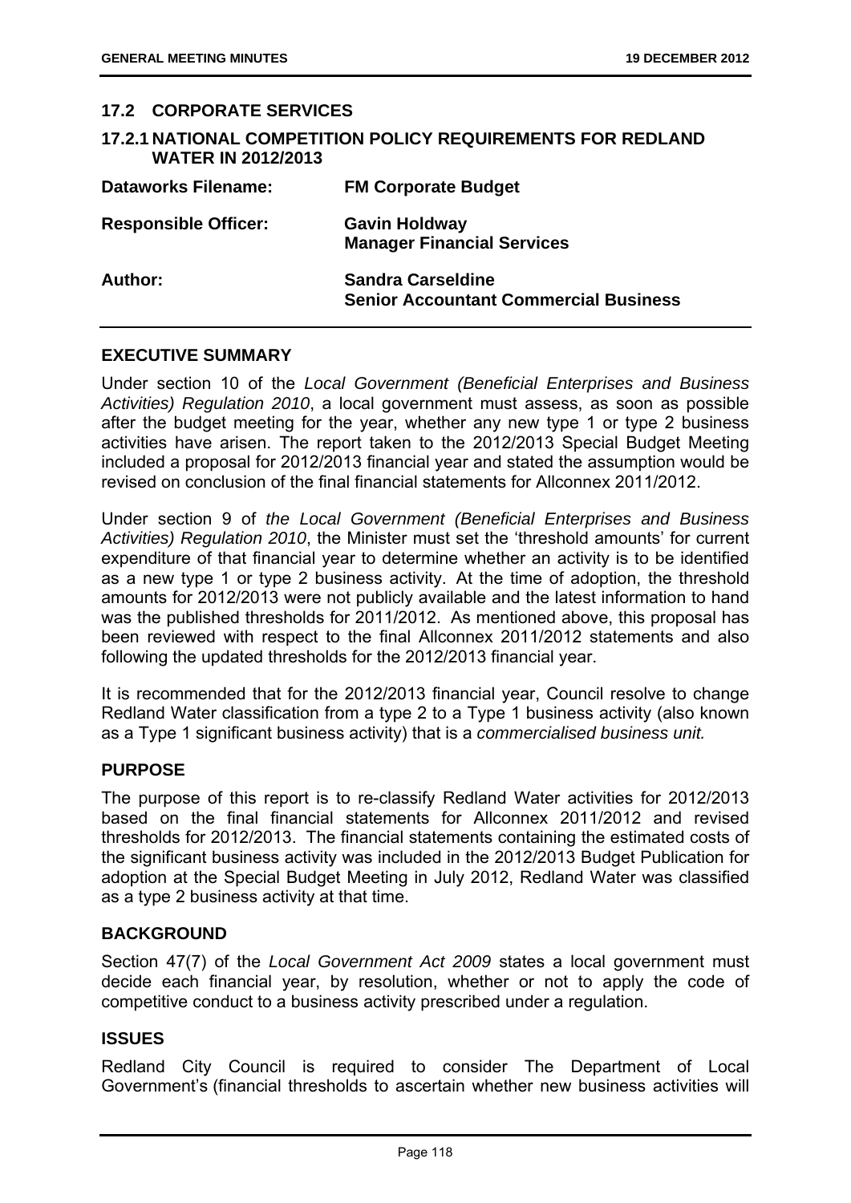## 17.2 CORPORATE SERVICES

### 17.2.1 NATIONAL COMPETITION POLICY REQUIREMENTS FOR REDLAND WATER IN 2012/2013

| | |
|---|---|
| **Dataworks Filename:** | **FM Corporate Budget** |
| **Responsible Officer:** | **Gavin Holdway**<br>**Manager Financial Services** |
| **Author:** | **Sandra Carseldine**<br>**Senior Accountant Commercial Business** |

#### EXECUTIVE SUMMARY

Under section 10 of the *Local Government (Beneficial Enterprises and Business Activities) Regulation 2010*, a local government must assess, as soon as possible after the budget meeting for the year, whether any new type 1 or type 2 business activities have arisen. The report taken to the 2012/2013 Special Budget Meeting included a proposal for 2012/2013 financial year and stated the assumption would be revised on conclusion of the final financial statements for Allconnex 2011/2012.

Under section 9 of *the Local Government (Beneficial Enterprises and Business Activities) Regulation 2010*, the Minister must set the 'threshold amounts' for current expenditure of that financial year to determine whether an activity is to be identified as a new type 1 or type 2 business activity. At the time of adoption, the threshold amounts for 2012/2013 were not publicly available and the latest information to hand was the published thresholds for 2011/2012. As mentioned above, this proposal has been reviewed with respect to the final Allconnex 2011/2012 statements and also following the updated thresholds for the 2012/2013 financial year.

It is recommended that for the 2012/2013 financial year, Council resolve to change Redland Water classification from a type 2 to a Type 1 business activity (also known as a Type 1 significant business activity) that is a *commercialised business unit.*

#### PURPOSE

The purpose of this report is to re-classify Redland Water activities for 2012/2013 based on the final financial statements for Allconnex 2011/2012 and revised thresholds for 2012/2013. The financial statements containing the estimated costs of the significant business activity was included in the 2012/2013 Budget Publication for adoption at the Special Budget Meeting in July 2012, Redland Water was classified as a type 2 business activity at that time.

#### BACKGROUND

Section 47(7) of the *Local Government Act 2009* states a local government must decide each financial year, by resolution, whether or not to apply the code of competitive conduct to a business activity prescribed under a regulation.

#### ISSUES

Redland City Council is required to consider The Department of Local Government's (financial thresholds to ascertain whether new business activities will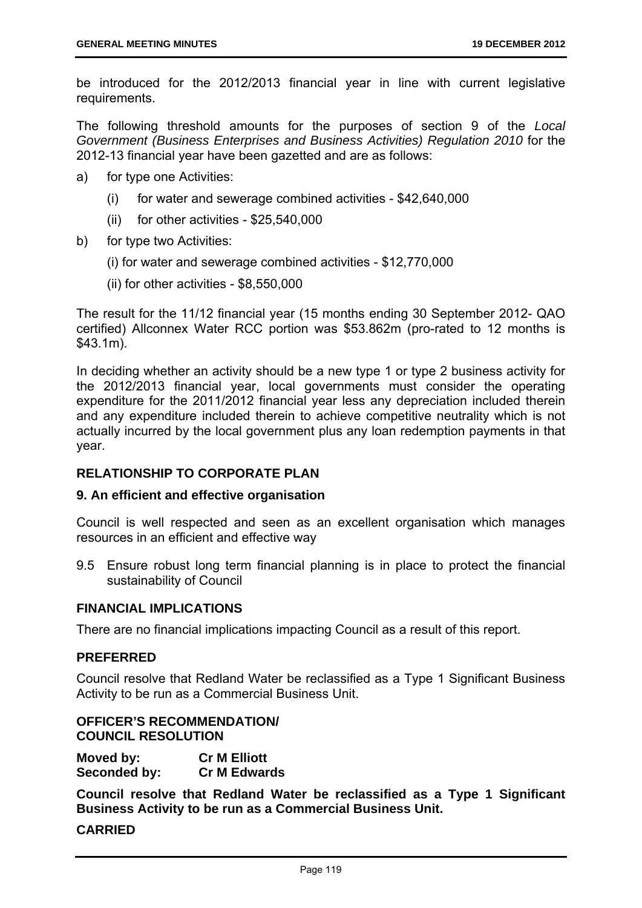be introduced for the 2012/2013 financial year in line with current legislative requirements.

The following threshold amounts for the purposes of section 9 of the *Local Government (Business Enterprises and Business Activities) Regulation 2010* for the 2012-13 financial year have been gazetted and are as follows:

a) for type one Activities:
   - (i) for water and sewerage combined activities - $42,640,000
   - (ii) for other activities - $25,540,000

b) for type two Activities:
   - (i) for water and sewerage combined activities - $12,770,000
   - (ii) for other activities - $8,550,000

The result for the 11/12 financial year (15 months ending 30 September 2012- QAO certified) Allconnex Water RCC portion was $53.862m (pro-rated to 12 months is $43.1m).

In deciding whether an activity should be a new type 1 or type 2 business activity for the 2012/2013 financial year, local governments must consider the operating expenditure for the 2011/2012 financial year less any depreciation included therein and any expenditure included therein to achieve competitive neutrality which is not actually incurred by the local government plus any loan redemption payments in that year.

## RELATIONSHIP TO CORPORATE PLAN

### 9. An efficient and effective organisation

Council is well respected and seen as an excellent organisation which manages resources in an efficient and effective way

9.5 Ensure robust long term financial planning is in place to protect the financial sustainability of Council

## FINANCIAL IMPLICATIONS

There are no financial implications impacting Council as a result of this report.

## PREFERRED

Council resolve that Redland Water be reclassified as a Type 1 Significant Business Activity to be run as a Commercial Business Unit.

## OFFICER'S RECOMMENDATION/ COUNCIL RESOLUTION

**Moved by:** **Cr M Elliott**
**Seconded by:** **Cr M Edwards**

**Council resolve that Redland Water be reclassified as a Type 1 Significant Business Activity to be run as a Commercial Business Unit.**

**CARRIED**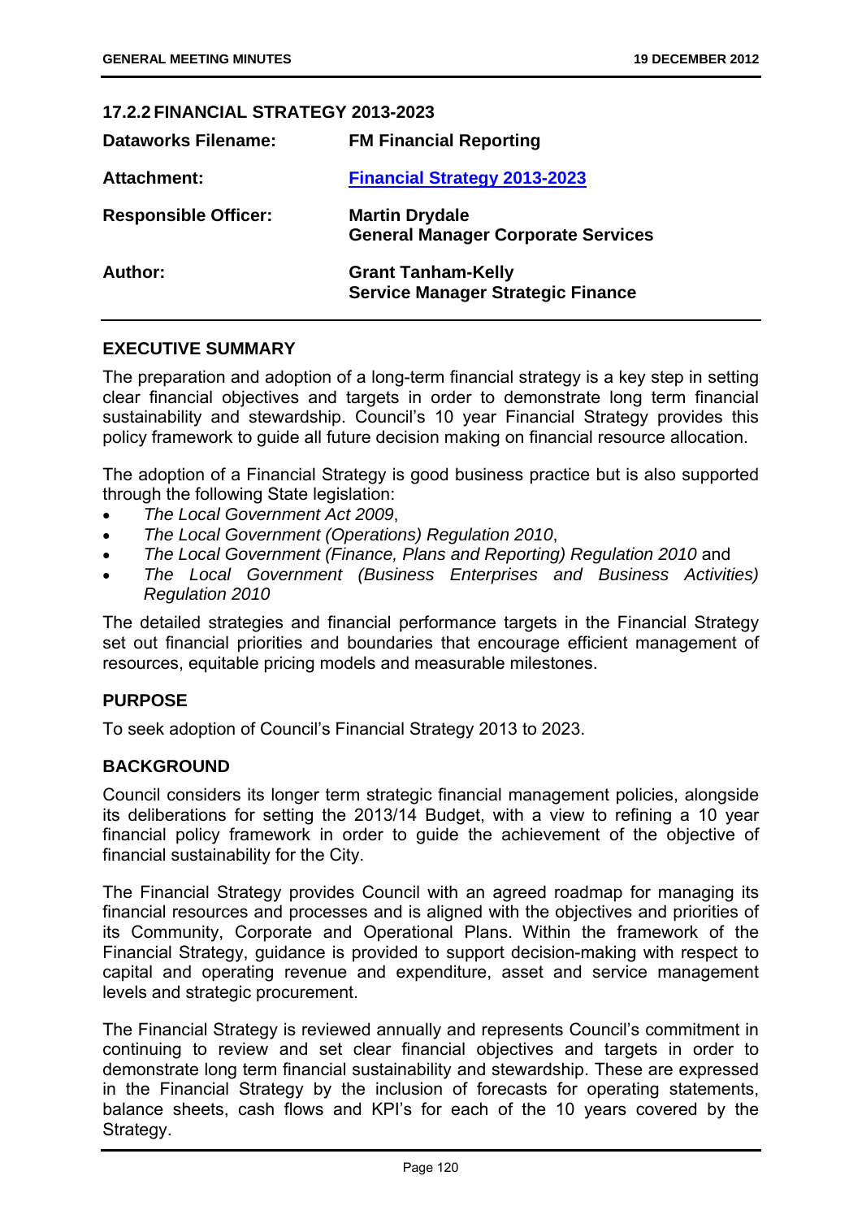## 17.2.2 FINANCIAL STRATEGY 2013-2023

| | |
|---|---|
| **Dataworks Filename:** | **FM Financial Reporting** |
| **Attachment:** | **Financial Strategy 2013-2023** |
| **Responsible Officer:** | **Martin Drydale**<br>**General Manager Corporate Services** |
| **Author:** | **Grant Tanham-Kelly**<br>**Service Manager Strategic Finance** |

### EXECUTIVE SUMMARY

The preparation and adoption of a long-term financial strategy is a key step in setting clear financial objectives and targets in order to demonstrate long term financial sustainability and stewardship. Council's 10 year Financial Strategy provides this policy framework to guide all future decision making on financial resource allocation.

The adoption of a Financial Strategy is good business practice but is also supported through the following State legislation:

- *The Local Government Act 2009*,
- *The Local Government (Operations) Regulation 2010*,
- *The Local Government (Finance, Plans and Reporting) Regulation 2010* and
- *The Local Government (Business Enterprises and Business Activities) Regulation 2010*

The detailed strategies and financial performance targets in the Financial Strategy set out financial priorities and boundaries that encourage efficient management of resources, equitable pricing models and measurable milestones.

### PURPOSE

To seek adoption of Council's Financial Strategy 2013 to 2023.

### BACKGROUND

Council considers its longer term strategic financial management policies, alongside its deliberations for setting the 2013/14 Budget, with a view to refining a 10 year financial policy framework in order to guide the achievement of the objective of financial sustainability for the City.

The Financial Strategy provides Council with an agreed roadmap for managing its financial resources and processes and is aligned with the objectives and priorities of its Community, Corporate and Operational Plans. Within the framework of the Financial Strategy, guidance is provided to support decision-making with respect to capital and operating revenue and expenditure, asset and service management levels and strategic procurement.

The Financial Strategy is reviewed annually and represents Council's commitment in continuing to review and set clear financial objectives and targets in order to demonstrate long term financial sustainability and stewardship. These are expressed in the Financial Strategy by the inclusion of forecasts for operating statements, balance sheets, cash flows and KPI's for each of the 10 years covered by the Strategy.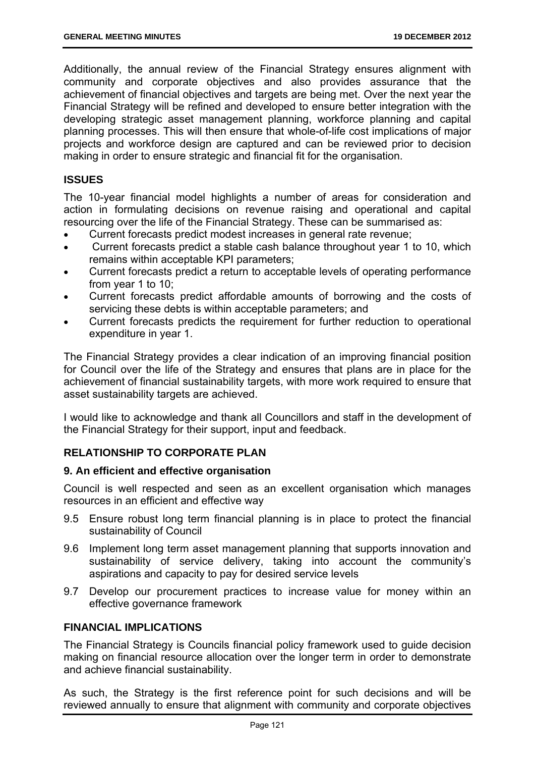Additionally, the annual review of the Financial Strategy ensures alignment with community and corporate objectives and also provides assurance that the achievement of financial objectives and targets are being met. Over the next year the Financial Strategy will be refined and developed to ensure better integration with the developing strategic asset management planning, workforce planning and capital planning processes. This will then ensure that whole-of-life cost implications of major projects and workforce design are captured and can be reviewed prior to decision making in order to ensure strategic and financial fit for the organisation.

## ISSUES

The 10-year financial model highlights a number of areas for consideration and action in formulating decisions on revenue raising and operational and capital resourcing over the life of the Financial Strategy. These can be summarised as:

- Current forecasts predict modest increases in general rate revenue;
- Current forecasts predict a stable cash balance throughout year 1 to 10, which remains within acceptable KPI parameters;
- Current forecasts predict a return to acceptable levels of operating performance from year 1 to 10;
- Current forecasts predict affordable amounts of borrowing and the costs of servicing these debts is within acceptable parameters; and
- Current forecasts predicts the requirement for further reduction to operational expenditure in year 1.

The Financial Strategy provides a clear indication of an improving financial position for Council over the life of the Strategy and ensures that plans are in place for the achievement of financial sustainability targets, with more work required to ensure that asset sustainability targets are achieved.

I would like to acknowledge and thank all Councillors and staff in the development of the Financial Strategy for their support, input and feedback.

## RELATIONSHIP TO CORPORATE PLAN

### 9. An efficient and effective organisation

Council is well respected and seen as an excellent organisation which manages resources in an efficient and effective way

9.5 Ensure robust long term financial planning is in place to protect the financial sustainability of Council

9.6 Implement long term asset management planning that supports innovation and sustainability of service delivery, taking into account the community's aspirations and capacity to pay for desired service levels

9.7 Develop our procurement practices to increase value for money within an effective governance framework

## FINANCIAL IMPLICATIONS

The Financial Strategy is Councils financial policy framework used to guide decision making on financial resource allocation over the longer term in order to demonstrate and achieve financial sustainability.

As such, the Strategy is the first reference point for such decisions and will be reviewed annually to ensure that alignment with community and corporate objectives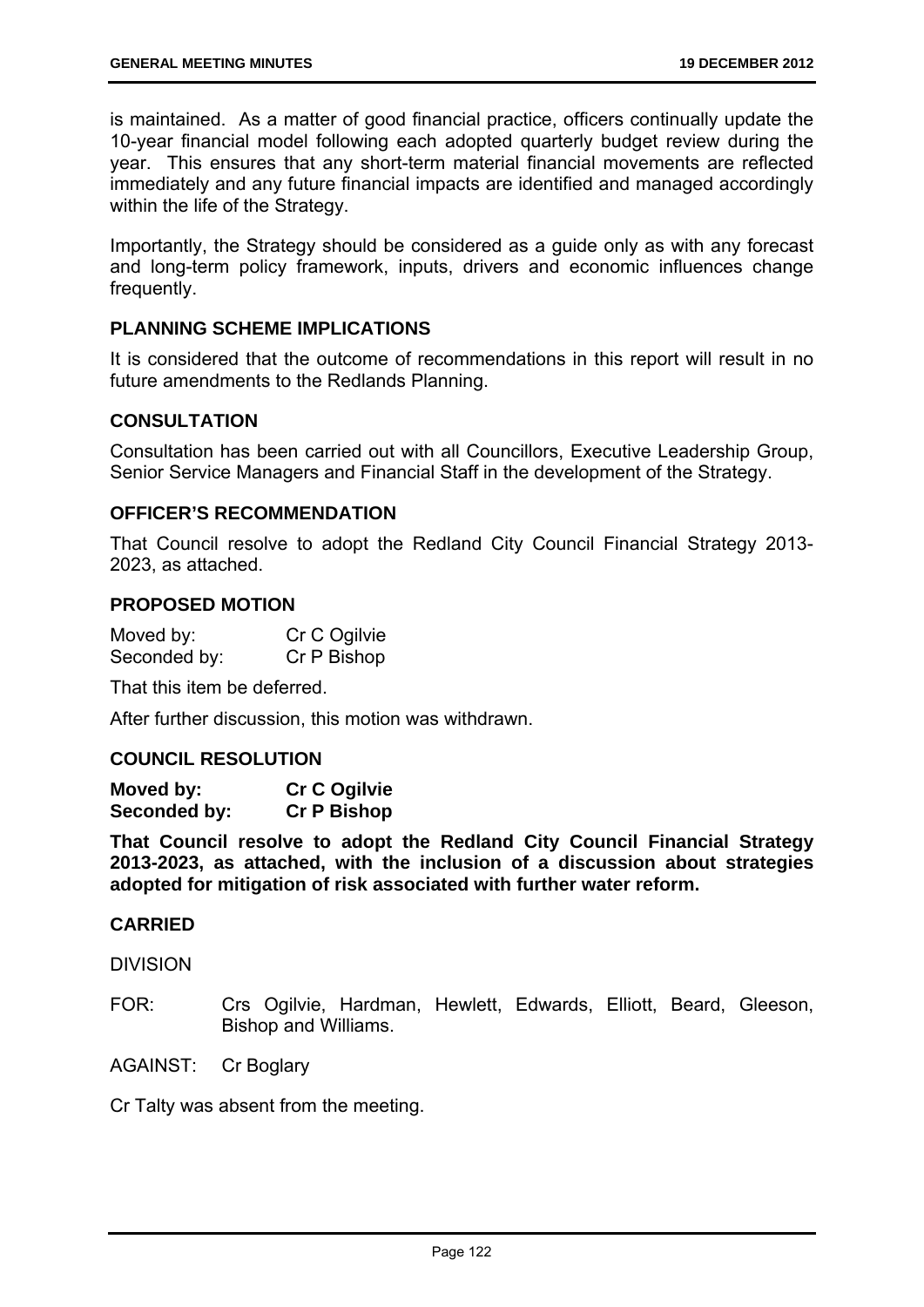is maintained. As a matter of good financial practice, officers continually update the 10-year financial model following each adopted quarterly budget review during the year. This ensures that any short-term material financial movements are reflected immediately and any future financial impacts are identified and managed accordingly within the life of the Strategy.

Importantly, the Strategy should be considered as a guide only as with any forecast and long-term policy framework, inputs, drivers and economic influences change frequently.

## PLANNING SCHEME IMPLICATIONS

It is considered that the outcome of recommendations in this report will result in no future amendments to the Redlands Planning.

## CONSULTATION

Consultation has been carried out with all Councillors, Executive Leadership Group, Senior Service Managers and Financial Staff in the development of the Strategy.

## OFFICER'S RECOMMENDATION

That Council resolve to adopt the Redland City Council Financial Strategy 2013-2023, as attached.

## PROPOSED MOTION

Moved by: Cr C Ogilvie
Seconded by: Cr P Bishop

That this item be deferred.

After further discussion, this motion was withdrawn.

## COUNCIL RESOLUTION

**Moved by: Cr C Ogilvie**
**Seconded by: Cr P Bishop**

**That Council resolve to adopt the Redland City Council Financial Strategy 2013-2023, as attached, with the inclusion of a discussion about strategies adopted for mitigation of risk associated with further water reform.**

## CARRIED

DIVISION

FOR: Crs Ogilvie, Hardman, Hewlett, Edwards, Elliott, Beard, Gleeson, Bishop and Williams.

AGAINST: Cr Boglary

Cr Talty was absent from the meeting.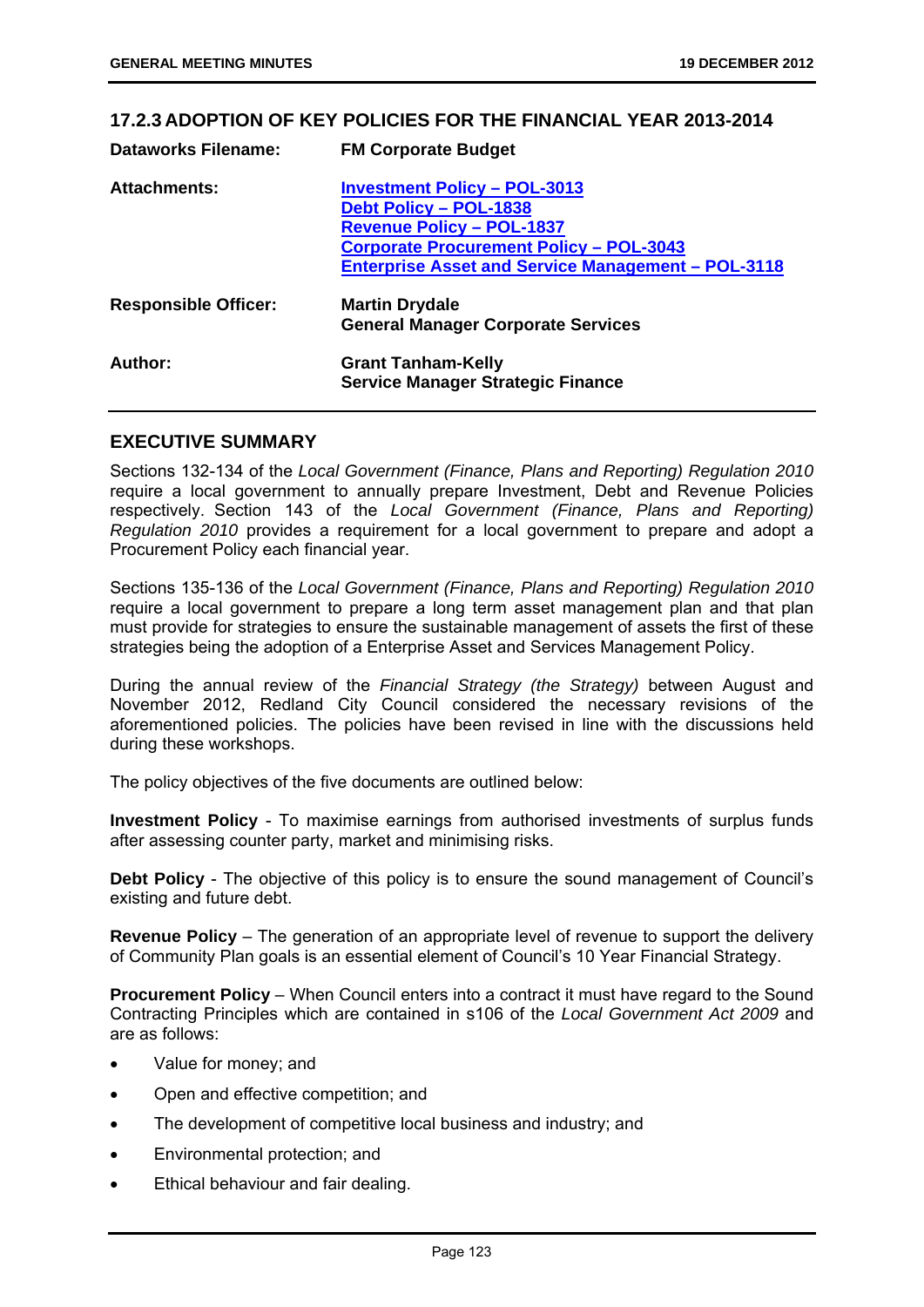## 17.2.3 ADOPTION OF KEY POLICIES FOR THE FINANCIAL YEAR 2013-2014

| | |
|---|---|
| **Dataworks Filename:** | **FM Corporate Budget** |
| **Attachments:** | **Investment Policy – POL-3013**<br>**Debt Policy – POL-1838**<br>**Revenue Policy – POL-1837**<br>**Corporate Procurement Policy – POL-3043**<br>**Enterprise Asset and Service Management – POL-3118** |
| **Responsible Officer:** | **Martin Drydale**<br>**General Manager Corporate Services** |
| **Author:** | **Grant Tanham-Kelly**<br>**Service Manager Strategic Finance** |

## EXECUTIVE SUMMARY

Sections 132-134 of the *Local Government (Finance, Plans and Reporting) Regulation 2010* require a local government to annually prepare Investment, Debt and Revenue Policies respectively. Section 143 of the *Local Government (Finance, Plans and Reporting) Regulation 2010* provides a requirement for a local government to prepare and adopt a Procurement Policy each financial year.

Sections 135-136 of the *Local Government (Finance, Plans and Reporting) Regulation 2010* require a local government to prepare a long term asset management plan and that plan must provide for strategies to ensure the sustainable management of assets the first of these strategies being the adoption of a Enterprise Asset and Services Management Policy.

During the annual review of the *Financial Strategy (the Strategy)* between August and November 2012, Redland City Council considered the necessary revisions of the aforementioned policies. The policies have been revised in line with the discussions held during these workshops.

The policy objectives of the five documents are outlined below:

**Investment Policy** - To maximise earnings from authorised investments of surplus funds after assessing counter party, market and minimising risks.

**Debt Policy** - The objective of this policy is to ensure the sound management of Council's existing and future debt.

**Revenue Policy** – The generation of an appropriate level of revenue to support the delivery of Community Plan goals is an essential element of Council's 10 Year Financial Strategy.

**Procurement Policy** – When Council enters into a contract it must have regard to the Sound Contracting Principles which are contained in s106 of the *Local Government Act 2009* and are as follows:

- Value for money; and
- Open and effective competition; and
- The development of competitive local business and industry; and
- Environmental protection; and
- Ethical behaviour and fair dealing.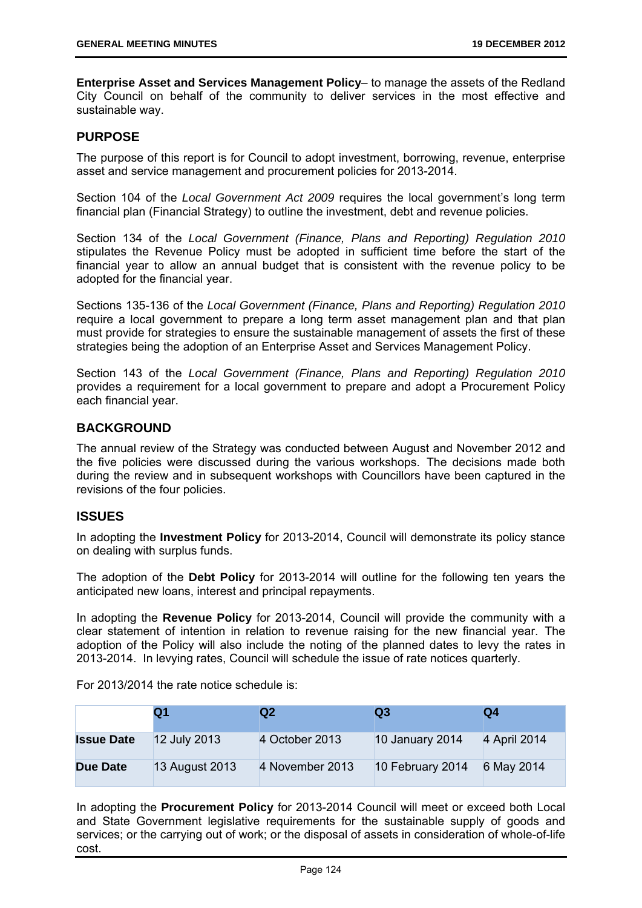**Enterprise Asset and Services Management Policy**– to manage the assets of the Redland City Council on behalf of the community to deliver services in the most effective and sustainable way.

## PURPOSE

The purpose of this report is for Council to adopt investment, borrowing, revenue, enterprise asset and service management and procurement policies for 2013-2014.

Section 104 of the *Local Government Act 2009* requires the local government's long term financial plan (Financial Strategy) to outline the investment, debt and revenue policies.

Section 134 of the *Local Government (Finance, Plans and Reporting) Regulation 2010* stipulates the Revenue Policy must be adopted in sufficient time before the start of the financial year to allow an annual budget that is consistent with the revenue policy to be adopted for the financial year.

Sections 135-136 of the *Local Government (Finance, Plans and Reporting) Regulation 2010* require a local government to prepare a long term asset management plan and that plan must provide for strategies to ensure the sustainable management of assets the first of these strategies being the adoption of an Enterprise Asset and Services Management Policy.

Section 143 of the *Local Government (Finance, Plans and Reporting) Regulation 2010* provides a requirement for a local government to prepare and adopt a Procurement Policy each financial year.

## BACKGROUND

The annual review of the Strategy was conducted between August and November 2012 and the five policies were discussed during the various workshops. The decisions made both during the review and in subsequent workshops with Councillors have been captured in the revisions of the four policies.

## ISSUES

In adopting the **Investment Policy** for 2013-2014, Council will demonstrate its policy stance on dealing with surplus funds.

The adoption of the **Debt Policy** for 2013-2014 will outline for the following ten years the anticipated new loans, interest and principal repayments.

In adopting the **Revenue Policy** for 2013-2014, Council will provide the community with a clear statement of intention in relation to revenue raising for the new financial year. The adoption of the Policy will also include the noting of the planned dates to levy the rates in 2013-2014. In levying rates, Council will schedule the issue of rate notices quarterly.

For 2013/2014 the rate notice schedule is:

| | Q1 | Q2 | Q3 | Q4 |
|---|---|---|---|---|
| **Issue Date** | 12 July 2013 | 4 October 2013 | 10 January 2014 | 4 April 2014 |
| **Due Date** | 13 August 2013 | 4 November 2013 | 10 February 2014 | 6 May 2014 |

In adopting the **Procurement Policy** for 2013-2014 Council will meet or exceed both Local and State Government legislative requirements for the sustainable supply of goods and services; or the carrying out of work; or the disposal of assets in consideration of whole-of-life cost.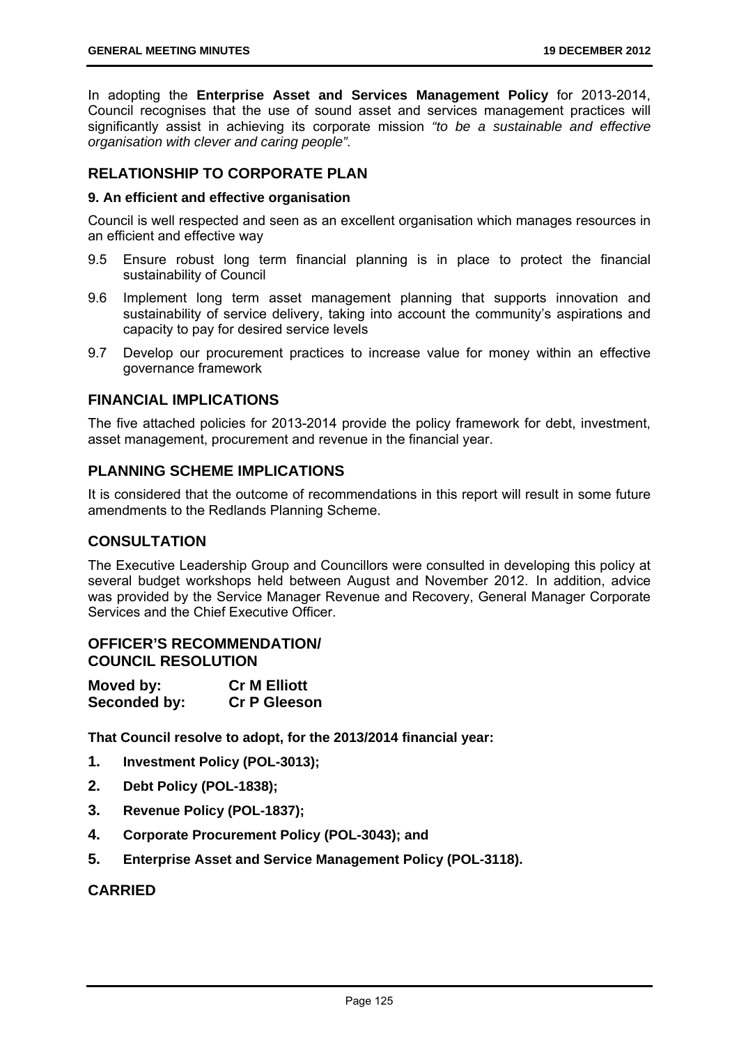In adopting the **Enterprise Asset and Services Management Policy** for 2013-2014, Council recognises that the use of sound asset and services management practices will significantly assist in achieving its corporate mission *"to be a sustainable and effective organisation with clever and caring people".*

## RELATIONSHIP TO CORPORATE PLAN

### 9. An efficient and effective organisation

Council is well respected and seen as an excellent organisation which manages resources in an efficient and effective way

- 9.5 Ensure robust long term financial planning is in place to protect the financial sustainability of Council
- 9.6 Implement long term asset management planning that supports innovation and sustainability of service delivery, taking into account the community's aspirations and capacity to pay for desired service levels
- 9.7 Develop our procurement practices to increase value for money within an effective governance framework

## FINANCIAL IMPLICATIONS

The five attached policies for 2013-2014 provide the policy framework for debt, investment, asset management, procurement and revenue in the financial year.

## PLANNING SCHEME IMPLICATIONS

It is considered that the outcome of recommendations in this report will result in some future amendments to the Redlands Planning Scheme.

## CONSULTATION

The Executive Leadership Group and Councillors were consulted in developing this policy at several budget workshops held between August and November 2012. In addition, advice was provided by the Service Manager Revenue and Recovery, General Manager Corporate Services and the Chief Executive Officer.

## OFFICER'S RECOMMENDATION/ COUNCIL RESOLUTION

**Moved by:** **Cr M Elliott**
**Seconded by:** **Cr P Gleeson**

**That Council resolve to adopt, for the 2013/2014 financial year:**

1. **Investment Policy (POL-3013);**
2. **Debt Policy (POL-1838);**
3. **Revenue Policy (POL-1837);**
4. **Corporate Procurement Policy (POL-3043); and**
5. **Enterprise Asset and Service Management Policy (POL-3118).**

## CARRIED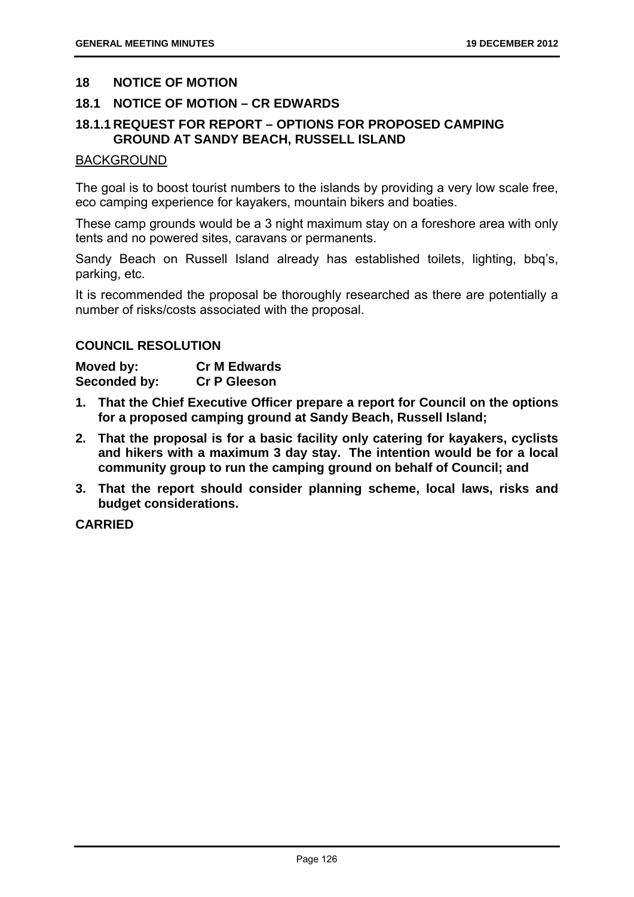## 18 NOTICE OF MOTION

### 18.1 NOTICE OF MOTION – CR EDWARDS

### 18.1.1 REQUEST FOR REPORT – OPTIONS FOR PROPOSED CAMPING GROUND AT SANDY BEACH, RUSSELL ISLAND

BACKGROUND

The goal is to boost tourist numbers to the islands by providing a very low scale free, eco camping experience for kayakers, mountain bikers and boaties.

These camp grounds would be a 3 night maximum stay on a foreshore area with only tents and no powered sites, caravans or permanents.

Sandy Beach on Russell Island already has established toilets, lighting, bbq's, parking, etc.

It is recommended the proposal be thoroughly researched as there are potentially a number of risks/costs associated with the proposal.

**COUNCIL RESOLUTION**

**Moved by:** **Cr M Edwards**
**Seconded by:** **Cr P Gleeson**

1. **That the Chief Executive Officer prepare a report for Council on the options for a proposed camping ground at Sandy Beach, Russell Island;**
2. **That the proposal is for a basic facility only catering for kayakers, cyclists and hikers with a maximum 3 day stay. The intention would be for a local community group to run the camping ground on behalf of Council; and**
3. **That the report should consider planning scheme, local laws, risks and budget considerations.**

**CARRIED**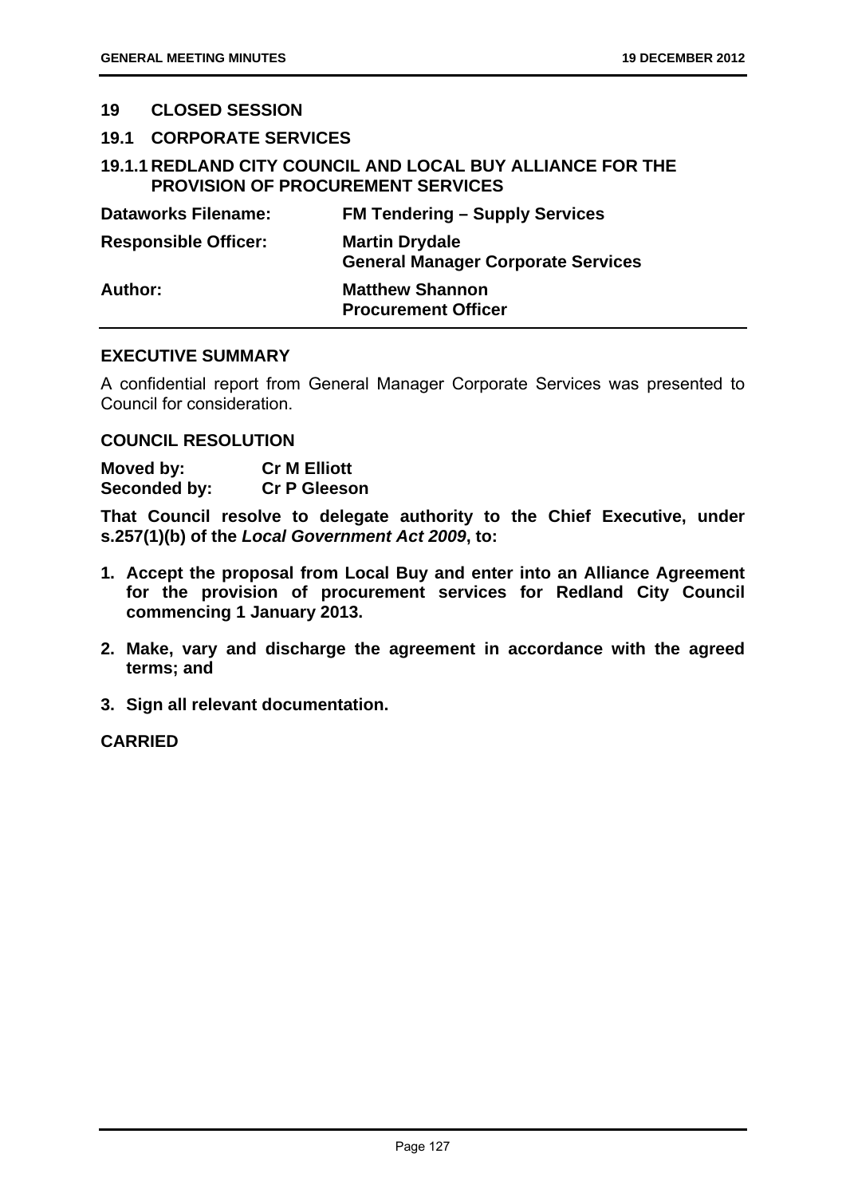## 19 CLOSED SESSION

## 19.1 CORPORATE SERVICES

### 19.1.1 REDLAND CITY COUNCIL AND LOCAL BUY ALLIANCE FOR THE PROVISION OF PROCUREMENT SERVICES

| | |
|---|---|
| **Dataworks Filename:** | **FM Tendering – Supply Services** |
| **Responsible Officer:** | **Martin Drydale**<br>**General Manager Corporate Services** |
| **Author:** | **Matthew Shannon**<br>**Procurement Officer** |

**EXECUTIVE SUMMARY**

A confidential report from General Manager Corporate Services was presented to Council for consideration.

**COUNCIL RESOLUTION**

**Moved by:** **Cr M Elliott**
**Seconded by:** **Cr P Gleeson**

**That Council resolve to delegate authority to the Chief Executive, under s.257(1)(b) of the *Local Government Act 2009*, to:**

1. **Accept the proposal from Local Buy and enter into an Alliance Agreement for the provision of procurement services for Redland City Council commencing 1 January 2013.**
2. **Make, vary and discharge the agreement in accordance with the agreed terms; and**
3. **Sign all relevant documentation.**

**CARRIED**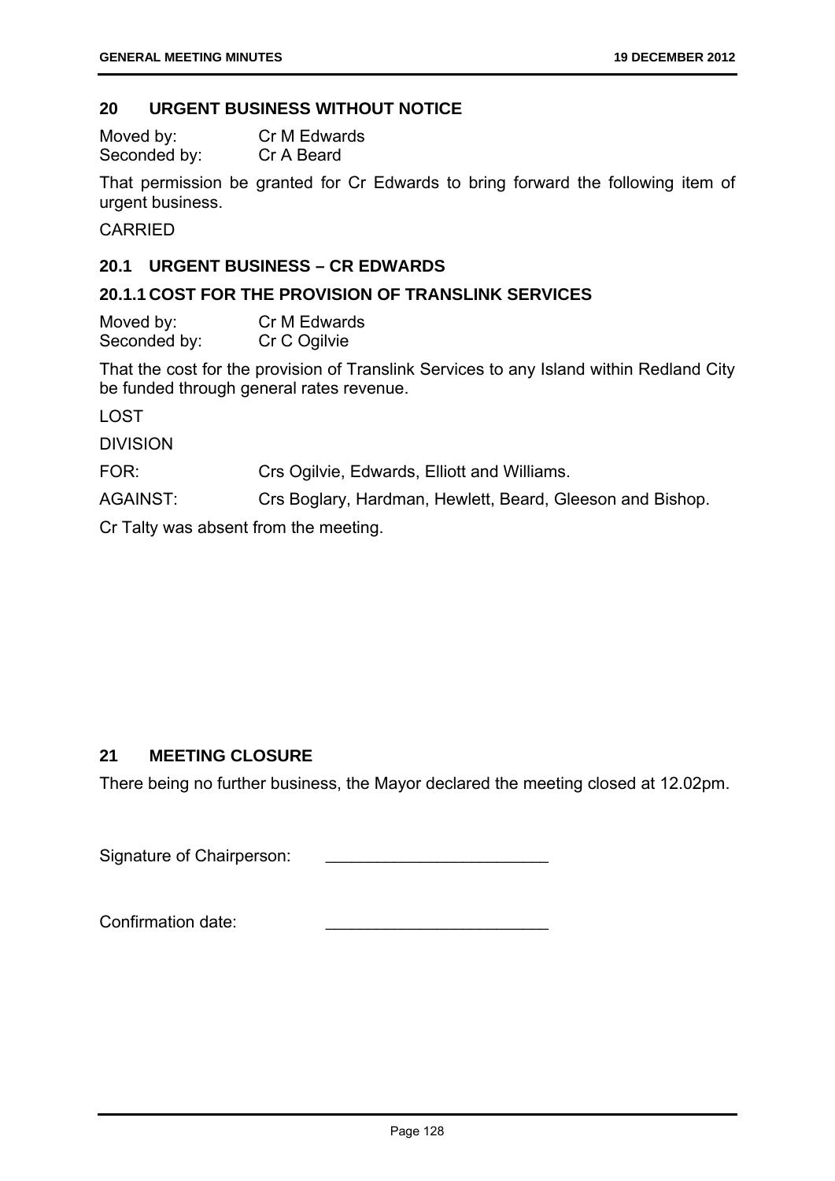## 20 URGENT BUSINESS WITHOUT NOTICE

Moved by: Cr M Edwards
Seconded by: Cr A Beard

That permission be granted for Cr Edwards to bring forward the following item of urgent business.

CARRIED

### 20.1 URGENT BUSINESS – CR EDWARDS

#### 20.1.1 COST FOR THE PROVISION OF TRANSLINK SERVICES

Moved by: Cr M Edwards
Seconded by: Cr C Ogilvie

That the cost for the provision of Translink Services to any Island within Redland City be funded through general rates revenue.

LOST

DIVISION

FOR: Crs Ogilvie, Edwards, Elliott and Williams.

AGAINST: Crs Boglary, Hardman, Hewlett, Beard, Gleeson and Bishop.

Cr Talty was absent from the meeting.

## 21 MEETING CLOSURE

There being no further business, the Mayor declared the meeting closed at 12.02pm.

Signature of Chairperson: ________________________

Confirmation date: ________________________